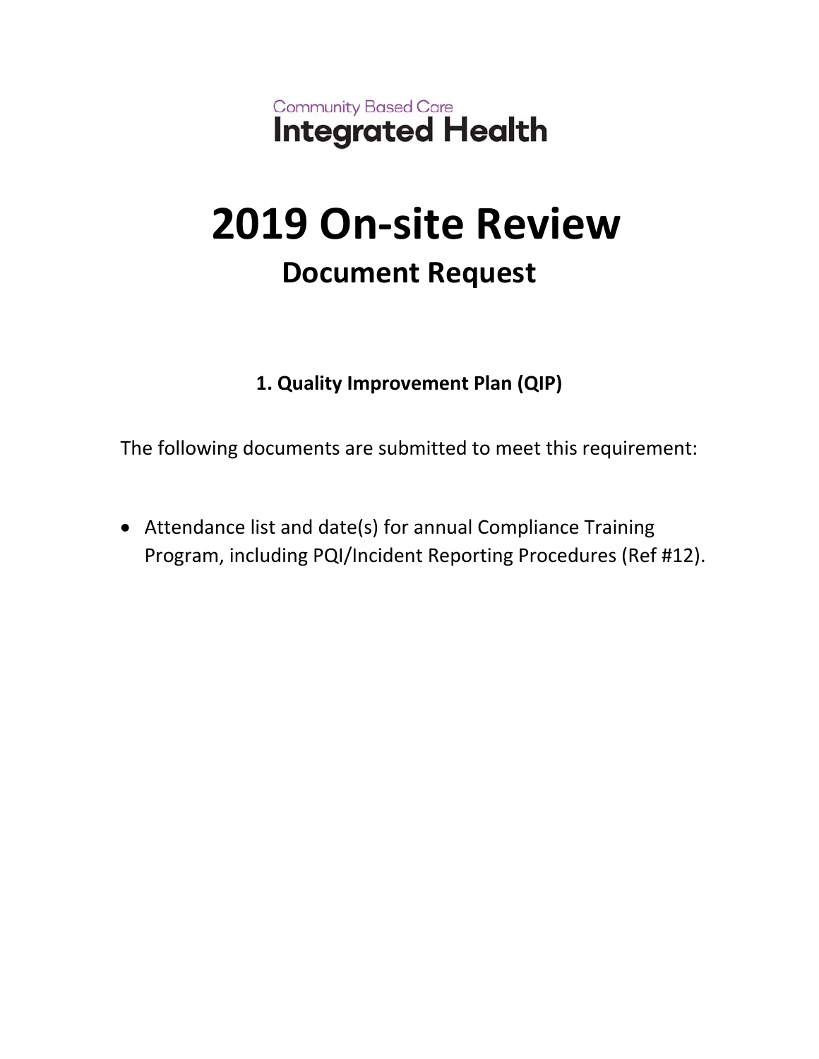Community Based Care

**Integrated Health**

# 2019 On-site Review

## Document Request

### 1. Quality Improvement Plan (QIP)

The following documents are submitted to meet this requirement:

- Attendance list and date(s) for annual Compliance Training Program, including PQI/Incident Reporting Procedures (Ref #12).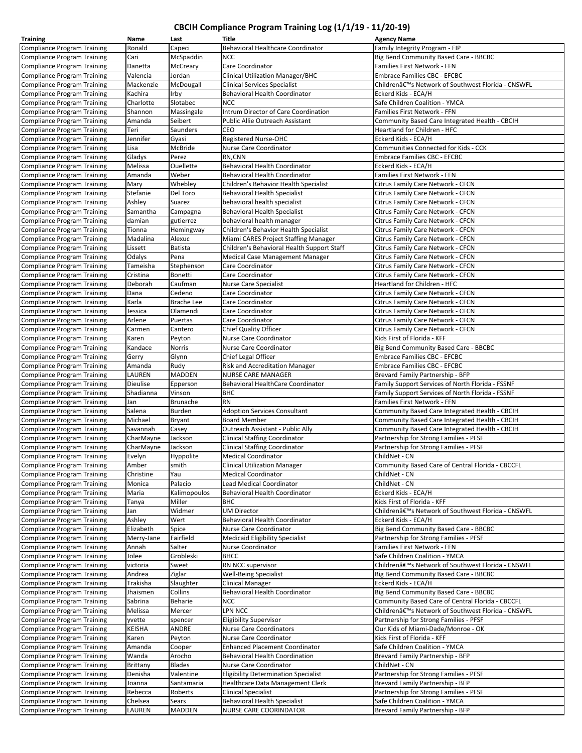# CBCIH Compliance Program Training Log (1/1/19 - 11/20-19)

| Training | Name | Last | Title | Agency Name |
|---|---|---|---|---|
| Compliance Program Training | Ronald | Capeci | Behavioral Healthcare Coordinator | Family Integrity Program - FIP |
| Compliance Program Training | Cari | McSpaddin | NCC | Big Bend Community Based Care - BBCBC |
| Compliance Program Training | Danetta | McCreary | Care Coordinator | Families First Network - FFN |
| Compliance Program Training | Valencia | Jordan | Clinical Utilization Manager/BHC | Embrace Families CBC - EFCBC |
| Compliance Program Training | Mackenzie | McDougall | Clinical Services Specialist | Childrenâ€™s Network of Southwest Florida - CNSWFL |
| Compliance Program Training | Kachira | Irby | Behavioral Health Coordinator | Eckerd Kids - ECA/H |
| Compliance Program Training | Charlotte | Slotabec | NCC | Safe Children Coalition - YMCA |
| Compliance Program Training | Shannon | Massingale | Intrum Director of Care Coordination | Families First Network - FFN |
| Compliance Program Training | Amanda | Seibert | Public Allie Outreach Assistant | Community Based Care Integrated Health - CBCIH |
| Compliance Program Training | Teri | Saunders | CEO | Heartland for Children - HFC |
| Compliance Program Training | Jennifer | Gyasi | Registered Nurse-OHC | Eckerd Kids - ECA/H |
| Compliance Program Training | Lisa | McBride | Nurse Care Coordinator | Communities Connected for Kids - CCK |
| Compliance Program Training | Gladys | Perez | RN,CNN | Embrace Families CBC - EFCBC |
| Compliance Program Training | Melissa | Ouellette | Behavioral Health Coordinator | Eckerd Kids - ECA/H |
| Compliance Program Training | Amanda | Weber | Behavioral Health Coordinator | Families First Network - FFN |
| Compliance Program Training | Mary | Whebley | Children's Behavior Health Specialist | Citrus Family Care Network - CFCN |
| Compliance Program Training | Stefanie | Del Toro | Behavioral Health Specialist | Citrus Family Care Network - CFCN |
| Compliance Program Training | Ashley | Suarez | behavioral health specialist | Citrus Family Care Network - CFCN |
| Compliance Program Training | Samantha | Campagna | Behavioral Health Specialist | Citrus Family Care Network - CFCN |
| Compliance Program Training | damian | gutierrez | behavioral health manager | Citrus Family Care Network - CFCN |
| Compliance Program Training | Tionna | Hemingway | Children's Behavior Health Specialist | Citrus Family Care Network - CFCN |
| Compliance Program Training | Madalina | Alexuc | Miami CARES Project Staffing Manager | Citrus Family Care Network - CFCN |
| Compliance Program Training | Lissett | Batista | Children's Behavioral Health Support Staff | Citrus Family Care Network - CFCN |
| Compliance Program Training | Odalys | Pena | Medical Case Management Manager | Citrus Family Care Network - CFCN |
| Compliance Program Training | Tameisha | Stephenson | Care Coordinator | Citrus Family Care Network - CFCN |
| Compliance Program Training | Cristina | Bonetti | Care Coordinator | Citrus Family Care Network - CFCN |
| Compliance Program Training | Deborah | Caufman | Nurse Care Specialist | Heartland for Children - HFC |
| Compliance Program Training | Dana | Cedeno | Care Coordinator | Citrus Family Care Network - CFCN |
| Compliance Program Training | Karla | Brache Lee | Care Coordinator | Citrus Family Care Network - CFCN |
| Compliance Program Training | Jessica | Olamendi | Care Coordinator | Citrus Family Care Network - CFCN |
| Compliance Program Training | Arlene | Puertas | Care Coordinator | Citrus Family Care Network - CFCN |
| Compliance Program Training | Carmen | Cantero | Chief Quality Officer | Citrus Family Care Network - CFCN |
| Compliance Program Training | Karen | Peyton | Nurse Care Coordinator | Kids First of Florida - KFF |
| Compliance Program Training | Kandace | Norris | Nurse Care Coordinator | Big Bend Community Based Care - BBCBC |
| Compliance Program Training | Gerry | Glynn | Chief Legal Officer | Embrace Families CBC - EFCBC |
| Compliance Program Training | Amanda | Rudy | Risk and Accreditation Manager | Embrace Families CBC - EFCBC |
| Compliance Program Training | LAUREN | MADDEN | NURSE CARE MANAGER | Brevard Family Partnership - BFP |
| Compliance Program Training | Dieulise | Epperson | Behavioral HealthCare Coordinator | Family Support Services of North Florida - FSSNF |
| Compliance Program Training | Shadianna | Vinson | BHC | Family Support Services of North Florida - FSSNF |
| Compliance Program Training | Jan | Brunache | RN | Families First Network - FFN |
| Compliance Program Training | Salena | Burden | Adoption Services Consultant | Community Based Care Integrated Health - CBCIH |
| Compliance Program Training | Michael | Bryant | Board Member | Community Based Care Integrated Health - CBCIH |
| Compliance Program Training | Savannah | Casey | Outreach Assistant - Public Ally | Community Based Care Integrated Health - CBCIH |
| Compliance Program Training | CharMayne | Jackson | Clinical Staffing Coordinator | Partnership for Strong Families - PFSF |
| Compliance Program Training | CharMayne | Jackson | Clinical Staffing Coordinator | Partnership for Strong Families - PFSF |
| Compliance Program Training | Evelyn | Hyppolite | Medical Coordinator | ChildNet - CN |
| Compliance Program Training | Amber | smith | Clinical Utilization Manager | Community Based Care of Central Florida - CBCCFL |
| Compliance Program Training | Christine | Yau | Medical Coordinator | ChildNet - CN |
| Compliance Program Training | Monica | Palacio | Lead Medical Coordinator | ChildNet - CN |
| Compliance Program Training | Maria | Kalimopoulos | Behavioral Health Coordinator | Eckerd Kids - ECA/H |
| Compliance Program Training | Tanya | Miller | BHC | Kids First of Florida - KFF |
| Compliance Program Training | Jan | Widmer | UM Director | Childrenâ€™s Network of Southwest Florida - CNSWFL |
| Compliance Program Training | Ashley | Wert | Behavioral Health Coordinator | Eckerd Kids - ECA/H |
| Compliance Program Training | Elizabeth | Spice | Nurse Care Coordinator | Big Bend Community Based Care - BBCBC |
| Compliance Program Training | Merry-Jane | Fairfield | Medicaid Eligibility Specialist | Partnership for Strong Families - PFSF |
| Compliance Program Training | Annah | Salter | Nurse Coordinator | Families First Network - FFN |
| Compliance Program Training | Jolee | Grobleski | BHCC | Safe Children Coalition - YMCA |
| Compliance Program Training | victoria | Sweet | RN NCC supervisor | Childrenâ€™s Network of Southwest Florida - CNSWFL |
| Compliance Program Training | Andrea | Ziglar | Well-Being Specialist | Big Bend Community Based Care - BBCBC |
| Compliance Program Training | Trakisha | Slaughter | Clinical Manager | Eckerd Kids - ECA/H |
| Compliance Program Training | Jhaismen | Collins | Behavioral Health Coordinator | Big Bend Community Based Care - BBCBC |
| Compliance Program Training | Sabrina | Beharie | NCC | Community Based Care of Central Florida - CBCCFL |
| Compliance Program Training | Melissa | Mercer | LPN NCC | Childrenâ€™s Network of Southwest Florida - CNSWFL |
| Compliance Program Training | yvette | spencer | Eligibility Supervisor | Partnership for Strong Families - PFSF |
| Compliance Program Training | KEISHA | ANDRE | Nurse Care Coordinators | Our Kids of Miami-Dade/Monroe - OK |
| Compliance Program Training | Karen | Peyton | Nurse Care Coordinator | Kids First of Florida - KFF |
| Compliance Program Training | Amanda | Cooper | Enhanced Placement Coordinator | Safe Children Coalition - YMCA |
| Compliance Program Training | Wanda | Arocho | Behavioral Health Coordination | Brevard Family Partnership - BFP |
| Compliance Program Training | Brittany | Blades | Nurse Care Coordinator | ChildNet - CN |
| Compliance Program Training | Denisha | Valentine | Eligibility Determination Specialist | Partnership for Strong Families - PFSF |
| Compliance Program Training | Joanna | Santamaria | Healthcare Data Management Clerk | Brevard Family Partnership - BFP |
| Compliance Program Training | Rebecca | Roberts | Clinical Specialist | Partnership for Strong Families - PFSF |
| Compliance Program Training | Chelsea | Sears | Behavioral Health Specialist | Safe Children Coalition - YMCA |
| Compliance Program Training | LAUREN | MADDEN | NURSE CARE COORINDATOR | Brevard Family Partnership - BFP |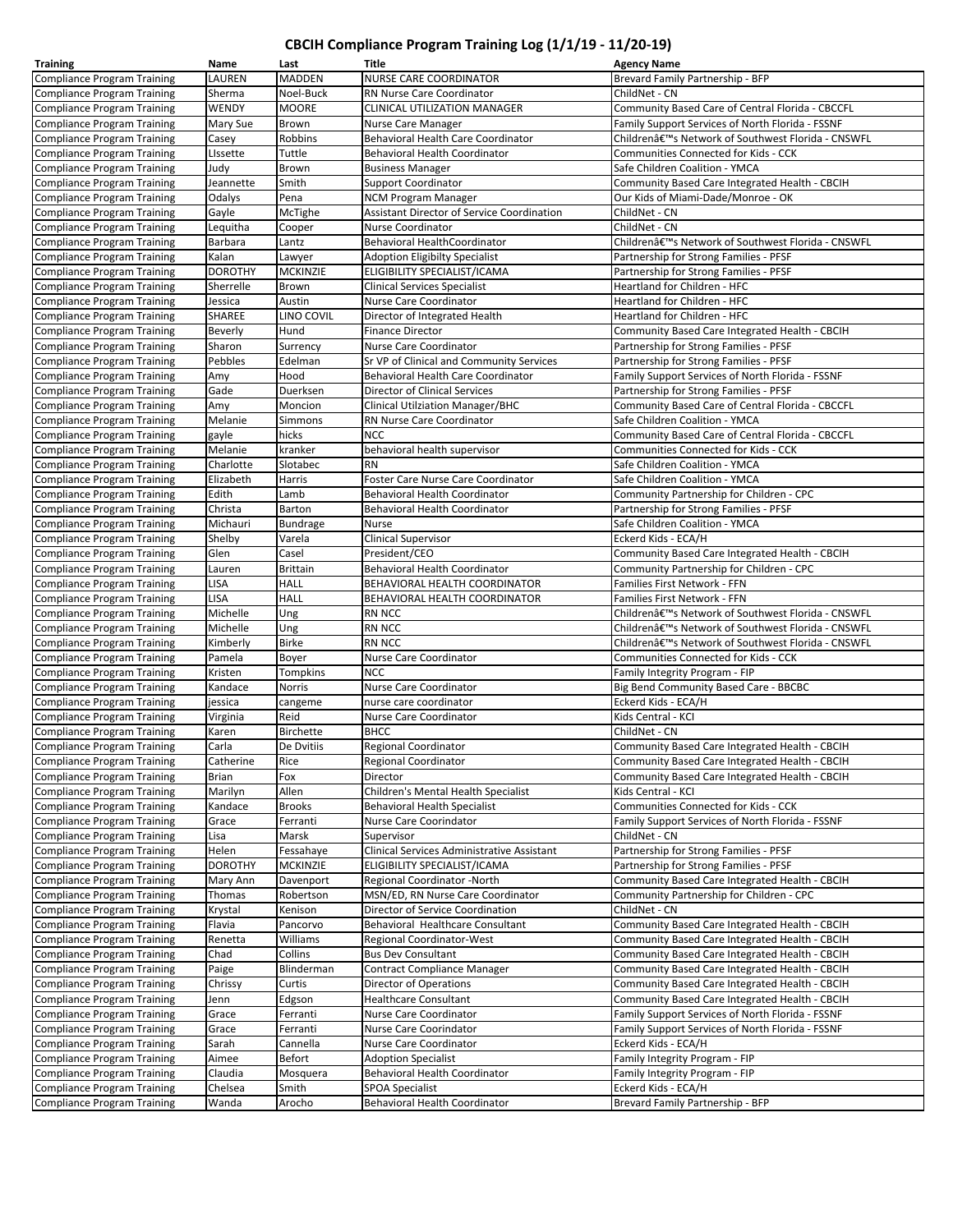# CBCIH Compliance Program Training Log (1/1/19 - 11/20-19)

| Training | Name | Last | Title | Agency Name |
|---|---|---|---|---|
| Compliance Program Training | LAUREN | MADDEN | NURSE CARE COORDINATOR | Brevard Family Partnership - BFP |
| Compliance Program Training | Sherma | Noel-Buck | RN Nurse Care Coordinator | ChildNet - CN |
| Compliance Program Training | WENDY | MOORE | CLINICAL UTILIZATION MANAGER | Community Based Care of Central Florida - CBCCFL |
| Compliance Program Training | Mary Sue | Brown | Nurse Care Manager | Family Support Services of North Florida - FSSNF |
| Compliance Program Training | Casey | Robbins | Behavioral Health Care Coordinator | Childrenâ€™s Network of Southwest Florida - CNSWFL |
| Compliance Program Training | LIssette | Tuttle | Behavioral Health Coordinator | Communities Connected for Kids - CCK |
| Compliance Program Training | Judy | Brown | Business Manager | Safe Children Coalition - YMCA |
| Compliance Program Training | Jeannette | Smith | Support Coordinator | Community Based Care Integrated Health - CBCIH |
| Compliance Program Training | Odalys | Pena | NCM Program Manager | Our Kids of Miami-Dade/Monroe - OK |
| Compliance Program Training | Gayle | McTighe | Assistant Director of Service Coordination | ChildNet - CN |
| Compliance Program Training | Lequitha | Cooper | Nurse Coordinator | ChildNet - CN |
| Compliance Program Training | Barbara | Lantz | Behavioral HealthCoordinator | Childrenâ€™s Network of Southwest Florida - CNSWFL |
| Compliance Program Training | Kalan | Lawyer | Adoption Eligibilty Specialist | Partnership for Strong Families - PFSF |
| Compliance Program Training | DOROTHY | MCKINZIE | ELIGIBILITY SPECIALIST/ICAMA | Partnership for Strong Families - PFSF |
| Compliance Program Training | Sherrelle | Brown | Clinical Services Specialist | Heartland for Children - HFC |
| Compliance Program Training | Jessica | Austin | Nurse Care Coordinator | Heartland for Children - HFC |
| Compliance Program Training | SHAREE | LINO COVIL | Director of Integrated Health | Heartland for Children - HFC |
| Compliance Program Training | Beverly | Hund | Finance Director | Community Based Care Integrated Health - CBCIH |
| Compliance Program Training | Sharon | Surrency | Nurse Care Coordinator | Partnership for Strong Families - PFSF |
| Compliance Program Training | Pebbles | Edelman | Sr VP of Clinical and Community Services | Partnership for Strong Families - PFSF |
| Compliance Program Training | Amy | Hood | Behavioral Health Care Coordinator | Family Support Services of North Florida - FSSNF |
| Compliance Program Training | Gade | Duerksen | Director of Clinical Services | Partnership for Strong Families - PFSF |
| Compliance Program Training | Amy | Moncion | Clinical Utilziation Manager/BHC | Community Based Care of Central Florida - CBCCFL |
| Compliance Program Training | Melanie | Simmons | RN Nurse Care Coordinator | Safe Children Coalition - YMCA |
| Compliance Program Training | gayle | hicks | NCC | Community Based Care of Central Florida - CBCCFL |
| Compliance Program Training | Melanie | kranker | behavioral health supervisor | Communities Connected for Kids - CCK |
| Compliance Program Training | Charlotte | Slotabec | RN | Safe Children Coalition - YMCA |
| Compliance Program Training | Elizabeth | Harris | Foster Care Nurse Care Coordinator | Safe Children Coalition - YMCA |
| Compliance Program Training | Edith | Lamb | Behavioral Health Coordinator | Community Partnership for Children - CPC |
| Compliance Program Training | Christa | Barton | Behavioral Health Coordinator | Partnership for Strong Families - PFSF |
| Compliance Program Training | Michauri | Bundrage | Nurse | Safe Children Coalition - YMCA |
| Compliance Program Training | Shelby | Varela | Clinical Supervisor | Eckerd Kids - ECA/H |
| Compliance Program Training | Glen | Casel | President/CEO | Community Based Care Integrated Health - CBCIH |
| Compliance Program Training | Lauren | Brittain | Behavioral Health Coordinator | Community Partnership for Children - CPC |
| Compliance Program Training | LISA | HALL | BEHAVIORAL HEALTH COORDINATOR | Families First Network - FFN |
| Compliance Program Training | LISA | HALL | BEHAVIORAL HEALTH COORDINATOR | Families First Network - FFN |
| Compliance Program Training | Michelle | Ung | RN NCC | Childrenâ€™s Network of Southwest Florida - CNSWFL |
| Compliance Program Training | Michelle | Ung | RN NCC | Childrenâ€™s Network of Southwest Florida - CNSWFL |
| Compliance Program Training | Kimberly | Birke | RN NCC | Childrenâ€™s Network of Southwest Florida - CNSWFL |
| Compliance Program Training | Pamela | Boyer | Nurse Care Coordinator | Communities Connected for Kids - CCK |
| Compliance Program Training | Kristen | Tompkins | NCC | Family Integrity Program - FIP |
| Compliance Program Training | Kandace | Norris | Nurse Care Coordinator | Big Bend Community Based Care - BBCBC |
| Compliance Program Training | jessica | cangeme | nurse care coordinator | Eckerd Kids - ECA/H |
| Compliance Program Training | Virginia | Reid | Nurse Care Coordinator | Kids Central - KCI |
| Compliance Program Training | Karen | Birchette | BHCC | ChildNet - CN |
| Compliance Program Training | Carla | De Dvitiis | Regional Coordinator | Community Based Care Integrated Health - CBCIH |
| Compliance Program Training | Catherine | Rice | Regional Coordinator | Community Based Care Integrated Health - CBCIH |
| Compliance Program Training | Brian | Fox | Director | Community Based Care Integrated Health - CBCIH |
| Compliance Program Training | Marilyn | Allen | Children's Mental Health Specialist | Kids Central - KCI |
| Compliance Program Training | Kandace | Brooks | Behavioral Health Specialist | Communities Connected for Kids - CCK |
| Compliance Program Training | Grace | Ferranti | Nurse Care Coorindator | Family Support Services of North Florida - FSSNF |
| Compliance Program Training | Lisa | Marsk | Supervisor | ChildNet - CN |
| Compliance Program Training | Helen | Fessahaye | Clinical Services Administrative Assistant | Partnership for Strong Families - PFSF |
| Compliance Program Training | DOROTHY | MCKINZIE | ELIGIBILITY SPECIALIST/ICAMA | Partnership for Strong Families - PFSF |
| Compliance Program Training | Mary Ann | Davenport | Regional Coordinator -North | Community Based Care Integrated Health - CBCIH |
| Compliance Program Training | Thomas | Robertson | MSN/ED, RN Nurse Care Coordinator | Community Partnership for Children - CPC |
| Compliance Program Training | Krystal | Kenison | Director of Service Coordination | ChildNet - CN |
| Compliance Program Training | Flavia | Pancorvo | Behavioral Healthcare Consultant | Community Based Care Integrated Health - CBCIH |
| Compliance Program Training | Renetta | Williams | Regional Coordinator-West | Community Based Care Integrated Health - CBCIH |
| Compliance Program Training | Chad | Collins | Bus Dev Consultant | Community Based Care Integrated Health - CBCIH |
| Compliance Program Training | Paige | Blinderman | Contract Compliance Manager | Community Based Care Integrated Health - CBCIH |
| Compliance Program Training | Chrissy | Curtis | Director of Operations | Community Based Care Integrated Health - CBCIH |
| Compliance Program Training | Jenn | Edgson | Healthcare Consultant | Community Based Care Integrated Health - CBCIH |
| Compliance Program Training | Grace | Ferranti | Nurse Care Coordinator | Family Support Services of North Florida - FSSNF |
| Compliance Program Training | Grace | Ferranti | Nurse Care Coorindator | Family Support Services of North Florida - FSSNF |
| Compliance Program Training | Sarah | Cannella | Nurse Care Coordinator | Eckerd Kids - ECA/H |
| Compliance Program Training | Aimee | Befort | Adoption Specialist | Family Integrity Program - FIP |
| Compliance Program Training | Claudia | Mosquera | Behavioral Health Coordinator | Family Integrity Program - FIP |
| Compliance Program Training | Chelsea | Smith | SPOA Specialist | Eckerd Kids - ECA/H |
| Compliance Program Training | Wanda | Arocho | Behavioral Health Coordinator | Brevard Family Partnership - BFP |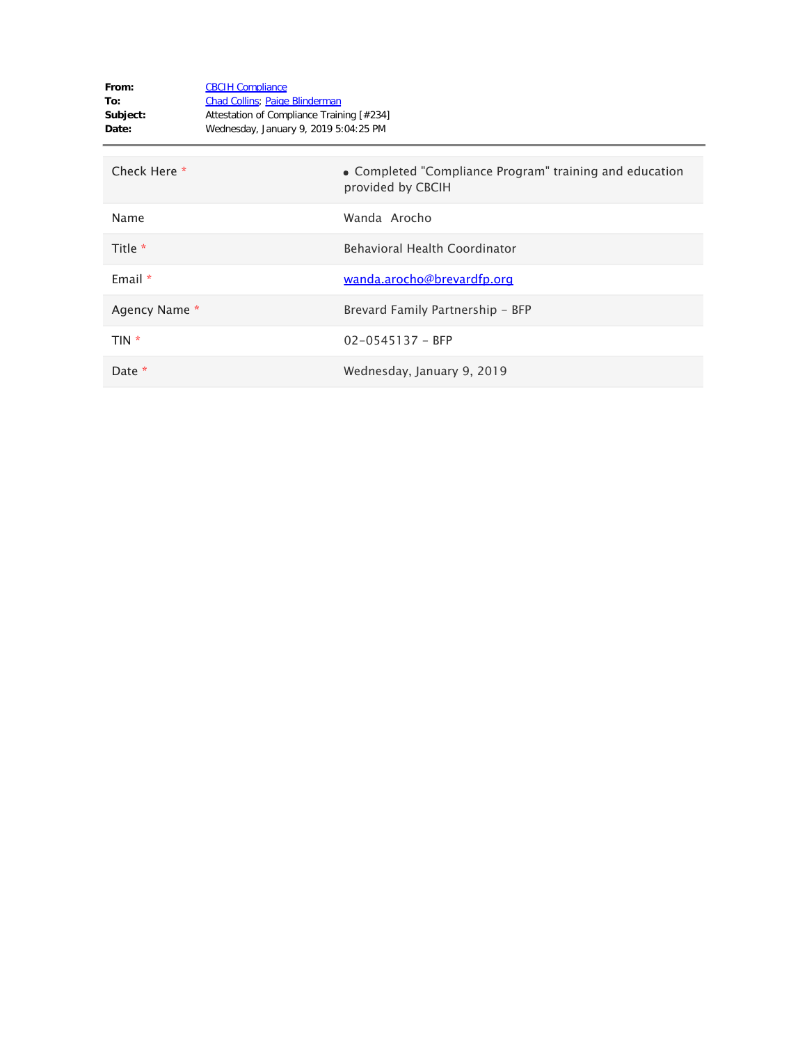**From:** CBCIH Compliance
**To:** Chad Collins; Paige Blinderman
**Subject:** Attestation of Compliance Training [#234]
**Date:** Wednesday, January 9, 2019 5:04:25 PM

---

| | |
|---|---|
| Check Here * | • Completed "Compliance Program" training and education provided by CBCIH |
| Name | Wanda  Arocho |
| Title * | Behavioral Health Coordinator |
| Email * | wanda.arocho@brevardfp.org |
| Agency Name * | Brevard Family Partnership - BFP |
| TIN * | 02-0545137 - BFP |
| Date * | Wednesday, January 9, 2019 |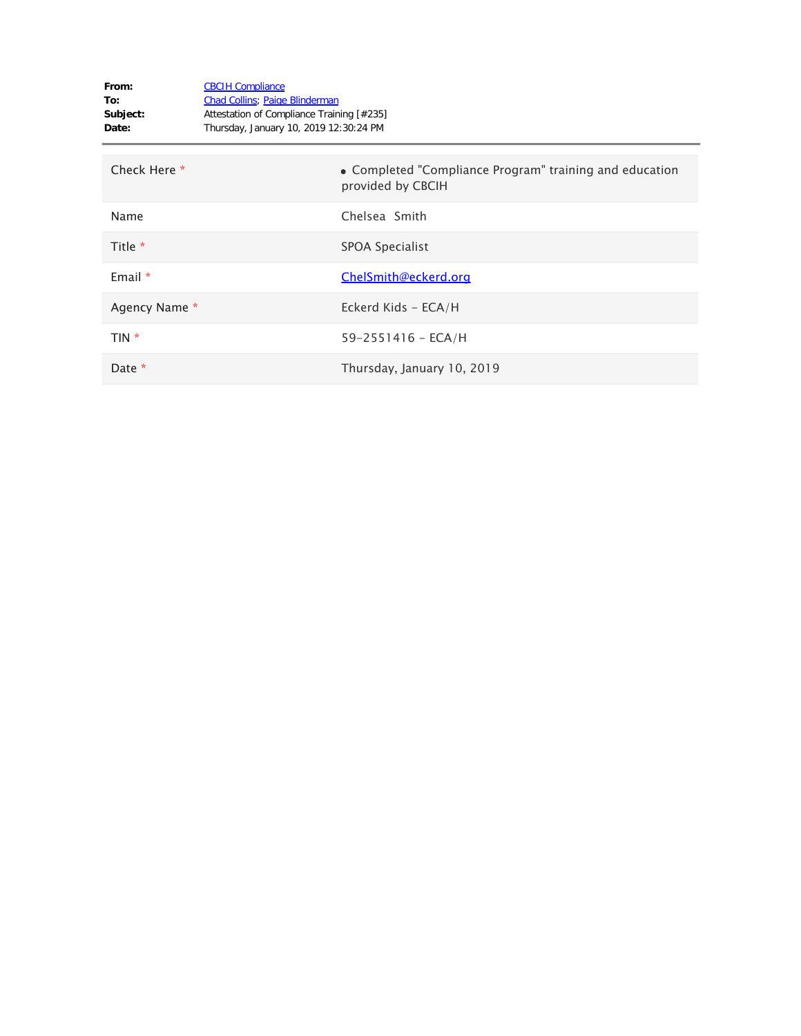**From:** CBCIH Compliance
**To:** Chad Collins; Paige Blinderman
**Subject:** Attestation of Compliance Training [#235]
**Date:** Thursday, January 10, 2019 12:30:24 PM

---

| | |
|---|---|
| Check Here * | • Completed "Compliance Program" training and education provided by CBCIH |
| Name | Chelsea Smith |
| Title * | SPOA Specialist |
| Email * | ChelSmith@eckerd.org |
| Agency Name * | Eckerd Kids - ECA/H |
| TIN * | 59-2551416 - ECA/H |
| Date * | Thursday, January 10, 2019 |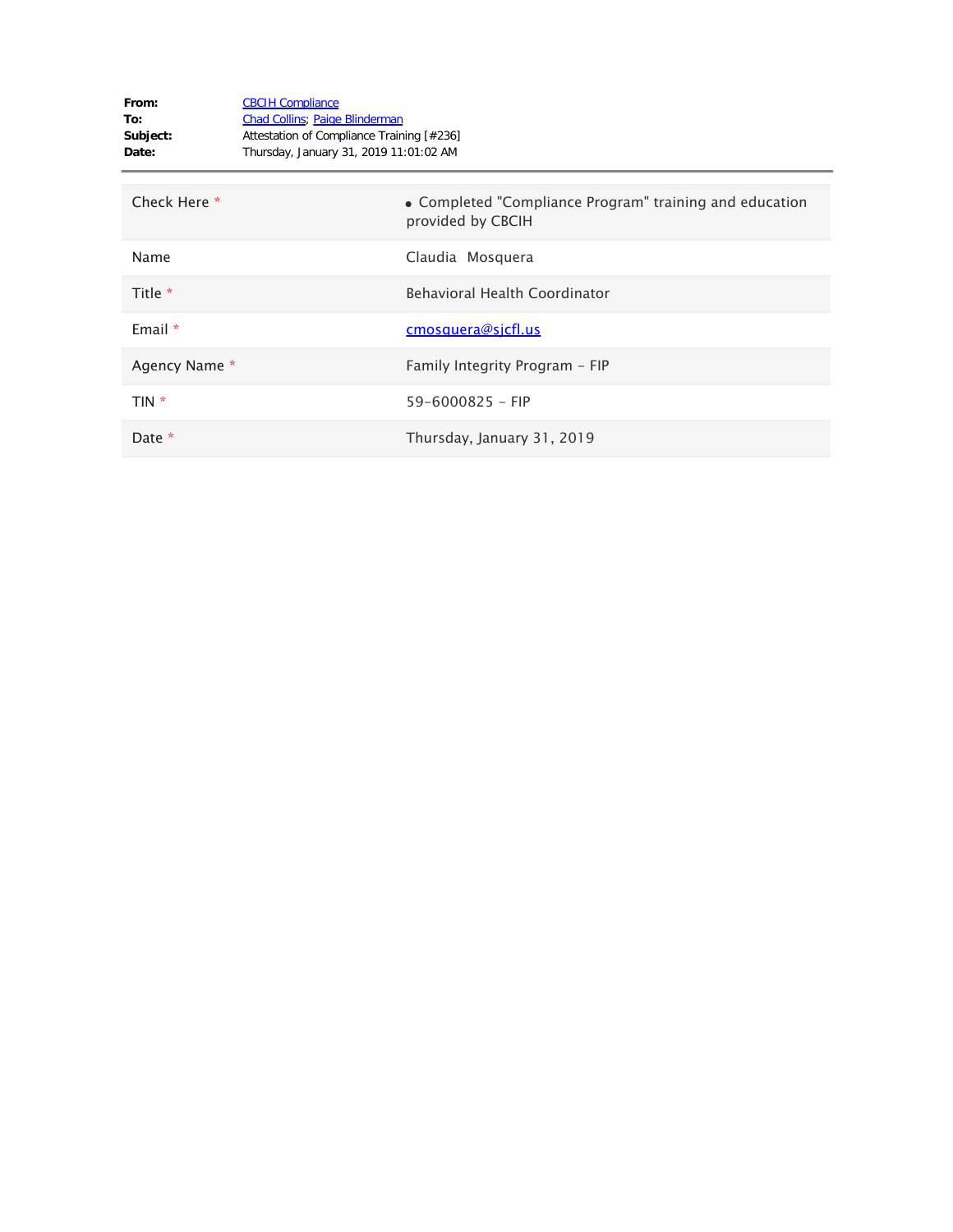**From:** CBCIH Compliance
**To:** Chad Collins; Paige Blinderman
**Subject:** Attestation of Compliance Training [#236]
**Date:** Thursday, January 31, 2019 11:01:02 AM

---

| | |
|---|---|
| Check Here * | • Completed "Compliance Program" training and education provided by CBCIH |
| Name | Claudia Mosquera |
| Title * | Behavioral Health Coordinator |
| Email * | cmosquera@sjcfl.us |
| Agency Name * | Family Integrity Program - FIP |
| TIN * | 59-6000825 - FIP |
| Date * | Thursday, January 31, 2019 |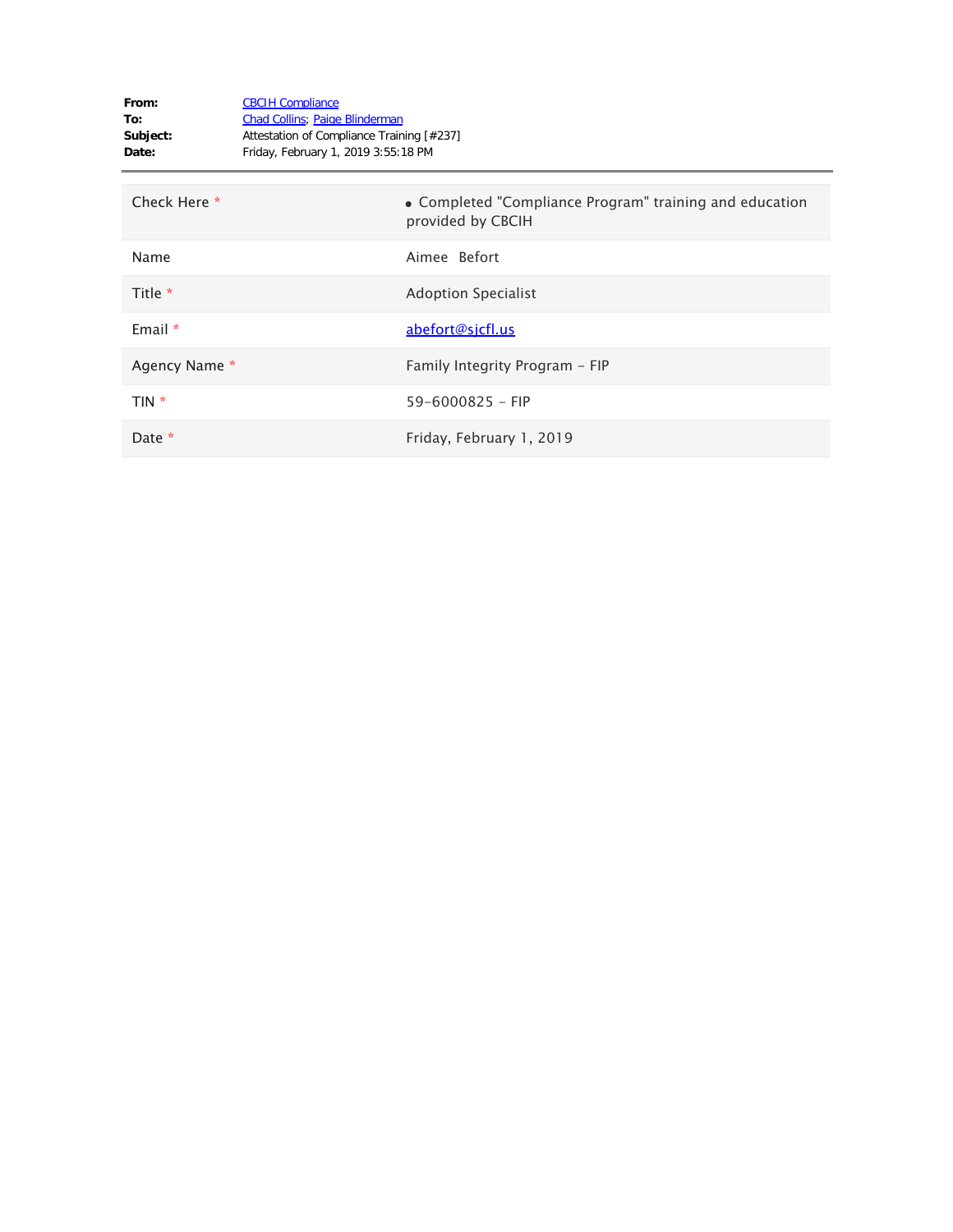**From:** CBCIH Compliance
**To:** Chad Collins; Paige Blinderman
**Subject:** Attestation of Compliance Training [#237]
**Date:** Friday, February 1, 2019 3:55:18 PM

---

| | |
|---|---|
| Check Here * | • Completed "Compliance Program" training and education provided by CBCIH |
| Name | Aimee Befort |
| Title * | Adoption Specialist |
| Email * | abefort@sjcfl.us |
| Agency Name * | Family Integrity Program - FIP |
| TIN * | 59-6000825 - FIP |
| Date * | Friday, February 1, 2019 |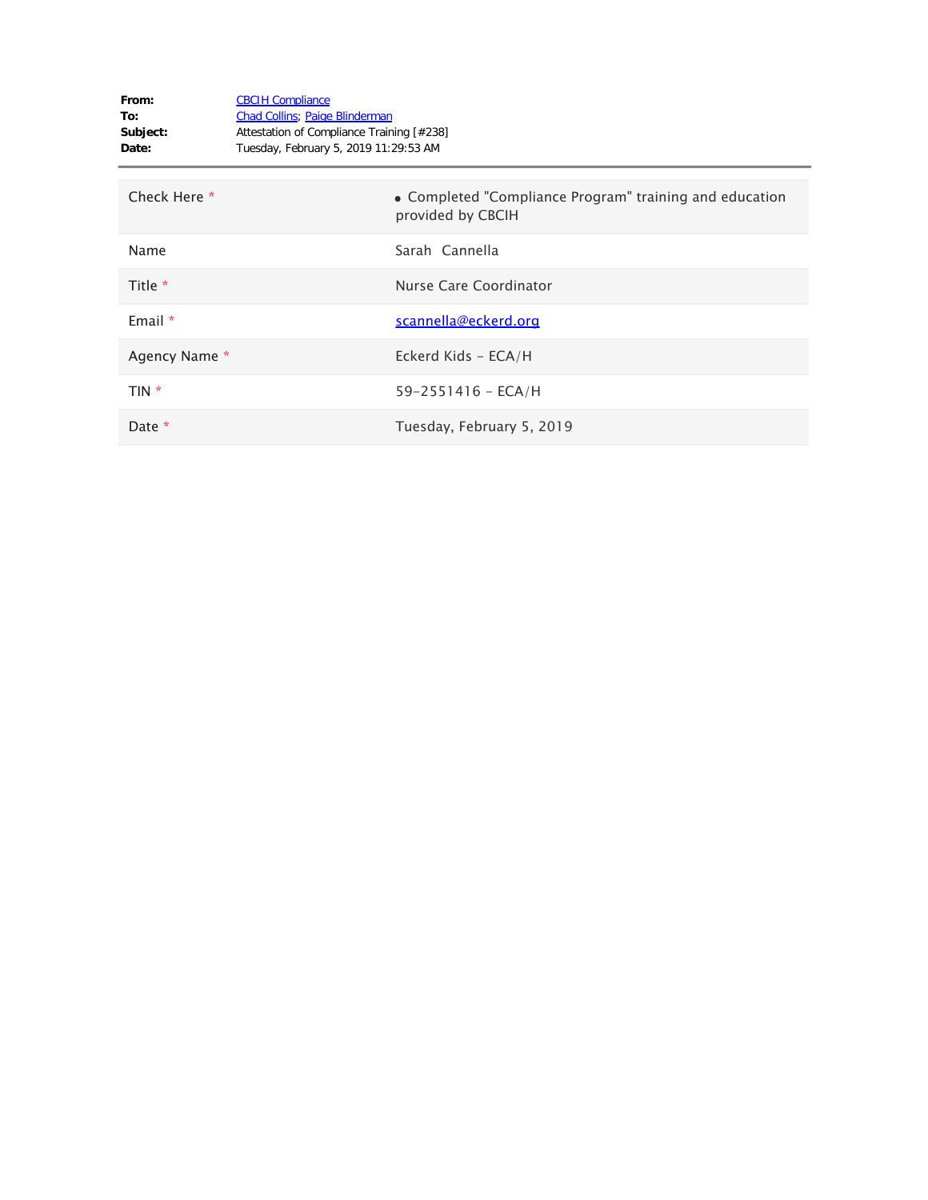**From:** CBCIH Compliance
**To:** Chad Collins; Paige Blinderman
**Subject:** Attestation of Compliance Training [#238]
**Date:** Tuesday, February 5, 2019 11:29:53 AM

---

| | |
|---|---|
| Check Here * | • Completed "Compliance Program" training and education provided by CBCIH |
| Name | Sarah  Cannella |
| Title * | Nurse Care Coordinator |
| Email * | scannella@eckerd.org |
| Agency Name * | Eckerd Kids - ECA/H |
| TIN * | 59-2551416 - ECA/H |
| Date * | Tuesday, February 5, 2019 |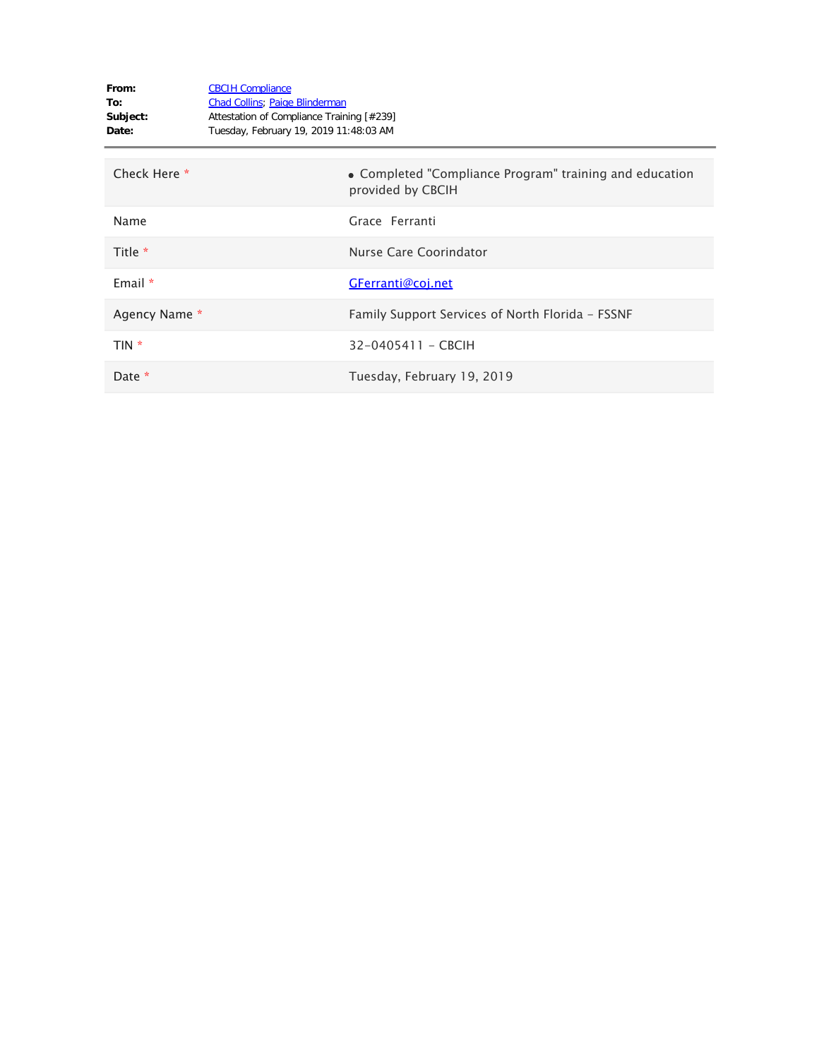**From:** CBCIH Compliance
**To:** Chad Collins; Paige Blinderman
**Subject:** Attestation of Compliance Training [#239]
**Date:** Tuesday, February 19, 2019 11:48:03 AM

---

| | |
|---|---|
| Check Here * | • Completed "Compliance Program" training and education provided by CBCIH |
| Name | Grace Ferranti |
| Title * | Nurse Care Coorindator |
| Email * | GFerranti@coj.net |
| Agency Name * | Family Support Services of North Florida - FSSNF |
| TIN * | 32-0405411 - CBCIH |
| Date * | Tuesday, February 19, 2019 |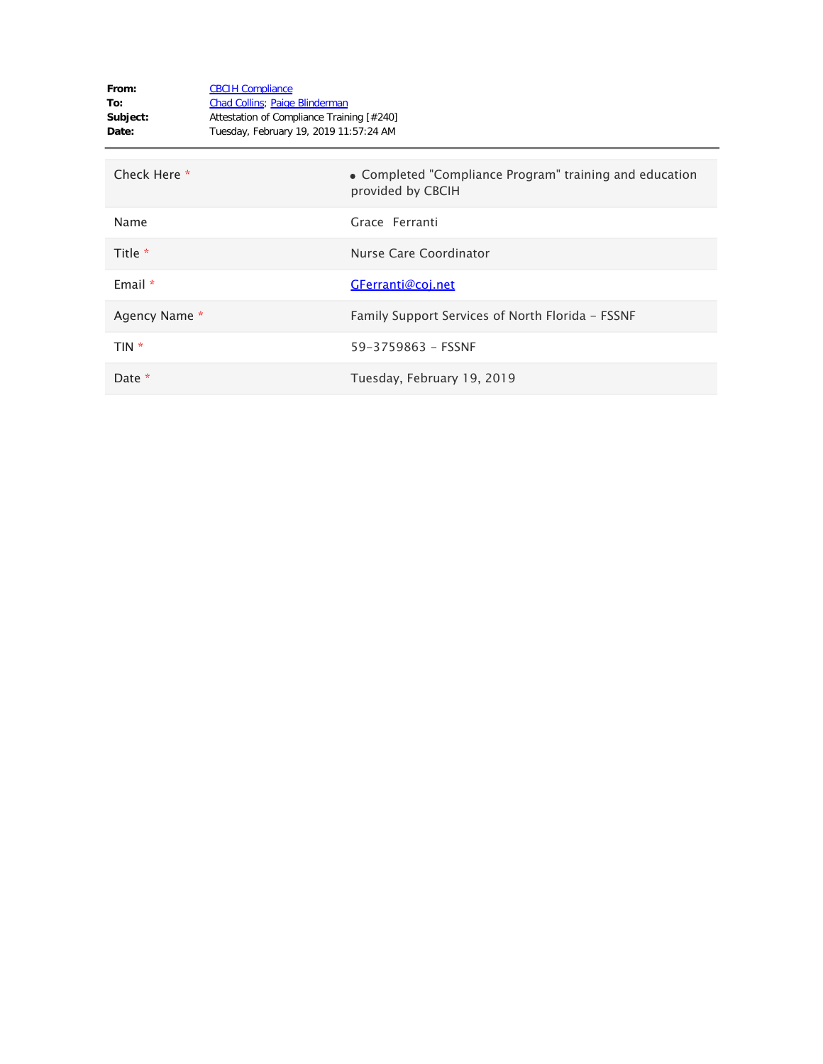**From:** CBCIH Compliance
**To:** Chad Collins; Paige Blinderman
**Subject:** Attestation of Compliance Training [#240]
**Date:** Tuesday, February 19, 2019 11:57:24 AM

| | |
|---|---|
| Check Here * | • Completed "Compliance Program" training and education provided by CBCIH |
| Name | Grace Ferranti |
| Title * | Nurse Care Coordinator |
| Email * | GFerranti@coj.net |
| Agency Name * | Family Support Services of North Florida - FSSNF |
| TIN * | 59-3759863 - FSSNF |
| Date * | Tuesday, February 19, 2019 |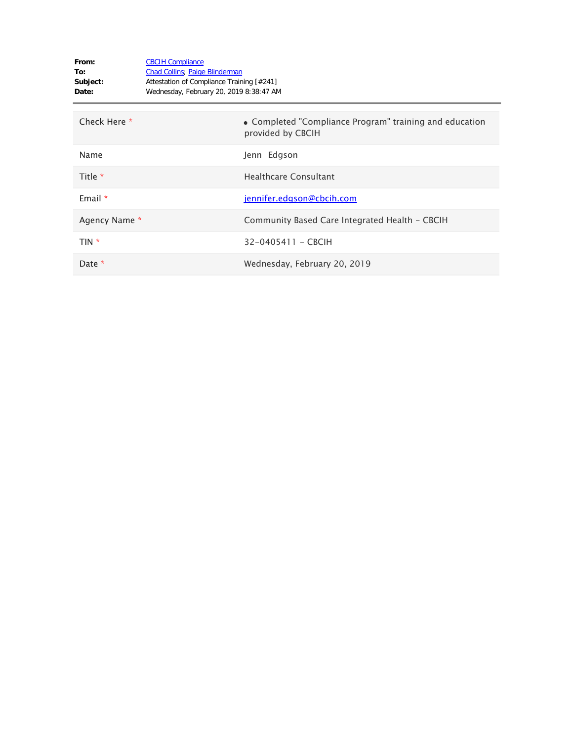**From:** CBCIH Compliance
**To:** Chad Collins; Paige Blinderman
**Subject:** Attestation of Compliance Training [#241]
**Date:** Wednesday, February 20, 2019 8:38:47 AM

| | |
|---|---|
| Check Here * | • Completed "Compliance Program" training and education provided by CBCIH |
| Name | Jenn Edgson |
| Title * | Healthcare Consultant |
| Email * | jennifer.edgson@cbcih.com |
| Agency Name * | Community Based Care Integrated Health - CBCIH |
| TIN * | 32-0405411 - CBCIH |
| Date * | Wednesday, February 20, 2019 |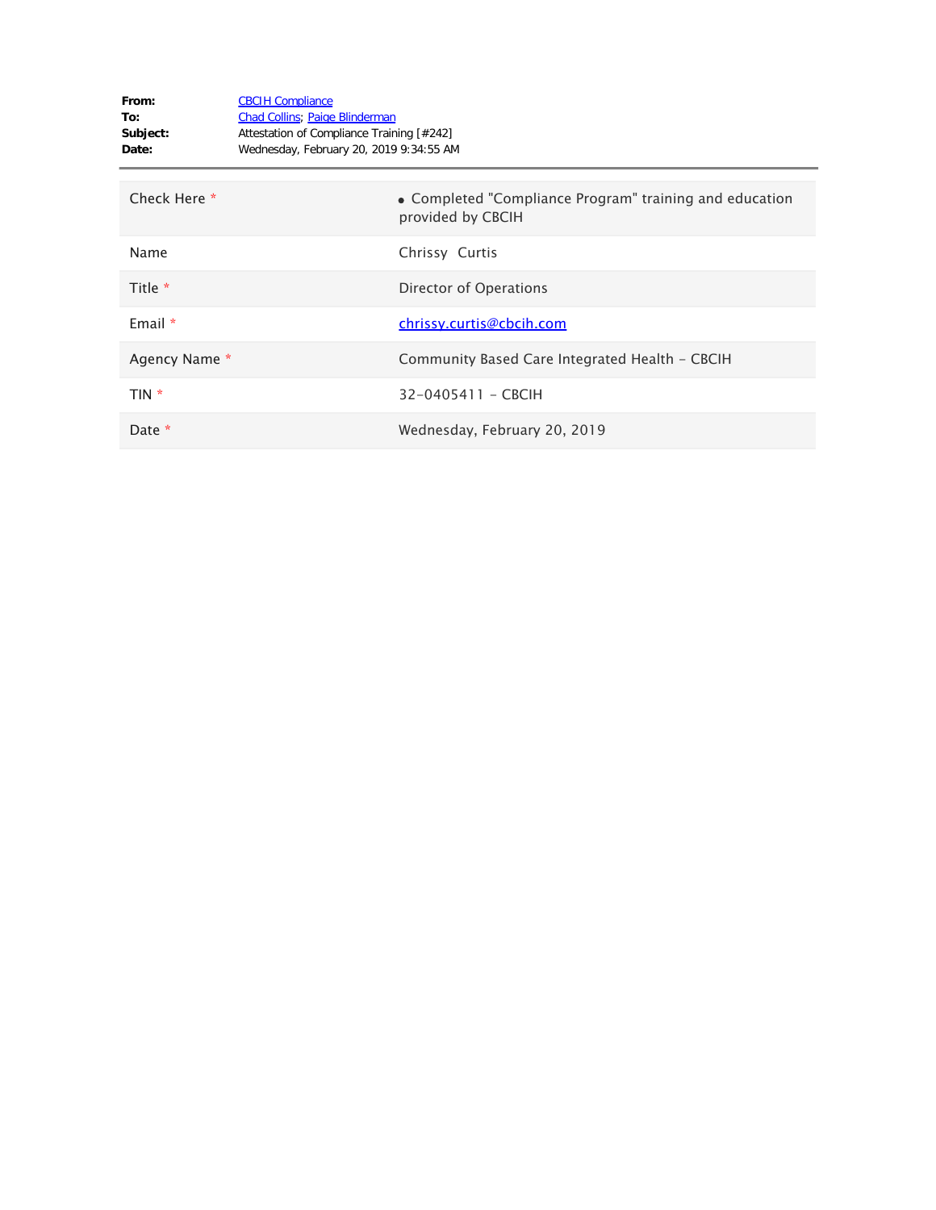**From:** CBCIH Compliance
**To:** Chad Collins; Paige Blinderman
**Subject:** Attestation of Compliance Training [#242]
**Date:** Wednesday, February 20, 2019 9:34:55 AM

---

| | |
|---|---|
| Check Here * | • Completed "Compliance Program" training and education provided by CBCIH |
| Name | Chrissy Curtis |
| Title * | Director of Operations |
| Email * | chrissy.curtis@cbcih.com |
| Agency Name * | Community Based Care Integrated Health - CBCIH |
| TIN * | 32-0405411 - CBCIH |
| Date * | Wednesday, February 20, 2019 |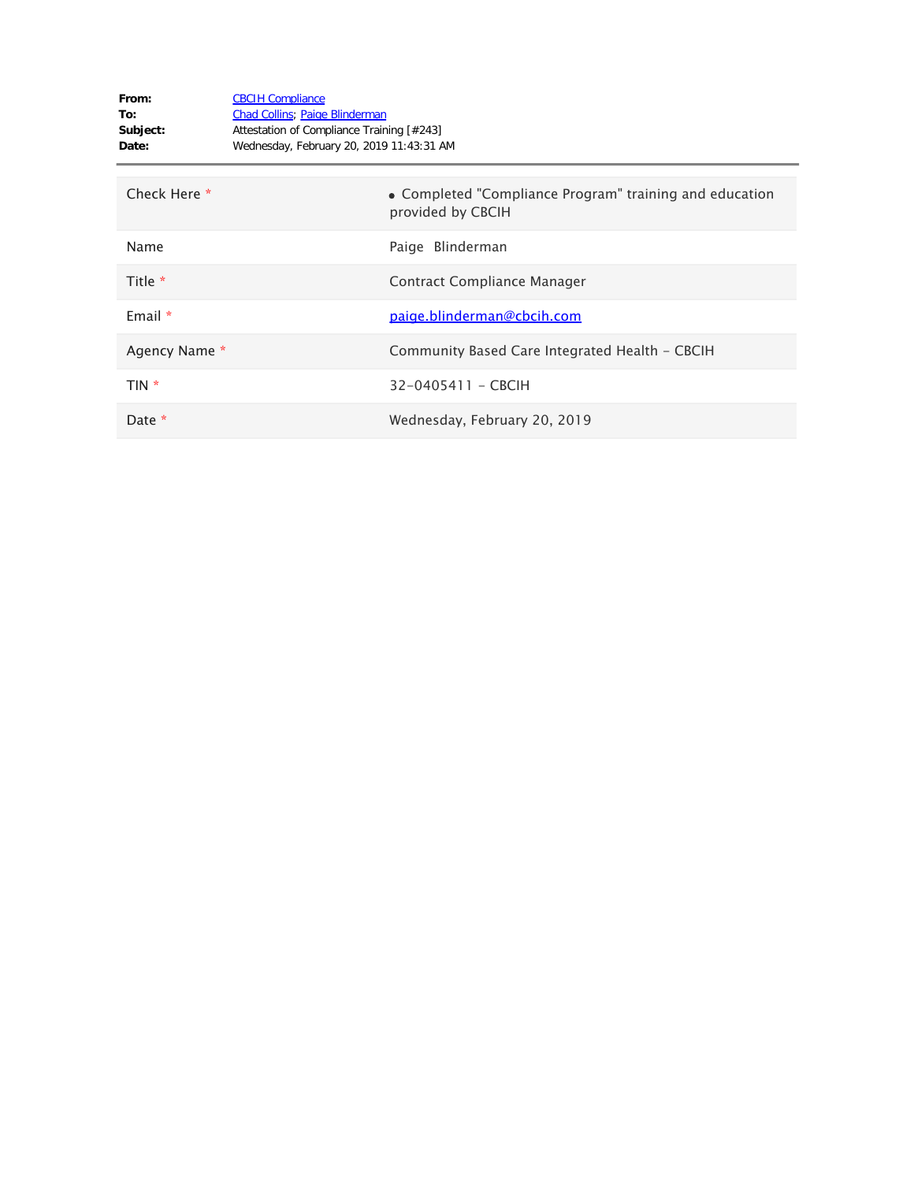**From:** CBCIH Compliance
**To:** Chad Collins; Paige Blinderman
**Subject:** Attestation of Compliance Training [#243]
**Date:** Wednesday, February 20, 2019 11:43:31 AM

| | |
|---|---|
| Check Here * | • Completed "Compliance Program" training and education provided by CBCIH |
| Name | Paige Blinderman |
| Title * | Contract Compliance Manager |
| Email * | paige.blinderman@cbcih.com |
| Agency Name * | Community Based Care Integrated Health - CBCIH |
| TIN * | 32-0405411 - CBCIH |
| Date * | Wednesday, February 20, 2019 |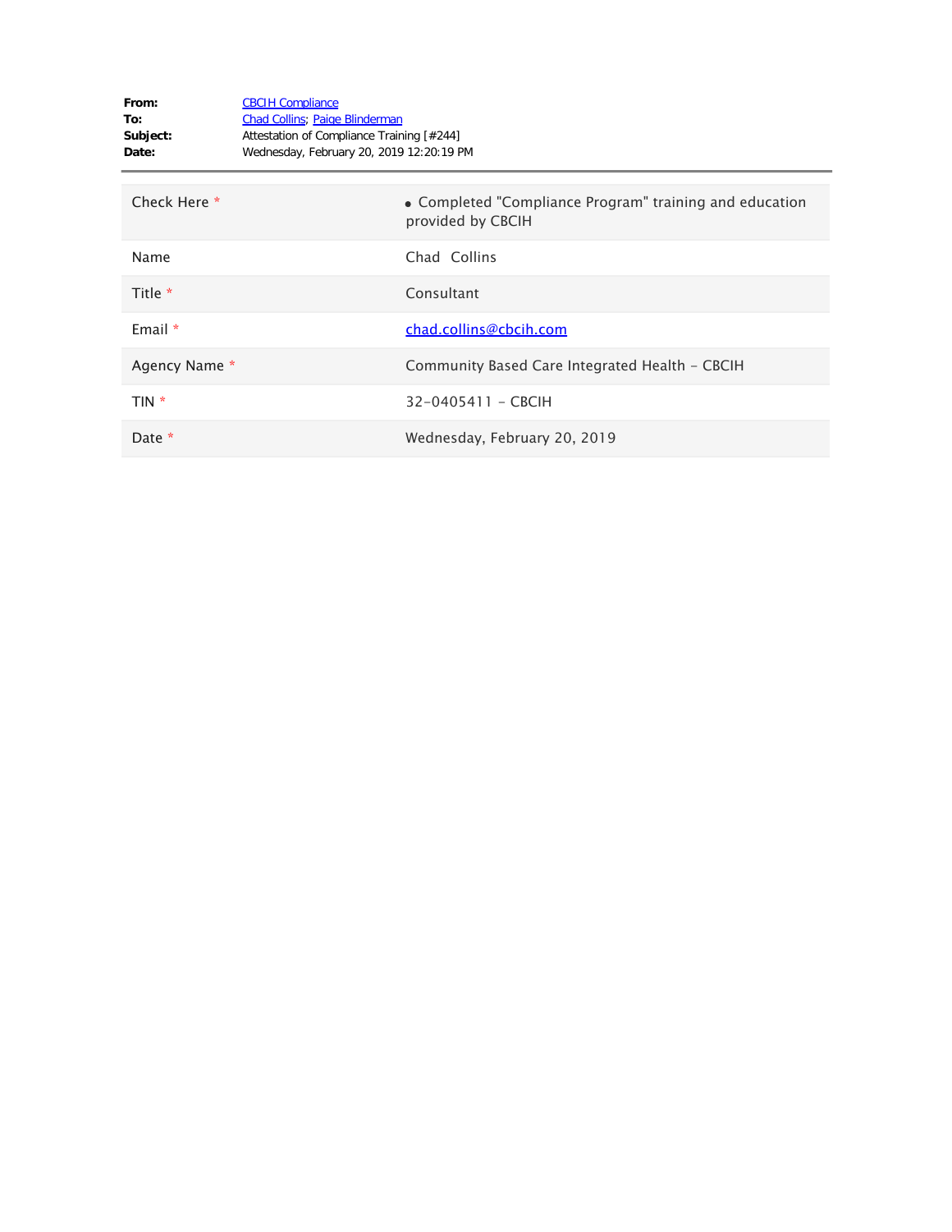**From:** CBCIH Compliance
**To:** Chad Collins; Paige Blinderman
**Subject:** Attestation of Compliance Training [#244]
**Date:** Wednesday, February 20, 2019 12:20:19 PM

---

| | |
|---|---|
| Check Here * | • Completed "Compliance Program" training and education provided by CBCIH |
| Name | Chad Collins |
| Title * | Consultant |
| Email * | chad.collins@cbcih.com |
| Agency Name * | Community Based Care Integrated Health - CBCIH |
| TIN * | 32-0405411 - CBCIH |
| Date * | Wednesday, February 20, 2019 |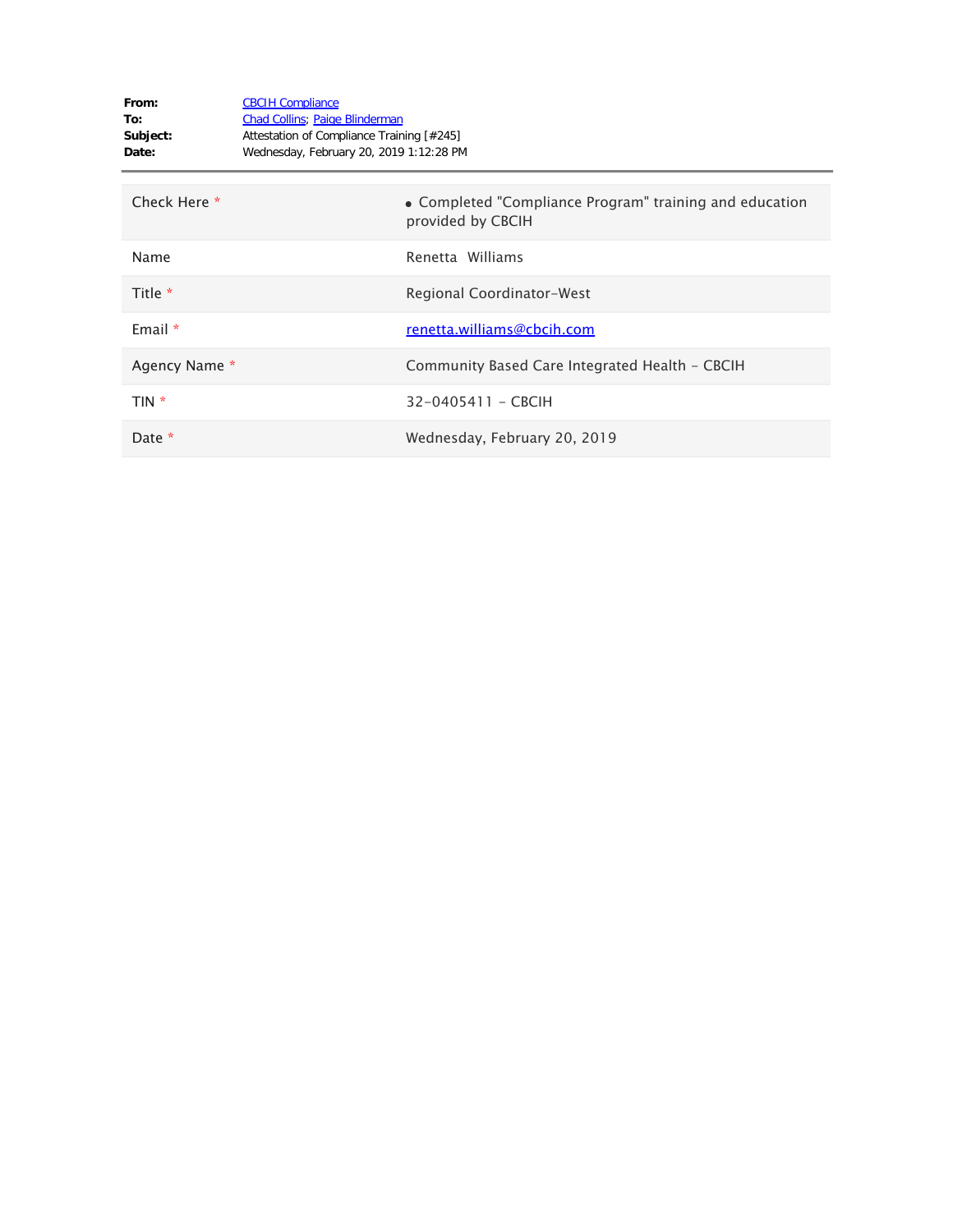**From:** CBCIH Compliance
**To:** Chad Collins; Paige Blinderman
**Subject:** Attestation of Compliance Training [#245]
**Date:** Wednesday, February 20, 2019 1:12:28 PM

---

| | |
|---|---|
| Check Here * | • Completed "Compliance Program" training and education provided by CBCIH |
| Name | Renetta Williams |
| Title * | Regional Coordinator-West |
| Email * | renetta.williams@cbcih.com |
| Agency Name * | Community Based Care Integrated Health - CBCIH |
| TIN * | 32-0405411 - CBCIH |
| Date * | Wednesday, February 20, 2019 |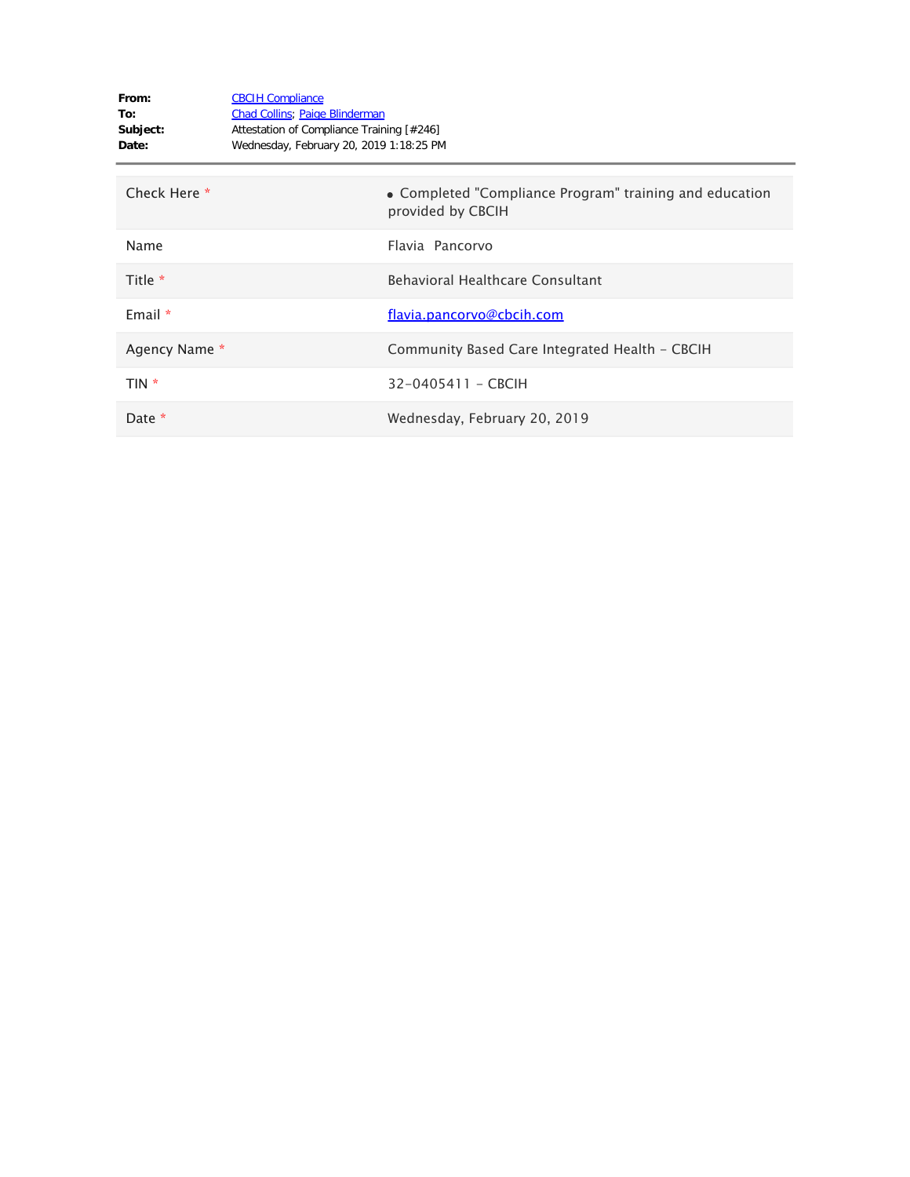**From:** CBCIH Compliance
**To:** Chad Collins; Paige Blinderman
**Subject:** Attestation of Compliance Training [#246]
**Date:** Wednesday, February 20, 2019 1:18:25 PM

---

| | |
|---|---|
| Check Here * | • Completed "Compliance Program" training and education provided by CBCIH |
| Name | Flavia Pancorvo |
| Title * | Behavioral Healthcare Consultant |
| Email * | flavia.pancorvo@cbcih.com |
| Agency Name * | Community Based Care Integrated Health - CBCIH |
| TIN * | 32-0405411 - CBCIH |
| Date * | Wednesday, February 20, 2019 |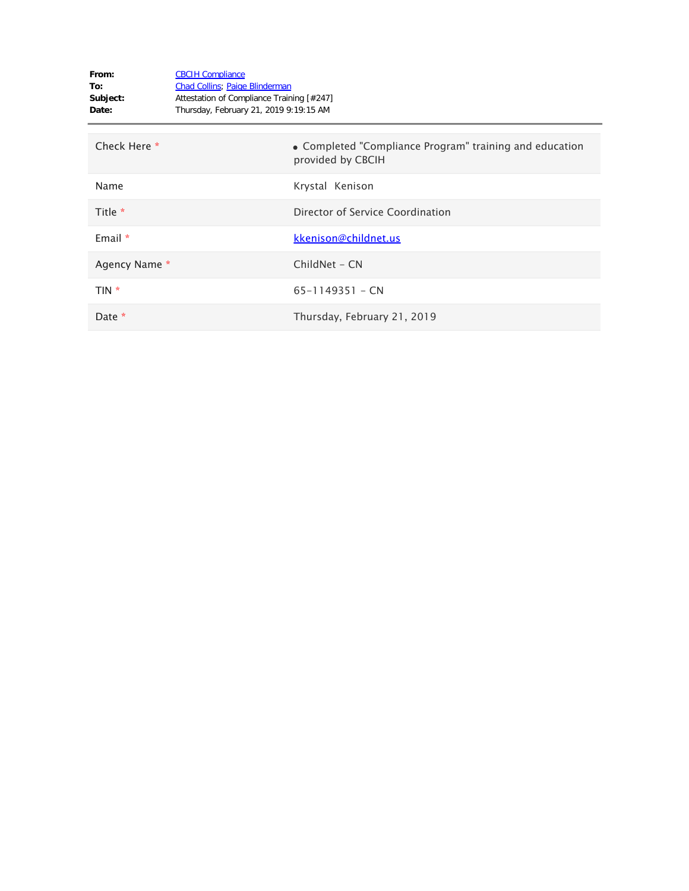**From:** CBCIH Compliance
**To:** Chad Collins; Paige Blinderman
**Subject:** Attestation of Compliance Training [#247]
**Date:** Thursday, February 21, 2019 9:19:15 AM

---

| | |
|---|---|
| Check Here * | • Completed "Compliance Program" training and education provided by CBCIH |
| Name | Krystal Kenison |
| Title * | Director of Service Coordination |
| Email * | kkenison@childnet.us |
| Agency Name * | ChildNet - CN |
| TIN * | 65-1149351 - CN |
| Date * | Thursday, February 21, 2019 |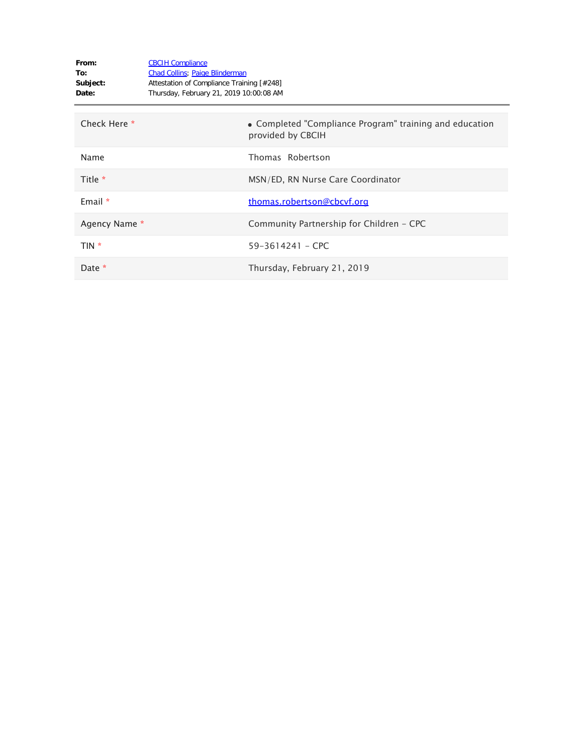**From:** CBCIH Compliance
**To:** Chad Collins; Paige Blinderman
**Subject:** Attestation of Compliance Training [#248]
**Date:** Thursday, February 21, 2019 10:00:08 AM

| | |
|---|---|
| Check Here * | • Completed "Compliance Program" training and education provided by CBCIH |
| Name | Thomas Robertson |
| Title * | MSN/ED, RN Nurse Care Coordinator |
| Email * | thomas.robertson@cbcvf.org |
| Agency Name * | Community Partnership for Children - CPC |
| TIN * | 59-3614241 - CPC |
| Date * | Thursday, February 21, 2019 |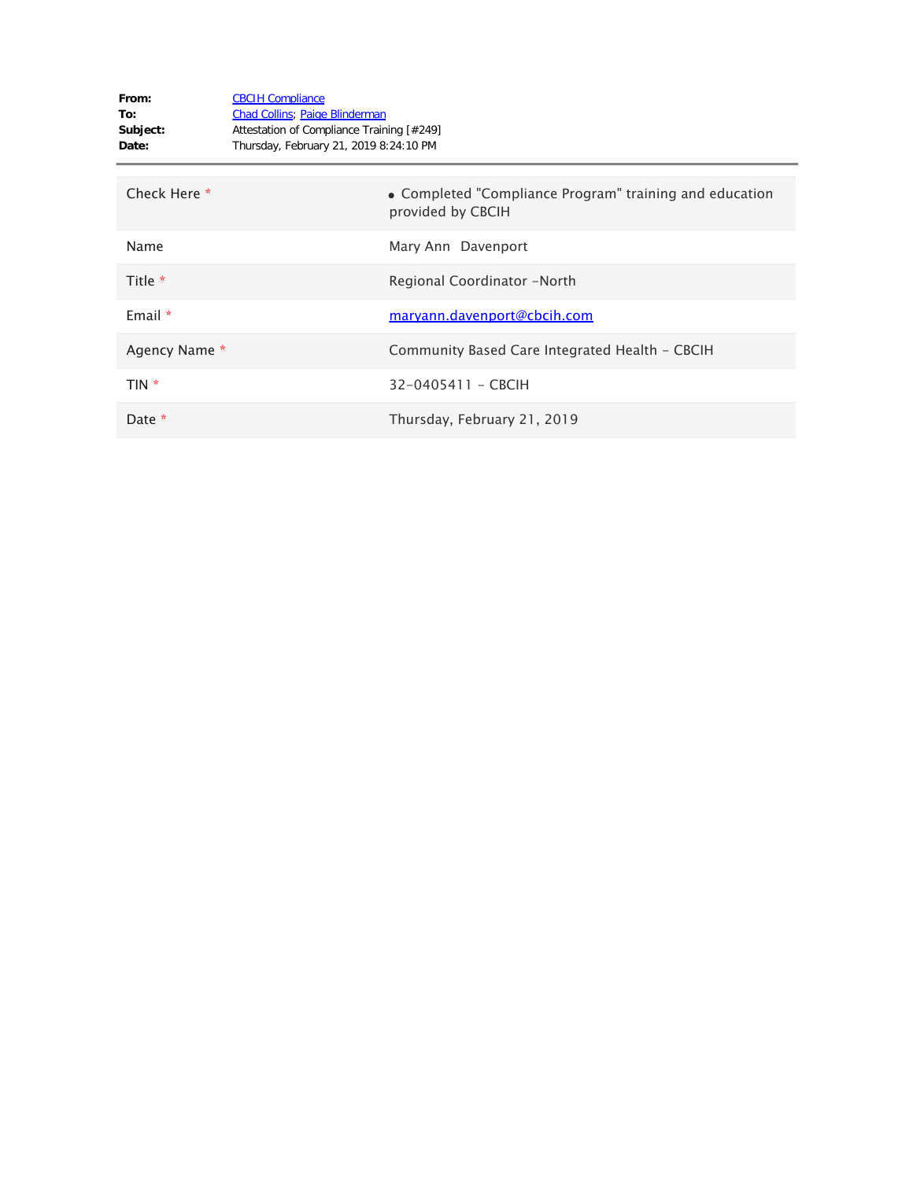**From:** CBCIH Compliance
**To:** Chad Collins; Paige Blinderman
**Subject:** Attestation of Compliance Training [#249]
**Date:** Thursday, February 21, 2019 8:24:10 PM

---

| Field | Value |
| --- | --- |
| Check Here * | • Completed "Compliance Program" training and education provided by CBCIH |
| Name | Mary Ann  Davenport |
| Title * | Regional Coordinator -North |
| Email * | maryann.davenport@cbcih.com |
| Agency Name * | Community Based Care Integrated Health - CBCIH |
| TIN * | 32-0405411 - CBCIH |
| Date * | Thursday, February 21, 2019 |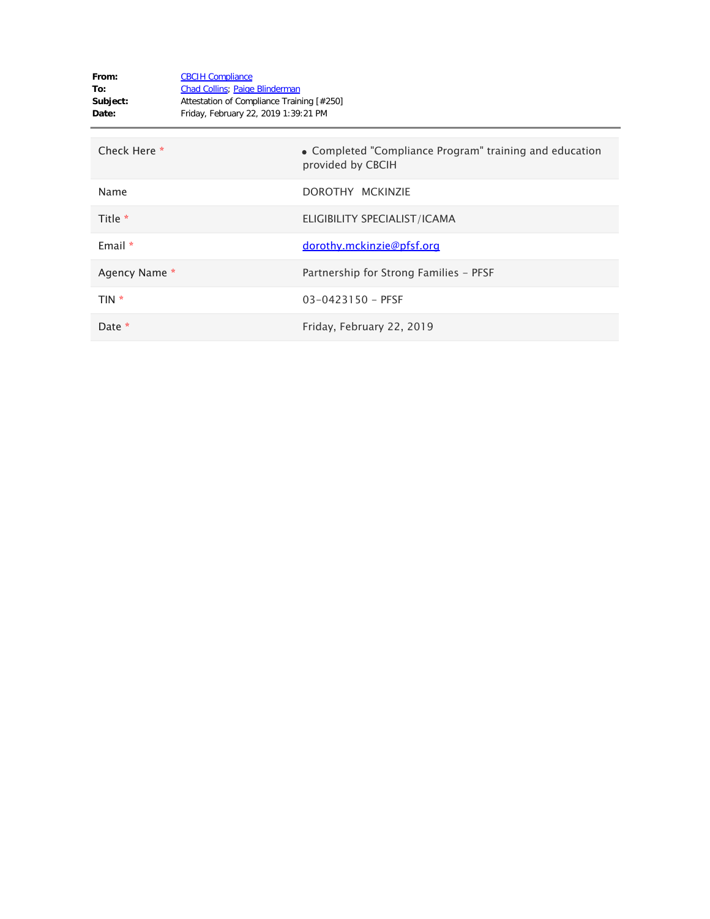**From:** CBCIH Compliance
**To:** Chad Collins; Paige Blinderman
**Subject:** Attestation of Compliance Training [#250]
**Date:** Friday, February 22, 2019 1:39:21 PM

| | |
|---|---|
| Check Here * | • Completed "Compliance Program" training and education provided by CBCIH |
| Name | DOROTHY MCKINZIE |
| Title * | ELIGIBILITY SPECIALIST/ICAMA |
| Email * | dorothy.mckinzie@pfsf.org |
| Agency Name * | Partnership for Strong Families - PFSF |
| TIN * | 03-0423150 - PFSF |
| Date * | Friday, February 22, 2019 |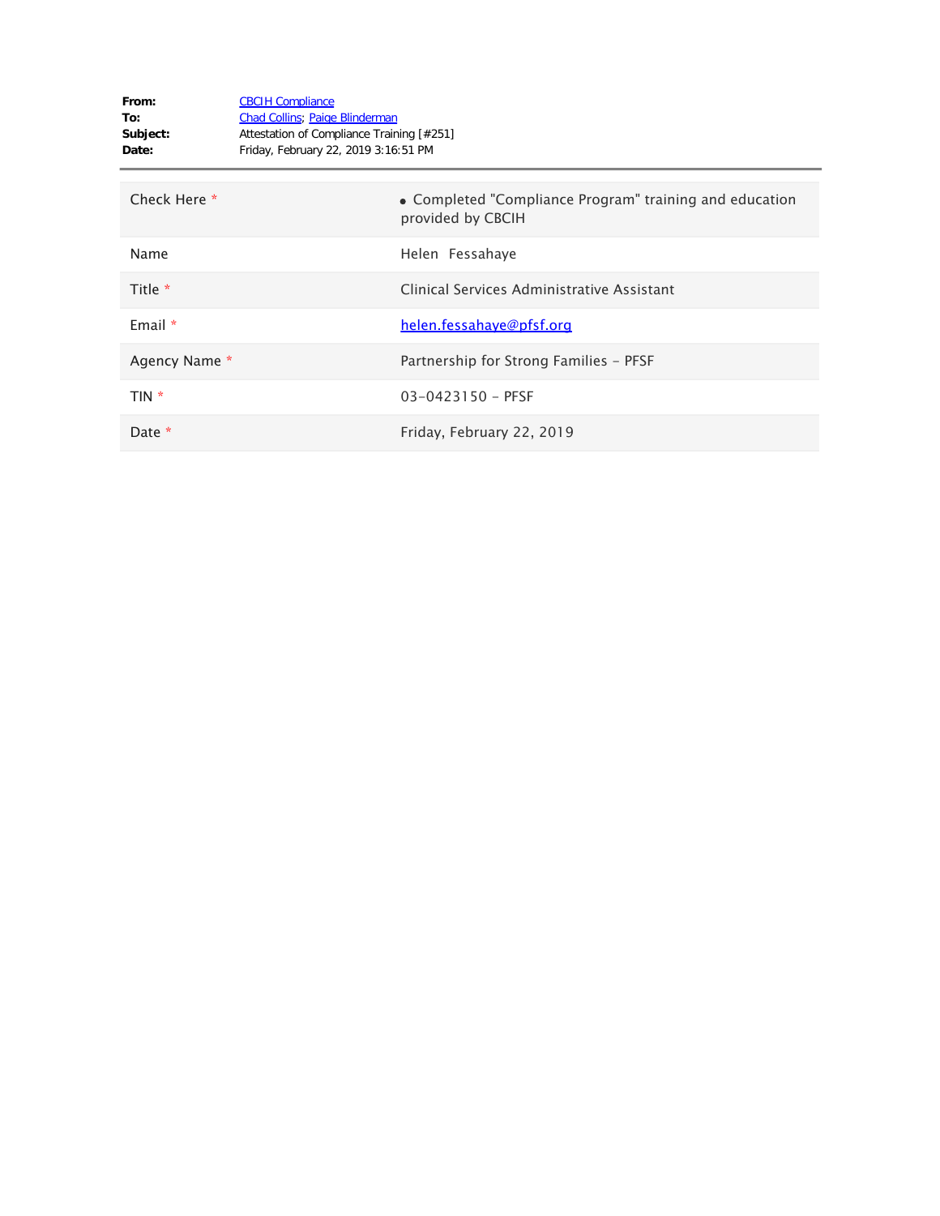**From:** CBCIH Compliance
**To:** Chad Collins; Paige Blinderman
**Subject:** Attestation of Compliance Training [#251]
**Date:** Friday, February 22, 2019 3:16:51 PM

---

| | |
|---|---|
| Check Here * | • Completed "Compliance Program" training and education provided by CBCIH |
| Name | Helen  Fessahaye |
| Title * | Clinical Services Administrative Assistant |
| Email * | helen.fessahaye@pfsf.org |
| Agency Name * | Partnership for Strong Families - PFSF |
| TIN * | 03-0423150 - PFSF |
| Date * | Friday, February 22, 2019 |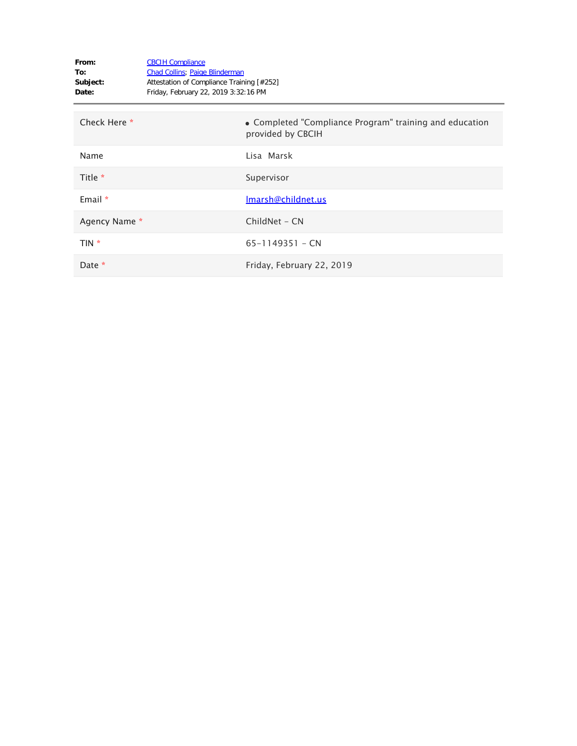**From:** CBCIH Compliance
**To:** Chad Collins; Paige Blinderman
**Subject:** Attestation of Compliance Training [#252]
**Date:** Friday, February 22, 2019 3:32:16 PM

---

| | |
|---|---|
| Check Here * | • Completed "Compliance Program" training and education provided by CBCIH |
| Name | Lisa  Marsk |
| Title * | Supervisor |
| Email * | lmarsh@childnet.us |
| Agency Name * | ChildNet - CN |
| TIN * | 65-1149351 - CN |
| Date * | Friday, February 22, 2019 |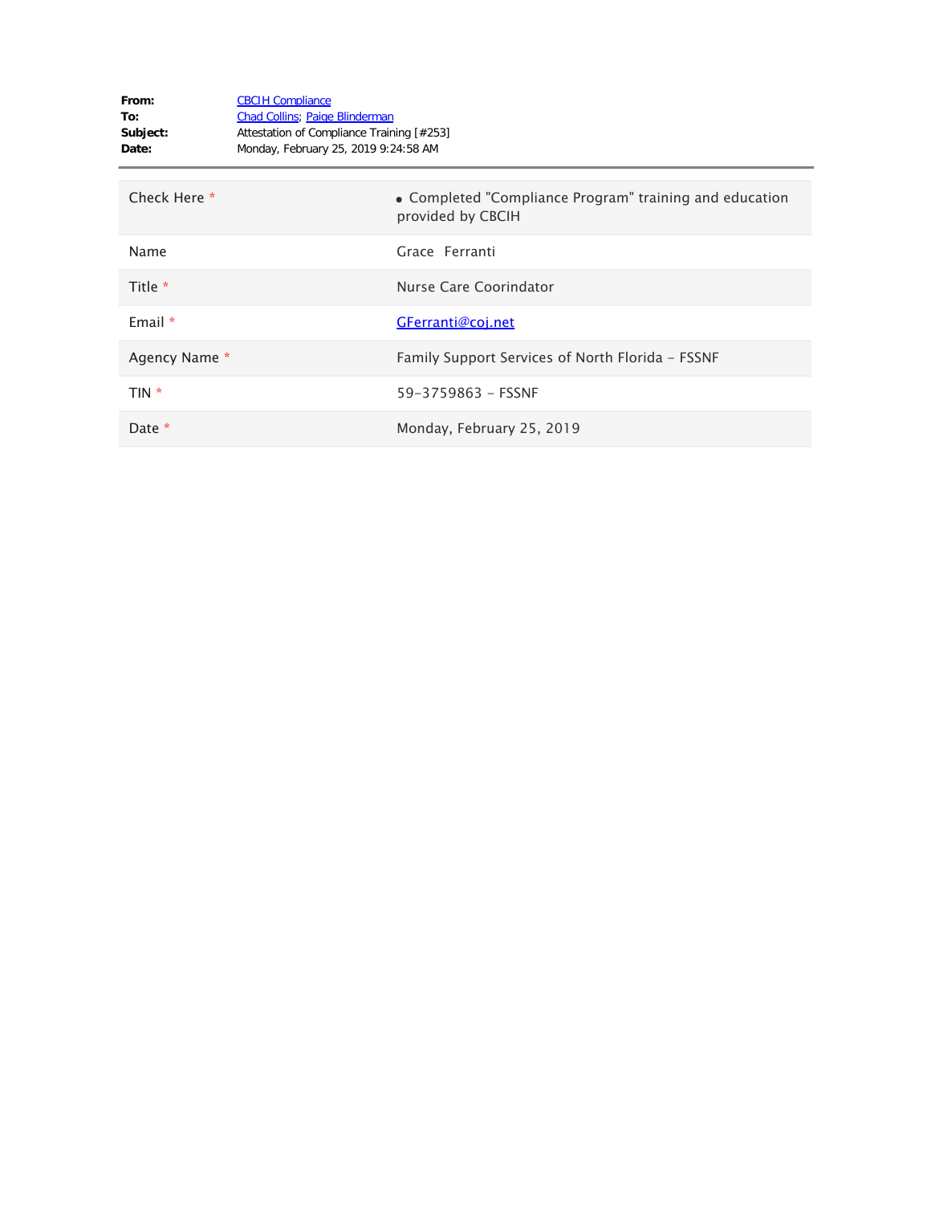**From:** CBCIH Compliance
**To:** Chad Collins; Paige Blinderman
**Subject:** Attestation of Compliance Training [#253]
**Date:** Monday, February 25, 2019 9:24:58 AM

| | |
|---|---|
| Check Here * | • Completed "Compliance Program" training and education provided by CBCIH |
| Name | Grace Ferranti |
| Title * | Nurse Care Coorindator |
| Email * | GFerranti@coj.net |
| Agency Name * | Family Support Services of North Florida - FSSNF |
| TIN * | 59-3759863 - FSSNF |
| Date * | Monday, February 25, 2019 |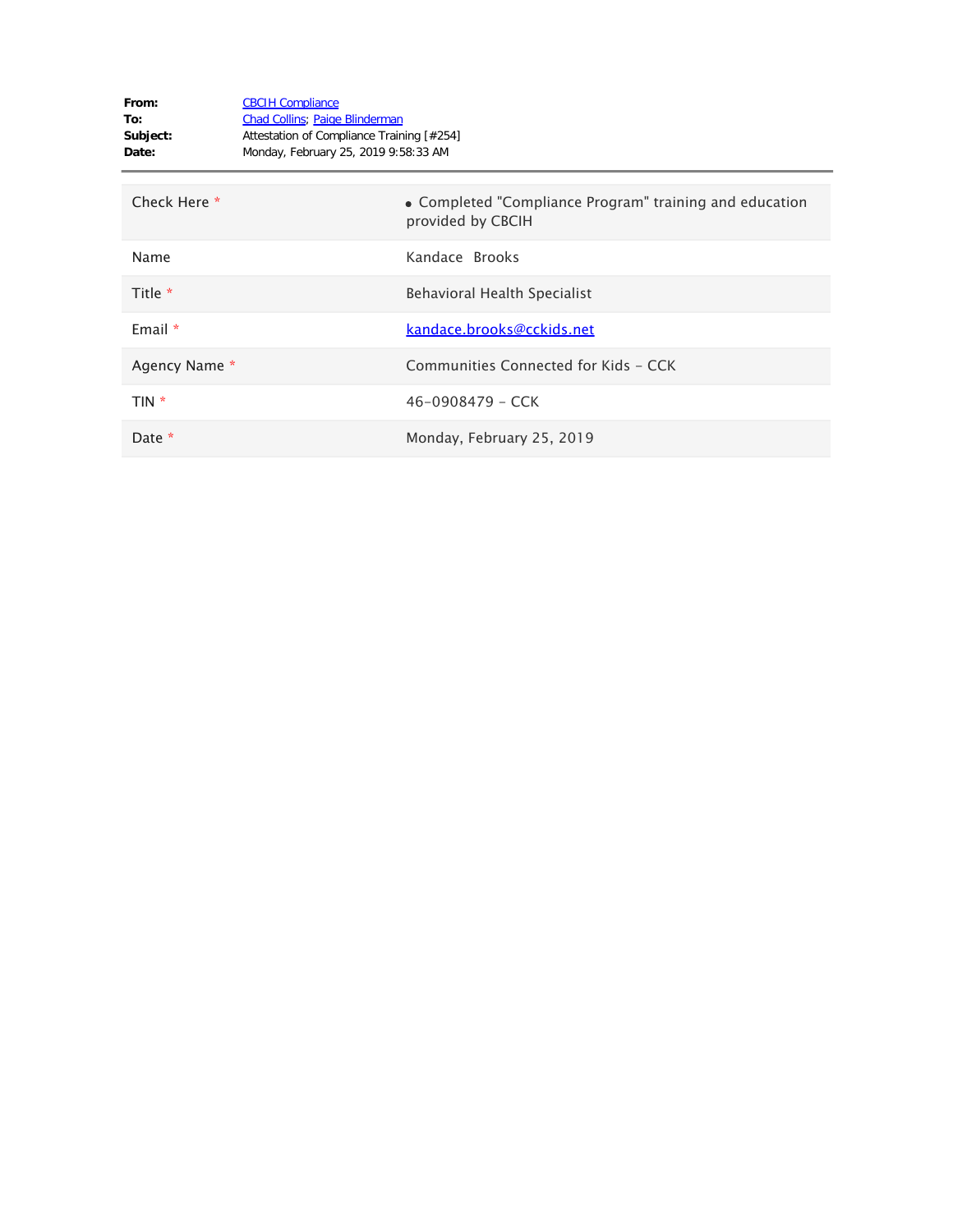| | |
|---|---|
| **From:** | CBCIH Compliance |
| **To:** | Chad Collins; Paige Blinderman |
| **Subject:** | Attestation of Compliance Training [#254] |
| **Date:** | Monday, February 25, 2019 9:58:33 AM |

| | |
|---|---|
| Check Here * | • Completed "Compliance Program" training and education provided by CBCIH |
| Name | Kandace Brooks |
| Title * | Behavioral Health Specialist |
| Email * | kandace.brooks@cckids.net |
| Agency Name * | Communities Connected for Kids - CCK |
| TIN * | 46-0908479 - CCK |
| Date * | Monday, February 25, 2019 |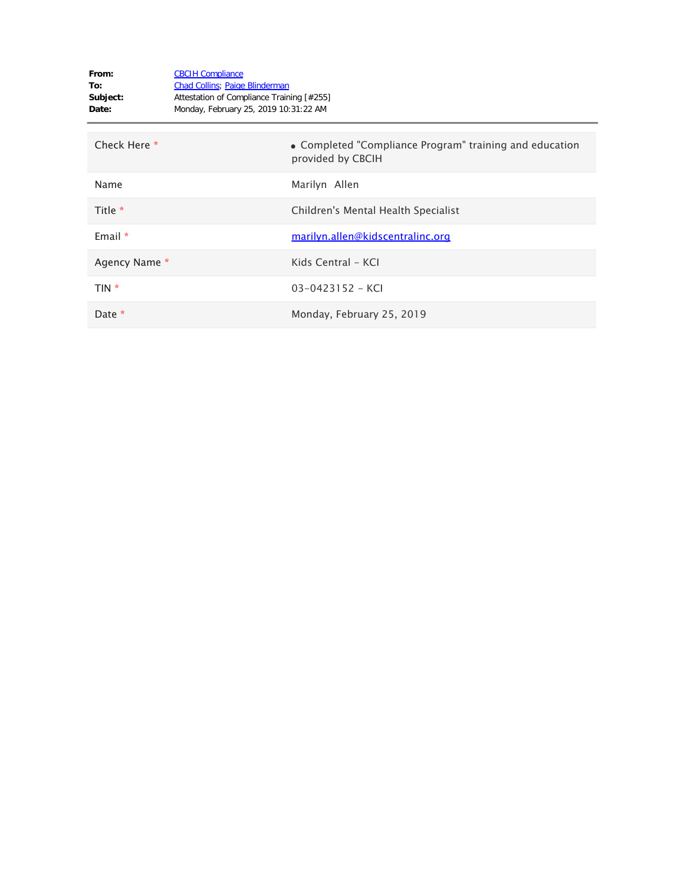**From:** CBCIH Compliance
**To:** Chad Collins; Paige Blinderman
**Subject:** Attestation of Compliance Training [#255]
**Date:** Monday, February 25, 2019 10:31:22 AM

| | |
|---|---|
| Check Here * | • Completed "Compliance Program" training and education provided by CBCIH |
| Name | Marilyn  Allen |
| Title * | Children's Mental Health Specialist |
| Email * | marilyn.allen@kidscentralinc.org |
| Agency Name * | Kids Central - KCI |
| TIN * | 03-0423152 - KCI |
| Date * | Monday, February 25, 2019 |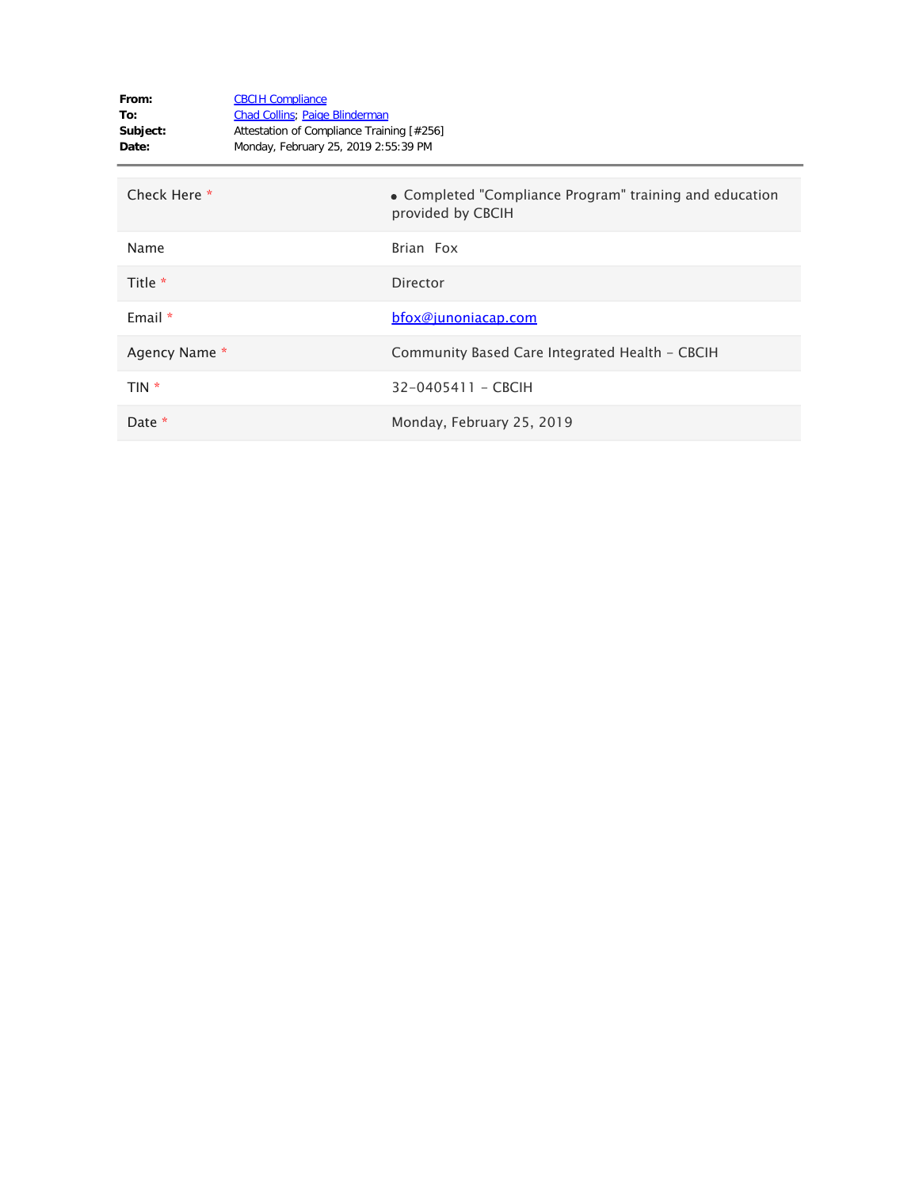**From:** CBCIH Compliance
**To:** Chad Collins; Paige Blinderman
**Subject:** Attestation of Compliance Training [#256]
**Date:** Monday, February 25, 2019 2:55:39 PM

---

| | |
|---|---|
| Check Here * | • Completed "Compliance Program" training and education provided by CBCIH |
| Name | Brian Fox |
| Title * | Director |
| Email * | bfox@junoniacap.com |
| Agency Name * | Community Based Care Integrated Health - CBCIH |
| TIN * | 32-0405411 - CBCIH |
| Date * | Monday, February 25, 2019 |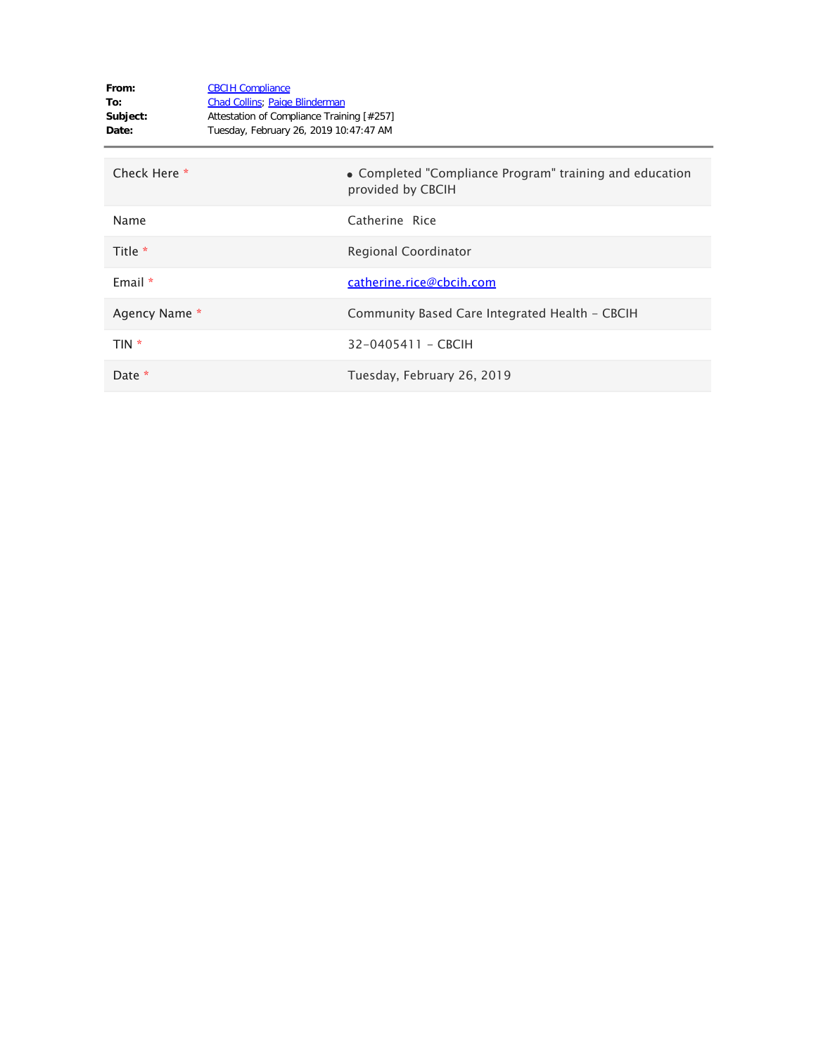**From:** CBCIH Compliance
**To:** Chad Collins; Paige Blinderman
**Subject:** Attestation of Compliance Training [#257]
**Date:** Tuesday, February 26, 2019 10:47:47 AM

---

| | |
|---|---|
| Check Here * | • Completed "Compliance Program" training and education provided by CBCIH |
| Name | Catherine Rice |
| Title * | Regional Coordinator |
| Email * | catherine.rice@cbcih.com |
| Agency Name * | Community Based Care Integrated Health - CBCIH |
| TIN * | 32-0405411 - CBCIH |
| Date * | Tuesday, February 26, 2019 |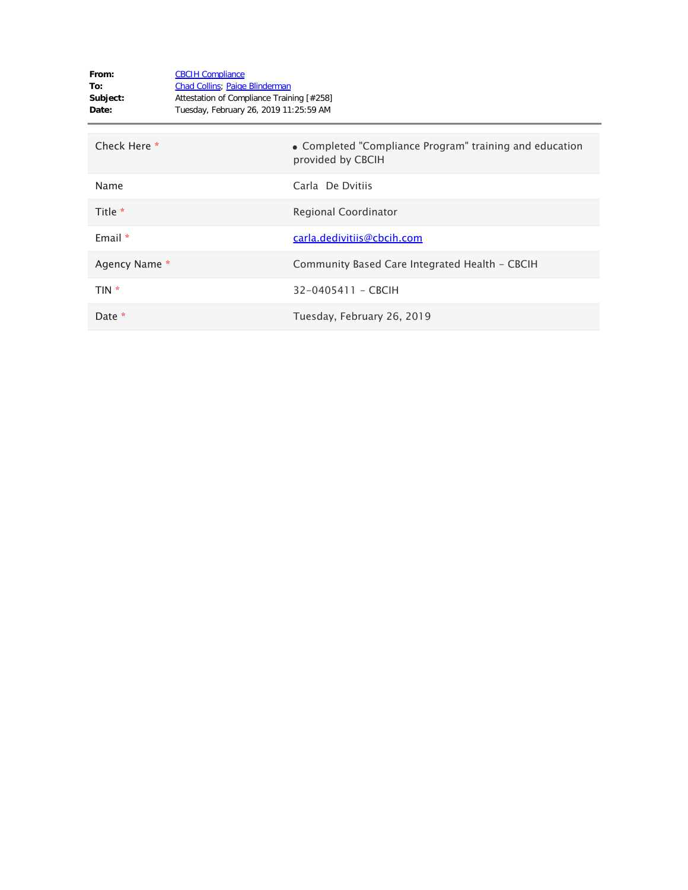**From:** CBCIH Compliance
**To:** Chad Collins; Paige Blinderman
**Subject:** Attestation of Compliance Training [#258]
**Date:** Tuesday, February 26, 2019 11:25:59 AM

| | |
|---|---|
| Check Here * | • Completed "Compliance Program" training and education provided by CBCIH |
| Name | Carla De Dvitiis |
| Title * | Regional Coordinator |
| Email * | carla.dedivitiis@cbcih.com |
| Agency Name * | Community Based Care Integrated Health - CBCIH |
| TIN * | 32-0405411 - CBCIH |
| Date * | Tuesday, February 26, 2019 |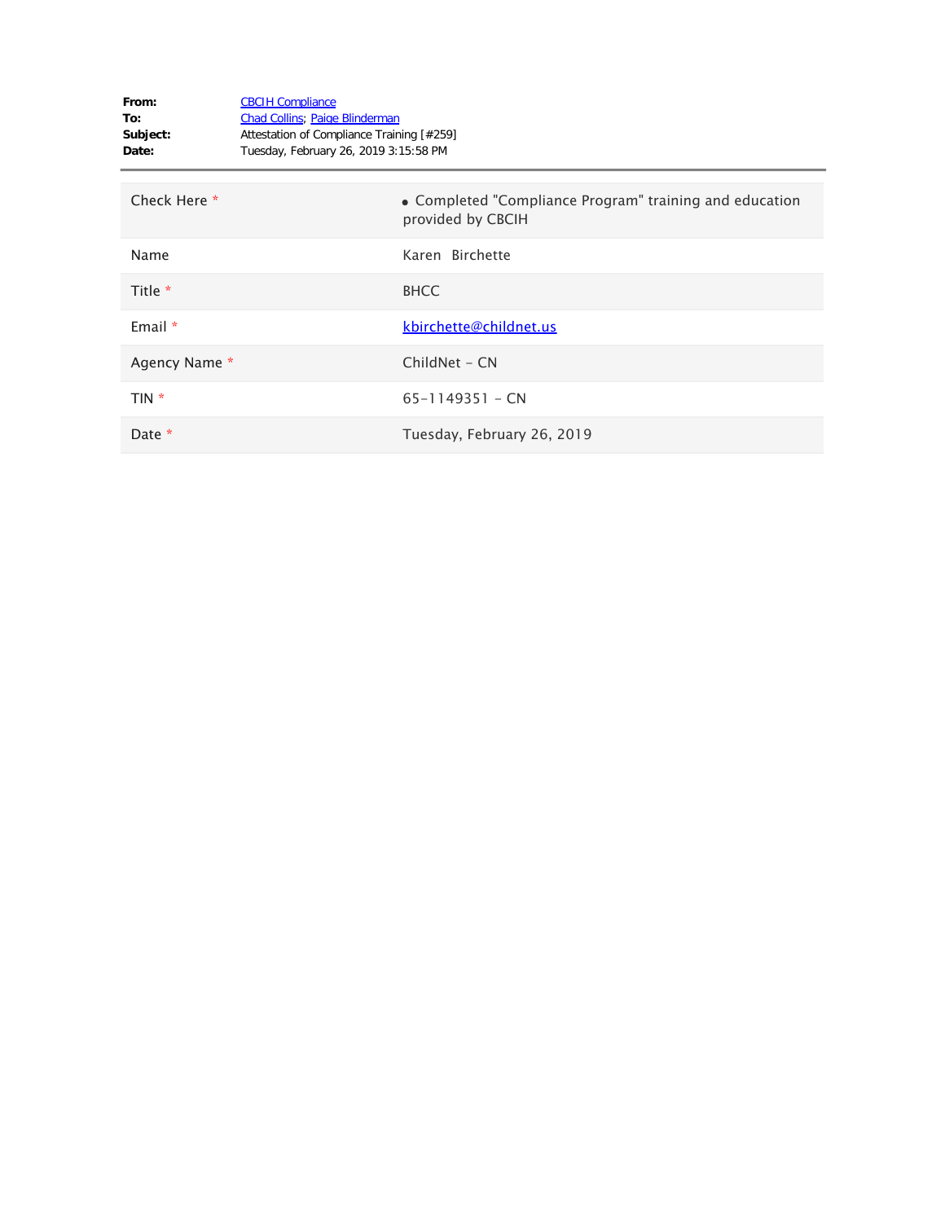**From:** CBCIH Compliance
**To:** Chad Collins; Paige Blinderman
**Subject:** Attestation of Compliance Training [#259]
**Date:** Tuesday, February 26, 2019 3:15:58 PM

---

| | |
|---|---|
| Check Here * | • Completed "Compliance Program" training and education provided by CBCIH |
| Name | Karen  Birchette |
| Title * | BHCC |
| Email * | kbirchette@childnet.us |
| Agency Name * | ChildNet - CN |
| TIN * | 65-1149351 - CN |
| Date * | Tuesday, February 26, 2019 |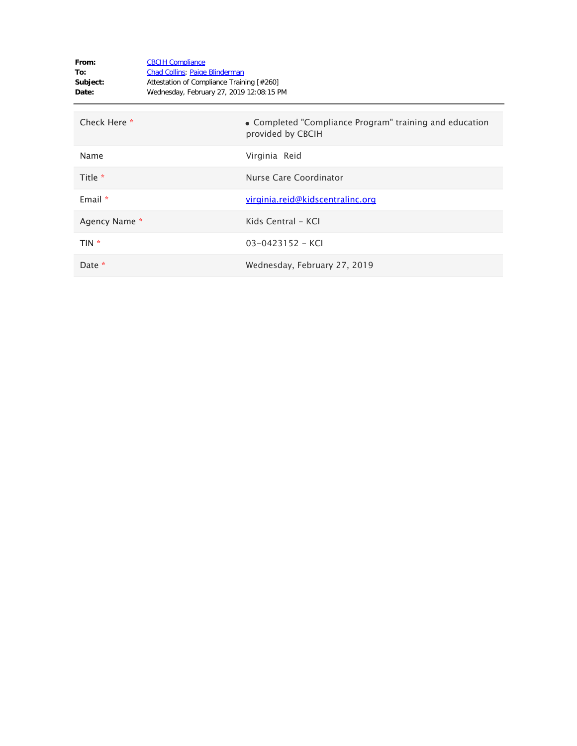**From:** CBCIH Compliance
**To:** Chad Collins; Paige Blinderman
**Subject:** Attestation of Compliance Training [#260]
**Date:** Wednesday, February 27, 2019 12:08:15 PM

---

| | |
|---|---|
| Check Here * | • Completed "Compliance Program" training and education provided by CBCIH |
| Name | Virginia  Reid |
| Title * | Nurse Care Coordinator |
| Email * | virginia.reid@kidscentralinc.org |
| Agency Name * | Kids Central - KCI |
| TIN * | 03-0423152 - KCI |
| Date * | Wednesday, February 27, 2019 |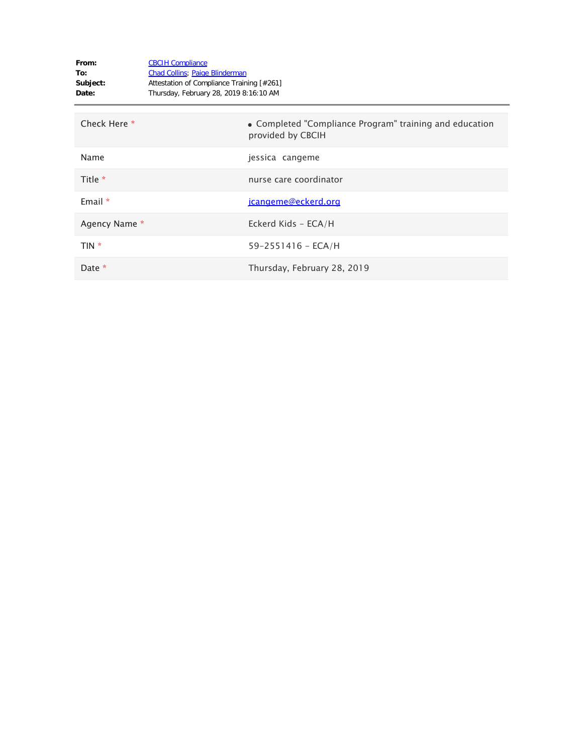**From:** CBCIH Compliance
**To:** Chad Collins; Paige Blinderman
**Subject:** Attestation of Compliance Training [#261]
**Date:** Thursday, February 28, 2019 8:16:10 AM

| | |
|---|---|
| Check Here * | • Completed "Compliance Program" training and education provided by CBCIH |
| Name | jessica cangeme |
| Title * | nurse care coordinator |
| Email * | jcangeme@eckerd.org |
| Agency Name * | Eckerd Kids - ECA/H |
| TIN * | 59-2551416 - ECA/H |
| Date * | Thursday, February 28, 2019 |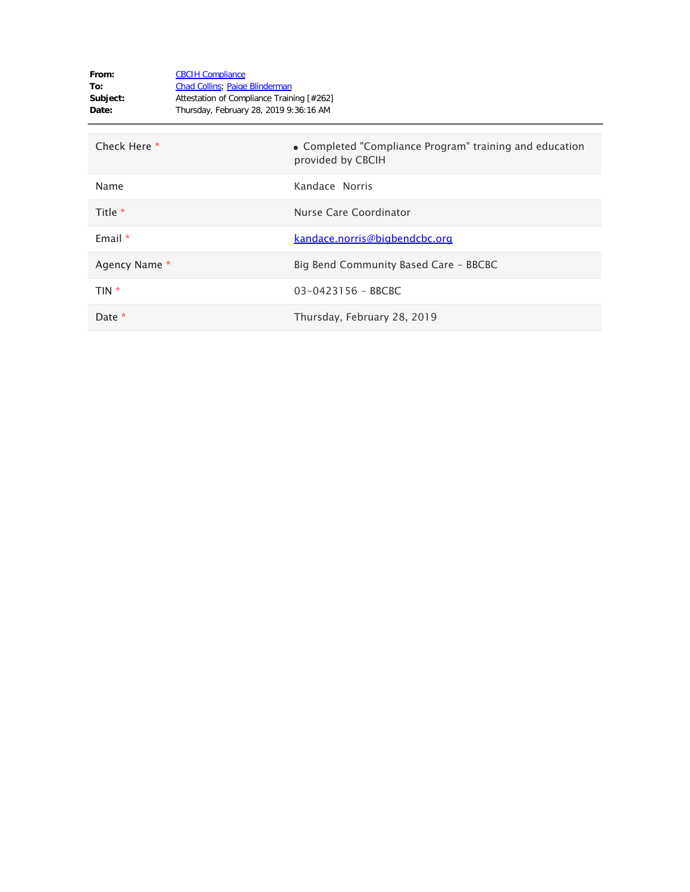**From:** CBCIH Compliance
**To:** Chad Collins; Paige Blinderman
**Subject:** Attestation of Compliance Training [#262]
**Date:** Thursday, February 28, 2019 9:36:16 AM

---

| | |
|---|---|
| Check Here * | • Completed "Compliance Program" training and education provided by CBCIH |
| Name | Kandace  Norris |
| Title * | Nurse Care Coordinator |
| Email * | kandace.norris@bigbendcbc.org |
| Agency Name * | Big Bend Community Based Care - BBCBC |
| TIN * | 03-0423156 - BBCBC |
| Date * | Thursday, February 28, 2019 |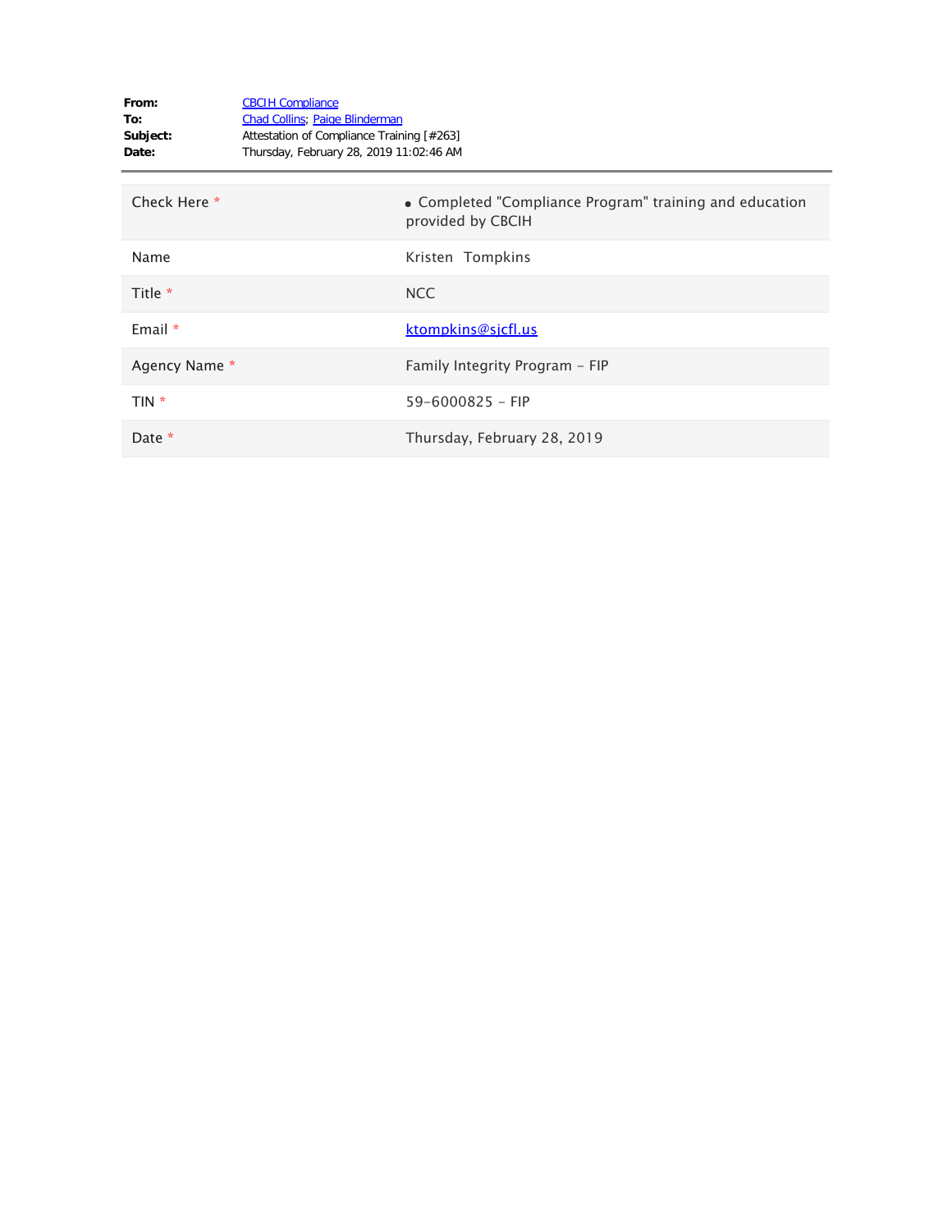**From:** CBCIH Compliance
**To:** Chad Collins; Paige Blinderman
**Subject:** Attestation of Compliance Training [#263]
**Date:** Thursday, February 28, 2019 11:02:46 AM

---

| | |
|---|---|
| Check Here * | • Completed "Compliance Program" training and education provided by CBCIH |
| Name | Kristen Tompkins |
| Title * | NCC |
| Email * | ktompkins@sjcfl.us |
| Agency Name * | Family Integrity Program - FIP |
| TIN * | 59-6000825 - FIP |
| Date * | Thursday, February 28, 2019 |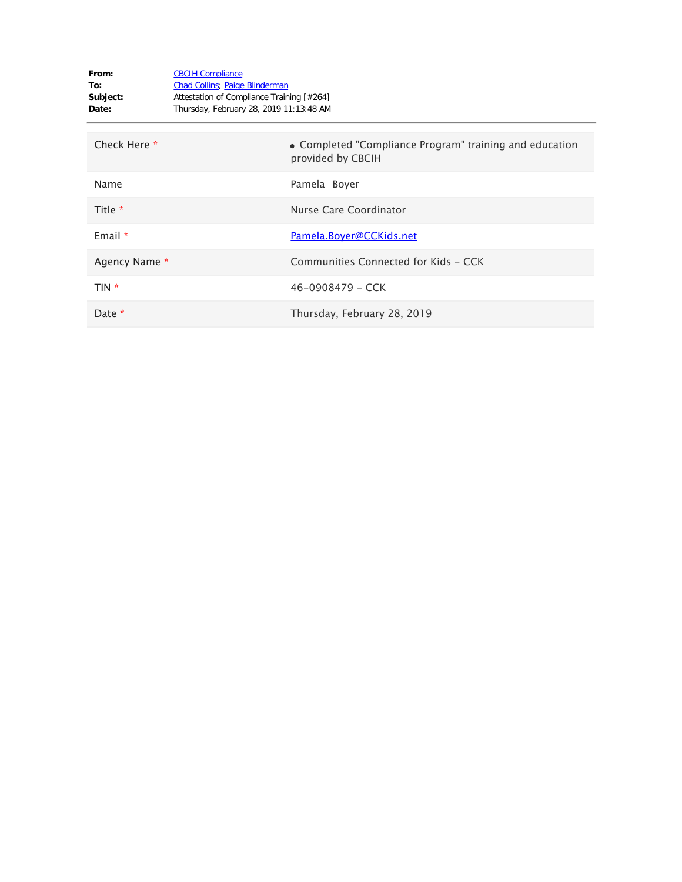**From:** CBCIH Compliance
**To:** Chad Collins; Paige Blinderman
**Subject:** Attestation of Compliance Training [#264]
**Date:** Thursday, February 28, 2019 11:13:48 AM

---

| | |
|---|---|
| Check Here * | • Completed "Compliance Program" training and education provided by CBCIH |
| Name | Pamela Boyer |
| Title * | Nurse Care Coordinator |
| Email * | Pamela.Boyer@CCKids.net |
| Agency Name * | Communities Connected for Kids - CCK |
| TIN * | 46-0908479 - CCK |
| Date * | Thursday, February 28, 2019 |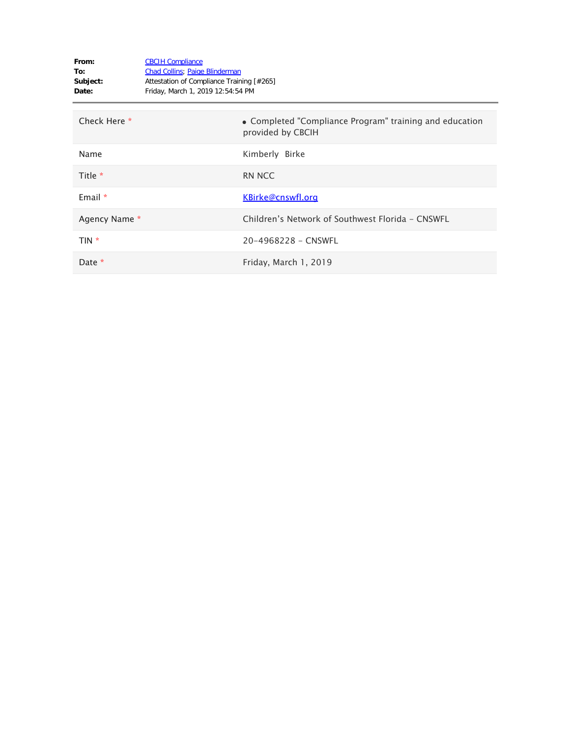**From:** CBCIH Compliance
**To:** Chad Collins; Paige Blinderman
**Subject:** Attestation of Compliance Training [#265]
**Date:** Friday, March 1, 2019 12:54:54 PM

---

| | |
|---|---|
| Check Here * | • Completed "Compliance Program" training and education provided by CBCIH |
| Name | Kimberly Birke |
| Title * | RN NCC |
| Email * | KBirke@cnswfl.org |
| Agency Name * | Children's Network of Southwest Florida - CNSWFL |
| TIN * | 20-4968228 - CNSWFL |
| Date * | Friday, March 1, 2019 |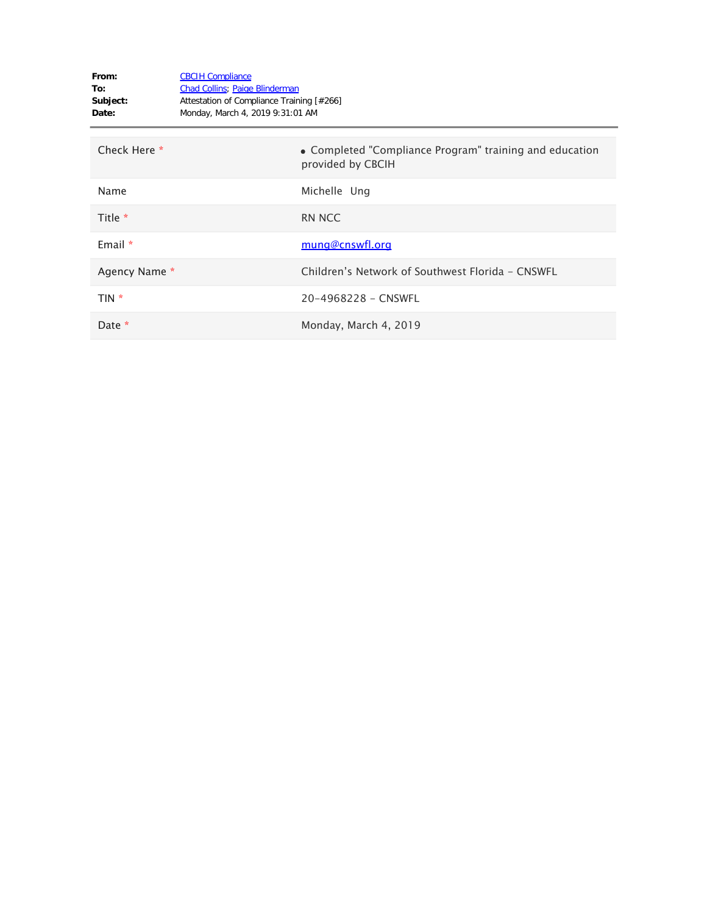**From:** CBCIH Compliance
**To:** Chad Collins; Paige Blinderman
**Subject:** Attestation of Compliance Training [#266]
**Date:** Monday, March 4, 2019 9:31:01 AM

---

| | |
|---|---|
| Check Here * | • Completed "Compliance Program" training and education provided by CBCIH |
| Name | Michelle Ung |
| Title * | RN NCC |
| Email * | mung@cnswfl.org |
| Agency Name * | Children's Network of Southwest Florida - CNSWFL |
| TIN * | 20-4968228 - CNSWFL |
| Date * | Monday, March 4, 2019 |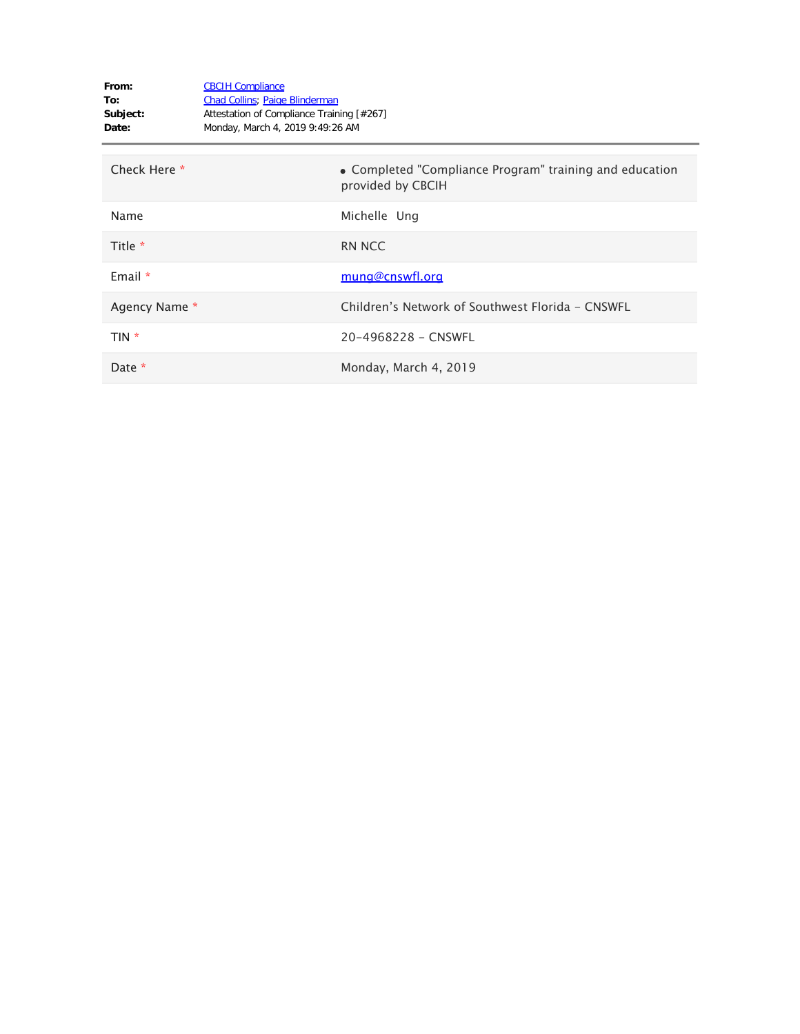**From:** CBCIH Compliance
**To:** Chad Collins; Paige Blinderman
**Subject:** Attestation of Compliance Training [#267]
**Date:** Monday, March 4, 2019 9:49:26 AM

---

| | |
|---|---|
| Check Here * | • Completed "Compliance Program" training and education provided by CBCIH |
| Name | Michelle Ung |
| Title * | RN NCC |
| Email * | mung@cnswfl.org |
| Agency Name * | Children's Network of Southwest Florida - CNSWFL |
| TIN * | 20-4968228 - CNSWFL |
| Date * | Monday, March 4, 2019 |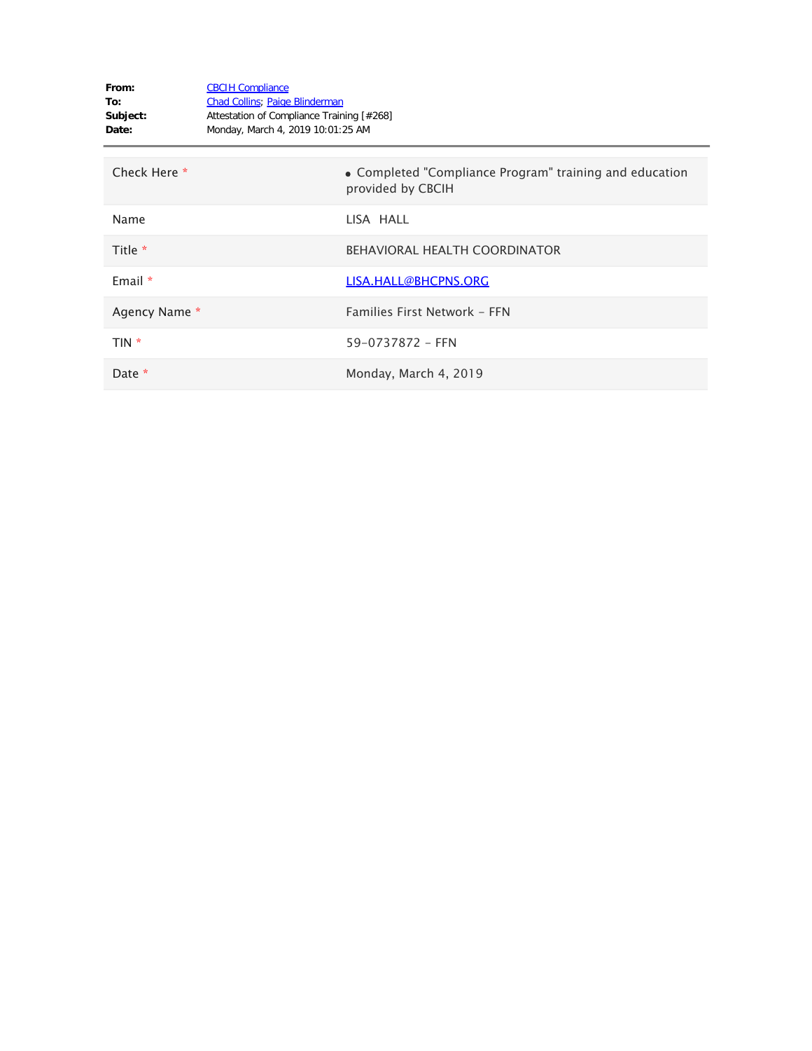**From:** CBCIH Compliance
**To:** Chad Collins; Paige Blinderman
**Subject:** Attestation of Compliance Training [#268]
**Date:** Monday, March 4, 2019 10:01:25 AM

| | |
|---|---|
| Check Here * | • Completed "Compliance Program" training and education provided by CBCIH |
| Name | LISA HALL |
| Title * | BEHAVIORAL HEALTH COORDINATOR |
| Email * | LISA.HALL@BHCPNS.ORG |
| Agency Name * | Families First Network - FFN |
| TIN * | 59-0737872 - FFN |
| Date * | Monday, March 4, 2019 |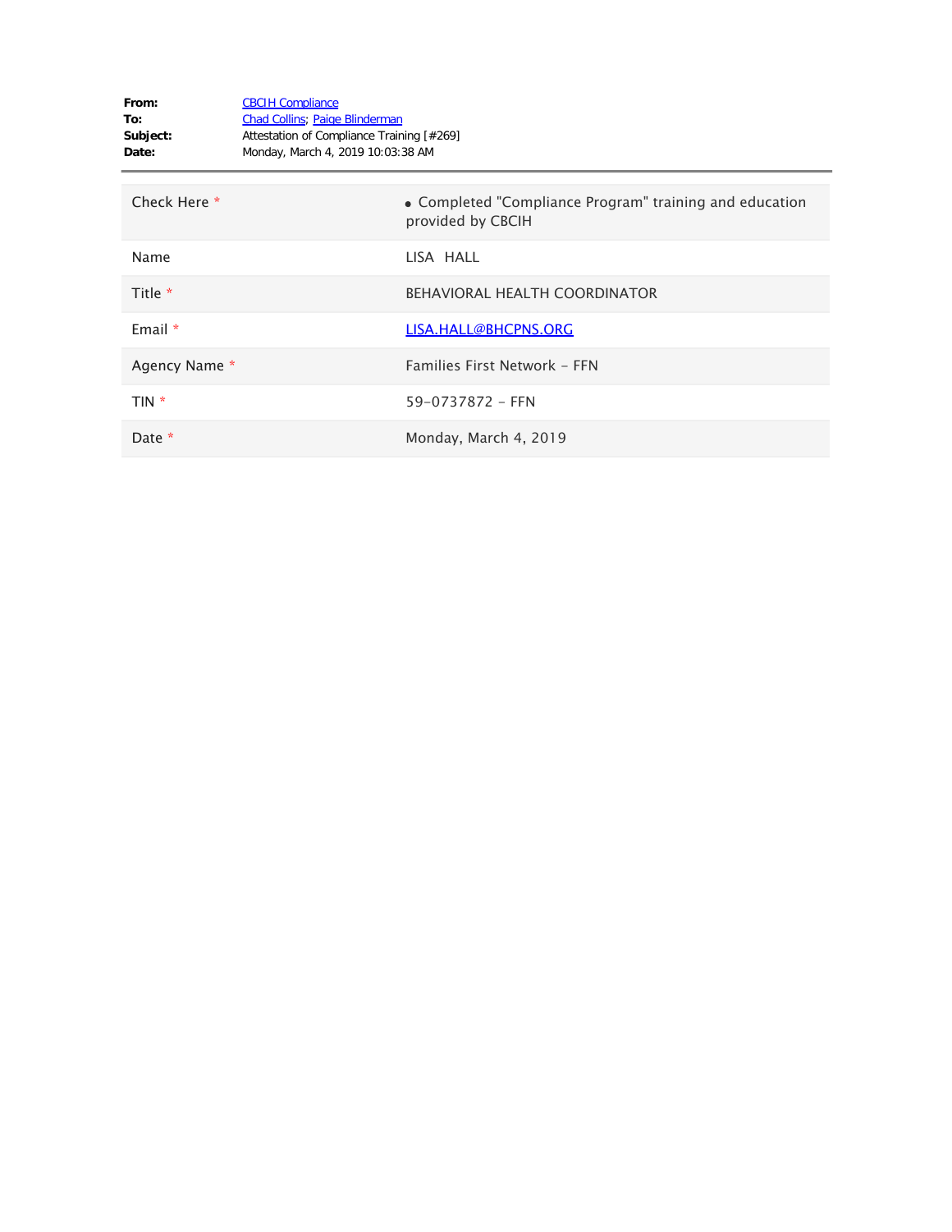**From:** CBCIH Compliance
**To:** Chad Collins; Paige Blinderman
**Subject:** Attestation of Compliance Training [#269]
**Date:** Monday, March 4, 2019 10:03:38 AM

| | |
|---|---|
| Check Here * | • Completed "Compliance Program" training and education provided by CBCIH |
| Name | LISA HALL |
| Title * | BEHAVIORAL HEALTH COORDINATOR |
| Email * | LISA.HALL@BHCPNS.ORG |
| Agency Name * | Families First Network - FFN |
| TIN * | 59-0737872 - FFN |
| Date * | Monday, March 4, 2019 |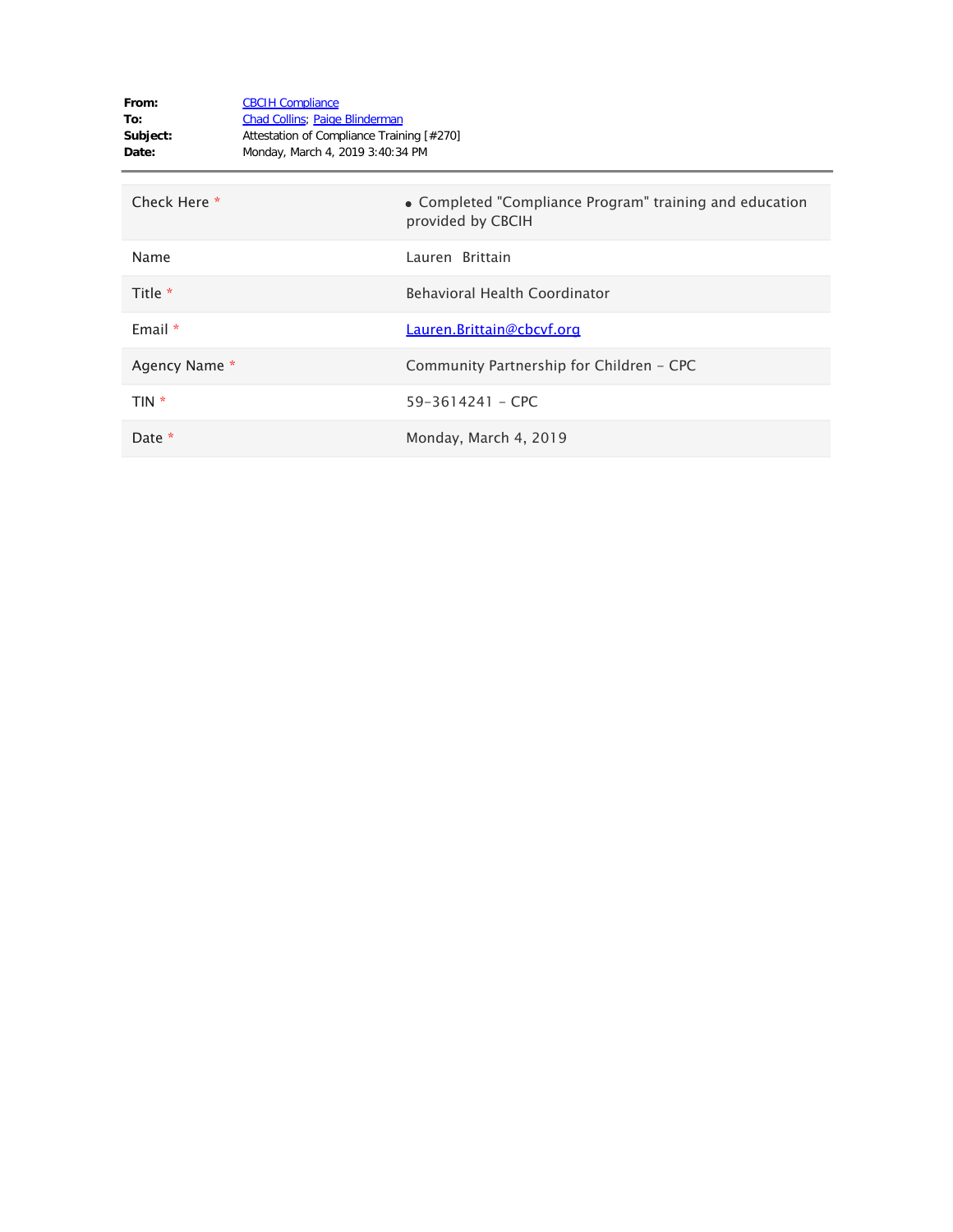**From:** CBCIH Compliance
**To:** Chad Collins; Paige Blinderman
**Subject:** Attestation of Compliance Training [#270]
**Date:** Monday, March 4, 2019 3:40:34 PM

| | |
|---|---|
| Check Here * | • Completed "Compliance Program" training and education provided by CBCIH |
| Name | Lauren  Brittain |
| Title * | Behavioral Health Coordinator |
| Email * | Lauren.Brittain@cbcvf.org |
| Agency Name * | Community Partnership for Children - CPC |
| TIN * | 59-3614241 - CPC |
| Date * | Monday, March 4, 2019 |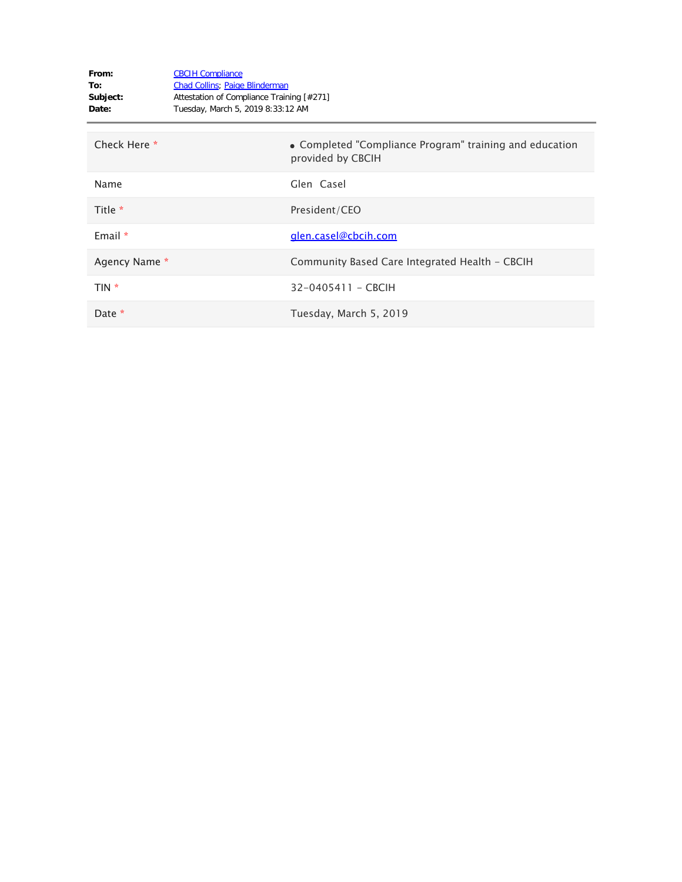**From:** CBCIH Compliance
**To:** Chad Collins; Paige Blinderman
**Subject:** Attestation of Compliance Training [#271]
**Date:** Tuesday, March 5, 2019 8:33:12 AM

---

| | |
|---|---|
| Check Here * | • Completed "Compliance Program" training and education provided by CBCIH |
| Name | Glen Casel |
| Title * | President/CEO |
| Email * | glen.casel@cbcih.com |
| Agency Name * | Community Based Care Integrated Health - CBCIH |
| TIN * | 32-0405411 - CBCIH |
| Date * | Tuesday, March 5, 2019 |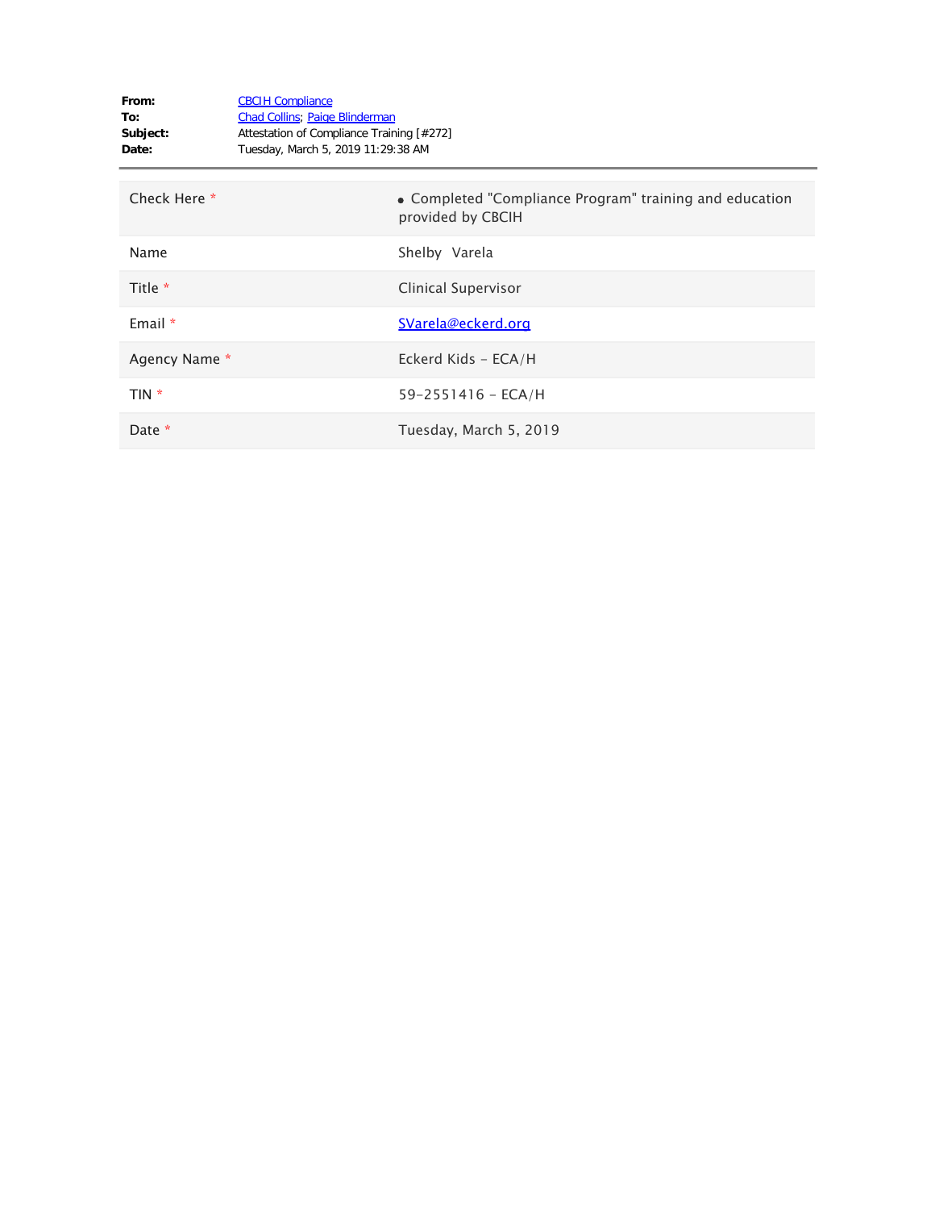**From:** CBCIH Compliance
**To:** Chad Collins; Paige Blinderman
**Subject:** Attestation of Compliance Training [#272]
**Date:** Tuesday, March 5, 2019 11:29:38 AM

| | |
|---|---|
| Check Here * | • Completed "Compliance Program" training and education provided by CBCIH |
| Name | Shelby Varela |
| Title * | Clinical Supervisor |
| Email * | SVarela@eckerd.org |
| Agency Name * | Eckerd Kids - ECA/H |
| TIN * | 59-2551416 - ECA/H |
| Date * | Tuesday, March 5, 2019 |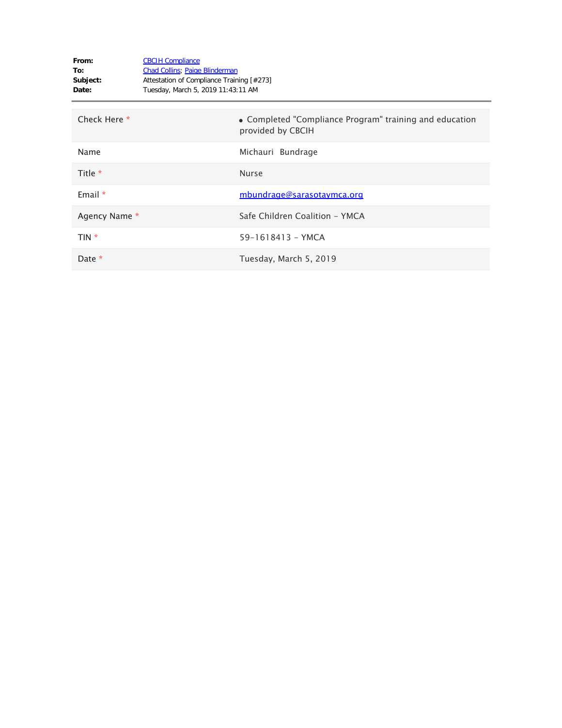**From:** CBCIH Compliance
**To:** Chad Collins; Paige Blinderman
**Subject:** Attestation of Compliance Training [#273]
**Date:** Tuesday, March 5, 2019 11:43:11 AM

---

| | |
|---|---|
| Check Here * | • Completed "Compliance Program" training and education provided by CBCIH |
| Name | Michauri Bundrage |
| Title * | Nurse |
| Email * | mbundrage@sarasotaymca.org |
| Agency Name * | Safe Children Coalition - YMCA |
| TIN * | 59-1618413 - YMCA |
| Date * | Tuesday, March 5, 2019 |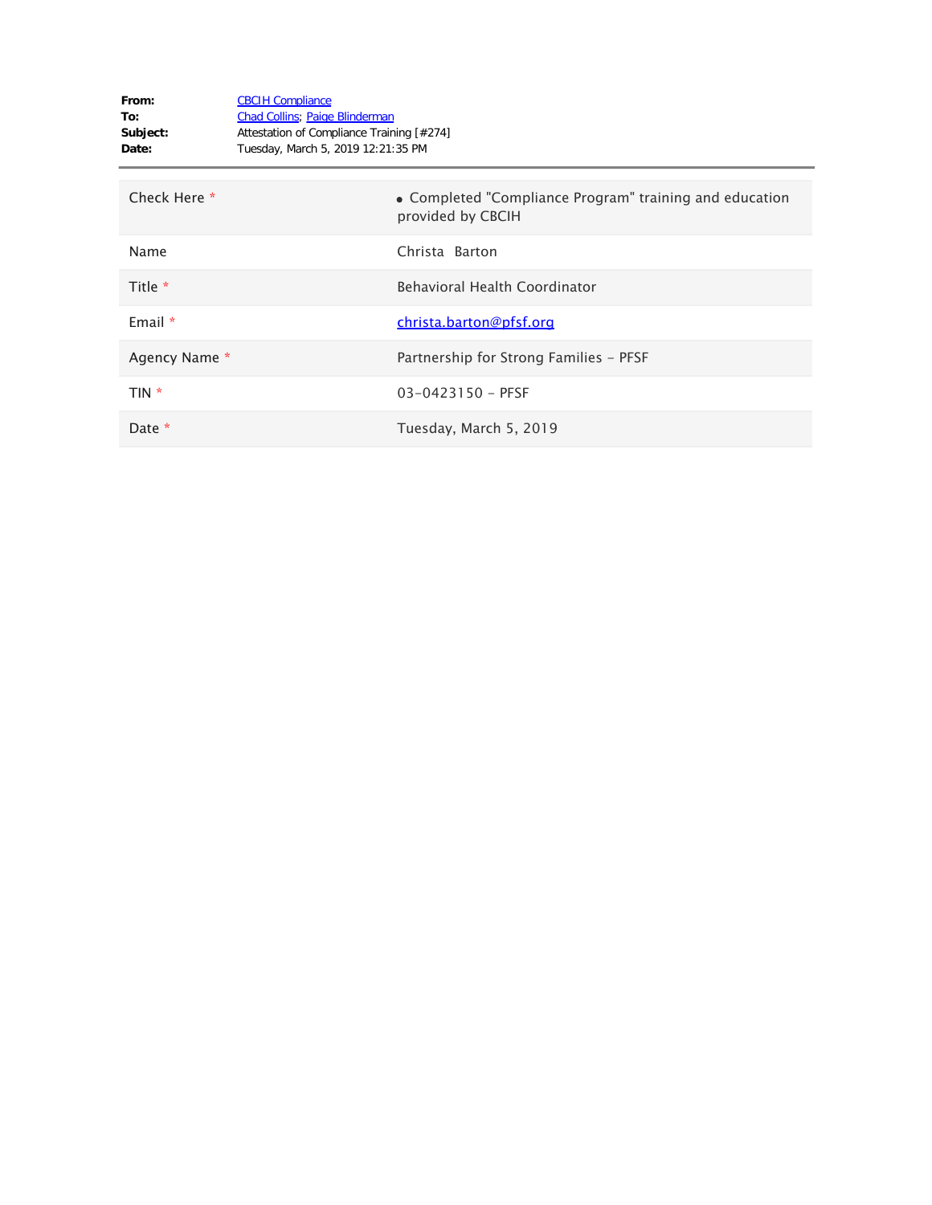**From:** CBCIH Compliance
**To:** Chad Collins; Paige Blinderman
**Subject:** Attestation of Compliance Training [#274]
**Date:** Tuesday, March 5, 2019 12:21:35 PM

---

| | |
|---|---|
| Check Here * | • Completed "Compliance Program" training and education provided by CBCIH |
| Name | Christa Barton |
| Title * | Behavioral Health Coordinator |
| Email * | christa.barton@pfsf.org |
| Agency Name * | Partnership for Strong Families - PFSF |
| TIN * | 03-0423150 - PFSF |
| Date * | Tuesday, March 5, 2019 |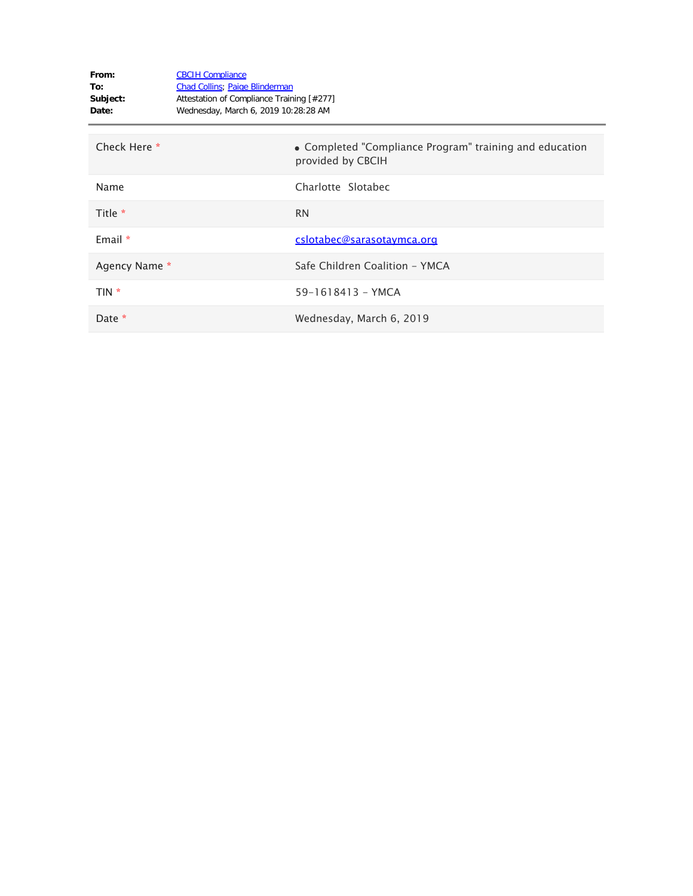**From:** CBCIH Compliance
**To:** Chad Collins; Paige Blinderman
**Subject:** Attestation of Compliance Training [#277]
**Date:** Wednesday, March 6, 2019 10:28:28 AM

---

| | |
|---|---|
| Check Here * | • Completed "Compliance Program" training and education provided by CBCIH |
| Name | Charlotte Slotabec |
| Title * | RN |
| Email * | cslotabec@sarasotaymca.org |
| Agency Name * | Safe Children Coalition - YMCA |
| TIN * | 59-1618413 - YMCA |
| Date * | Wednesday, March 6, 2019 |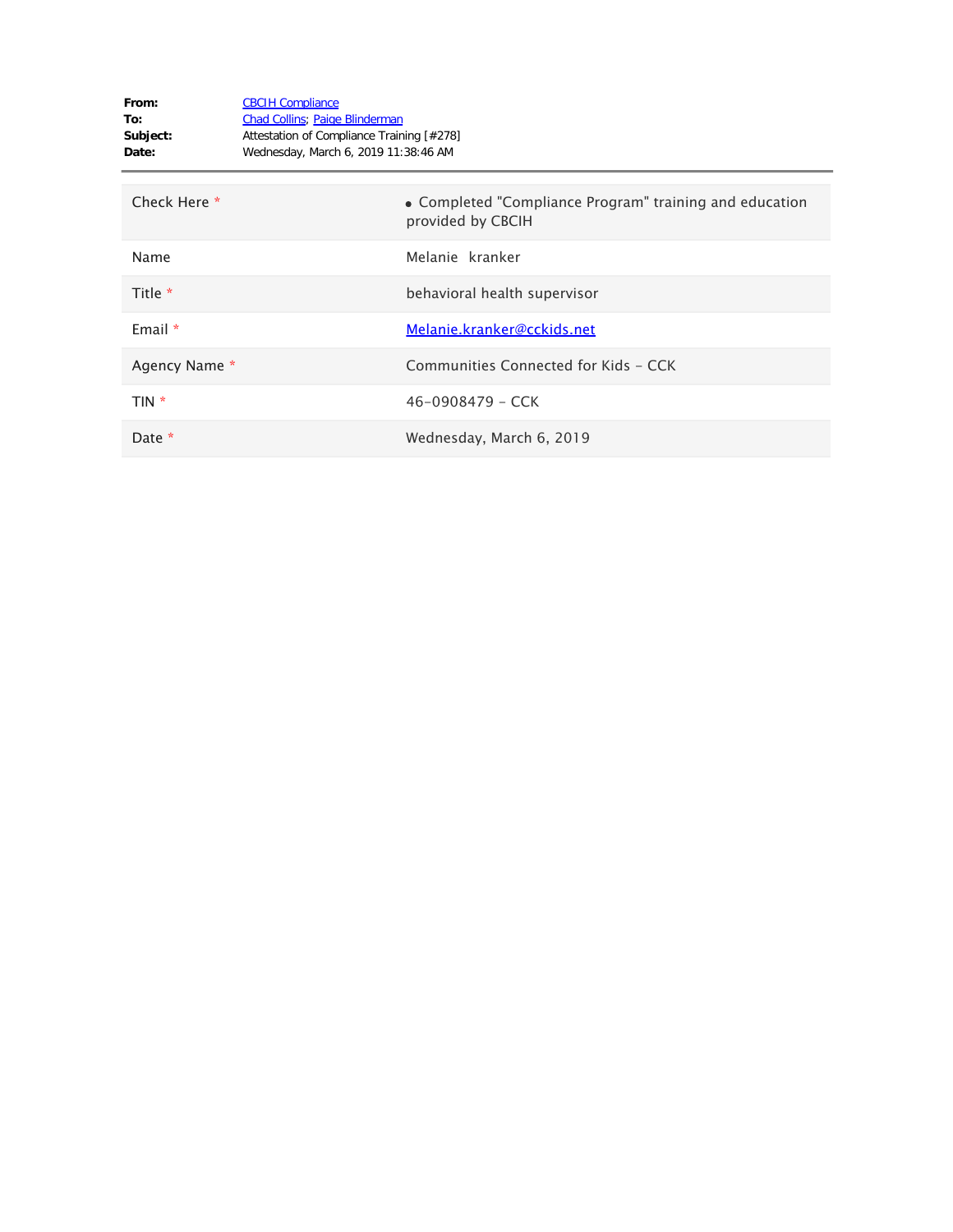**From:** CBCIH Compliance
**To:** Chad Collins; Paige Blinderman
**Subject:** Attestation of Compliance Training [#278]
**Date:** Wednesday, March 6, 2019 11:38:46 AM

| | |
|---|---|
| Check Here * | • Completed "Compliance Program" training and education provided by CBCIH |
| Name | Melanie kranker |
| Title * | behavioral health supervisor |
| Email * | Melanie.kranker@cckids.net |
| Agency Name * | Communities Connected for Kids - CCK |
| TIN * | 46-0908479 - CCK |
| Date * | Wednesday, March 6, 2019 |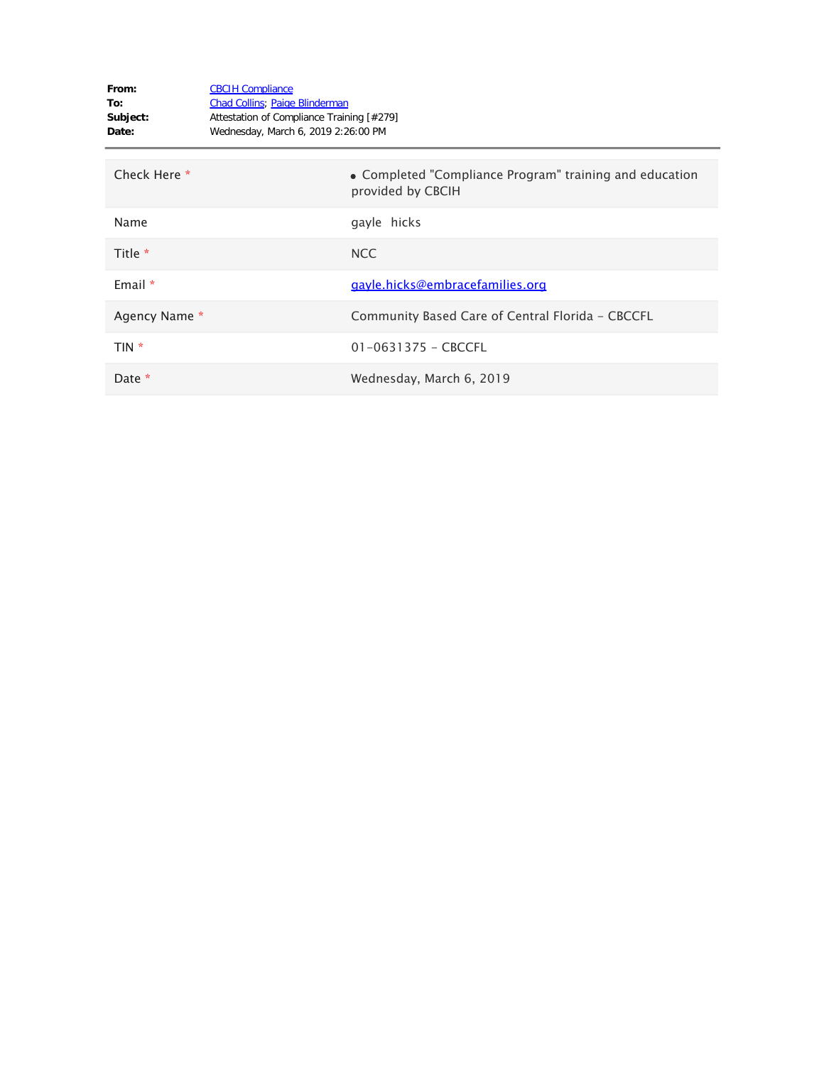**From:** CBCIH Compliance
**To:** Chad Collins; Paige Blinderman
**Subject:** Attestation of Compliance Training [#279]
**Date:** Wednesday, March 6, 2019 2:26:00 PM

---

| | |
|---|---|
| Check Here * | • Completed "Compliance Program" training and education provided by CBCIH |
| Name | gayle hicks |
| Title * | NCC |
| Email * | gayle.hicks@embracefamilies.org |
| Agency Name * | Community Based Care of Central Florida - CBCCFL |
| TIN * | 01-0631375 - CBCCFL |
| Date * | Wednesday, March 6, 2019 |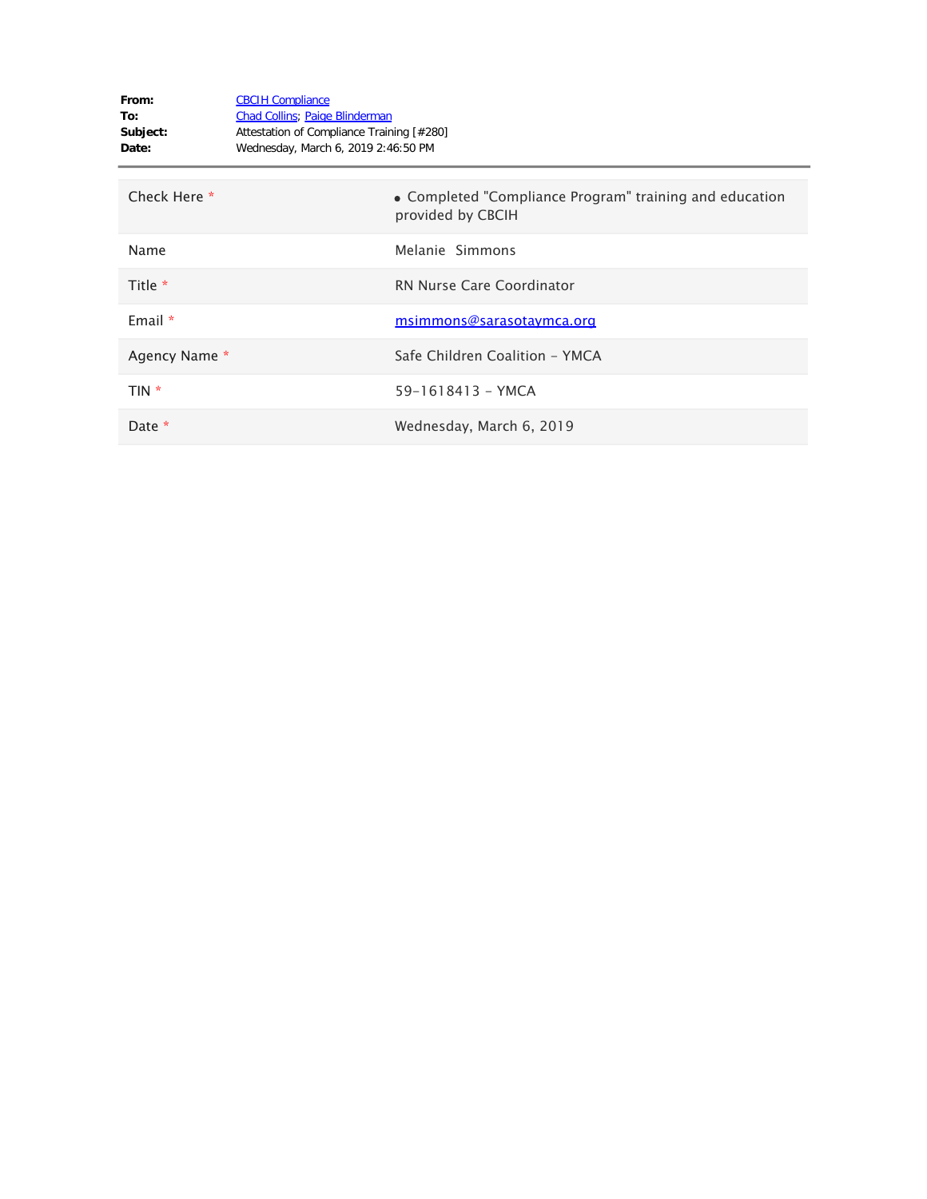**From:** CBCIH Compliance
**To:** Chad Collins; Paige Blinderman
**Subject:** Attestation of Compliance Training [#280]
**Date:** Wednesday, March 6, 2019 2:46:50 PM

---

| | |
|---|---|
| Check Here * | • Completed "Compliance Program" training and education provided by CBCIH |
| Name | Melanie Simmons |
| Title * | RN Nurse Care Coordinator |
| Email * | msimmons@sarasotaymca.org |
| Agency Name * | Safe Children Coalition - YMCA |
| TIN * | 59-1618413 - YMCA |
| Date * | Wednesday, March 6, 2019 |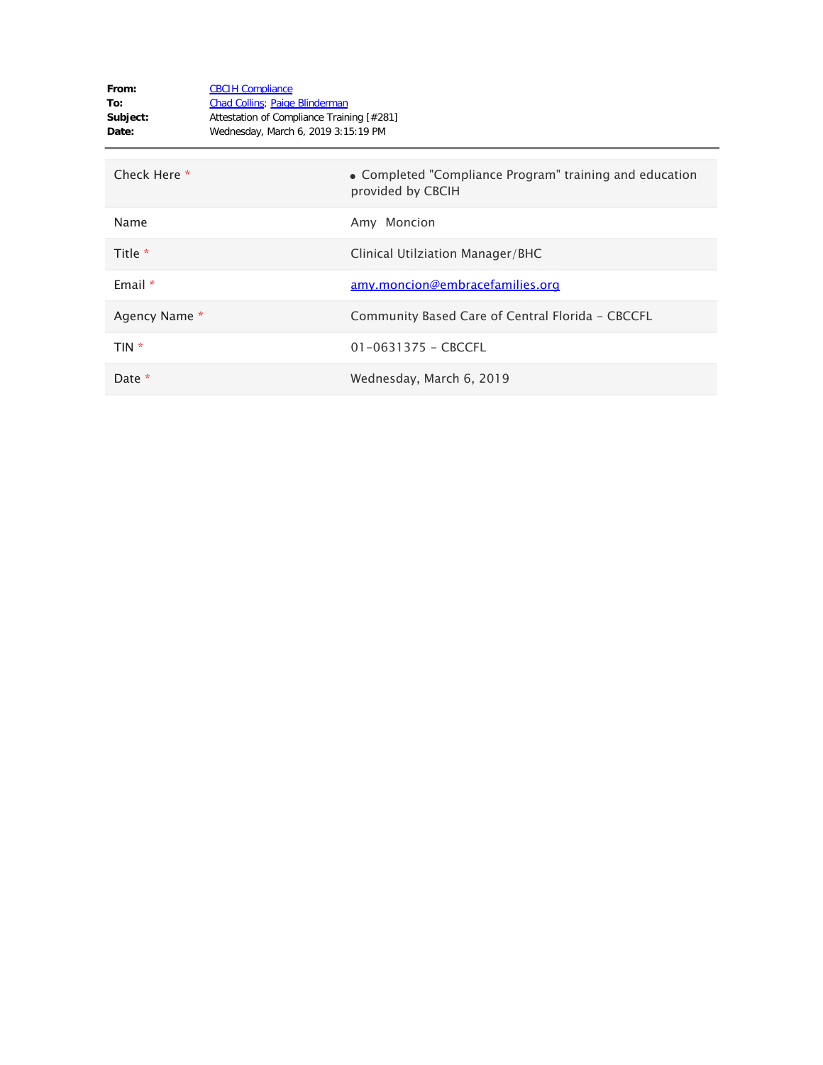**From:** CBCIH Compliance
**To:** Chad Collins; Paige Blinderman
**Subject:** Attestation of Compliance Training [#281]
**Date:** Wednesday, March 6, 2019 3:15:19 PM

---

| | |
|---|---|
| Check Here * | • Completed "Compliance Program" training and education provided by CBCIH |
| Name | Amy  Moncion |
| Title * | Clinical Utilziation Manager/BHC |
| Email * | amy.moncion@embracefamilies.org |
| Agency Name * | Community Based Care of Central Florida - CBCCFL |
| TIN * | 01-0631375 - CBCCFL |
| Date * | Wednesday, March 6, 2019 |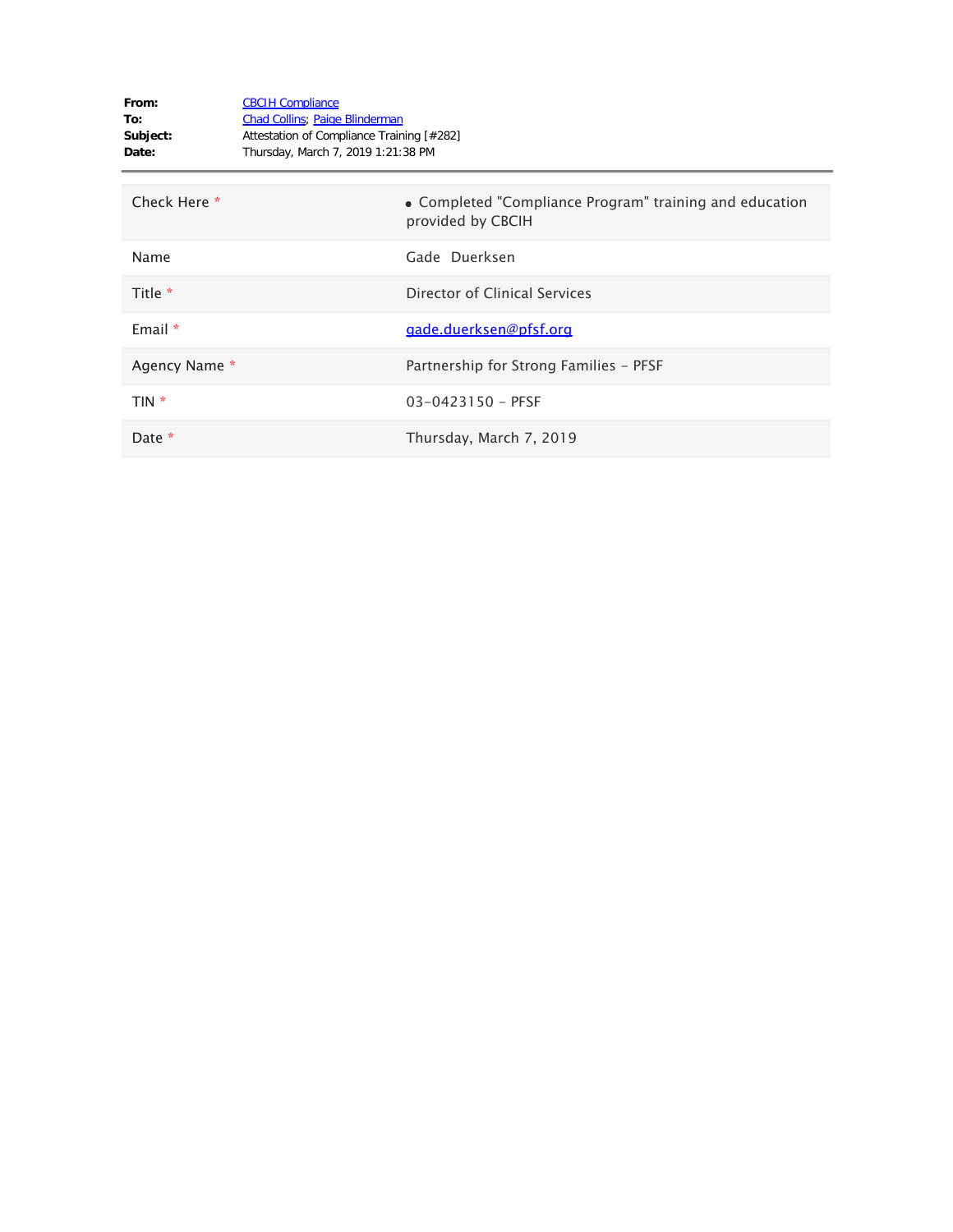**From:** CBCIH Compliance
**To:** Chad Collins; Paige Blinderman
**Subject:** Attestation of Compliance Training [#282]
**Date:** Thursday, March 7, 2019 1:21:38 PM

---

| | |
|---|---|
| Check Here * | • Completed "Compliance Program" training and education provided by CBCIH |
| Name | Gade Duerksen |
| Title * | Director of Clinical Services |
| Email * | gade.duerksen@pfsf.org |
| Agency Name * | Partnership for Strong Families - PFSF |
| TIN * | 03-0423150 - PFSF |
| Date * | Thursday, March 7, 2019 |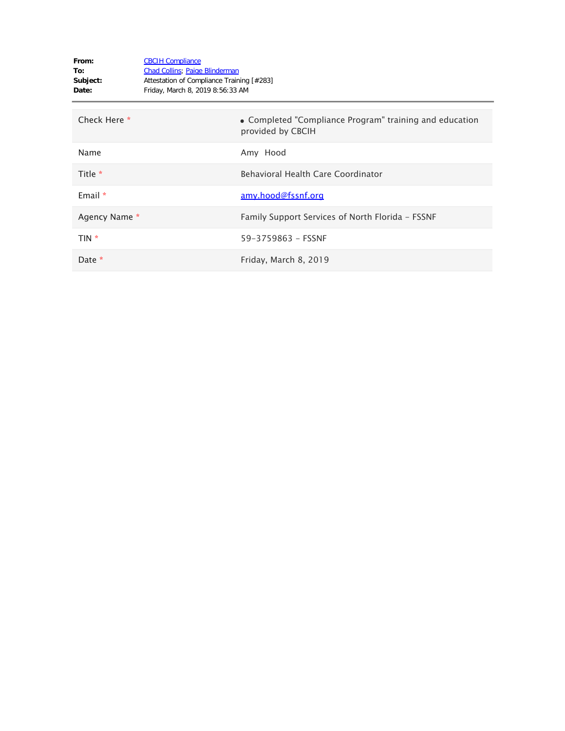**From:** CBCIH Compliance
**To:** Chad Collins; Paige Blinderman
**Subject:** Attestation of Compliance Training [#283]
**Date:** Friday, March 8, 2019 8:56:33 AM

| | |
|---|---|
| Check Here * | • Completed "Compliance Program" training and education provided by CBCIH |
| Name | Amy Hood |
| Title * | Behavioral Health Care Coordinator |
| Email * | amy.hood@fssnf.org |
| Agency Name * | Family Support Services of North Florida - FSSNF |
| TIN * | 59-3759863 - FSSNF |
| Date * | Friday, March 8, 2019 |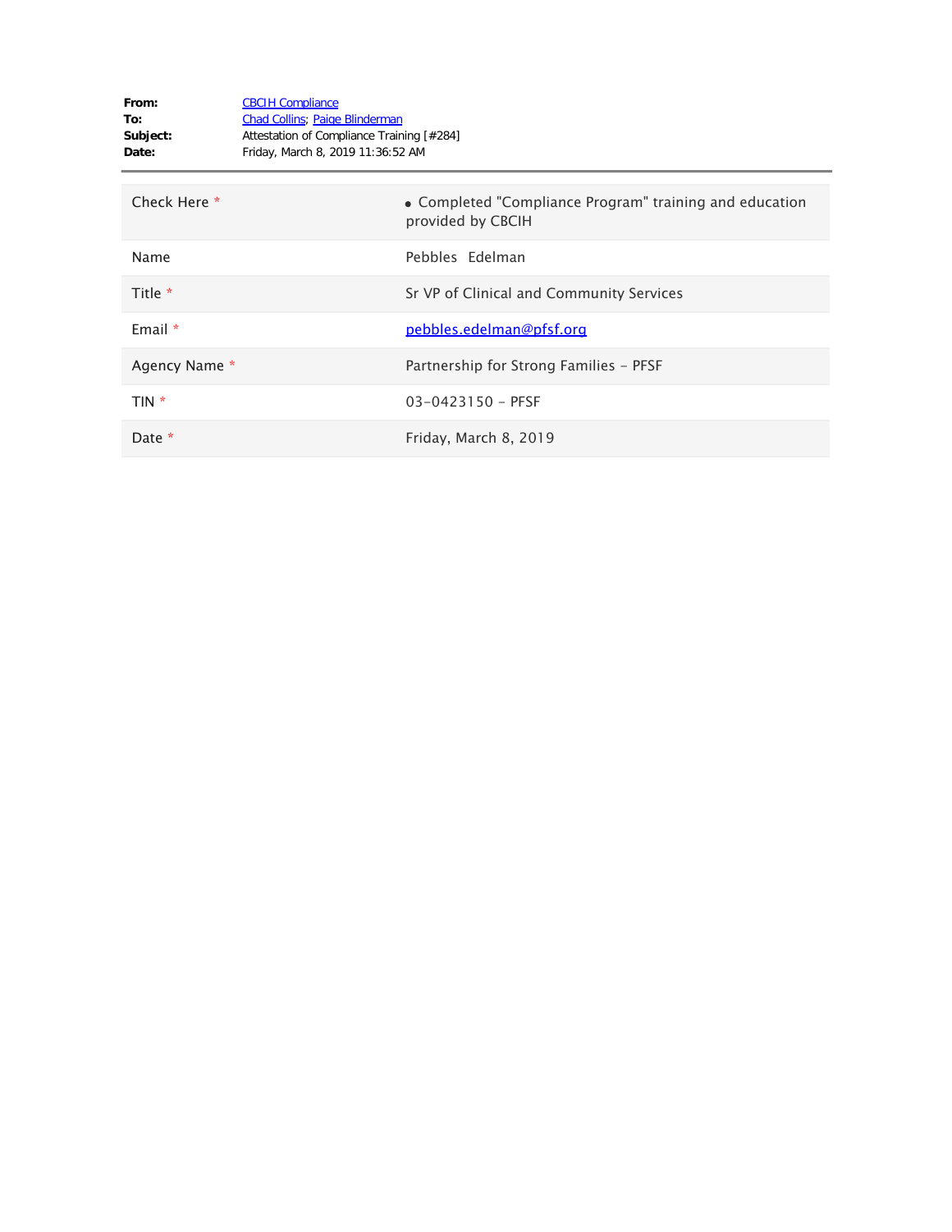**From:** CBCIH Compliance
**To:** Chad Collins; Paige Blinderman
**Subject:** Attestation of Compliance Training [#284]
**Date:** Friday, March 8, 2019 11:36:52 AM

| | |
|---|---|
| Check Here * | • Completed "Compliance Program" training and education provided by CBCIH |
| Name | Pebbles  Edelman |
| Title * | Sr VP of Clinical and Community Services |
| Email * | pebbles.edelman@pfsf.org |
| Agency Name * | Partnership for Strong Families - PFSF |
| TIN * | 03-0423150 - PFSF |
| Date * | Friday, March 8, 2019 |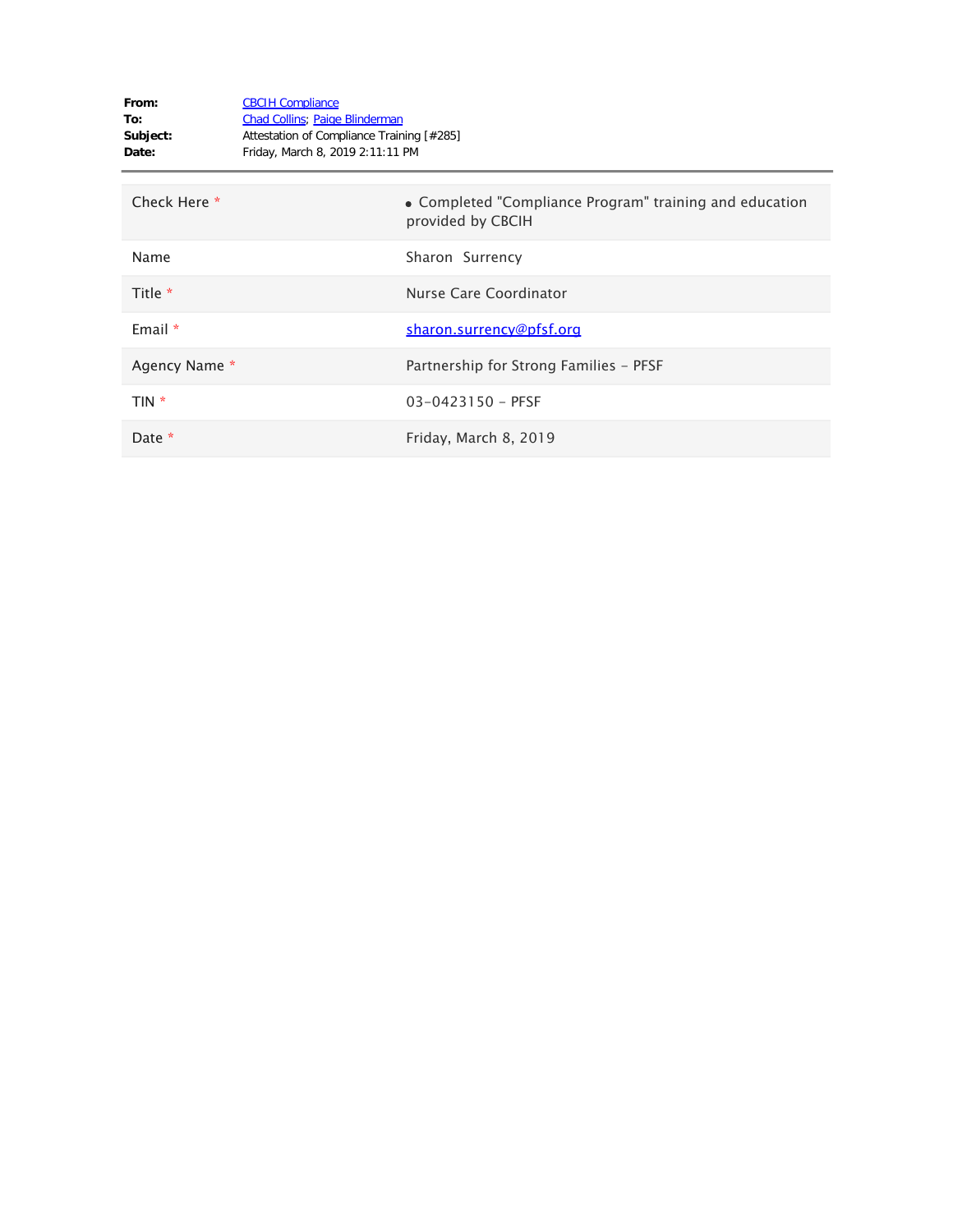**From:** CBCIH Compliance
**To:** Chad Collins; Paige Blinderman
**Subject:** Attestation of Compliance Training [#285]
**Date:** Friday, March 8, 2019 2:11:11 PM

| | |
|---|---|
| Check Here * | • Completed "Compliance Program" training and education provided by CBCIH |
| Name | Sharon Surrency |
| Title * | Nurse Care Coordinator |
| Email * | sharon.surrency@pfsf.org |
| Agency Name * | Partnership for Strong Families - PFSF |
| TIN * | 03-0423150 - PFSF |
| Date * | Friday, March 8, 2019 |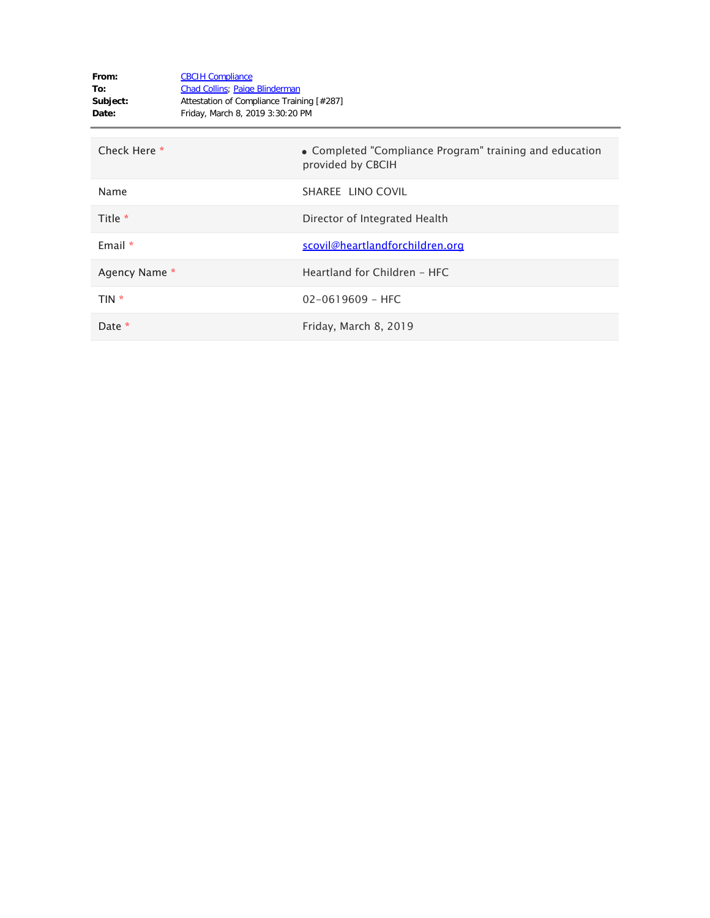**From:** CBCIH Compliance
**To:** Chad Collins; Paige Blinderman
**Subject:** Attestation of Compliance Training [#287]
**Date:** Friday, March 8, 2019 3:30:20 PM

| | |
|---|---|
| Check Here * | • Completed "Compliance Program" training and education provided by CBCIH |
| Name | SHAREE LINO COVIL |
| Title * | Director of Integrated Health |
| Email * | scovil@heartlandforchildren.org |
| Agency Name * | Heartland for Children - HFC |
| TIN * | 02-0619609 - HFC |
| Date * | Friday, March 8, 2019 |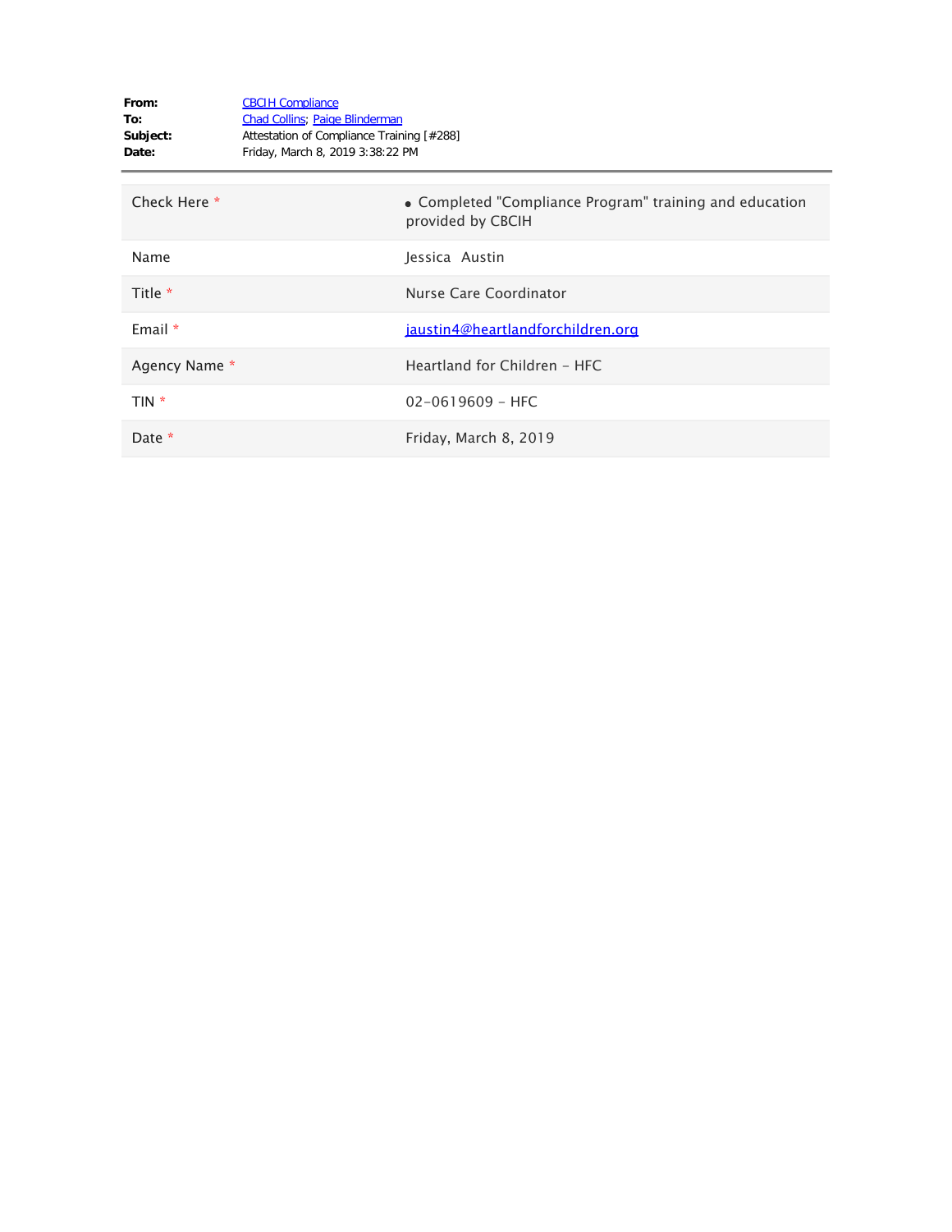**From:** CBCIH Compliance
**To:** Chad Collins; Paige Blinderman
**Subject:** Attestation of Compliance Training [#288]
**Date:** Friday, March 8, 2019 3:38:22 PM

---

| | |
|---|---|
| Check Here * | • Completed "Compliance Program" training and education provided by CBCIH |
| Name | Jessica Austin |
| Title * | Nurse Care Coordinator |
| Email * | jaustin4@heartlandforchildren.org |
| Agency Name * | Heartland for Children - HFC |
| TIN * | 02-0619609 - HFC |
| Date * | Friday, March 8, 2019 |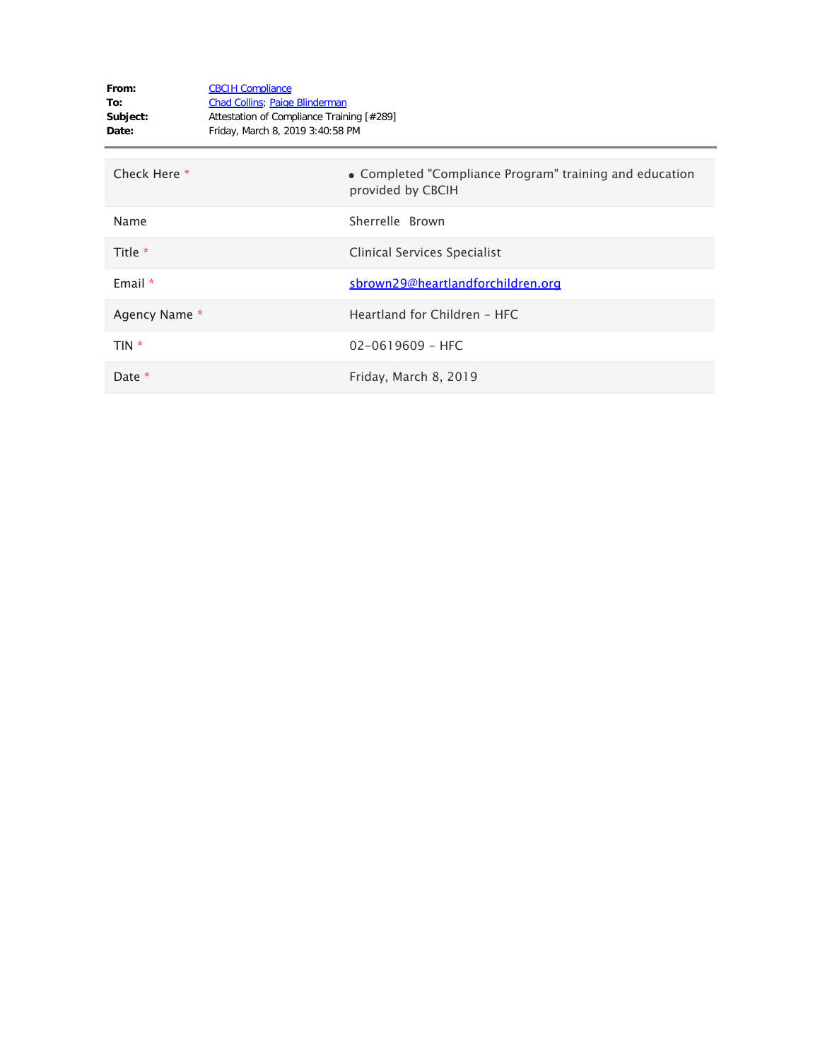**From:** CBCIH Compliance
**To:** Chad Collins; Paige Blinderman
**Subject:** Attestation of Compliance Training [#289]
**Date:** Friday, March 8, 2019 3:40:58 PM

---

| | |
|---|---|
| Check Here * | • Completed "Compliance Program" training and education provided by CBCIH |
| Name | Sherrelle Brown |
| Title * | Clinical Services Specialist |
| Email * | sbrown29@heartlandforchildren.org |
| Agency Name * | Heartland for Children - HFC |
| TIN * | 02-0619609 - HFC |
| Date * | Friday, March 8, 2019 |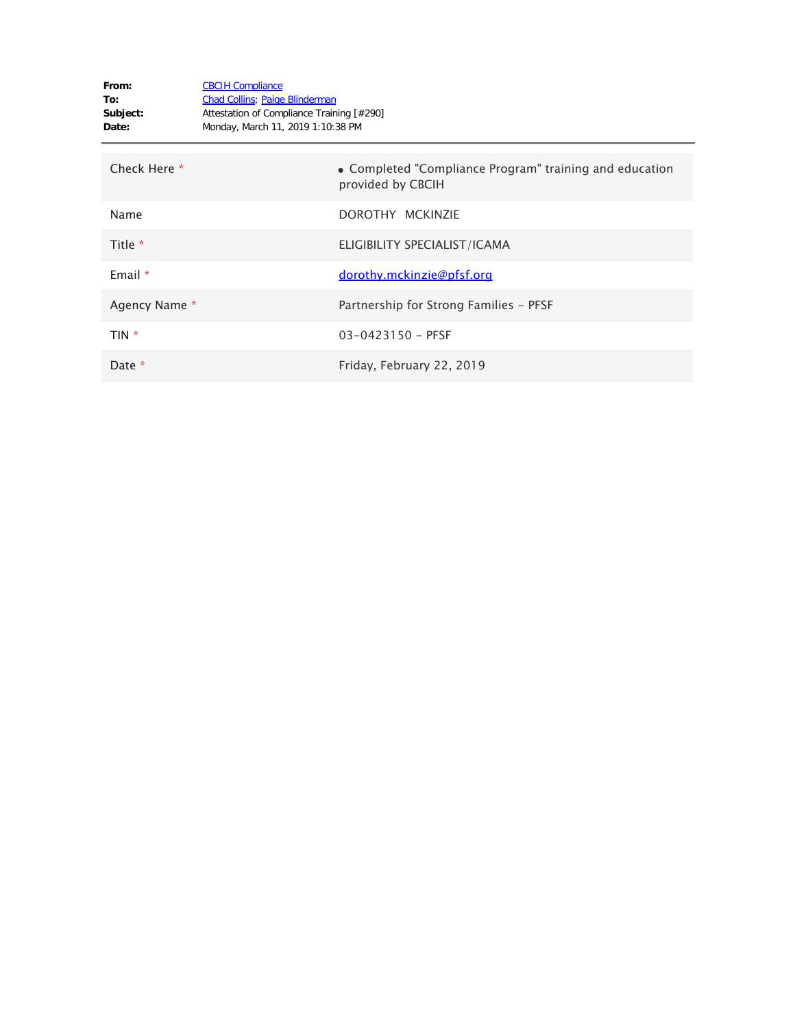**From:** CBCIH Compliance
**To:** Chad Collins; Paige Blinderman
**Subject:** Attestation of Compliance Training [#290]
**Date:** Monday, March 11, 2019 1:10:38 PM

| | |
|---|---|
| Check Here * | • Completed "Compliance Program" training and education provided by CBCIH |
| Name | DOROTHY MCKINZIE |
| Title * | ELIGIBILITY SPECIALIST/ICAMA |
| Email * | dorothy.mckinzie@pfsf.org |
| Agency Name * | Partnership for Strong Families - PFSF |
| TIN * | 03-0423150 - PFSF |
| Date * | Friday, February 22, 2019 |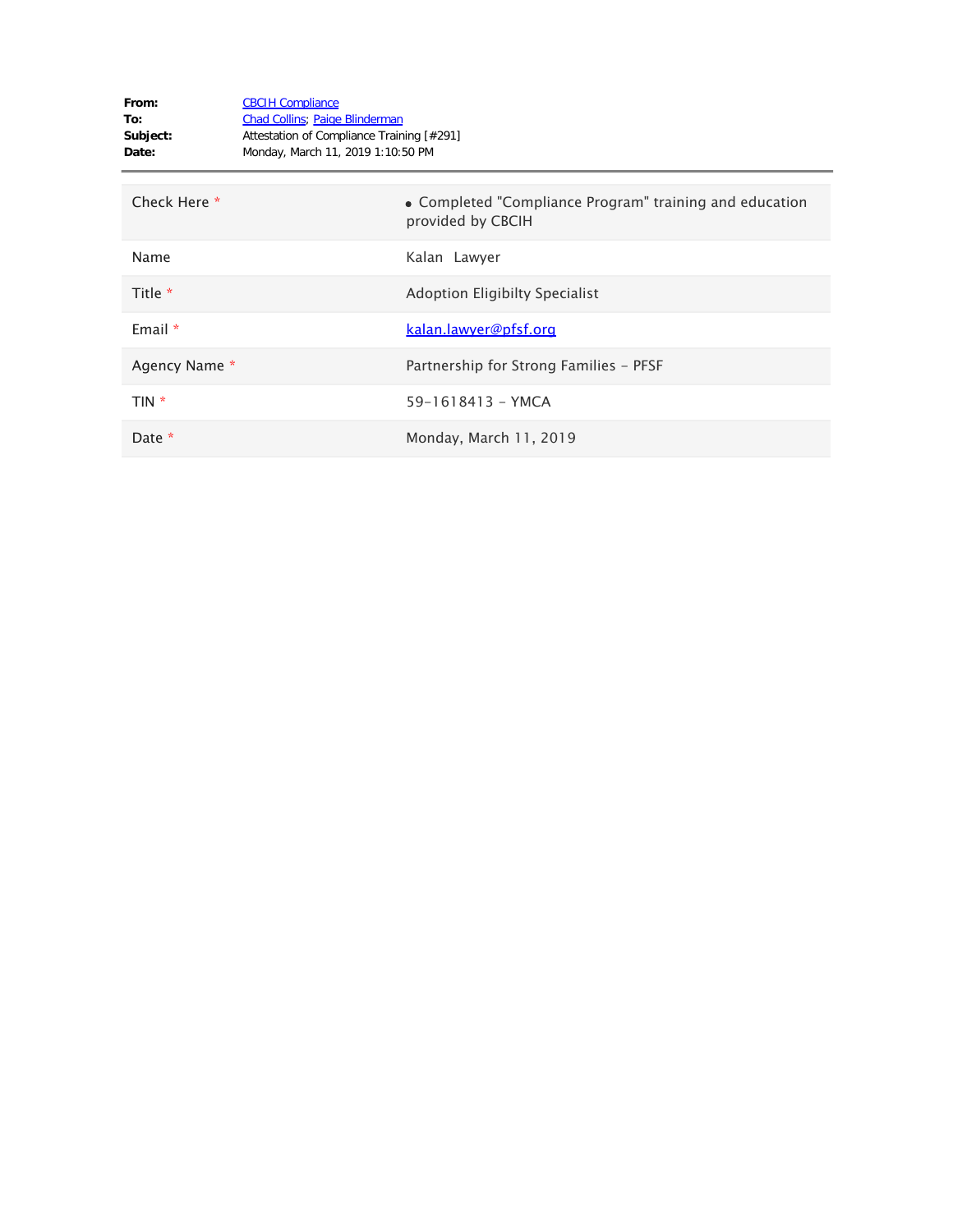**From:** CBCIH Compliance
**To:** Chad Collins; Paige Blinderman
**Subject:** Attestation of Compliance Training [#291]
**Date:** Monday, March 11, 2019 1:10:50 PM

---

| | |
|---|---|
| Check Here * | • Completed "Compliance Program" training and education provided by CBCIH |
| Name | Kalan  Lawyer |
| Title * | Adoption Eligibilty Specialist |
| Email * | kalan.lawyer@pfsf.org |
| Agency Name * | Partnership for Strong Families - PFSF |
| TIN * | 59-1618413 - YMCA |
| Date * | Monday, March 11, 2019 |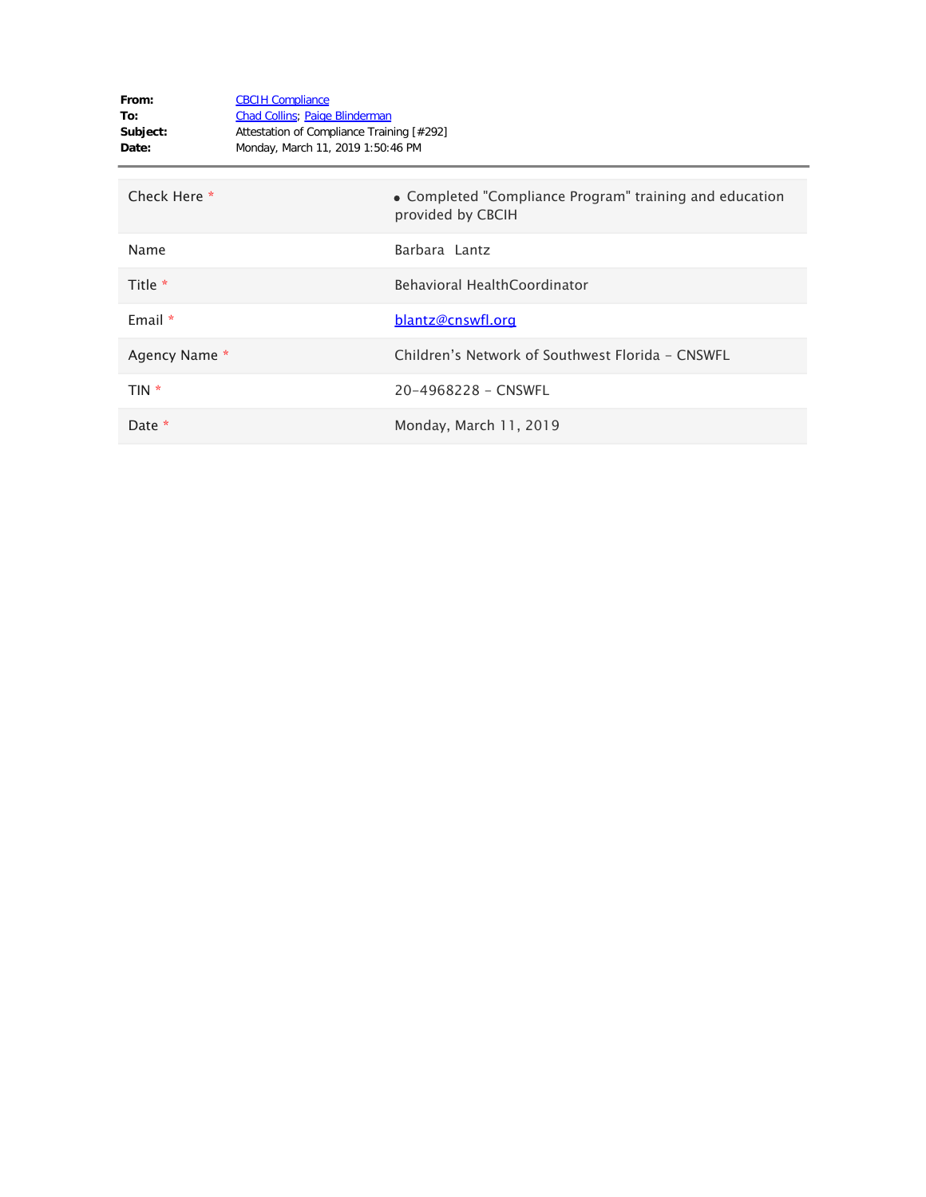**From:** CBCIH Compliance
**To:** Chad Collins; Paige Blinderman
**Subject:** Attestation of Compliance Training [#292]
**Date:** Monday, March 11, 2019 1:50:46 PM

---

| | |
|---|---|
| Check Here * | • Completed "Compliance Program" training and education provided by CBCIH |
| Name | Barbara  Lantz |
| Title * | Behavioral HealthCoordinator |
| Email * | blantz@cnswfl.org |
| Agency Name * | Children's Network of Southwest Florida - CNSWFL |
| TIN * | 20-4968228 - CNSWFL |
| Date * | Monday, March 11, 2019 |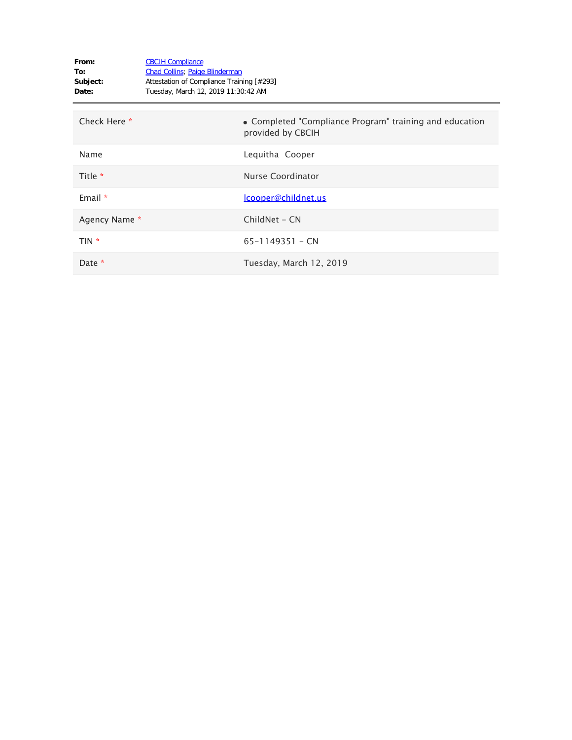**From:** CBCIH Compliance
**To:** Chad Collins; Paige Blinderman
**Subject:** Attestation of Compliance Training [#293]
**Date:** Tuesday, March 12, 2019 11:30:42 AM

---

| | |
|---|---|
| Check Here * | • Completed "Compliance Program" training and education provided by CBCIH |
| Name | Lequitha Cooper |
| Title * | Nurse Coordinator |
| Email * | lcooper@childnet.us |
| Agency Name * | ChildNet - CN |
| TIN * | 65-1149351 - CN |
| Date * | Tuesday, March 12, 2019 |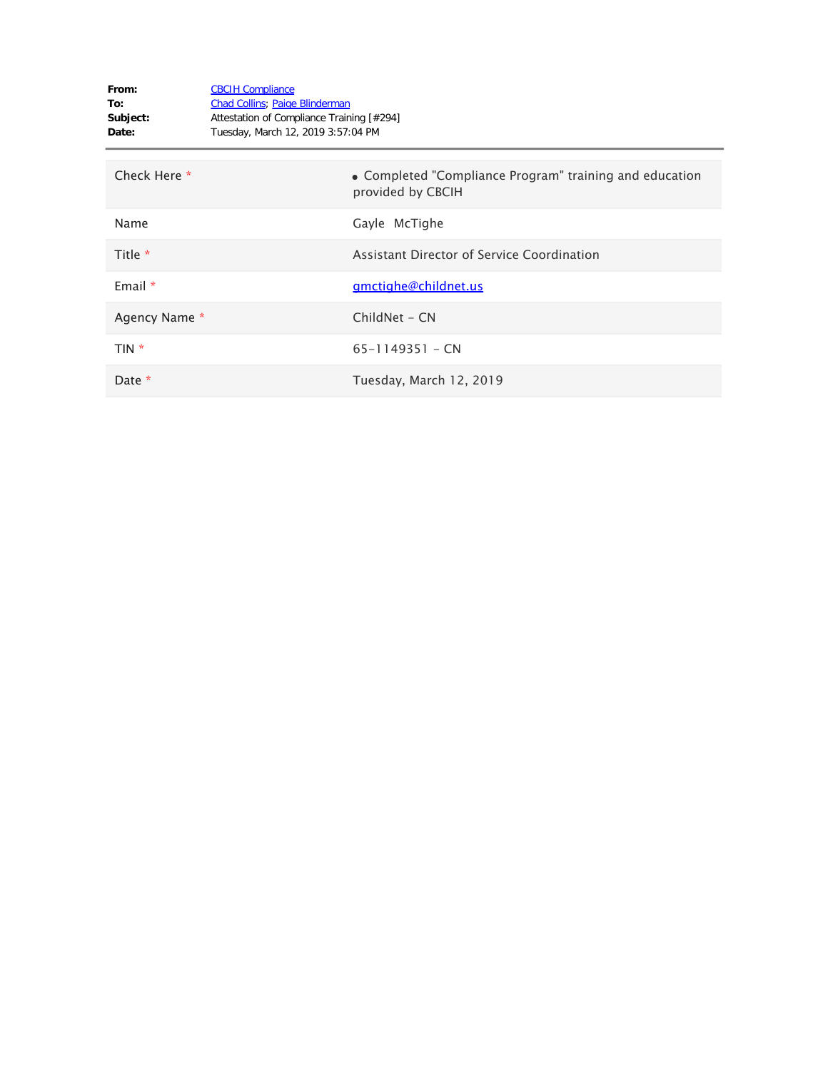**From:** CBCIH Compliance
**To:** Chad Collins; Paige Blinderman
**Subject:** Attestation of Compliance Training [#294]
**Date:** Tuesday, March 12, 2019 3:57:04 PM

---

| | |
|---|---|
| Check Here * | • Completed "Compliance Program" training and education provided by CBCIH |
| Name | Gayle McTighe |
| Title * | Assistant Director of Service Coordination |
| Email * | gmctighe@childnet.us |
| Agency Name * | ChildNet - CN |
| TIN * | 65-1149351 - CN |
| Date * | Tuesday, March 12, 2019 |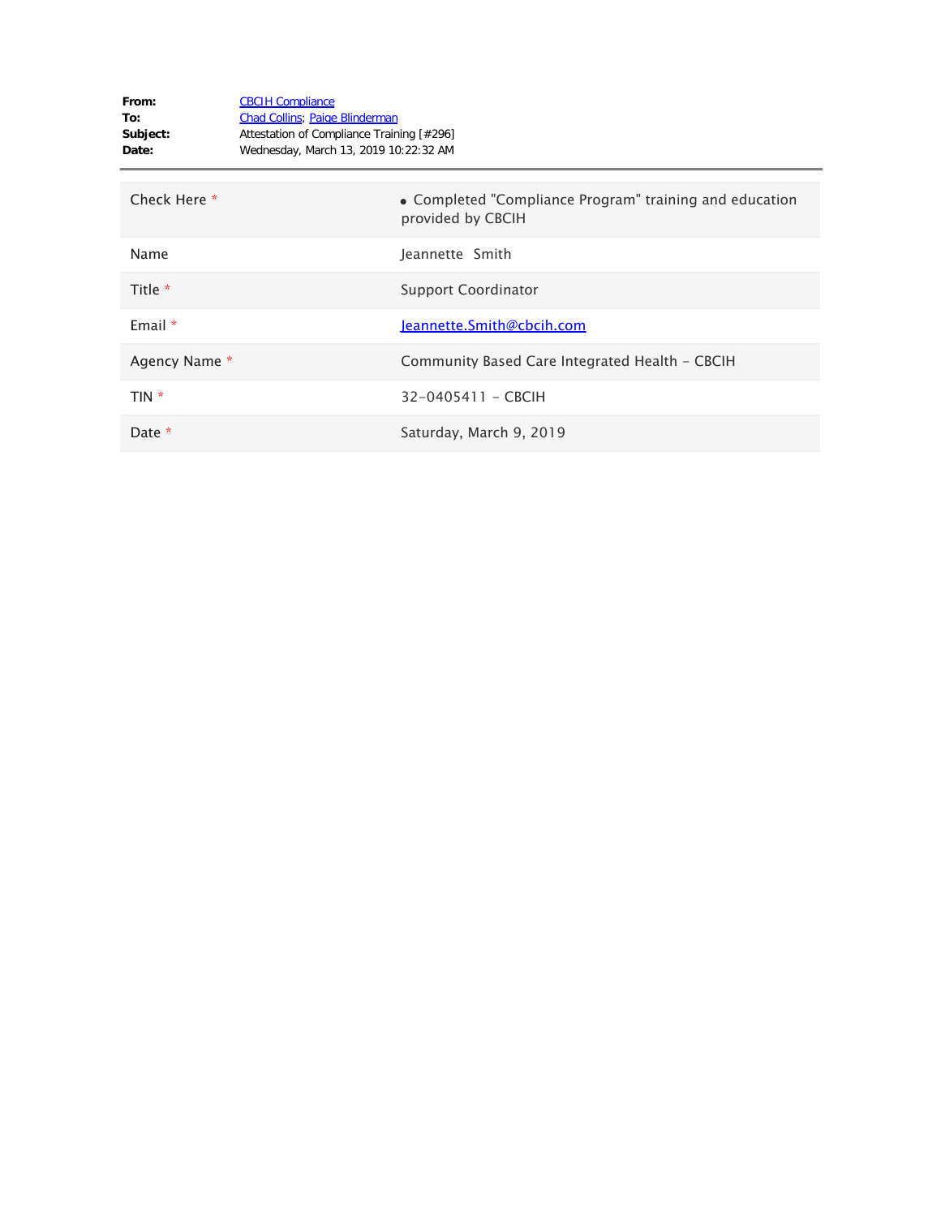**From:** CBCIH Compliance
**To:** Chad Collins; Paige Blinderman
**Subject:** Attestation of Compliance Training [#296]
**Date:** Wednesday, March 13, 2019 10:22:32 AM

| | |
|---|---|
| Check Here * | • Completed "Compliance Program" training and education provided by CBCIH |
| Name | Jeannette  Smith |
| Title * | Support Coordinator |
| Email * | Jeannette.Smith@cbcih.com |
| Agency Name * | Community Based Care Integrated Health - CBCIH |
| TIN * | 32-0405411 - CBCIH |
| Date * | Saturday, March 9, 2019 |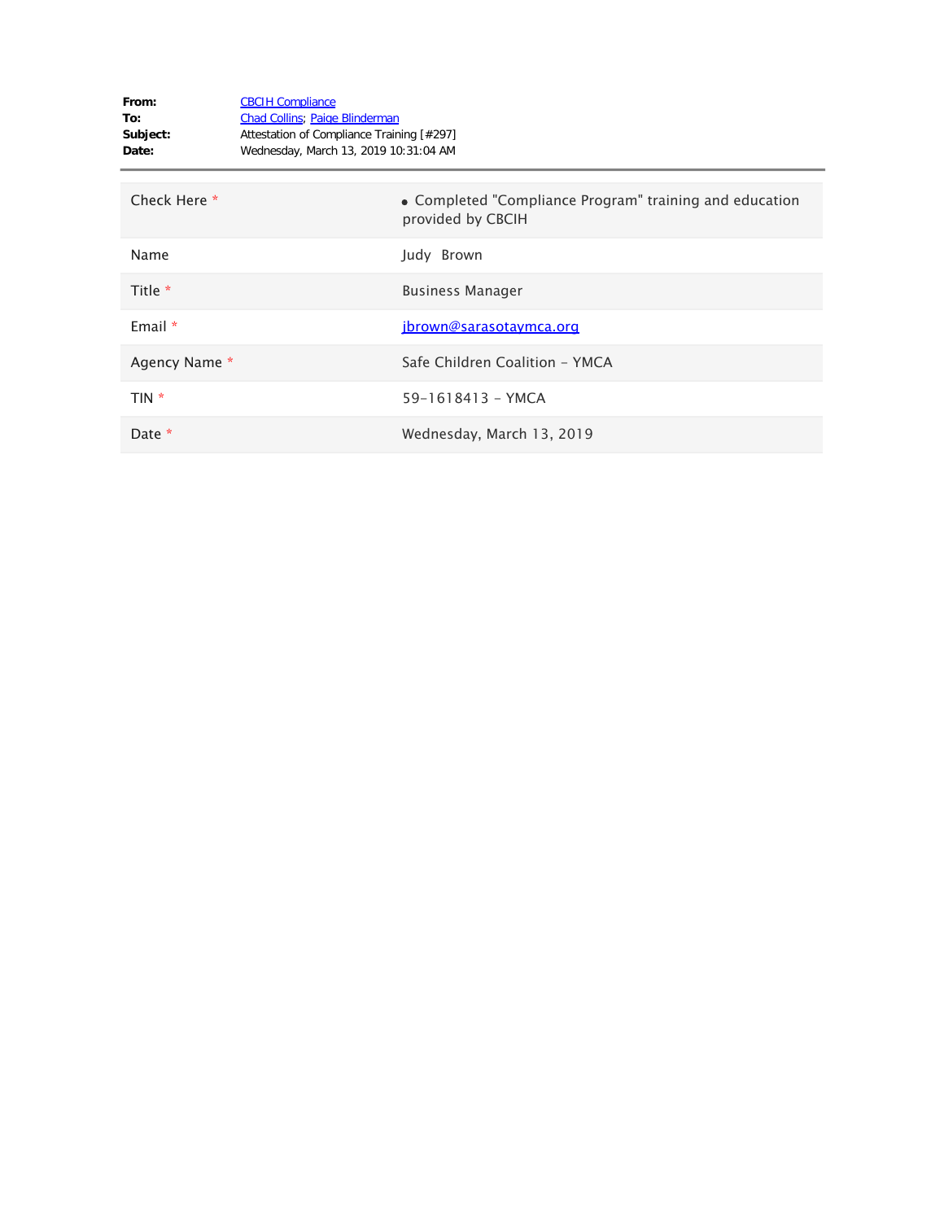**From:** CBCIH Compliance
**To:** Chad Collins; Paige Blinderman
**Subject:** Attestation of Compliance Training [#297]
**Date:** Wednesday, March 13, 2019 10:31:04 AM

| | |
|---|---|
| Check Here * | • Completed "Compliance Program" training and education provided by CBCIH |
| Name | Judy Brown |
| Title * | Business Manager |
| Email * | jbrown@sarasotaymca.org |
| Agency Name * | Safe Children Coalition - YMCA |
| TIN * | 59-1618413 - YMCA |
| Date * | Wednesday, March 13, 2019 |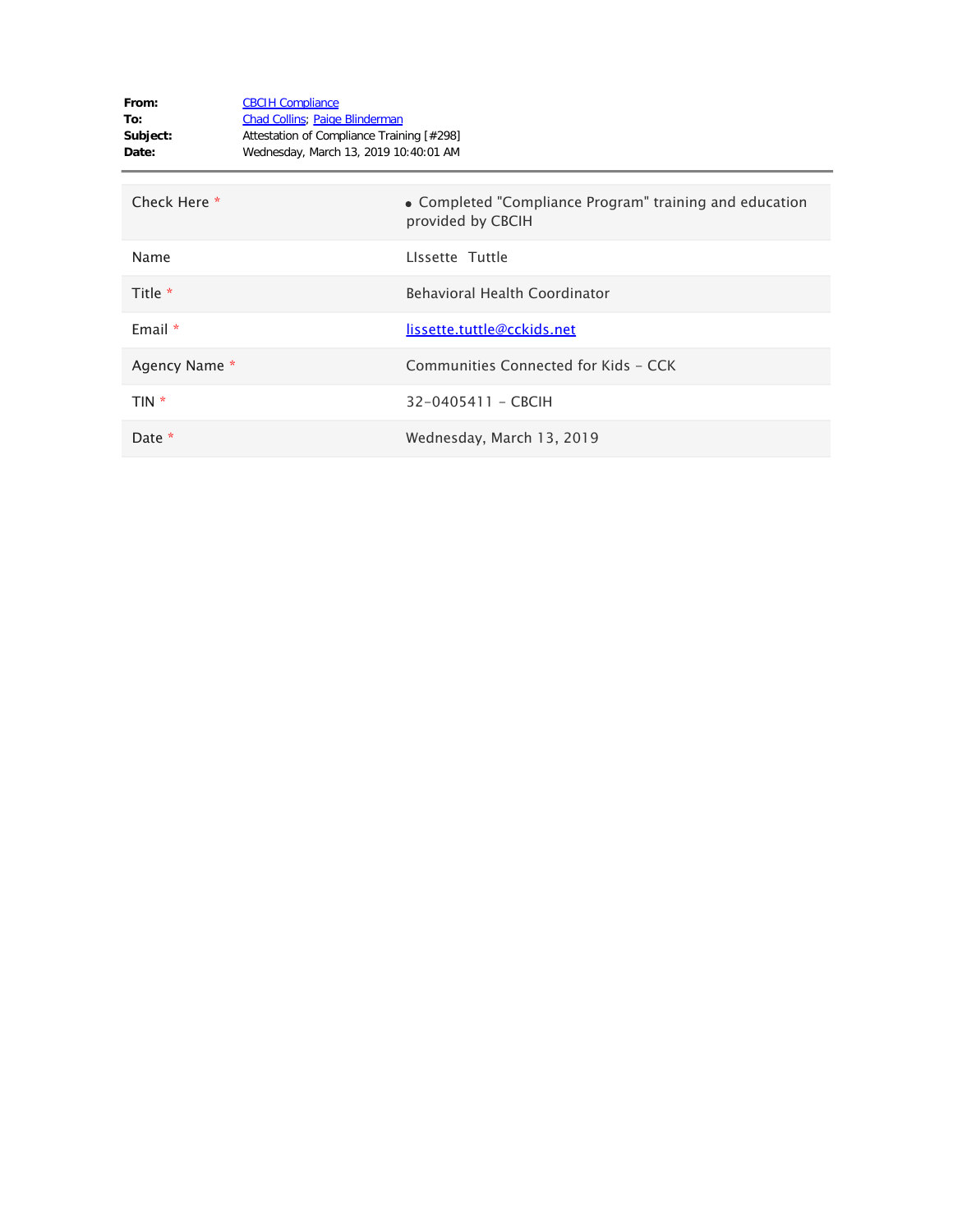**From:** CBCIH Compliance
**To:** Chad Collins; Paige Blinderman
**Subject:** Attestation of Compliance Training [#298]
**Date:** Wednesday, March 13, 2019 10:40:01 AM

---

| | |
|---|---|
| Check Here * | • Completed "Compliance Program" training and education provided by CBCIH |
| Name | LIssette Tuttle |
| Title * | Behavioral Health Coordinator |
| Email * | lissette.tuttle@cckids.net |
| Agency Name * | Communities Connected for Kids - CCK |
| TIN * | 32-0405411 - CBCIH |
| Date * | Wednesday, March 13, 2019 |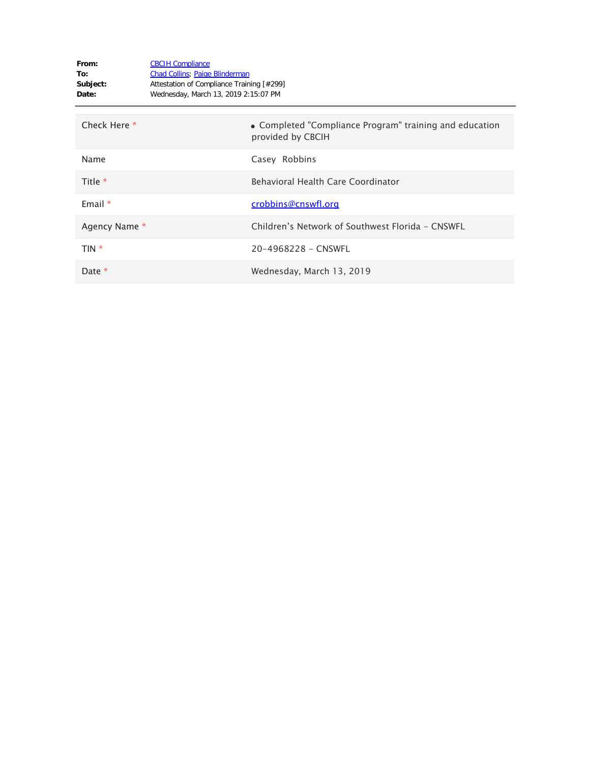**From:** CBCIH Compliance
**To:** Chad Collins; Paige Blinderman
**Subject:** Attestation of Compliance Training [#299]
**Date:** Wednesday, March 13, 2019 2:15:07 PM

---

| Check Here * | • Completed "Compliance Program" training and education provided by CBCIH |
|---|---|
| Name | Casey Robbins |
| Title * | Behavioral Health Care Coordinator |
| Email * | crobbins@cnswfl.org |
| Agency Name * | Children's Network of Southwest Florida - CNSWFL |
| TIN * | 20-4968228 - CNSWFL |
| Date * | Wednesday, March 13, 2019 |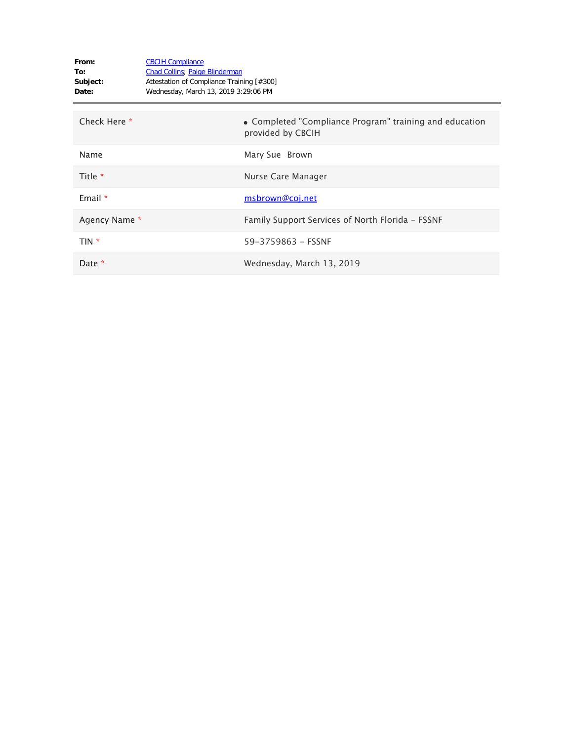**From:** CBCIH Compliance
**To:** Chad Collins; Paige Blinderman
**Subject:** Attestation of Compliance Training [#300]
**Date:** Wednesday, March 13, 2019 3:29:06 PM

| | |
|---|---|
| Check Here * | • Completed "Compliance Program" training and education provided by CBCIH |
| Name | Mary Sue Brown |
| Title * | Nurse Care Manager |
| Email * | msbrown@coj.net |
| Agency Name * | Family Support Services of North Florida - FSSNF |
| TIN * | 59-3759863 - FSSNF |
| Date * | Wednesday, March 13, 2019 |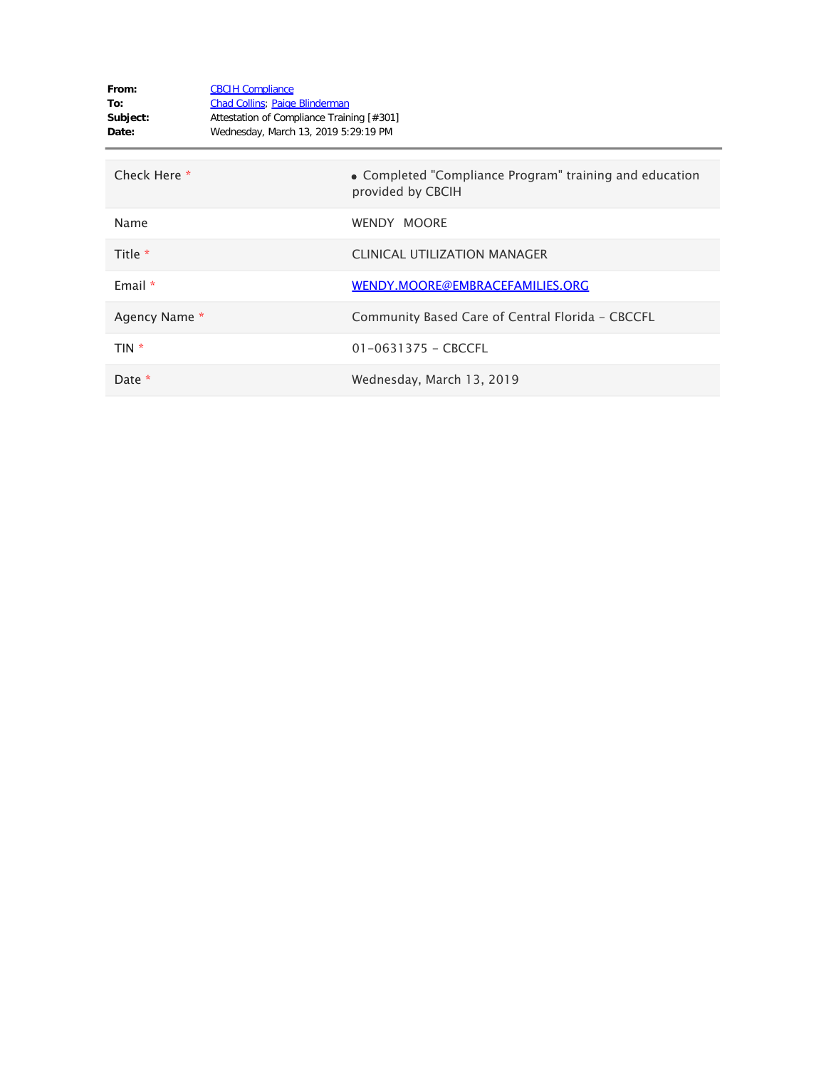**From:** CBCIH Compliance
**To:** Chad Collins; Paige Blinderman
**Subject:** Attestation of Compliance Training [#301]
**Date:** Wednesday, March 13, 2019 5:29:19 PM

| | |
|---|---|
| Check Here * | • Completed "Compliance Program" training and education provided by CBCIH |
| Name | WENDY  MOORE |
| Title * | CLINICAL UTILIZATION MANAGER |
| Email * | WENDY.MOORE@EMBRACEFAMILIES.ORG |
| Agency Name * | Community Based Care of Central Florida - CBCCFL |
| TIN * | 01-0631375 - CBCCFL |
| Date * | Wednesday, March 13, 2019 |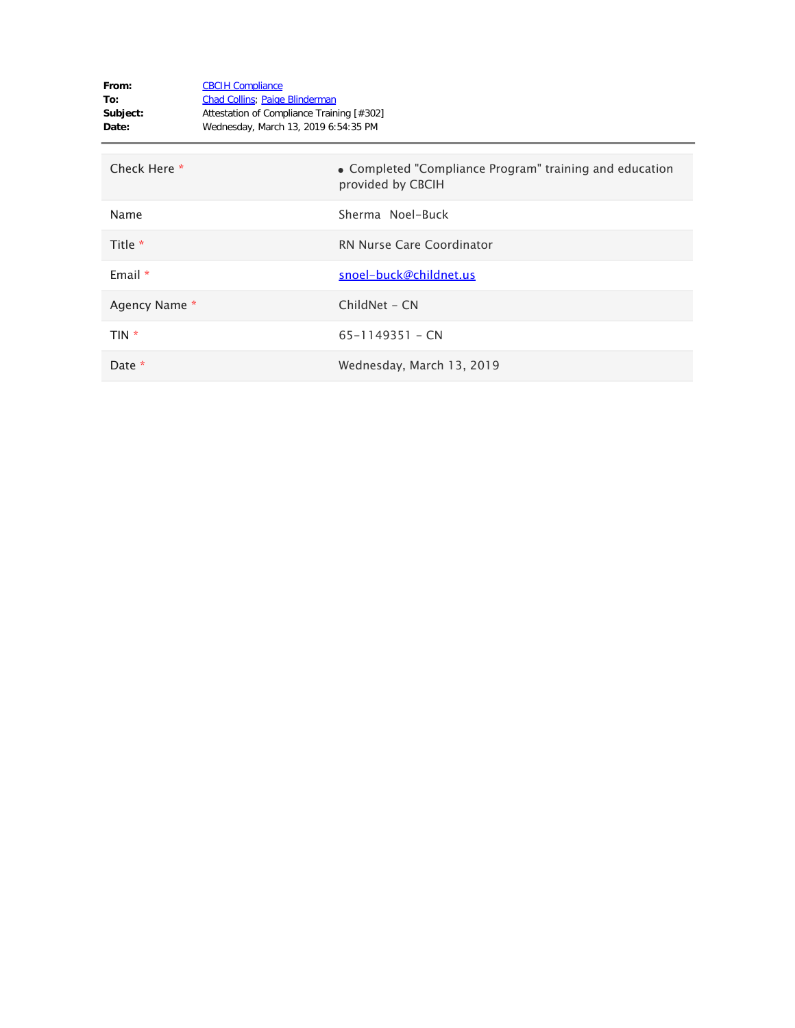**From:** CBCIH Compliance
**To:** Chad Collins; Paige Blinderman
**Subject:** Attestation of Compliance Training [#302]
**Date:** Wednesday, March 13, 2019 6:54:35 PM

---

| | |
|---|---|
| Check Here * | • Completed "Compliance Program" training and education provided by CBCIH |
| Name | Sherma Noel-Buck |
| Title * | RN Nurse Care Coordinator |
| Email * | snoel-buck@childnet.us |
| Agency Name * | ChildNet - CN |
| TIN * | 65-1149351 - CN |
| Date * | Wednesday, March 13, 2019 |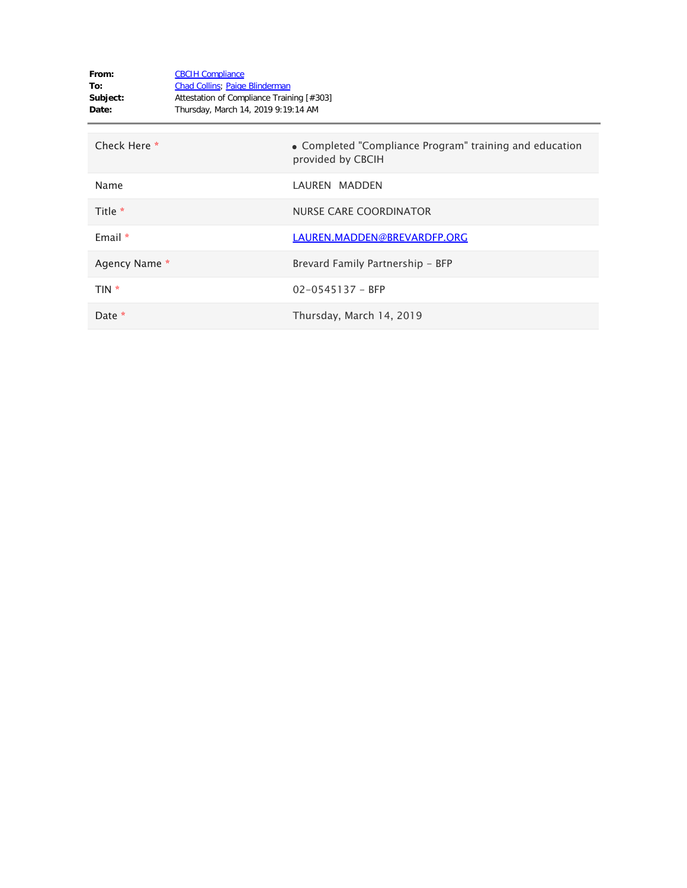**From:** CBCIH Compliance
**To:** Chad Collins; Paige Blinderman
**Subject:** Attestation of Compliance Training [#303]
**Date:** Thursday, March 14, 2019 9:19:14 AM

---

| | |
|---|---|
| Check Here * | • Completed "Compliance Program" training and education provided by CBCIH |
| Name | LAUREN MADDEN |
| Title * | NURSE CARE COORDINATOR |
| Email * | LAUREN.MADDEN@BREVARDFP.ORG |
| Agency Name * | Brevard Family Partnership - BFP |
| TIN * | 02-0545137 - BFP |
| Date * | Thursday, March 14, 2019 |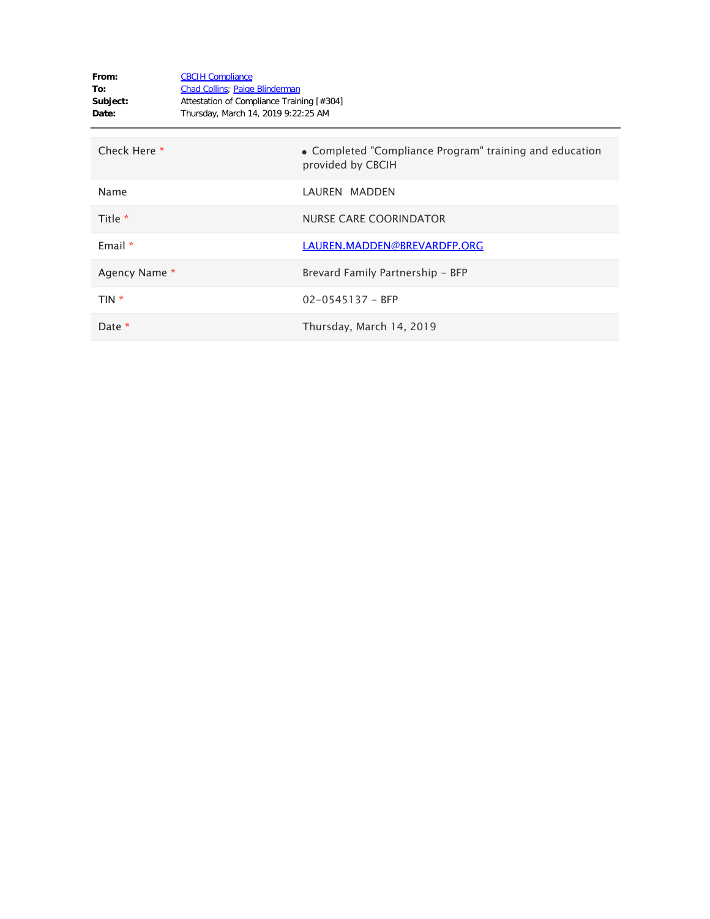**From:** CBCIH Compliance
**To:** Chad Collins; Paige Blinderman
**Subject:** Attestation of Compliance Training [#304]
**Date:** Thursday, March 14, 2019 9:22:25 AM

| | |
|---|---|
| Check Here * | • Completed "Compliance Program" training and education provided by CBCIH |
| Name | LAUREN MADDEN |
| Title * | NURSE CARE COORINDATOR |
| Email * | LAUREN.MADDEN@BREVARDFP.ORG |
| Agency Name * | Brevard Family Partnership – BFP |
| TIN * | 02-0545137 – BFP |
| Date * | Thursday, March 14, 2019 |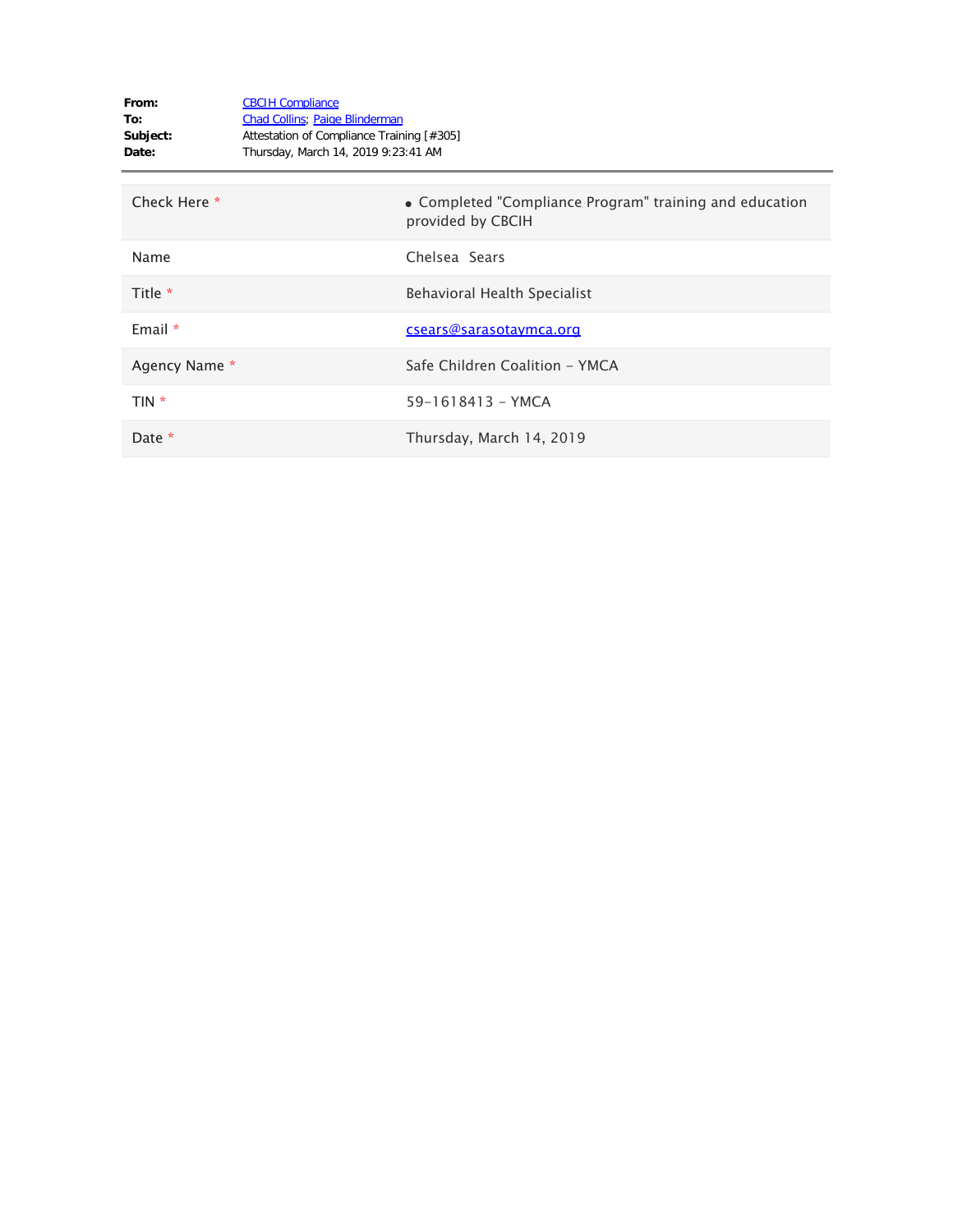**From:** CBCIH Compliance
**To:** Chad Collins; Paige Blinderman
**Subject:** Attestation of Compliance Training [#305]
**Date:** Thursday, March 14, 2019 9:23:41 AM

| | |
|---|---|
| Check Here * | • Completed "Compliance Program" training and education provided by CBCIH |
| Name | Chelsea Sears |
| Title * | Behavioral Health Specialist |
| Email * | csears@sarasotaymca.org |
| Agency Name * | Safe Children Coalition - YMCA |
| TIN * | 59-1618413 - YMCA |
| Date * | Thursday, March 14, 2019 |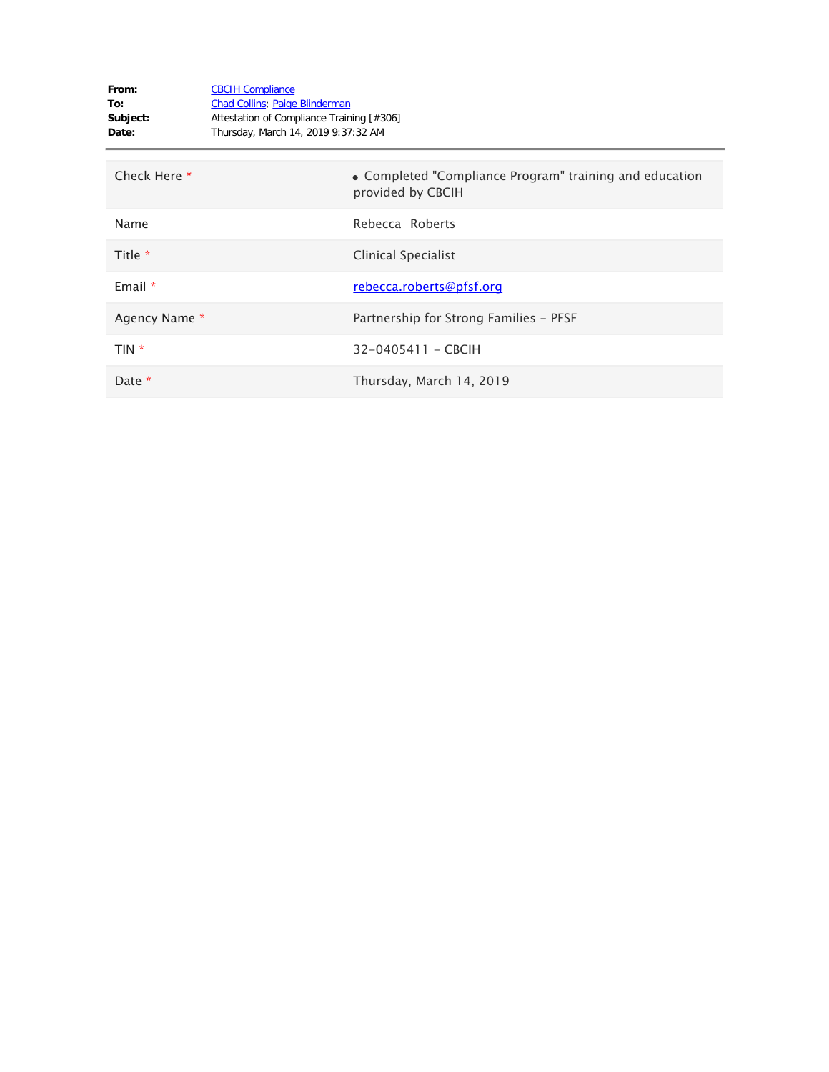**From:** CBCIH Compliance
**To:** Chad Collins; Paige Blinderman
**Subject:** Attestation of Compliance Training [#306]
**Date:** Thursday, March 14, 2019 9:37:32 AM

---

| | |
|---|---|
| Check Here * | • Completed "Compliance Program" training and education provided by CBCIH |
| Name | Rebecca Roberts |
| Title * | Clinical Specialist |
| Email * | rebecca.roberts@pfsf.org |
| Agency Name * | Partnership for Strong Families - PFSF |
| TIN * | 32-0405411 - CBCIH |
| Date * | Thursday, March 14, 2019 |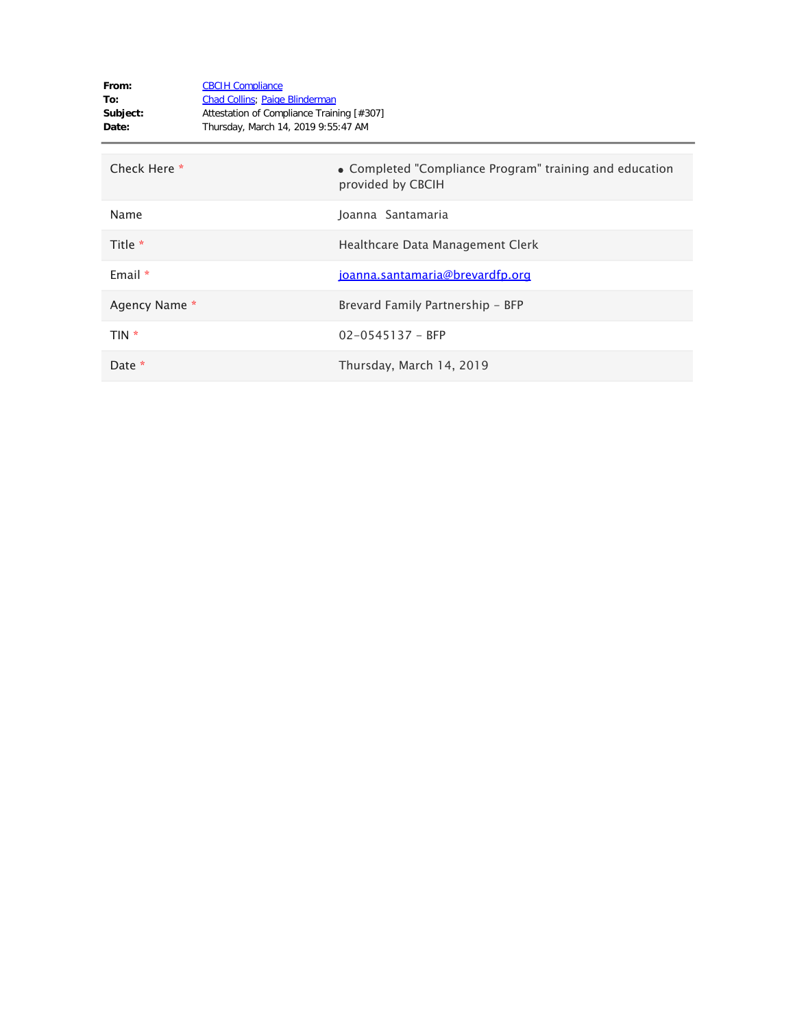**From:** CBCIH Compliance
**To:** Chad Collins; Paige Blinderman
**Subject:** Attestation of Compliance Training [#307]
**Date:** Thursday, March 14, 2019 9:55:47 AM

---

| | |
|---|---|
| Check Here * | • Completed "Compliance Program" training and education provided by CBCIH |
| Name | Joanna Santamaria |
| Title * | Healthcare Data Management Clerk |
| Email * | joanna.santamaria@brevardfp.org |
| Agency Name * | Brevard Family Partnership - BFP |
| TIN * | 02-0545137 - BFP |
| Date * | Thursday, March 14, 2019 |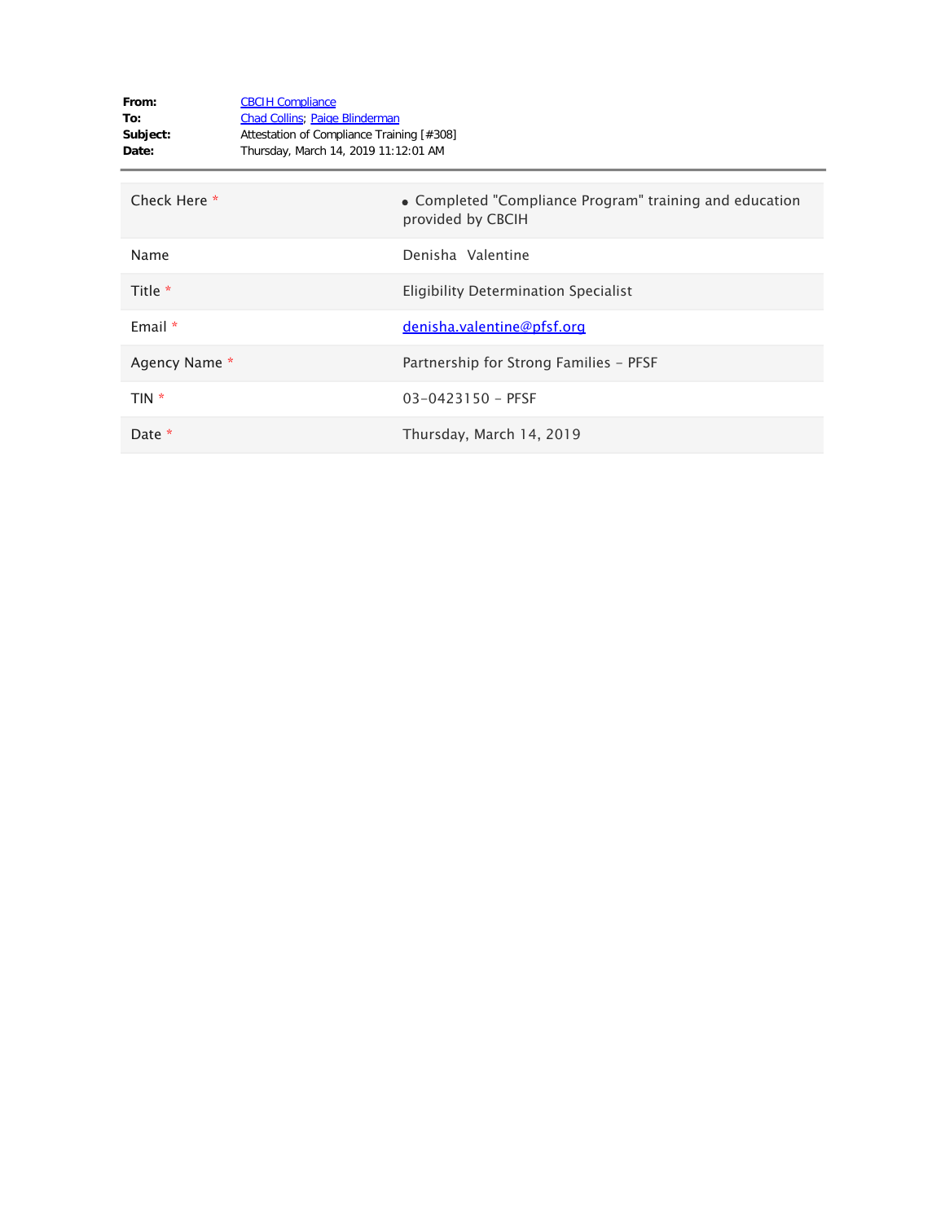**From:** CBCIH Compliance
**To:** Chad Collins; Paige Blinderman
**Subject:** Attestation of Compliance Training [#308]
**Date:** Thursday, March 14, 2019 11:12:01 AM

---

| | |
|---|---|
| Check Here * | • Completed "Compliance Program" training and education provided by CBCIH |
| Name | Denisha Valentine |
| Title * | Eligibility Determination Specialist |
| Email * | denisha.valentine@pfsf.org |
| Agency Name * | Partnership for Strong Families - PFSF |
| TIN * | 03-0423150 - PFSF |
| Date * | Thursday, March 14, 2019 |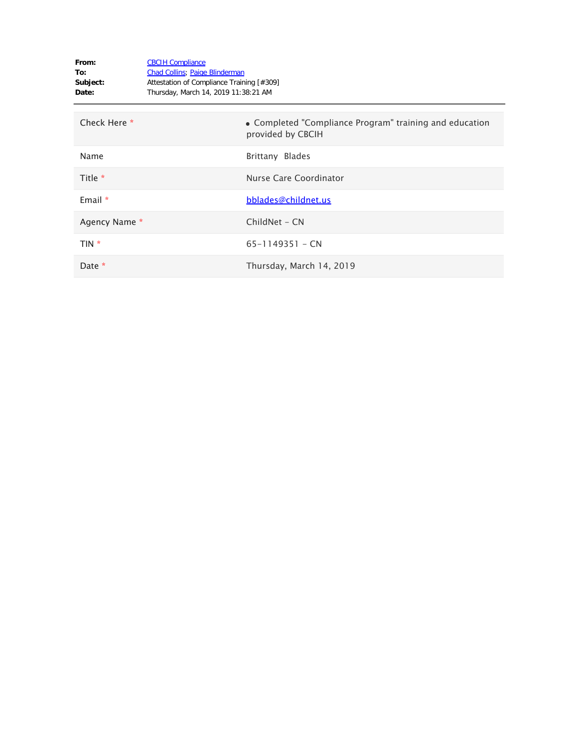**From:** CBCIH Compliance
**To:** Chad Collins; Paige Blinderman
**Subject:** Attestation of Compliance Training [#309]
**Date:** Thursday, March 14, 2019 11:38:21 AM

---

| | |
|---|---|
| Check Here * | • Completed "Compliance Program" training and education provided by CBCIH |
| Name | Brittany Blades |
| Title * | Nurse Care Coordinator |
| Email * | bblades@childnet.us |
| Agency Name * | ChildNet - CN |
| TIN * | 65-1149351 - CN |
| Date * | Thursday, March 14, 2019 |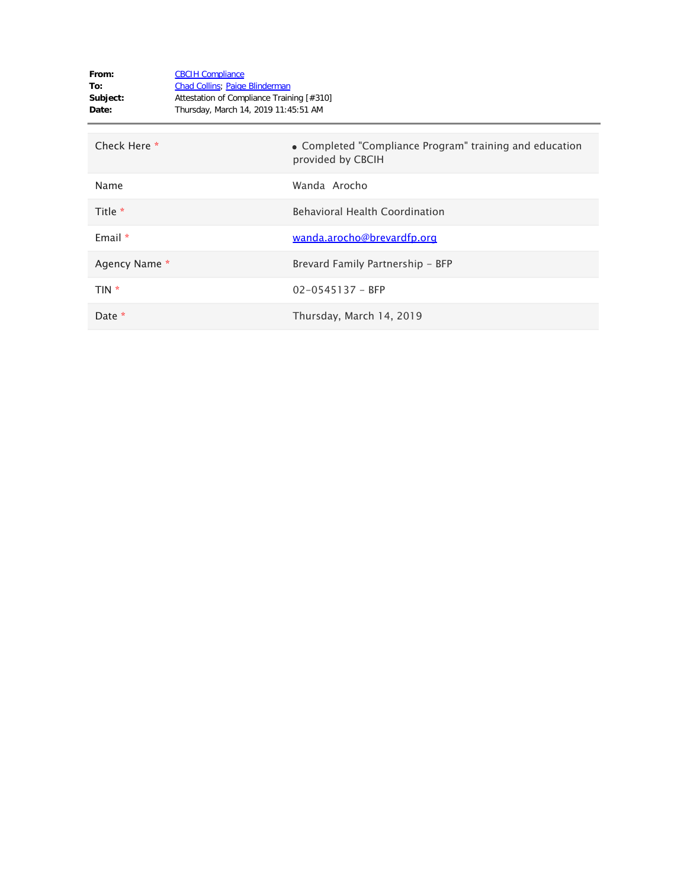**From:** CBCIH Compliance
**To:** Chad Collins; Paige Blinderman
**Subject:** Attestation of Compliance Training [#310]
**Date:** Thursday, March 14, 2019 11:45:51 AM

---

| | |
|---|---|
| Check Here * | • Completed "Compliance Program" training and education provided by CBCIH |
| Name | Wanda Arocho |
| Title * | Behavioral Health Coordination |
| Email * | wanda.arocho@brevardfp.org |
| Agency Name * | Brevard Family Partnership - BFP |
| TIN * | 02-0545137 - BFP |
| Date * | Thursday, March 14, 2019 |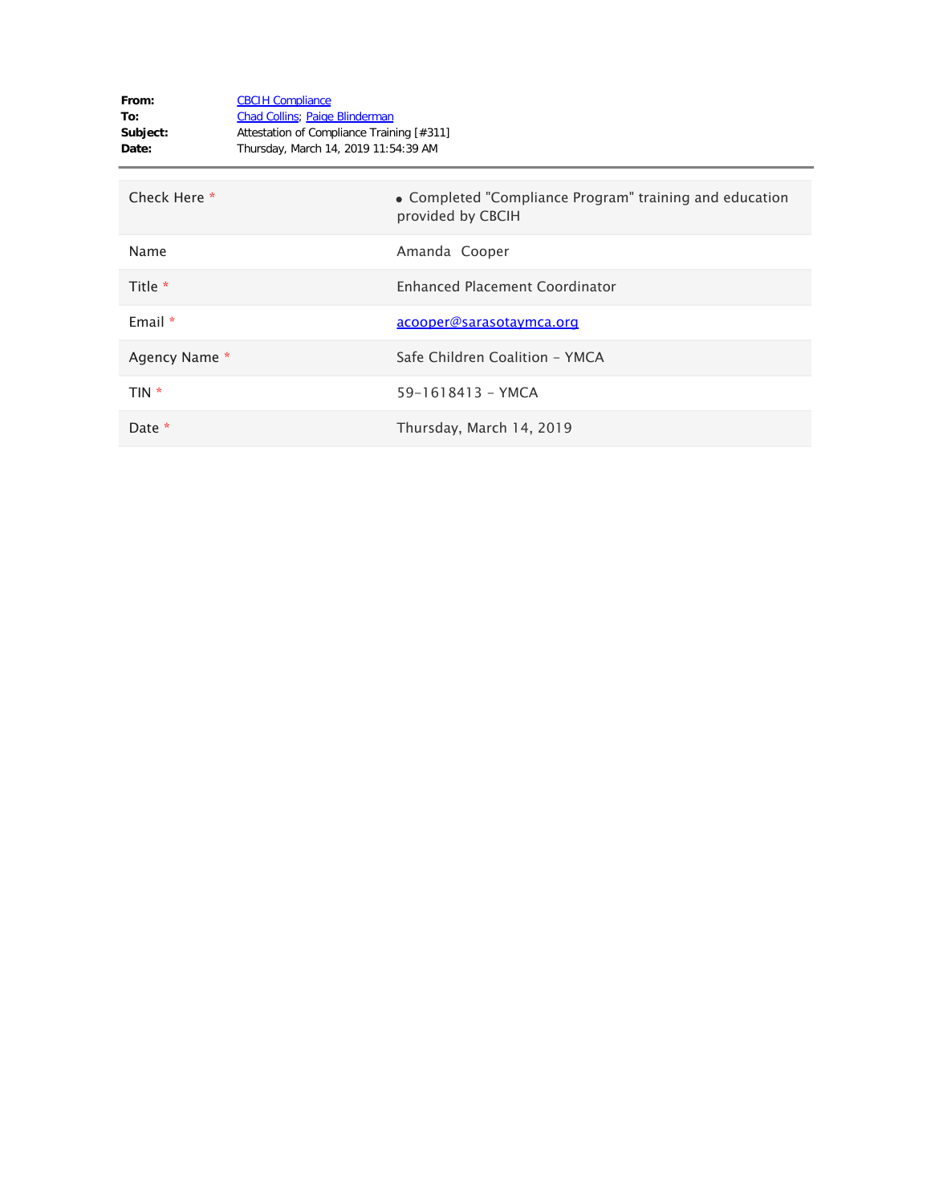**From:** CBCIH Compliance
**To:** Chad Collins; Paige Blinderman
**Subject:** Attestation of Compliance Training [#311]
**Date:** Thursday, March 14, 2019 11:54:39 AM

| | |
|---|---|
| Check Here * | • Completed "Compliance Program" training and education provided by CBCIH |
| Name | Amanda Cooper |
| Title * | Enhanced Placement Coordinator |
| Email * | acooper@sarasotaymca.org |
| Agency Name * | Safe Children Coalition - YMCA |
| TIN * | 59-1618413 - YMCA |
| Date * | Thursday, March 14, 2019 |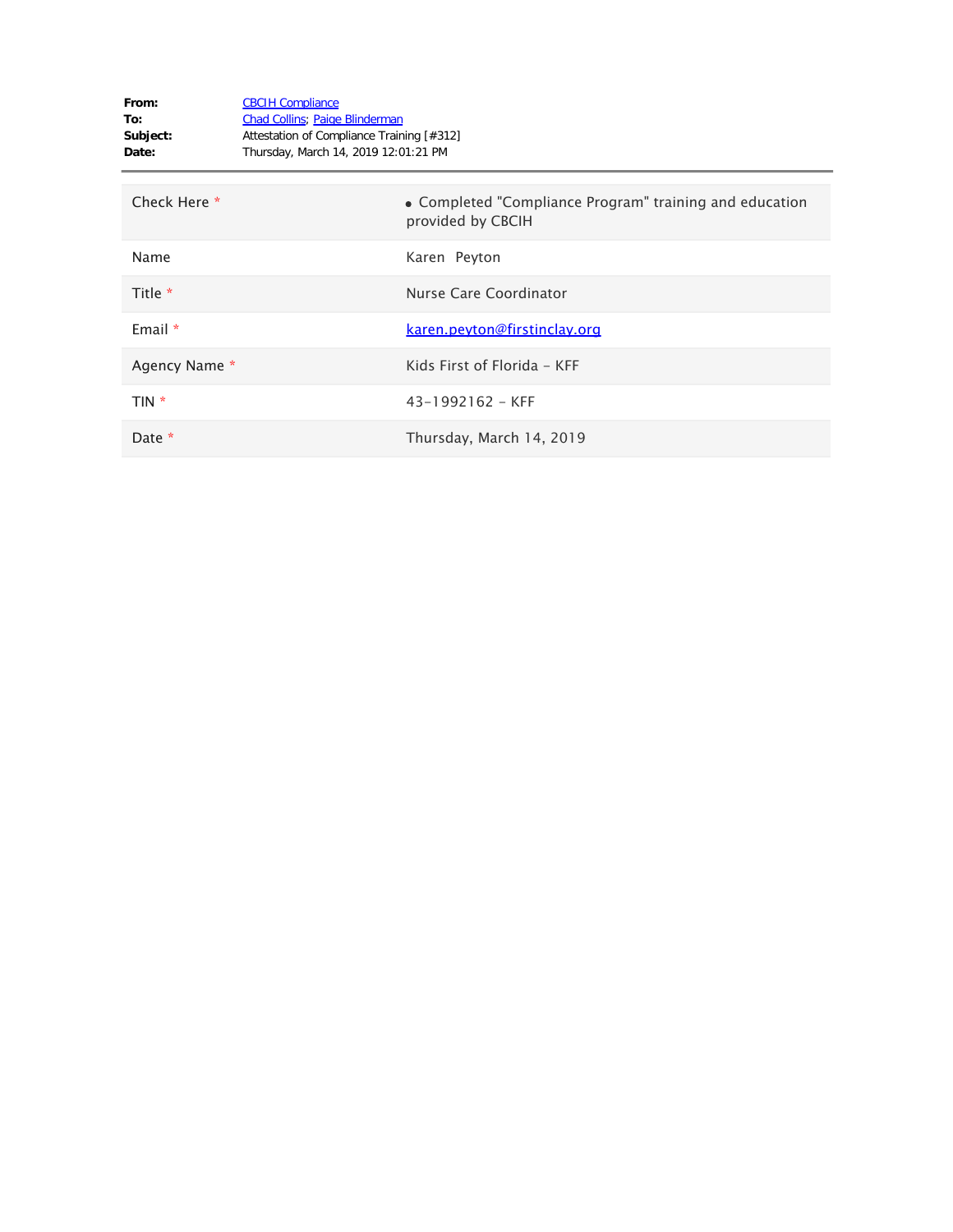**From:** CBCIH Compliance
**To:** Chad Collins; Paige Blinderman
**Subject:** Attestation of Compliance Training [#312]
**Date:** Thursday, March 14, 2019 12:01:21 PM

---

| | |
|---|---|
| Check Here * | • Completed "Compliance Program" training and education provided by CBCIH |
| Name | Karen Peyton |
| Title * | Nurse Care Coordinator |
| Email * | karen.peyton@firstinclay.org |
| Agency Name * | Kids First of Florida - KFF |
| TIN * | 43-1992162 - KFF |
| Date * | Thursday, March 14, 2019 |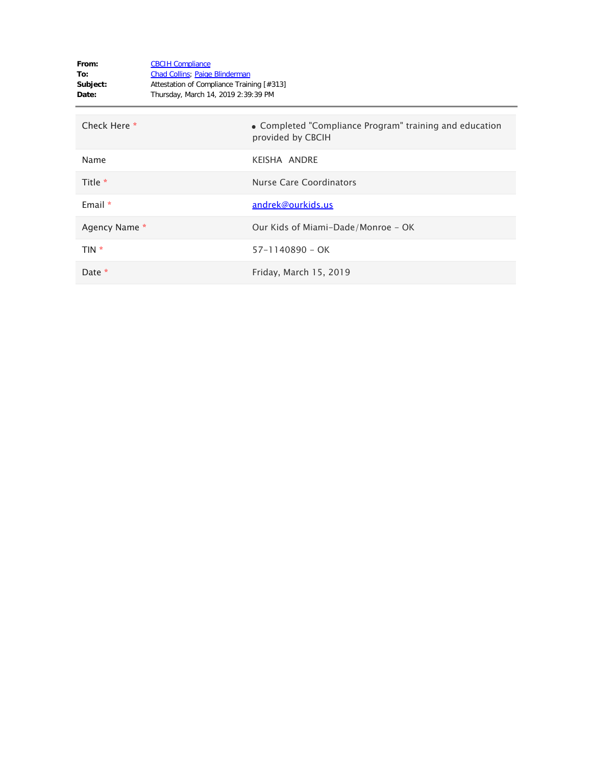**From:** CBCIH Compliance
**To:** Chad Collins; Paige Blinderman
**Subject:** Attestation of Compliance Training [#313]
**Date:** Thursday, March 14, 2019 2:39:39 PM

| | |
|---|---|
| Check Here * | • Completed "Compliance Program" training and education provided by CBCIH |
| Name | KEISHA ANDRE |
| Title * | Nurse Care Coordinators |
| Email * | andrek@ourkids.us |
| Agency Name * | Our Kids of Miami-Dade/Monroe - OK |
| TIN * | 57-1140890 - OK |
| Date * | Friday, March 15, 2019 |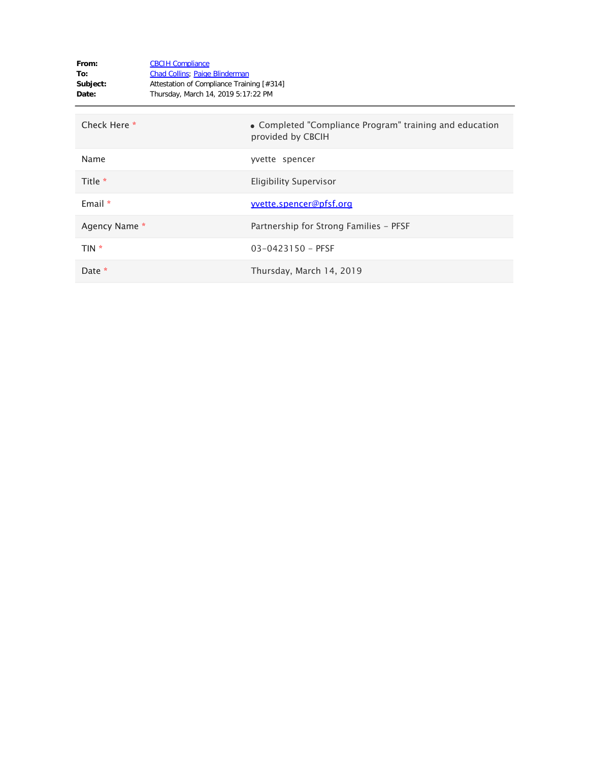**From:** CBCIH Compliance
**To:** Chad Collins; Paige Blinderman
**Subject:** Attestation of Compliance Training [#314]
**Date:** Thursday, March 14, 2019 5:17:22 PM

---

| | |
|---|---|
| Check Here * | • Completed "Compliance Program" training and education provided by CBCIH |
| Name | yvette spencer |
| Title * | Eligibility Supervisor |
| Email * | yvette.spencer@pfsf.org |
| Agency Name * | Partnership for Strong Families - PFSF |
| TIN * | 03-0423150 - PFSF |
| Date * | Thursday, March 14, 2019 |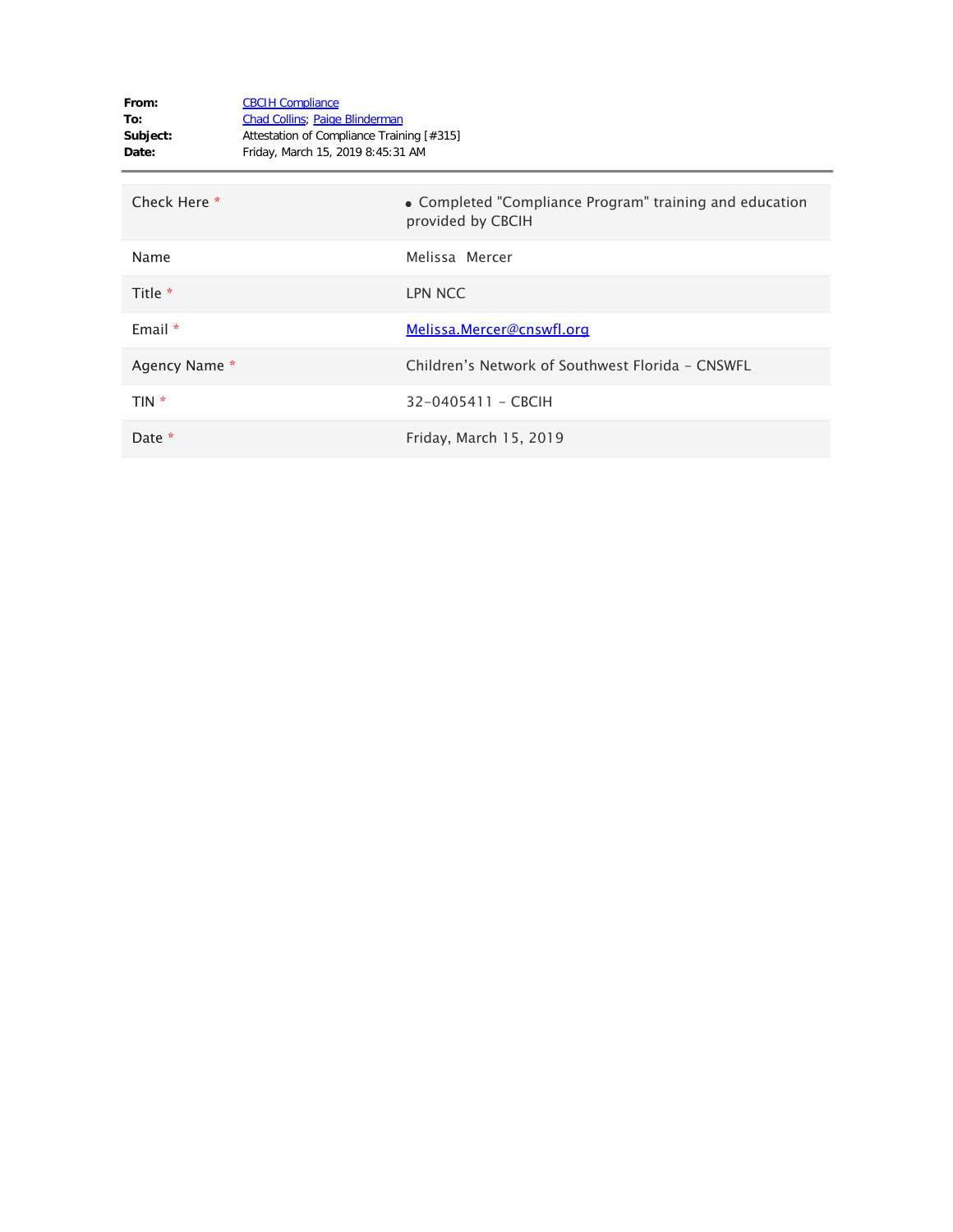**From:** CBCIH Compliance
**To:** Chad Collins; Paige Blinderman
**Subject:** Attestation of Compliance Training [#315]
**Date:** Friday, March 15, 2019 8:45:31 AM

---

| | |
|---|---|
| Check Here * | • Completed "Compliance Program" training and education provided by CBCIH |
| Name | Melissa Mercer |
| Title * | LPN NCC |
| Email * | Melissa.Mercer@cnswfl.org |
| Agency Name * | Children's Network of Southwest Florida - CNSWFL |
| TIN * | 32-0405411 - CBCIH |
| Date * | Friday, March 15, 2019 |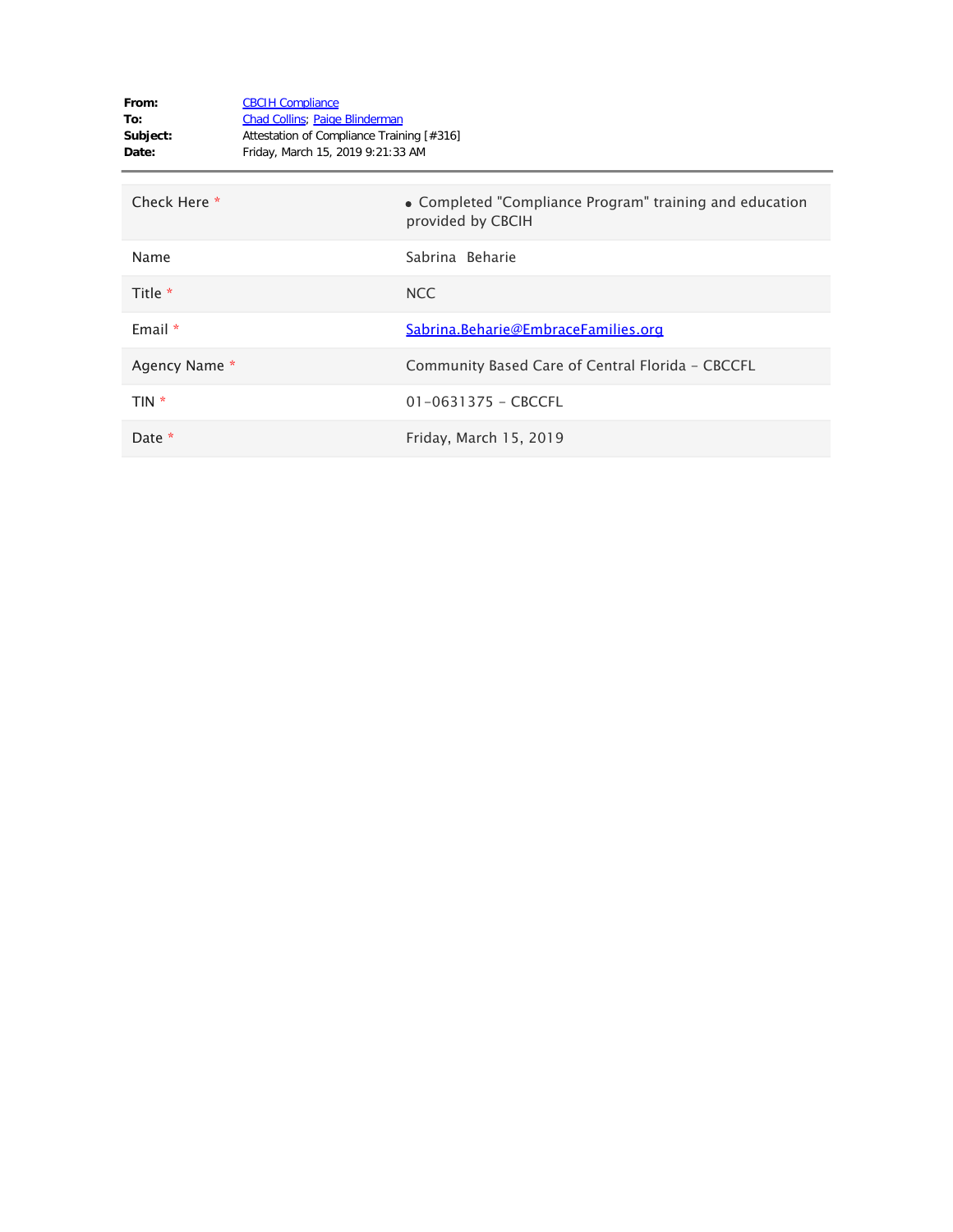**From:** CBCIH Compliance
**To:** Chad Collins; Paige Blinderman
**Subject:** Attestation of Compliance Training [#316]
**Date:** Friday, March 15, 2019 9:21:33 AM

---

| | |
|---|---|
| Check Here * | • Completed "Compliance Program" training and education provided by CBCIH |
| Name | Sabrina Beharie |
| Title * | NCC |
| Email * | Sabrina.Beharie@EmbraceFamilies.org |
| Agency Name * | Community Based Care of Central Florida - CBCCFL |
| TIN * | 01-0631375 - CBCCFL |
| Date * | Friday, March 15, 2019 |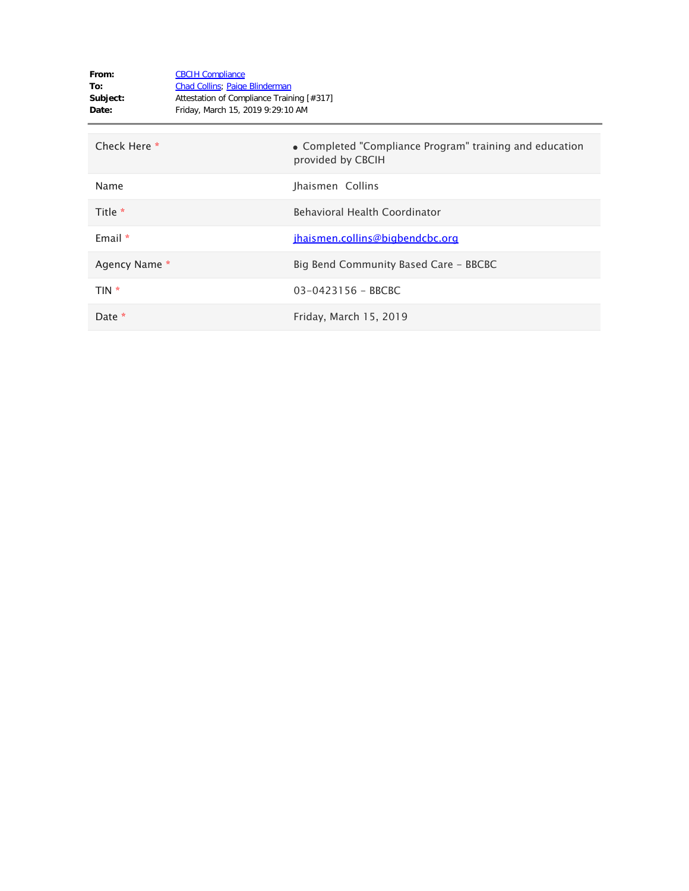**From:** CBCIH Compliance
**To:** Chad Collins; Paige Blinderman
**Subject:** Attestation of Compliance Training [#317]
**Date:** Friday, March 15, 2019 9:29:10 AM

---

| | |
|---|---|
| Check Here * | • Completed "Compliance Program" training and education provided by CBCIH |
| Name | Jhaismen Collins |
| Title * | Behavioral Health Coordinator |
| Email * | jhaismen.collins@bigbendcbc.org |
| Agency Name * | Big Bend Community Based Care - BBCBC |
| TIN * | 03-0423156 - BBCBC |
| Date * | Friday, March 15, 2019 |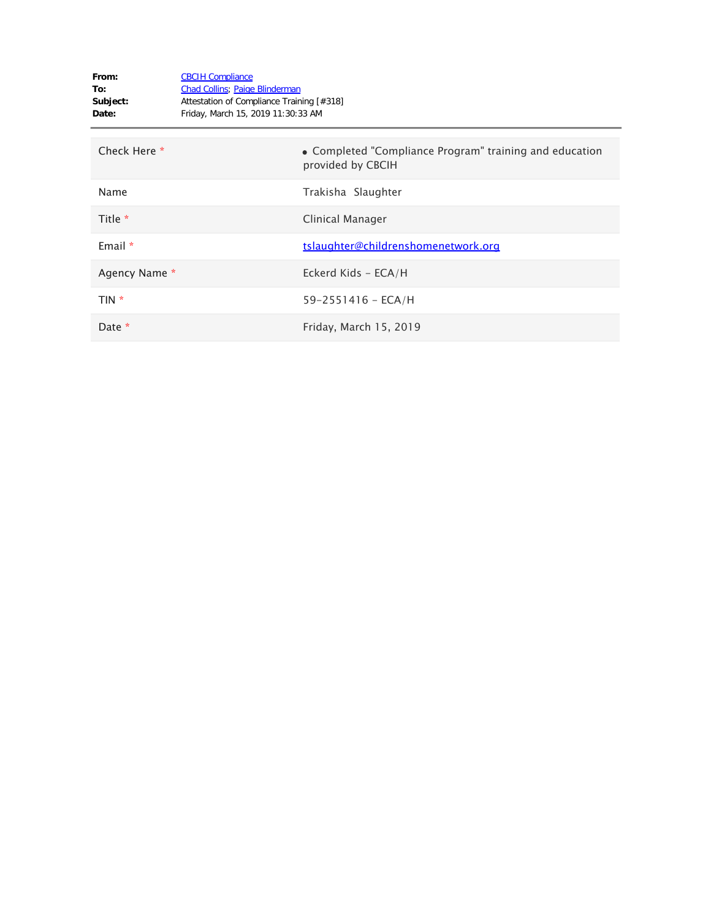**From:** CBCIH Compliance
**To:** Chad Collins; Paige Blinderman
**Subject:** Attestation of Compliance Training [#318]
**Date:** Friday, March 15, 2019 11:30:33 AM

---

| | |
|---|---|
| Check Here * | • Completed "Compliance Program" training and education provided by CBCIH |
| Name | Trakisha  Slaughter |
| Title * | Clinical Manager |
| Email * | tslaughter@childrenshomenetwork.org |
| Agency Name * | Eckerd Kids - ECA/H |
| TIN * | 59-2551416 - ECA/H |
| Date * | Friday, March 15, 2019 |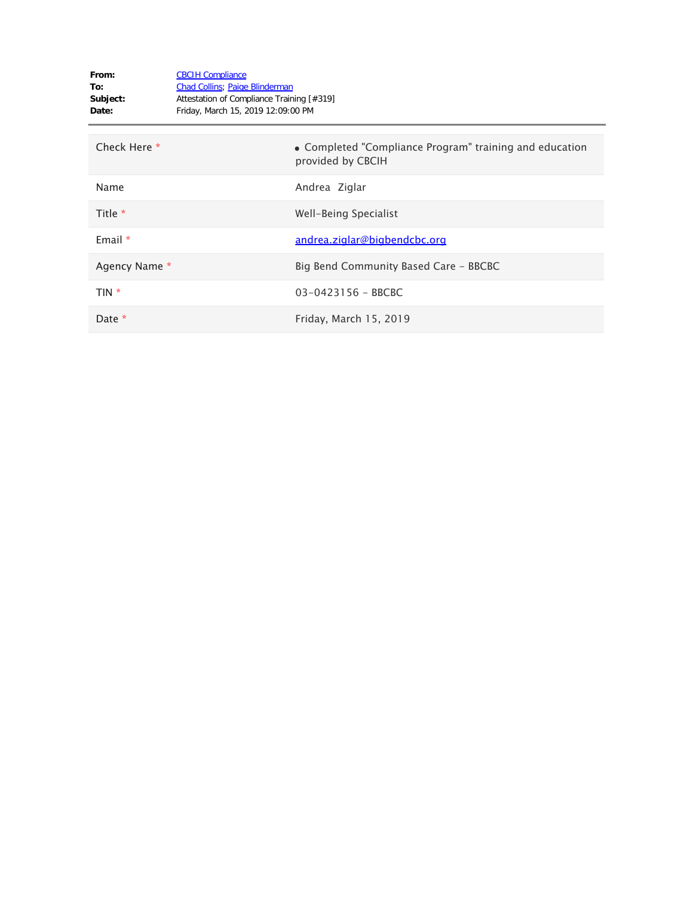**From:** CBCIH Compliance
**To:** Chad Collins; Paige Blinderman
**Subject:** Attestation of Compliance Training [#319]
**Date:** Friday, March 15, 2019 12:09:00 PM

---

| | |
|---|---|
| Check Here * | • Completed "Compliance Program" training and education provided by CBCIH |
| Name | Andrea Ziglar |
| Title * | Well-Being Specialist |
| Email * | andrea.ziglar@bigbendcbc.org |
| Agency Name * | Big Bend Community Based Care - BBCBC |
| TIN * | 03-0423156 - BBCBC |
| Date * | Friday, March 15, 2019 |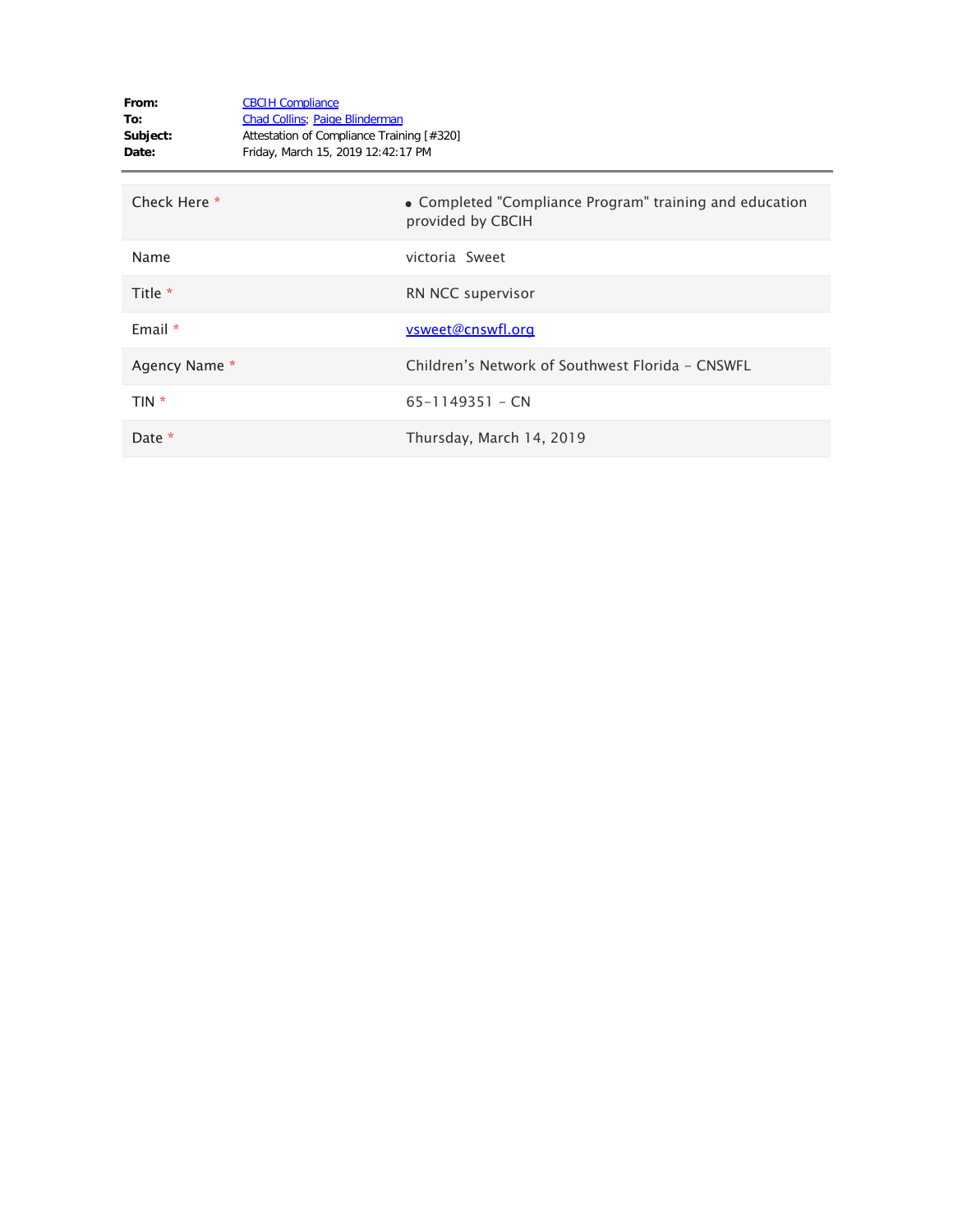**From:** CBCIH Compliance
**To:** Chad Collins; Paige Blinderman
**Subject:** Attestation of Compliance Training [#320]
**Date:** Friday, March 15, 2019 12:42:17 PM

---

| | |
|---|---|
| Check Here * | • Completed "Compliance Program" training and education provided by CBCIH |
| Name | victoria Sweet |
| Title * | RN NCC supervisor |
| Email * | vsweet@cnswfl.org |
| Agency Name * | Children’s Network of Southwest Florida - CNSWFL |
| TIN * | 65-1149351 - CN |
| Date * | Thursday, March 14, 2019 |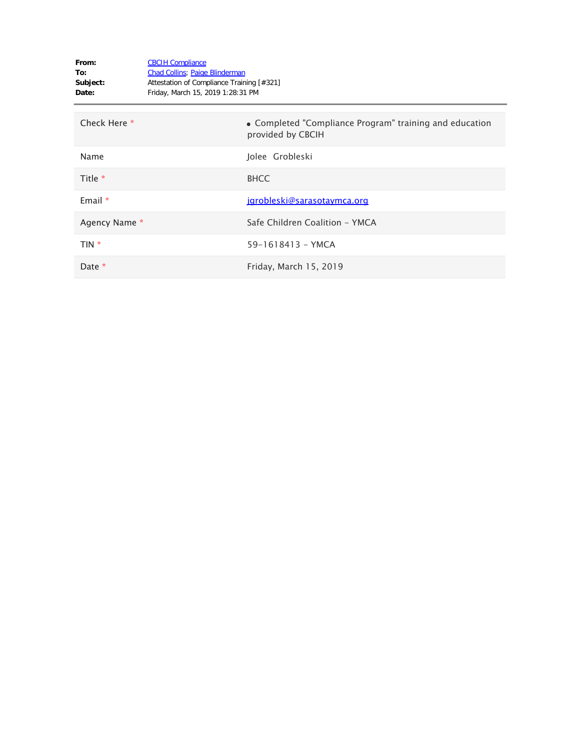**From:** CBCIH Compliance
**To:** Chad Collins; Paige Blinderman
**Subject:** Attestation of Compliance Training [#321]
**Date:** Friday, March 15, 2019 1:28:31 PM

---

| | |
|---|---|
| Check Here * | • Completed "Compliance Program" training and education provided by CBCIH |
| Name | Jolee Grobleski |
| Title * | BHCC |
| Email * | jgrobleski@sarasotaymca.org |
| Agency Name * | Safe Children Coalition - YMCA |
| TIN * | 59-1618413 - YMCA |
| Date * | Friday, March 15, 2019 |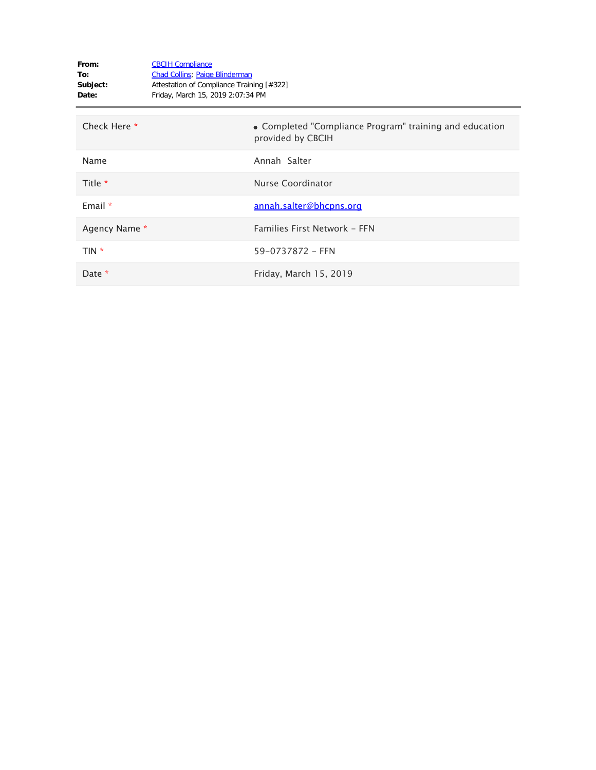**From:** CBCIH Compliance
**To:** Chad Collins; Paige Blinderman
**Subject:** Attestation of Compliance Training [#322]
**Date:** Friday, March 15, 2019 2:07:34 PM

| | |
|---|---|
| Check Here * | • Completed "Compliance Program" training and education provided by CBCIH |
| Name | Annah Salter |
| Title * | Nurse Coordinator |
| Email * | annah.salter@bhcpns.org |
| Agency Name * | Families First Network - FFN |
| TIN * | 59-0737872 - FFN |
| Date * | Friday, March 15, 2019 |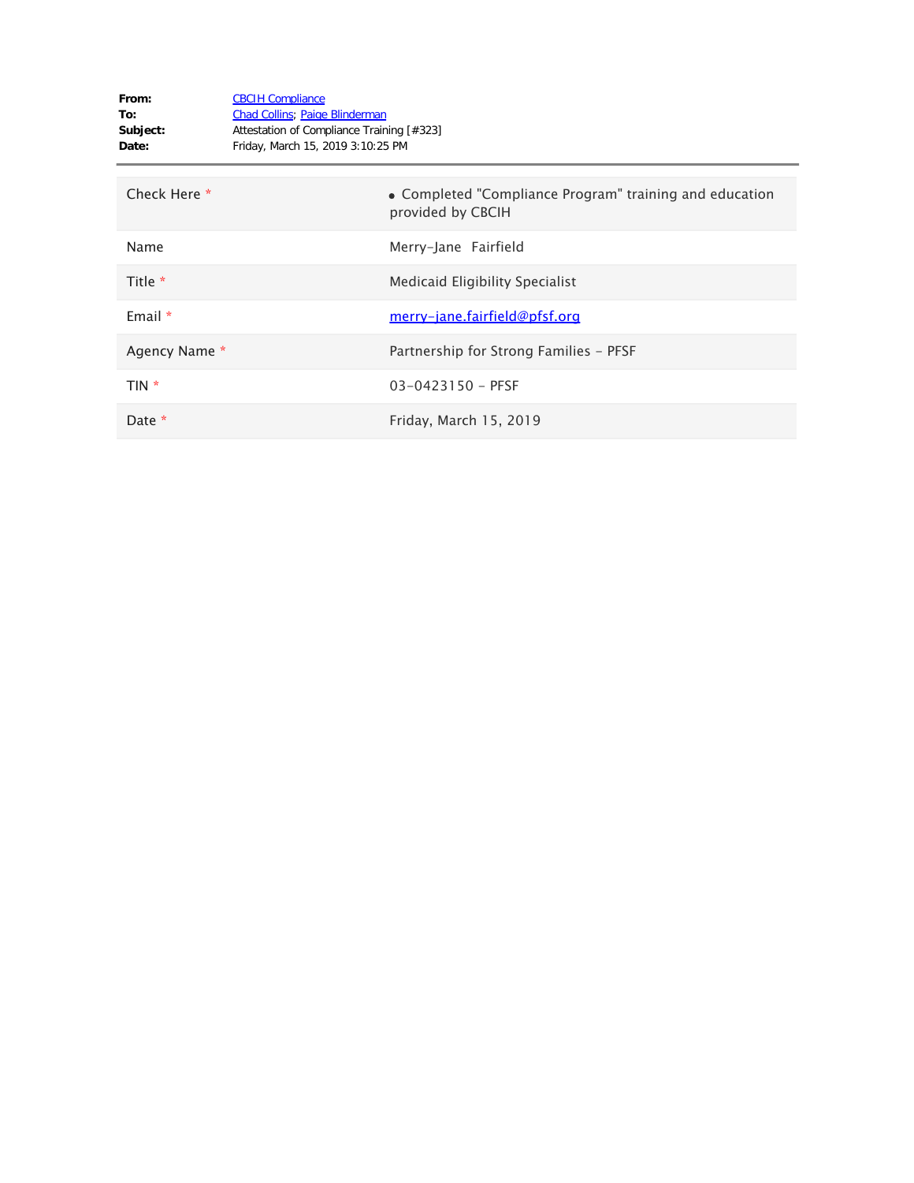**From:** CBCIH Compliance
**To:** Chad Collins; Paige Blinderman
**Subject:** Attestation of Compliance Training [#323]
**Date:** Friday, March 15, 2019 3:10:25 PM

---

| | |
|---|---|
| Check Here * | • Completed "Compliance Program" training and education provided by CBCIH |
| Name | Merry-Jane  Fairfield |
| Title * | Medicaid Eligibility Specialist |
| Email * | merry-jane.fairfield@pfsf.org |
| Agency Name * | Partnership for Strong Families - PFSF |
| TIN * | 03-0423150 - PFSF |
| Date * | Friday, March 15, 2019 |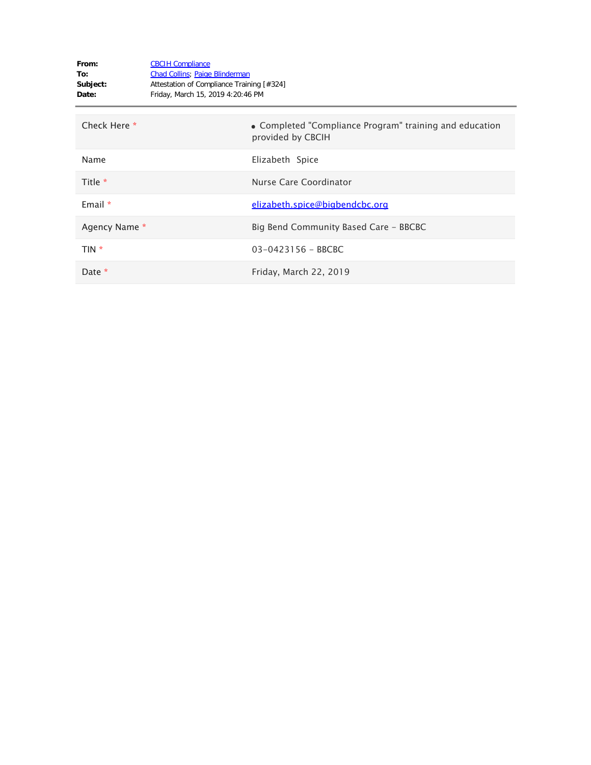**From:** CBCIH Compliance
**To:** Chad Collins; Paige Blinderman
**Subject:** Attestation of Compliance Training [#324]
**Date:** Friday, March 15, 2019 4:20:46 PM

| | |
|---|---|
| Check Here * | • Completed "Compliance Program" training and education provided by CBCIH |
| Name | Elizabeth Spice |
| Title * | Nurse Care Coordinator |
| Email * | elizabeth.spice@bigbendcbc.org |
| Agency Name * | Big Bend Community Based Care - BBCBC |
| TIN * | 03-0423156 - BBCBC |
| Date * | Friday, March 22, 2019 |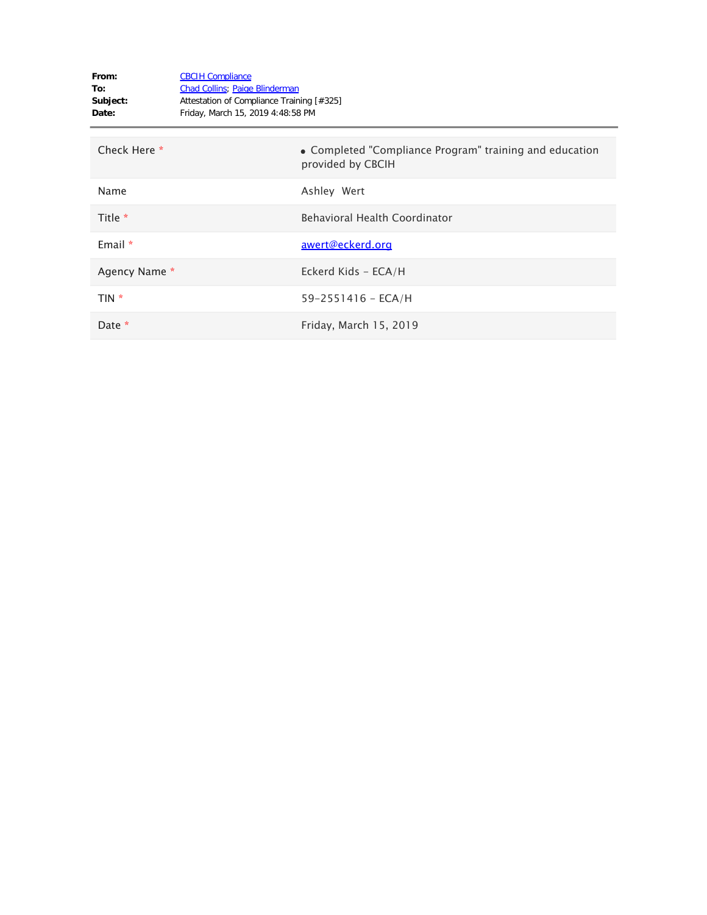**From:** CBCIH Compliance
**To:** Chad Collins; Paige Blinderman
**Subject:** Attestation of Compliance Training [#325]
**Date:** Friday, March 15, 2019 4:48:58 PM

---

| | |
|---|---|
| Check Here * | • Completed "Compliance Program" training and education provided by CBCIH |
| Name | Ashley Wert |
| Title * | Behavioral Health Coordinator |
| Email * | awert@eckerd.org |
| Agency Name * | Eckerd Kids - ECA/H |
| TIN * | 59-2551416 - ECA/H |
| Date * | Friday, March 15, 2019 |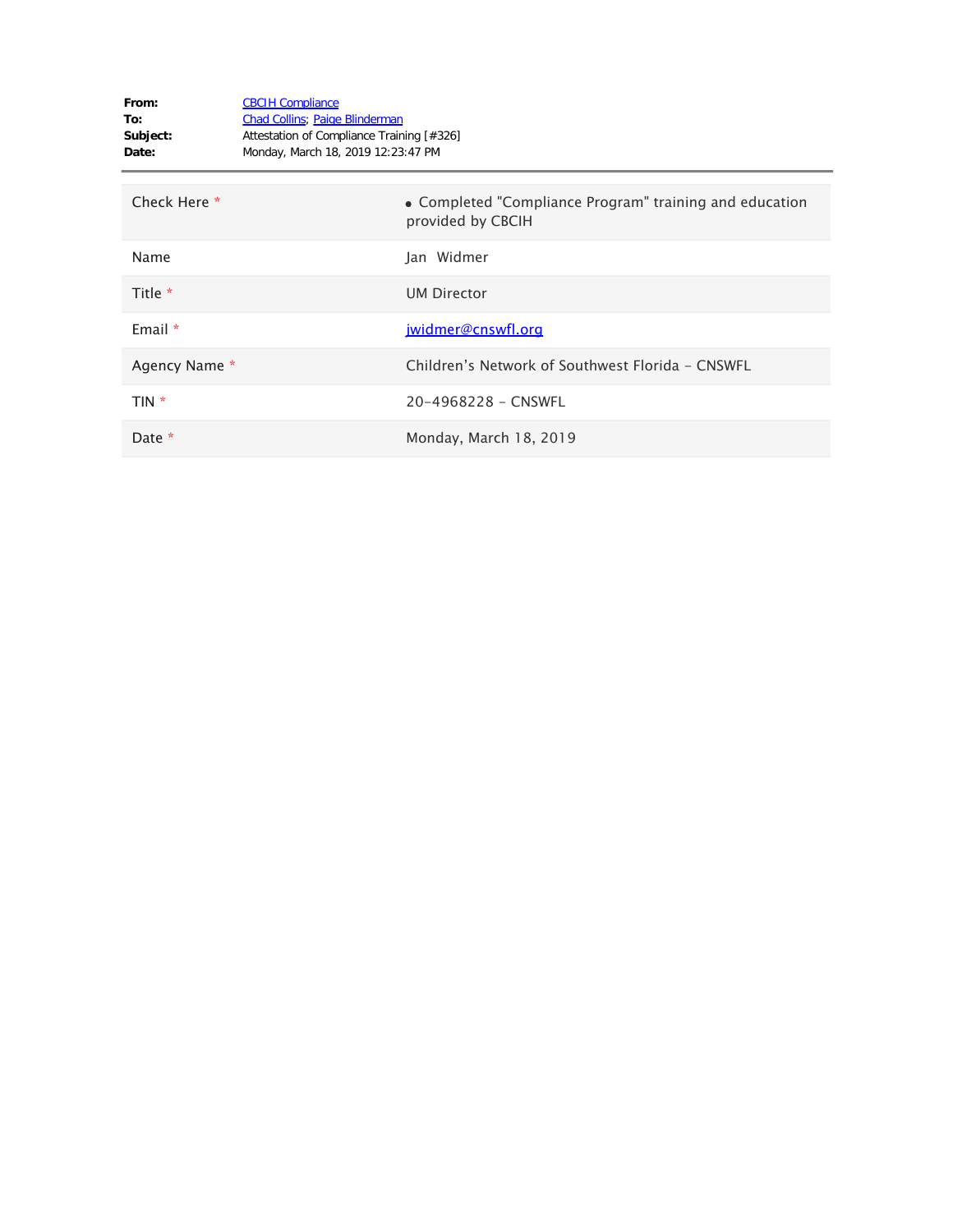**From:** CBCIH Compliance
**To:** Chad Collins; Paige Blinderman
**Subject:** Attestation of Compliance Training [#326]
**Date:** Monday, March 18, 2019 12:23:47 PM

---

| | |
|---|---|
| Check Here * | • Completed "Compliance Program" training and education provided by CBCIH |
| Name | Jan Widmer |
| Title * | UM Director |
| Email * | jwidmer@cnswfl.org |
| Agency Name * | Children's Network of Southwest Florida - CNSWFL |
| TIN * | 20-4968228 - CNSWFL |
| Date * | Monday, March 18, 2019 |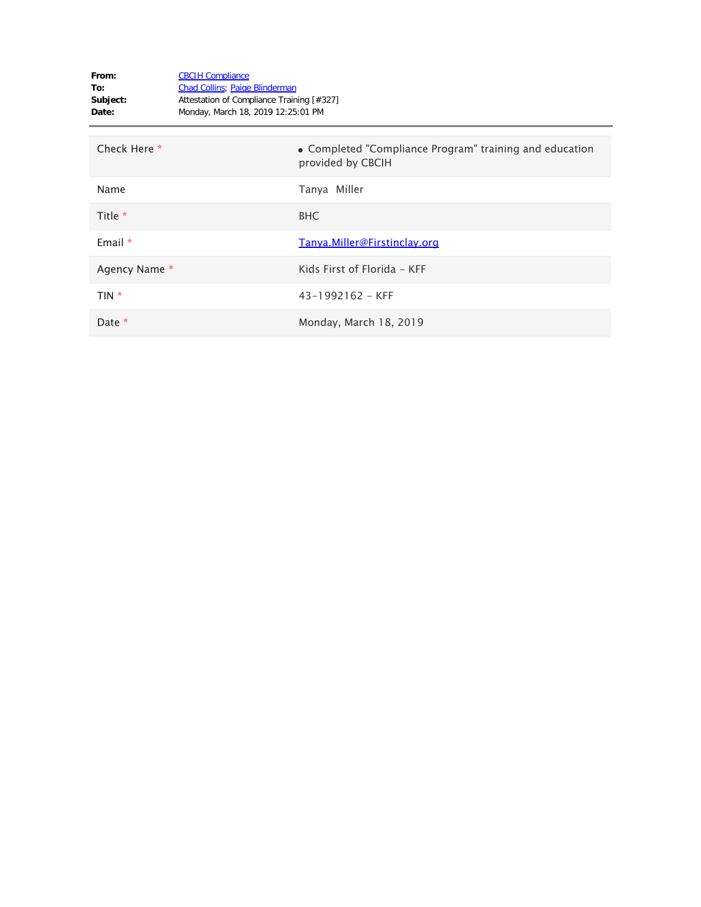**From:** CBCIH Compliance
**To:** Chad Collins; Paige Blinderman
**Subject:** Attestation of Compliance Training [#327]
**Date:** Monday, March 18, 2019 12:25:01 PM

| | |
|---|---|
| Check Here * | • Completed "Compliance Program" training and education provided by CBCIH |
| Name | Tanya Miller |
| Title * | BHC |
| Email * | Tanya.Miller@Firstinclay.org |
| Agency Name * | Kids First of Florida - KFF |
| TIN * | 43-1992162 - KFF |
| Date * | Monday, March 18, 2019 |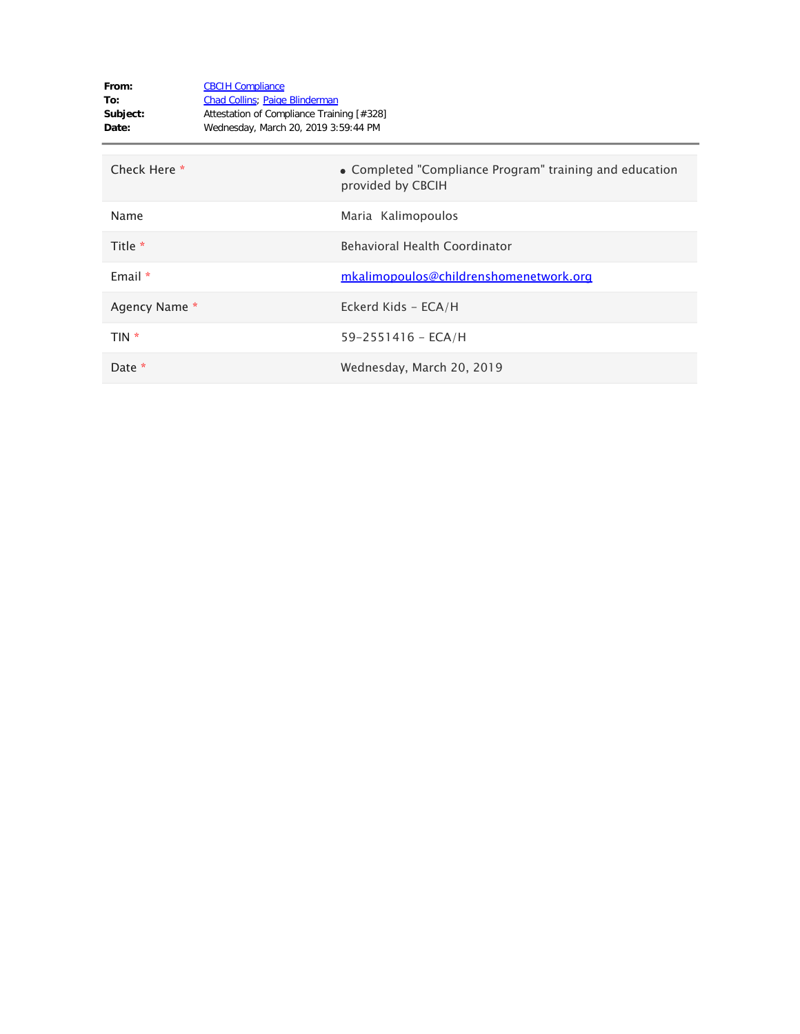**From:** CBCIH Compliance
**To:** Chad Collins; Paige Blinderman
**Subject:** Attestation of Compliance Training [#328]
**Date:** Wednesday, March 20, 2019 3:59:44 PM

| | |
|---|---|
| Check Here * | • Completed "Compliance Program" training and education provided by CBCIH |
| Name | Maria  Kalimopoulos |
| Title * | Behavioral Health Coordinator |
| Email * | mkalimopoulos@childrenshomenetwork.org |
| Agency Name * | Eckerd Kids - ECA/H |
| TIN * | 59-2551416 - ECA/H |
| Date * | Wednesday, March 20, 2019 |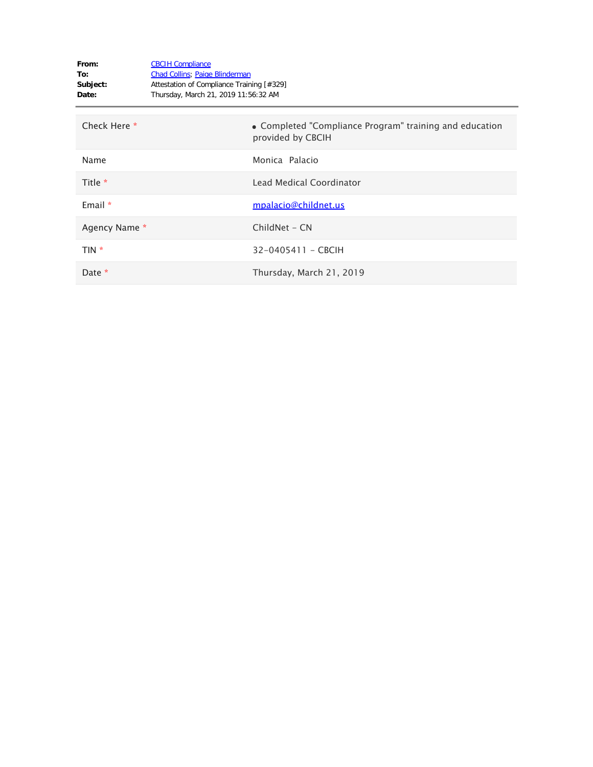**From:** CBCIH Compliance
**To:** Chad Collins; Paige Blinderman
**Subject:** Attestation of Compliance Training [#329]
**Date:** Thursday, March 21, 2019 11:56:32 AM

---

| | |
|---|---|
| Check Here * | • Completed "Compliance Program" training and education provided by CBCIH |
| Name | Monica Palacio |
| Title * | Lead Medical Coordinator |
| Email * | mpalacio@childnet.us |
| Agency Name * | ChildNet - CN |
| TIN * | 32-0405411 - CBCIH |
| Date * | Thursday, March 21, 2019 |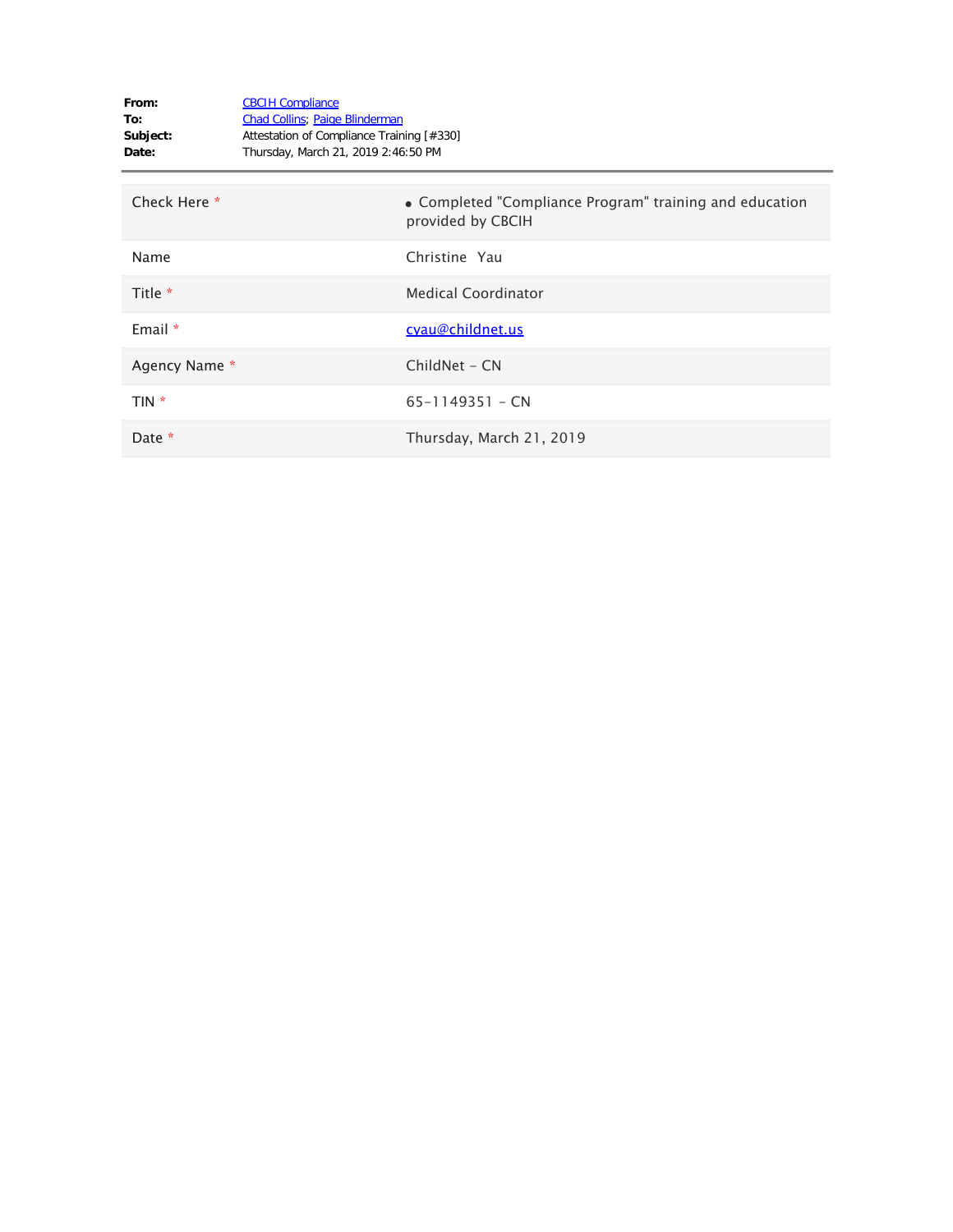**From:** CBCIH Compliance
**To:** Chad Collins; Paige Blinderman
**Subject:** Attestation of Compliance Training [#330]
**Date:** Thursday, March 21, 2019 2:46:50 PM

---

| | |
|---|---|
| Check Here * | • Completed "Compliance Program" training and education provided by CBCIH |
| Name | Christine Yau |
| Title * | Medical Coordinator |
| Email * | cyau@childnet.us |
| Agency Name * | ChildNet - CN |
| TIN * | 65-1149351 - CN |
| Date * | Thursday, March 21, 2019 |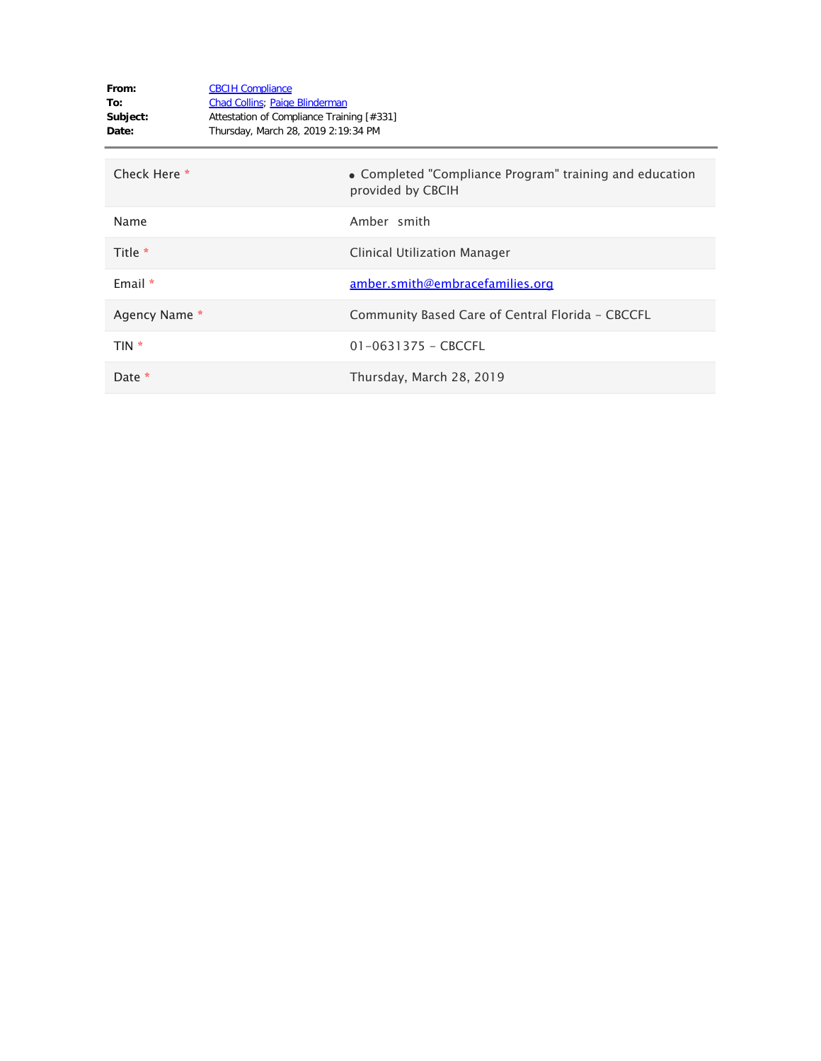**From:** CBCIH Compliance
**To:** Chad Collins; Paige Blinderman
**Subject:** Attestation of Compliance Training [#331]
**Date:** Thursday, March 28, 2019 2:19:34 PM

---

| | |
|---|---|
| Check Here * | • Completed "Compliance Program" training and education provided by CBCIH |
| Name | Amber smith |
| Title * | Clinical Utilization Manager |
| Email * | amber.smith@embracefamilies.org |
| Agency Name * | Community Based Care of Central Florida - CBCCFL |
| TIN * | 01-0631375 - CBCCFL |
| Date * | Thursday, March 28, 2019 |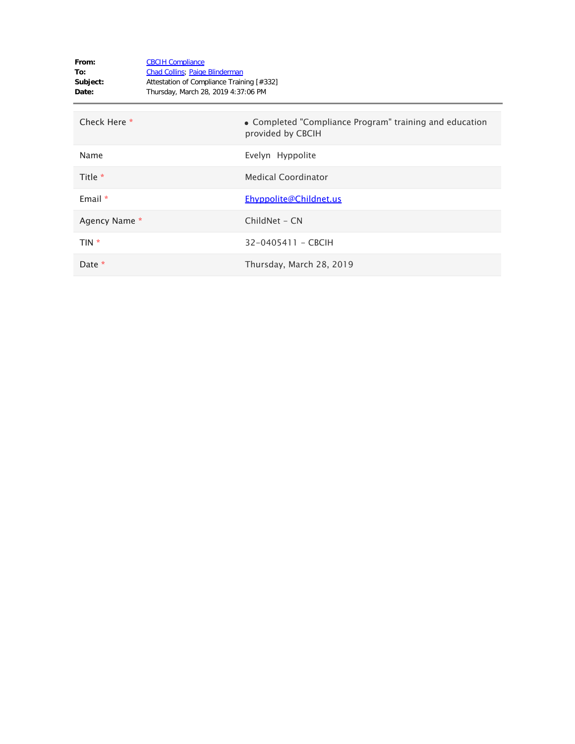**From:** CBCIH Compliance
**To:** Chad Collins; Paige Blinderman
**Subject:** Attestation of Compliance Training [#332]
**Date:** Thursday, March 28, 2019 4:37:06 PM

---

| | |
|---|---|
| Check Here * | • Completed "Compliance Program" training and education provided by CBCIH |
| Name | Evelyn  Hyppolite |
| Title * | Medical Coordinator |
| Email * | Ehyppolite@Childnet.us |
| Agency Name * | ChildNet - CN |
| TIN * | 32-0405411 - CBCIH |
| Date * | Thursday, March 28, 2019 |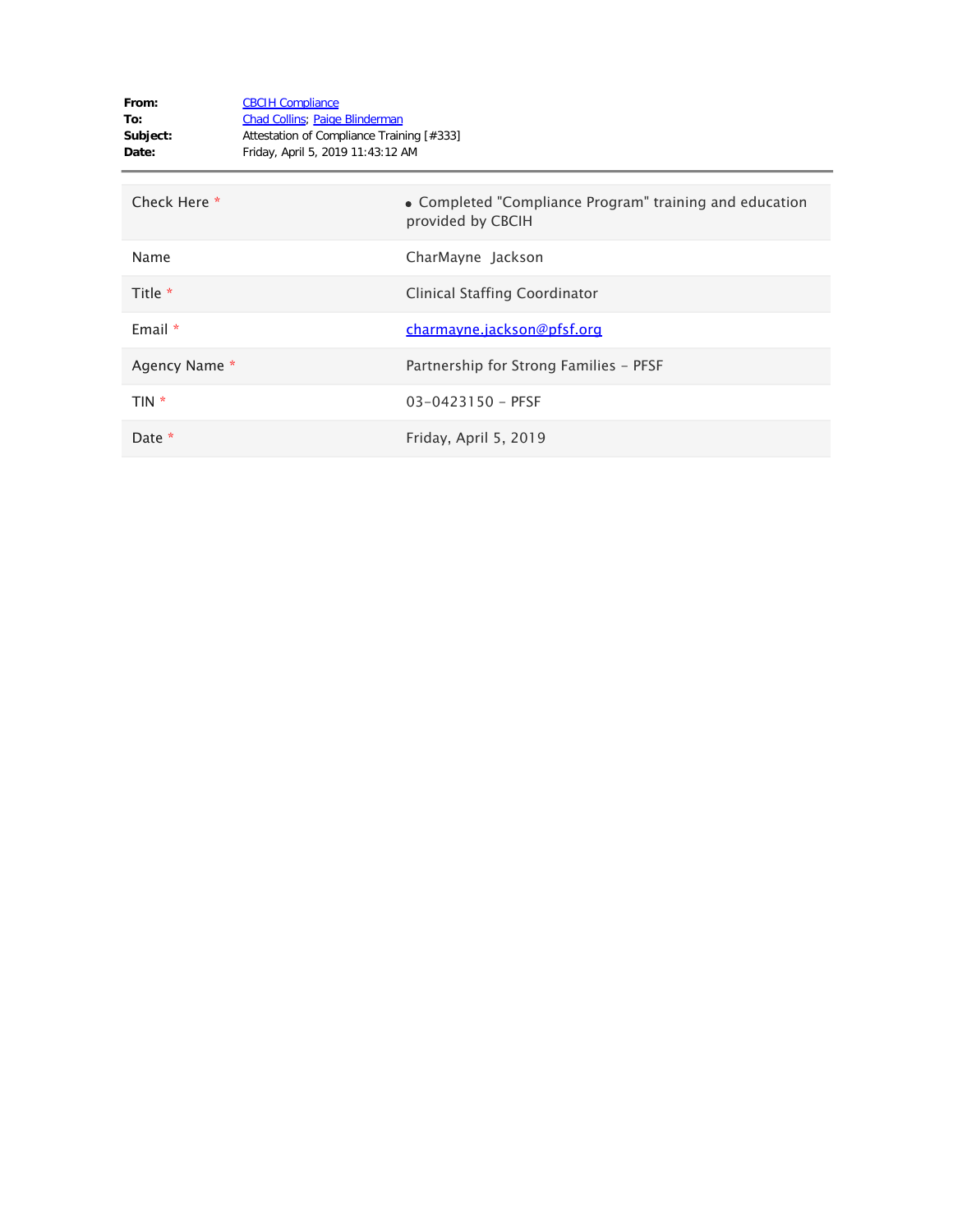**From:** CBCIH Compliance
**To:** Chad Collins; Paige Blinderman
**Subject:** Attestation of Compliance Training [#333]
**Date:** Friday, April 5, 2019 11:43:12 AM

| | |
|---|---|
| Check Here * | • Completed "Compliance Program" training and education provided by CBCIH |
| Name | CharMayne Jackson |
| Title * | Clinical Staffing Coordinator |
| Email * | charmayne.jackson@pfsf.org |
| Agency Name * | Partnership for Strong Families - PFSF |
| TIN * | 03-0423150 - PFSF |
| Date * | Friday, April 5, 2019 |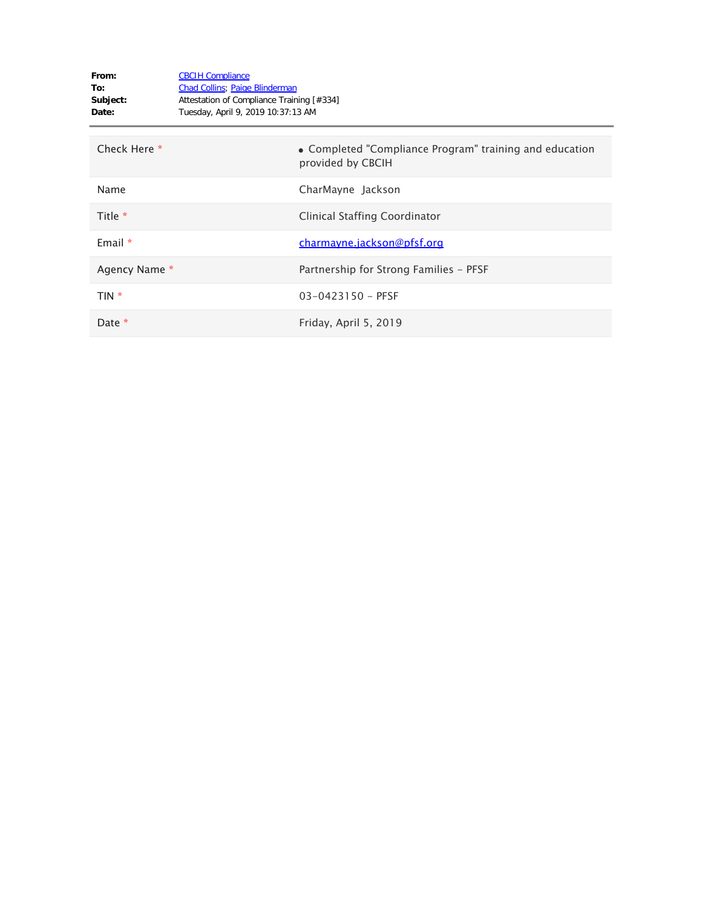**From:** CBCIH Compliance
**To:** Chad Collins; Paige Blinderman
**Subject:** Attestation of Compliance Training [#334]
**Date:** Tuesday, April 9, 2019 10:37:13 AM

---

| | |
|---|---|
| Check Here * | • Completed "Compliance Program" training and education provided by CBCIH |
| Name | CharMayne Jackson |
| Title * | Clinical Staffing Coordinator |
| Email * | charmayne.jackson@pfsf.org |
| Agency Name * | Partnership for Strong Families - PFSF |
| TIN * | 03-0423150 - PFSF |
| Date * | Friday, April 5, 2019 |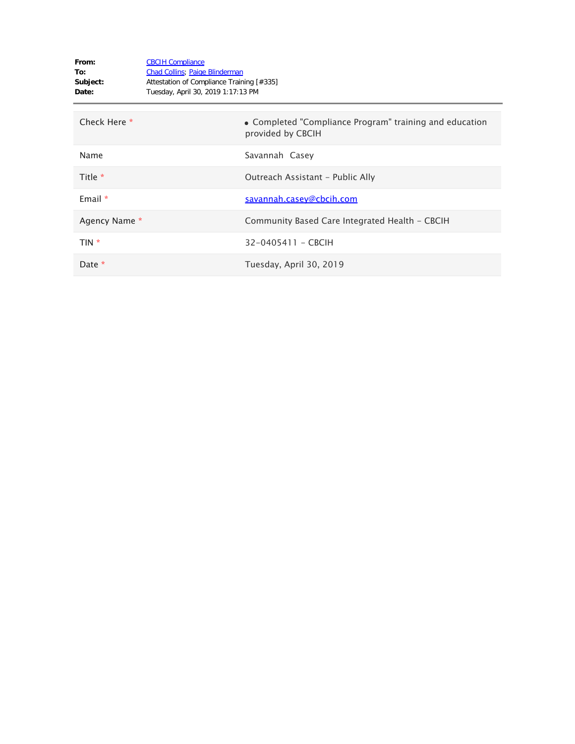**From:** CBCIH Compliance
**To:** Chad Collins; Paige Blinderman
**Subject:** Attestation of Compliance Training [#335]
**Date:** Tuesday, April 30, 2019 1:17:13 PM

---

| | |
|---|---|
| Check Here * | • Completed "Compliance Program" training and education provided by CBCIH |
| Name | Savannah Casey |
| Title * | Outreach Assistant - Public Ally |
| Email * | savannah.casey@cbcih.com |
| Agency Name * | Community Based Care Integrated Health - CBCIH |
| TIN * | 32-0405411 - CBCIH |
| Date * | Tuesday, April 30, 2019 |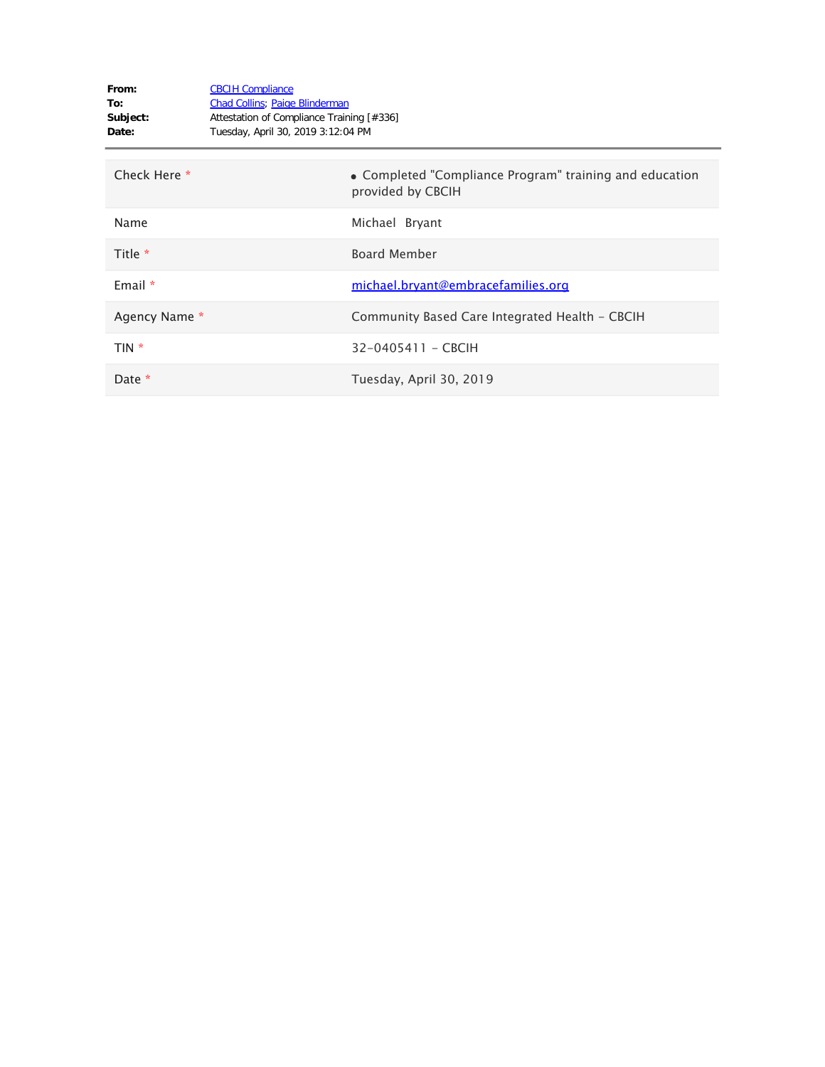**From:** CBCIH Compliance
**To:** Chad Collins; Paige Blinderman
**Subject:** Attestation of Compliance Training [#336]
**Date:** Tuesday, April 30, 2019 3:12:04 PM

---

| | |
|---|---|
| Check Here * | • Completed "Compliance Program" training and education provided by CBCIH |
| Name | Michael Bryant |
| Title * | Board Member |
| Email * | michael.bryant@embracefamilies.org |
| Agency Name * | Community Based Care Integrated Health - CBCIH |
| TIN * | 32-0405411 - CBCIH |
| Date * | Tuesday, April 30, 2019 |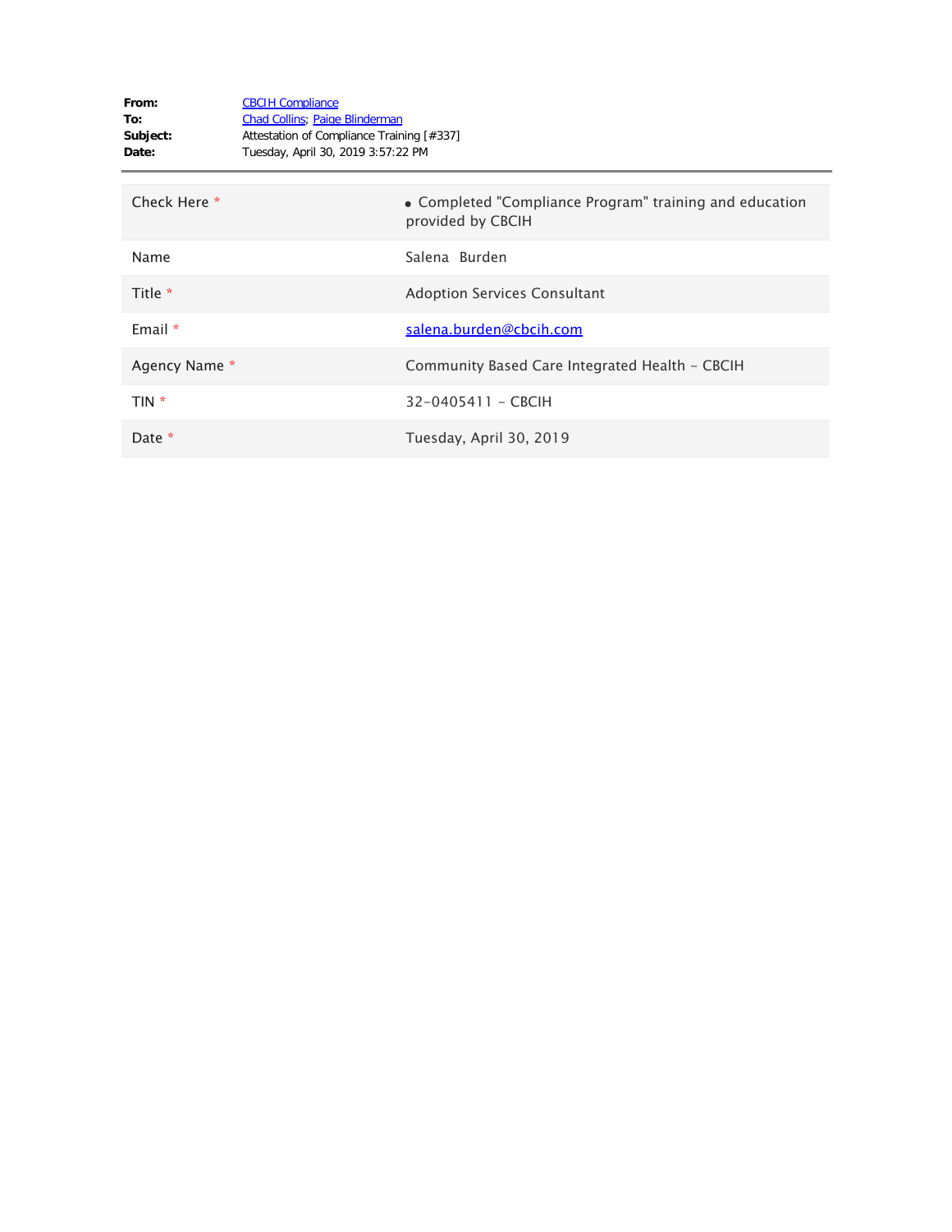**From:** CBCIH Compliance
**To:** Chad Collins; Paige Blinderman
**Subject:** Attestation of Compliance Training [#337]
**Date:** Tuesday, April 30, 2019 3:57:22 PM

| | |
|---|---|
| Check Here * | • Completed "Compliance Program" training and education provided by CBCIH |
| Name | Salena Burden |
| Title * | Adoption Services Consultant |
| Email * | salena.burden@cbcih.com |
| Agency Name * | Community Based Care Integrated Health - CBCIH |
| TIN * | 32-0405411 - CBCIH |
| Date * | Tuesday, April 30, 2019 |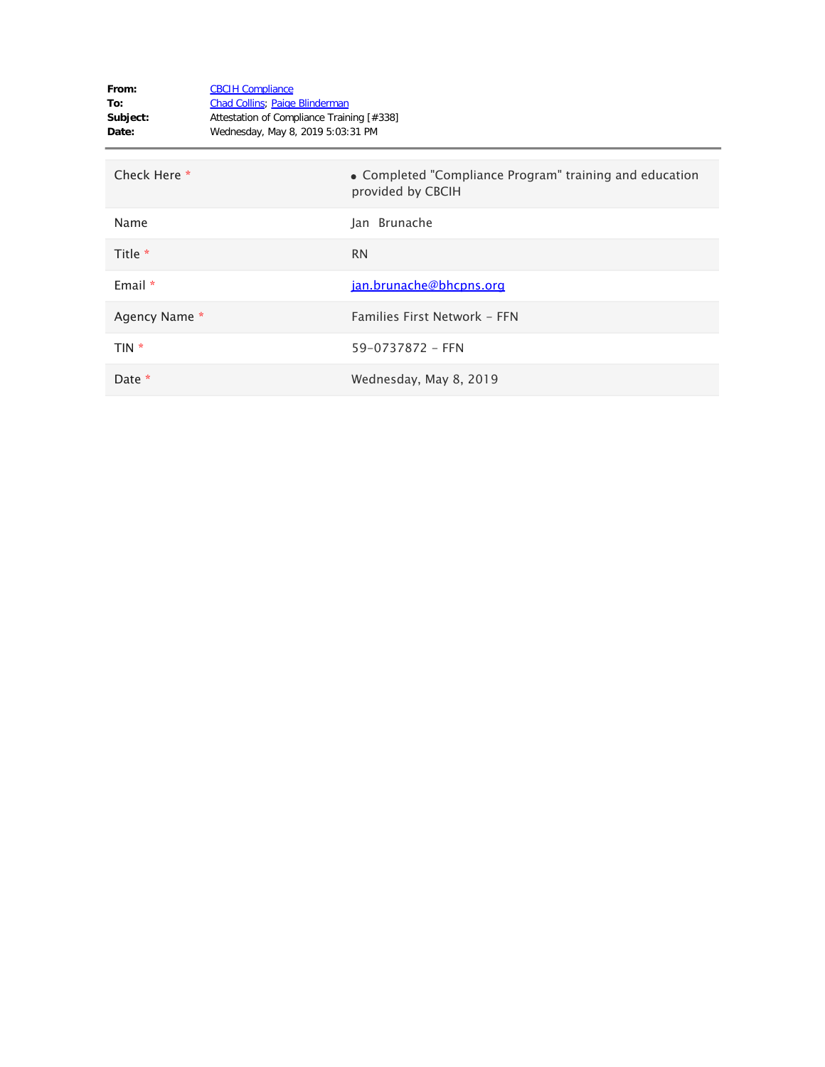**From:** CBCIH Compliance
**To:** Chad Collins; Paige Blinderman
**Subject:** Attestation of Compliance Training [#338]
**Date:** Wednesday, May 8, 2019 5:03:31 PM

| | |
|---|---|
| Check Here * | • Completed "Compliance Program" training and education provided by CBCIH |
| Name | Jan Brunache |
| Title * | RN |
| Email * | jan.brunache@bhcpns.org |
| Agency Name * | Families First Network - FFN |
| TIN * | 59-0737872 - FFN |
| Date * | Wednesday, May 8, 2019 |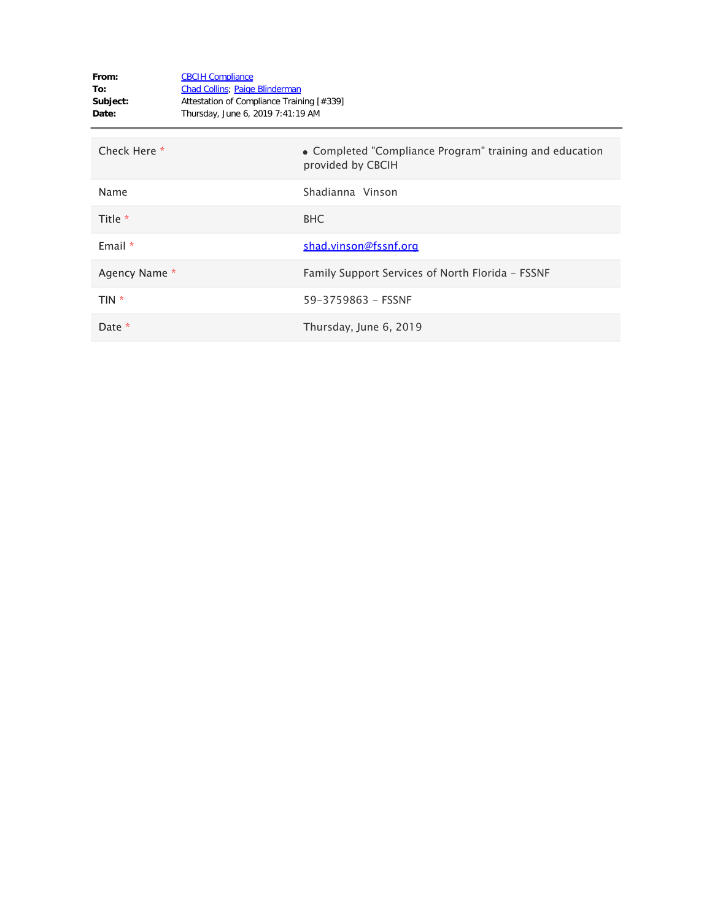**From:** CBCIH Compliance
**To:** Chad Collins; Paige Blinderman
**Subject:** Attestation of Compliance Training [#339]
**Date:** Thursday, June 6, 2019 7:41:19 AM

---

| | |
|---|---|
| Check Here * | • Completed "Compliance Program" training and education provided by CBCIH |
| Name | Shadianna Vinson |
| Title * | BHC |
| Email * | shad.vinson@fssnf.org |
| Agency Name * | Family Support Services of North Florida - FSSNF |
| TIN * | 59-3759863 - FSSNF |
| Date * | Thursday, June 6, 2019 |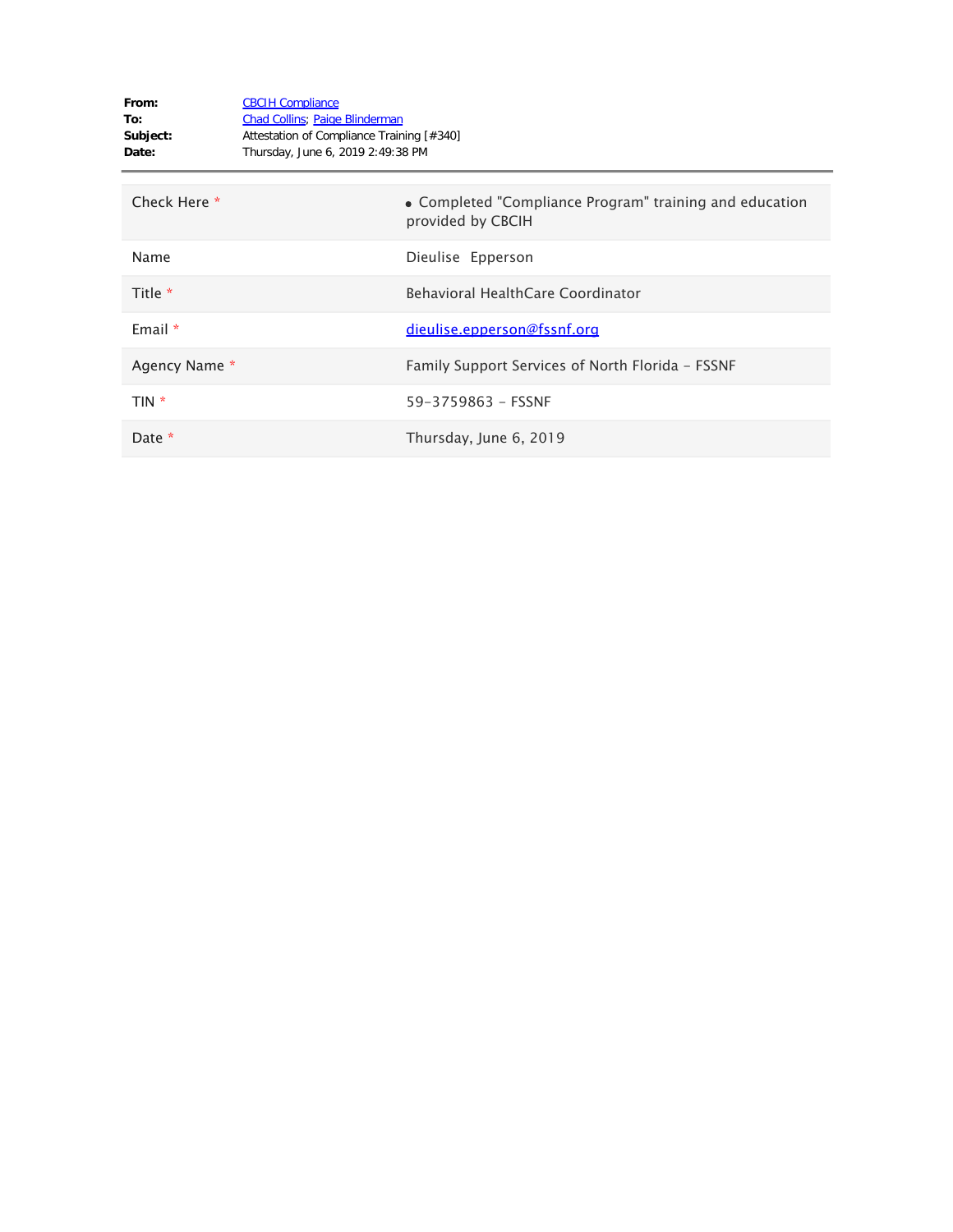**From:** CBCIH Compliance
**To:** Chad Collins; Paige Blinderman
**Subject:** Attestation of Compliance Training [#340]
**Date:** Thursday, June 6, 2019 2:49:38 PM

| | |
|---|---|
| Check Here * | • Completed "Compliance Program" training and education provided by CBCIH |
| Name | Dieulise Epperson |
| Title * | Behavioral HealthCare Coordinator |
| Email * | dieulise.epperson@fssnf.org |
| Agency Name * | Family Support Services of North Florida - FSSNF |
| TIN * | 59-3759863 - FSSNF |
| Date * | Thursday, June 6, 2019 |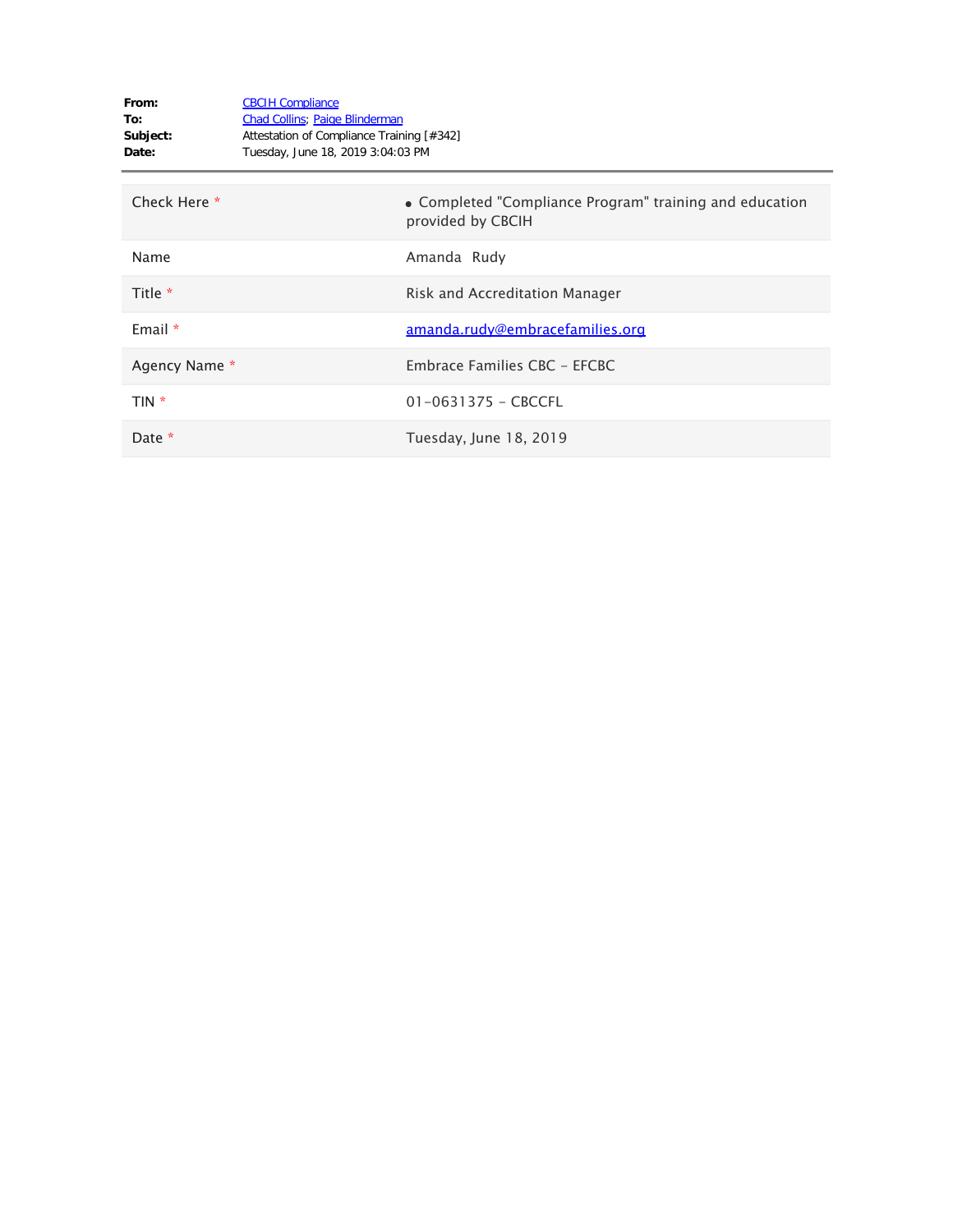**From:** CBCIH Compliance
**To:** Chad Collins; Paige Blinderman
**Subject:** Attestation of Compliance Training [#342]
**Date:** Tuesday, June 18, 2019 3:04:03 PM

| | |
|---|---|
| Check Here * | • Completed "Compliance Program" training and education provided by CBCIH |
| Name | Amanda Rudy |
| Title * | Risk and Accreditation Manager |
| Email * | amanda.rudy@embracefamilies.org |
| Agency Name * | Embrace Families CBC - EFCBC |
| TIN * | 01-0631375 - CBCCFL |
| Date * | Tuesday, June 18, 2019 |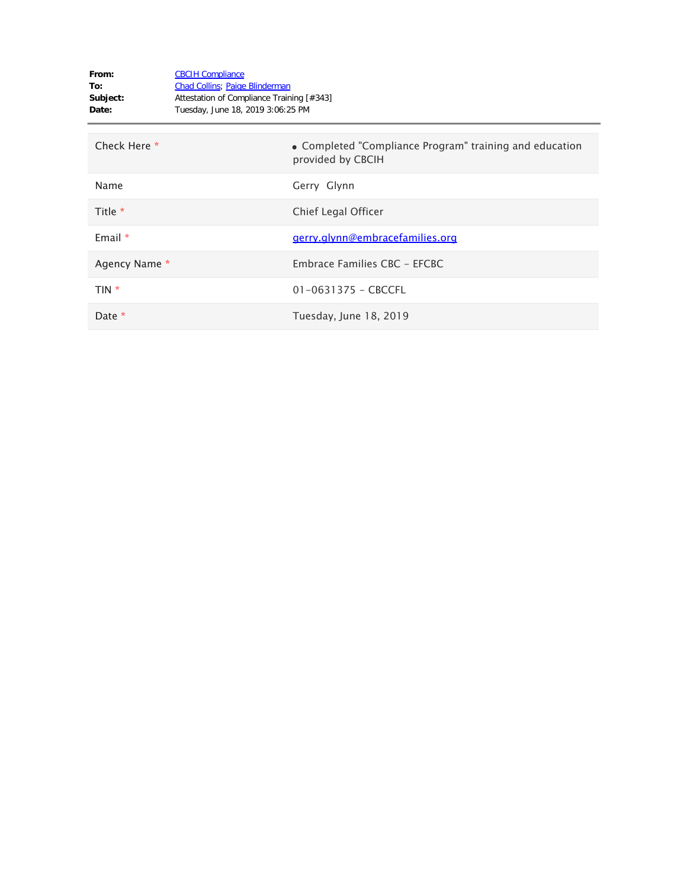**From:** CBCIH Compliance
**To:** Chad Collins; Paige Blinderman
**Subject:** Attestation of Compliance Training [#343]
**Date:** Tuesday, June 18, 2019 3:06:25 PM

---

| | |
|---|---|
| Check Here * | • Completed "Compliance Program" training and education provided by CBCIH |
| Name | Gerry Glynn |
| Title * | Chief Legal Officer |
| Email * | gerry.glynn@embracefamilies.org |
| Agency Name * | Embrace Families CBC - EFCBC |
| TIN * | 01-0631375 - CBCCFL |
| Date * | Tuesday, June 18, 2019 |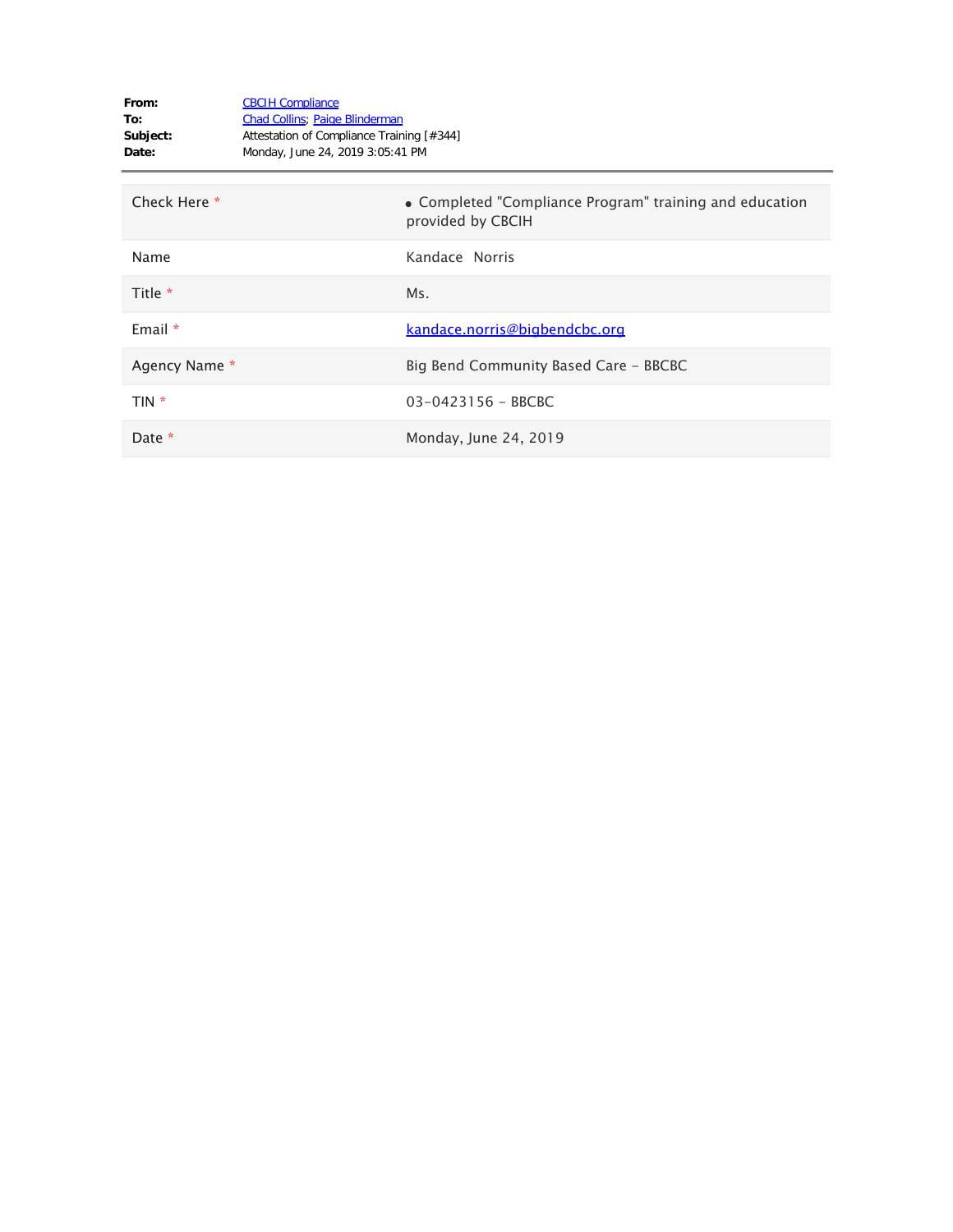**From:** CBCIH Compliance
**To:** Chad Collins; Paige Blinderman
**Subject:** Attestation of Compliance Training [#344]
**Date:** Monday, June 24, 2019 3:05:41 PM

---

| | |
|---|---|
| Check Here * | • Completed "Compliance Program" training and education provided by CBCIH |
| Name | Kandace Norris |
| Title * | Ms. |
| Email * | kandace.norris@bigbendcbc.org |
| Agency Name * | Big Bend Community Based Care - BBCBC |
| TIN * | 03-0423156 - BBCBC |
| Date * | Monday, June 24, 2019 |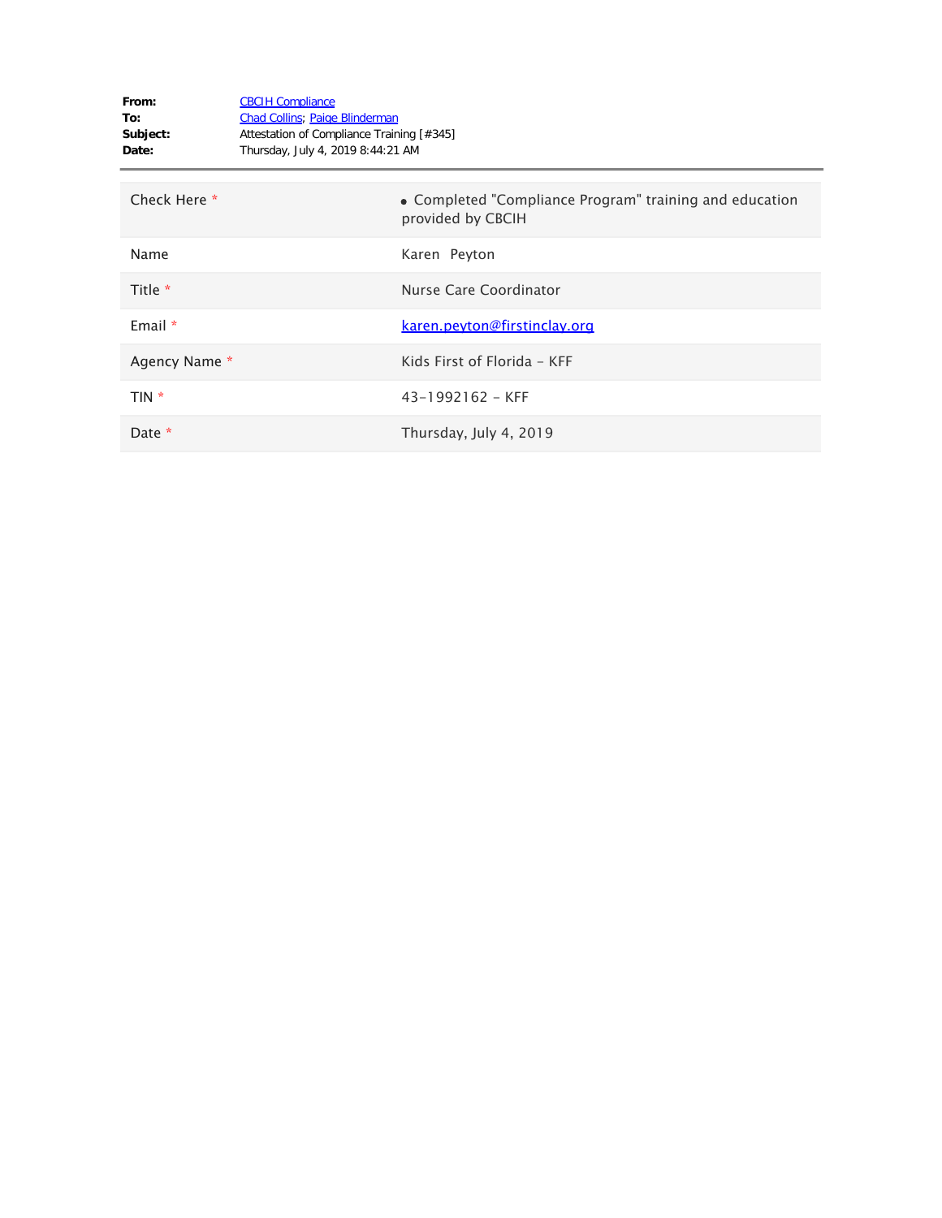**From:** CBCIH Compliance
**To:** Chad Collins; Paige Blinderman
**Subject:** Attestation of Compliance Training [#345]
**Date:** Thursday, July 4, 2019 8:44:21 AM

| | |
|---|---|
| Check Here * | • Completed "Compliance Program" training and education provided by CBCIH |
| Name | Karen Peyton |
| Title * | Nurse Care Coordinator |
| Email * | karen.peyton@firstinclay.org |
| Agency Name * | Kids First of Florida - KFF |
| TIN * | 43-1992162 - KFF |
| Date * | Thursday, July 4, 2019 |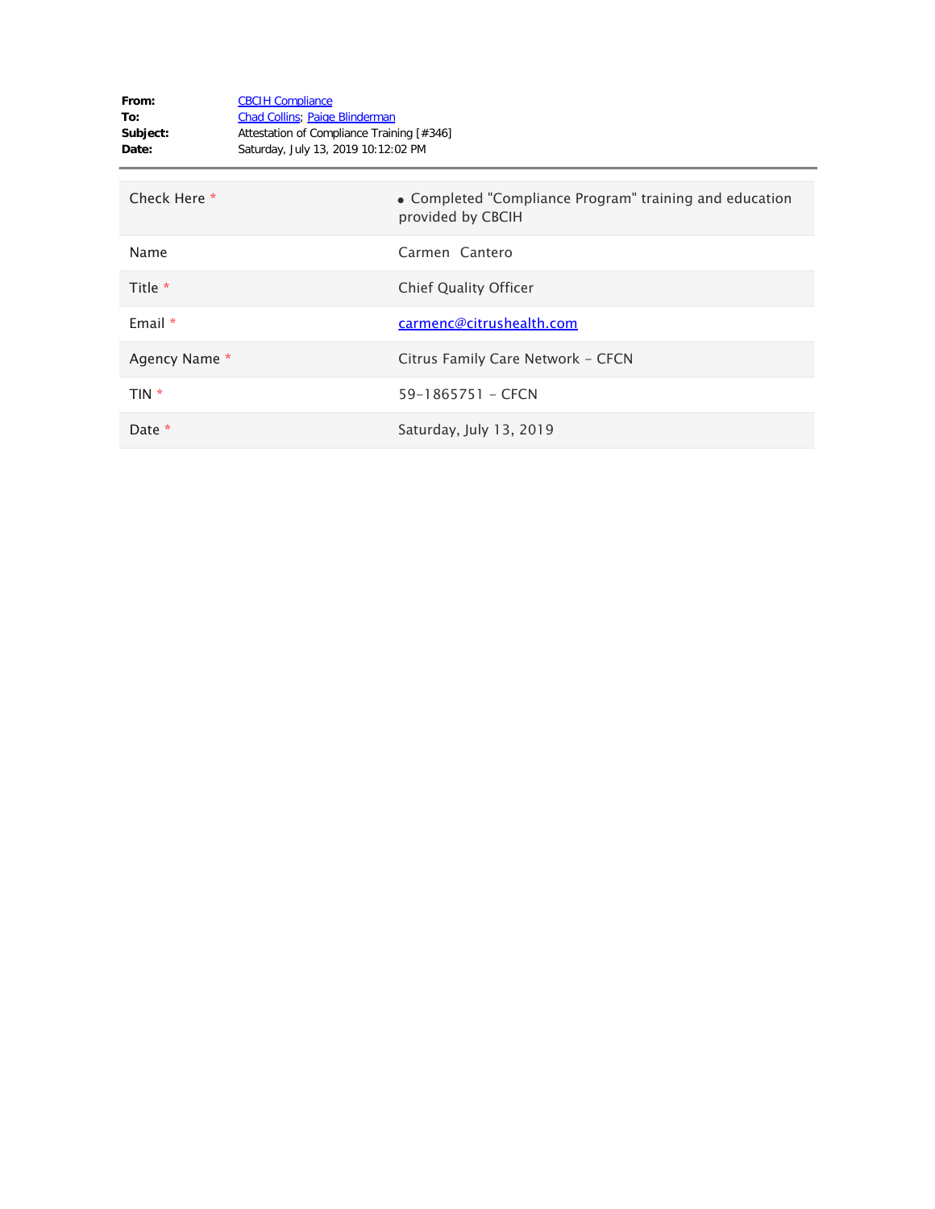**From:** CBCIH Compliance
**To:** Chad Collins; Paige Blinderman
**Subject:** Attestation of Compliance Training [#346]
**Date:** Saturday, July 13, 2019 10:12:02 PM

| | |
|---|---|
| Check Here * | • Completed "Compliance Program" training and education provided by CBCIH |
| Name | Carmen  Cantero |
| Title * | Chief Quality Officer |
| Email * | carmenc@citrushealth.com |
| Agency Name * | Citrus Family Care Network - CFCN |
| TIN * | 59-1865751 - CFCN |
| Date * | Saturday, July 13, 2019 |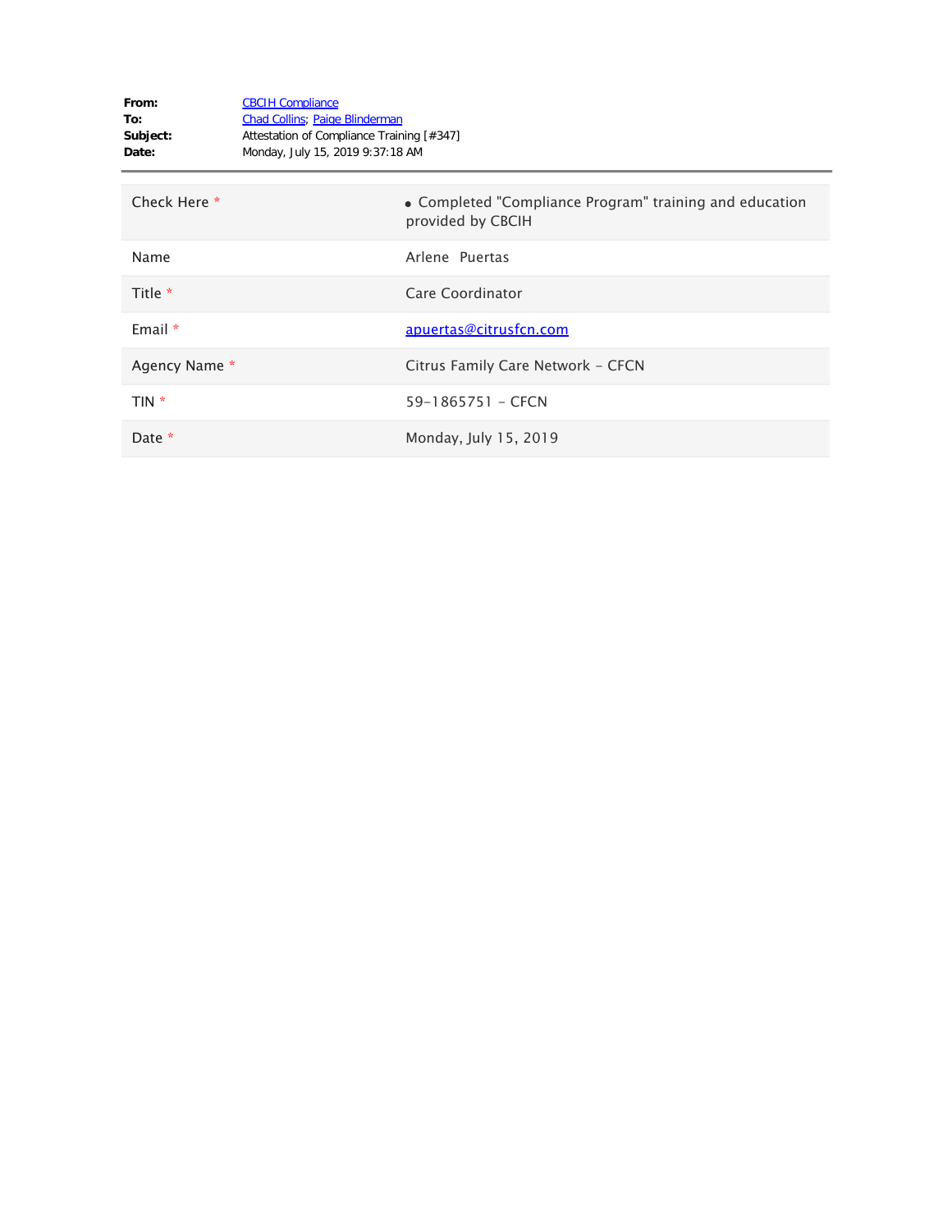**From:** CBCIH Compliance
**To:** Chad Collins; Paige Blinderman
**Subject:** Attestation of Compliance Training [#347]
**Date:** Monday, July 15, 2019 9:37:18 AM

---

| | |
|---|---|
| Check Here * | • Completed "Compliance Program" training and education provided by CBCIH |
| Name | Arlene  Puertas |
| Title * | Care Coordinator |
| Email * | apuertas@citrusfcn.com |
| Agency Name * | Citrus Family Care Network - CFCN |
| TIN * | 59-1865751 - CFCN |
| Date * | Monday, July 15, 2019 |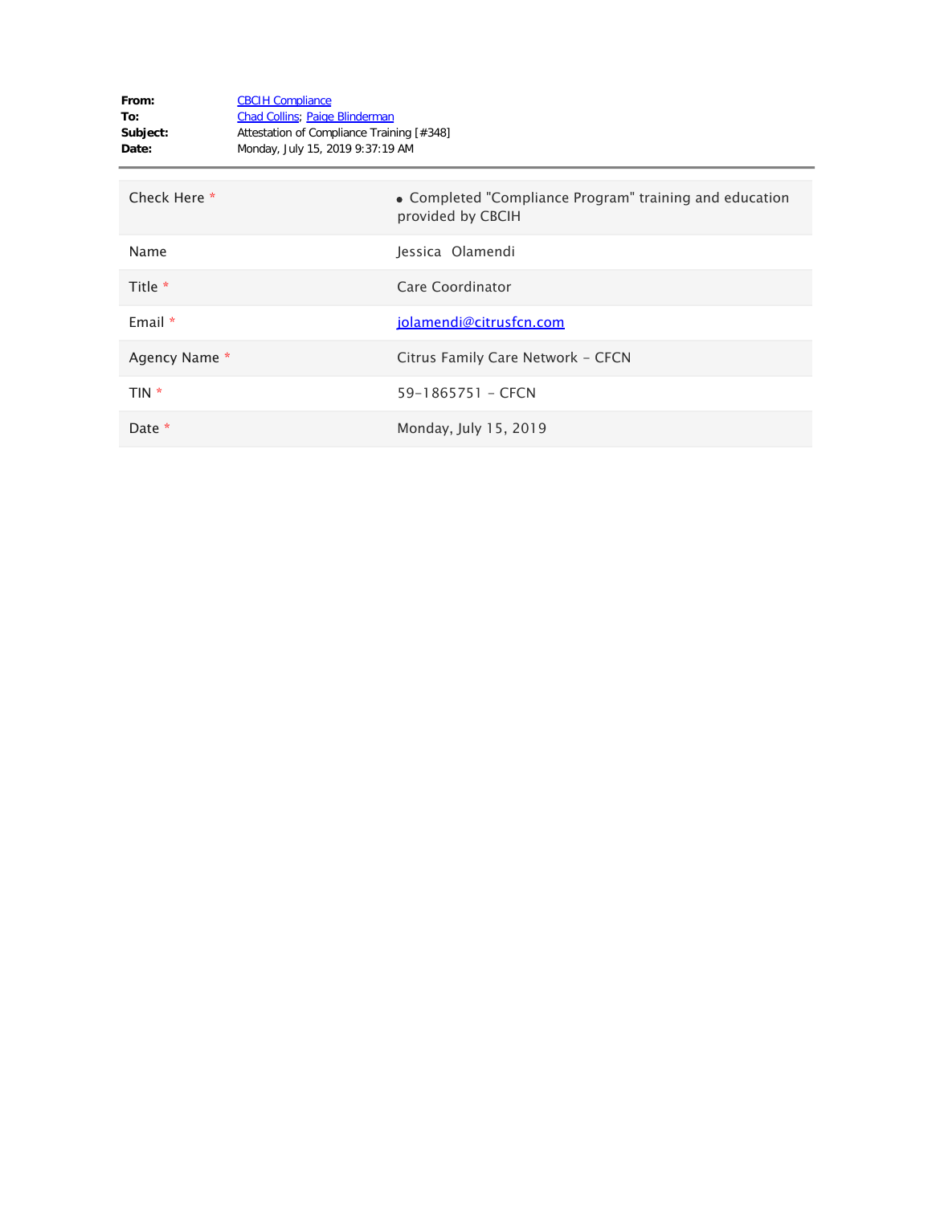**From:** CBCIH Compliance
**To:** Chad Collins; Paige Blinderman
**Subject:** Attestation of Compliance Training [#348]
**Date:** Monday, July 15, 2019 9:37:19 AM

| | |
|---|---|
| Check Here * | • Completed "Compliance Program" training and education provided by CBCIH |
| Name | Jessica Olamendi |
| Title * | Care Coordinator |
| Email * | jolamendi@citrusfcn.com |
| Agency Name * | Citrus Family Care Network - CFCN |
| TIN * | 59-1865751 - CFCN |
| Date * | Monday, July 15, 2019 |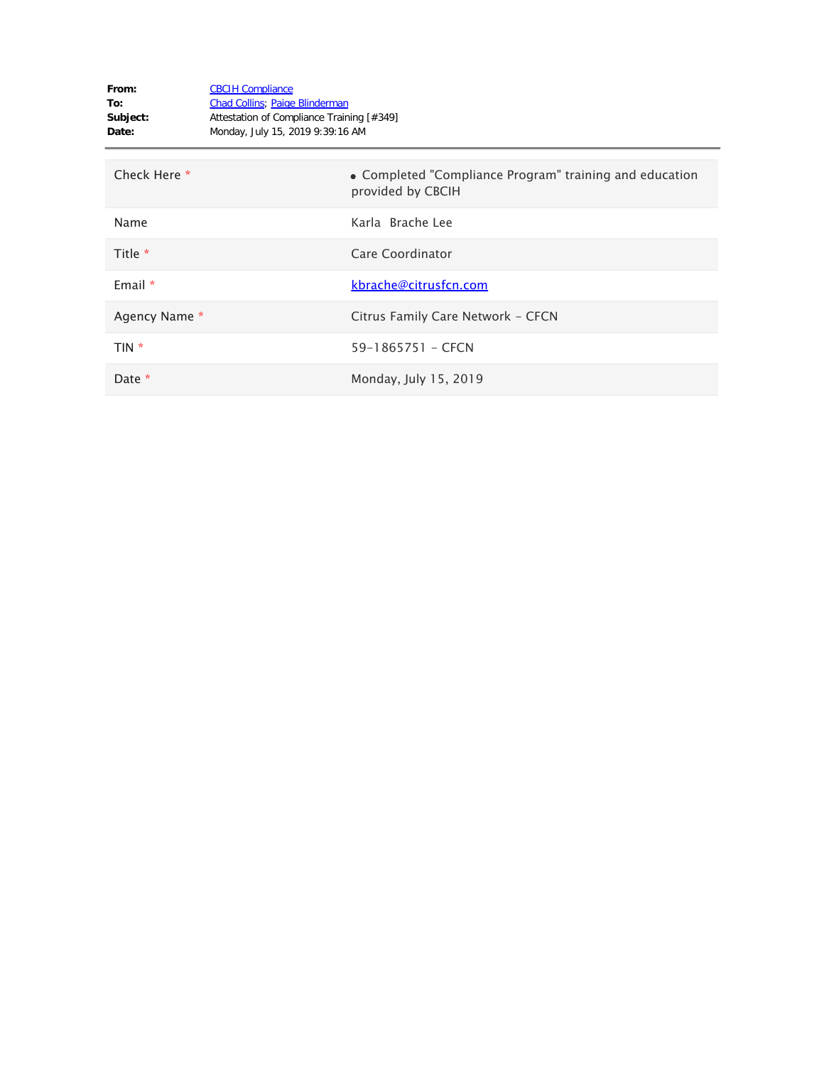**From:** CBCIH Compliance
**To:** Chad Collins; Paige Blinderman
**Subject:** Attestation of Compliance Training [#349]
**Date:** Monday, July 15, 2019 9:39:16 AM

---

| | |
|---|---|
| Check Here * | • Completed "Compliance Program" training and education provided by CBCIH |
| Name | Karla Brache Lee |
| Title * | Care Coordinator |
| Email * | kbrache@citrusfcn.com |
| Agency Name * | Citrus Family Care Network - CFCN |
| TIN * | 59-1865751 - CFCN |
| Date * | Monday, July 15, 2019 |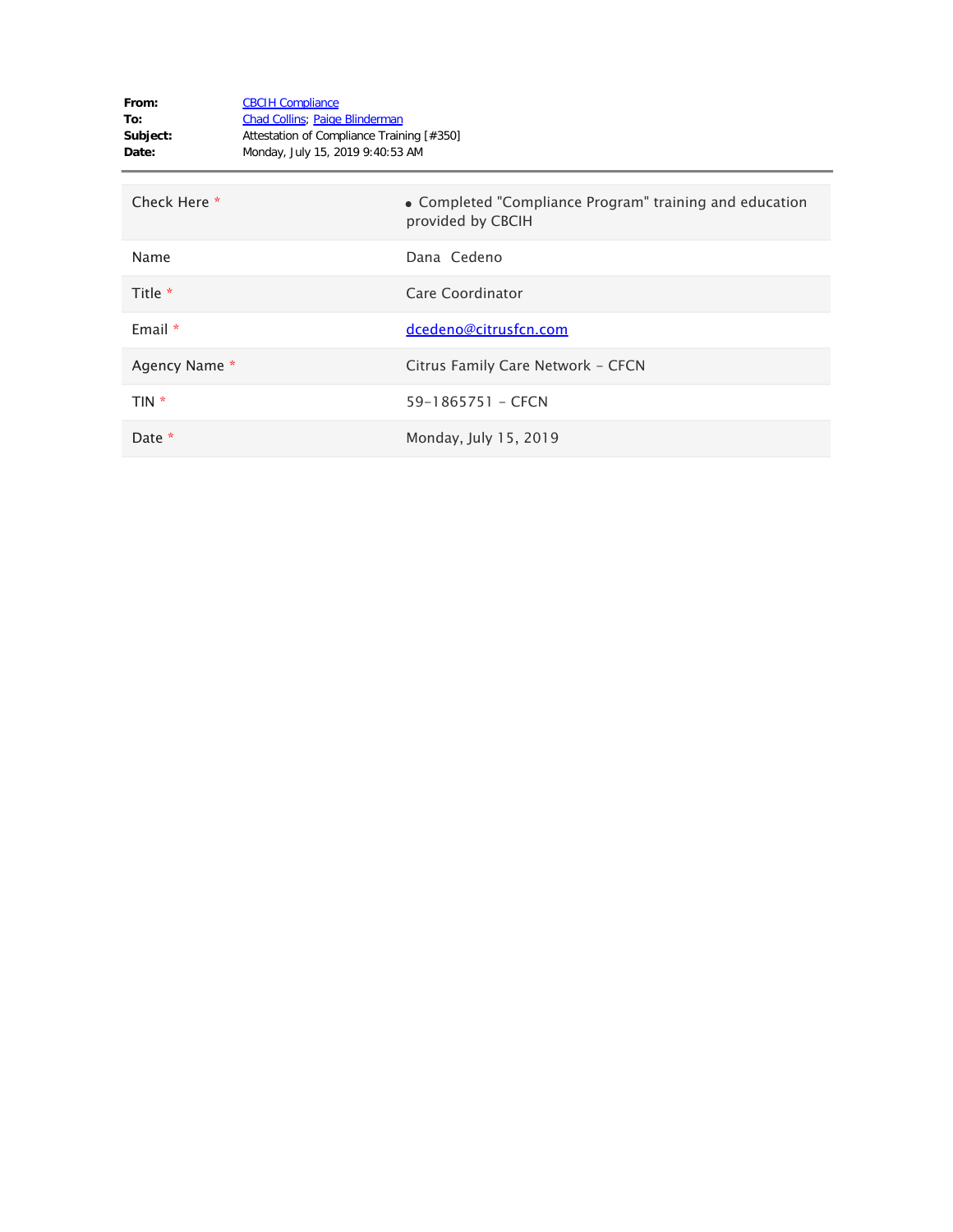**From:** CBCIH Compliance
**To:** Chad Collins; Paige Blinderman
**Subject:** Attestation of Compliance Training [#350]
**Date:** Monday, July 15, 2019 9:40:53 AM

---

| | |
|---|---|
| Check Here * | • Completed "Compliance Program" training and education provided by CBCIH |
| Name | Dana Cedeno |
| Title * | Care Coordinator |
| Email * | dcedeno@citrusfcn.com |
| Agency Name * | Citrus Family Care Network - CFCN |
| TIN * | 59-1865751 - CFCN |
| Date * | Monday, July 15, 2019 |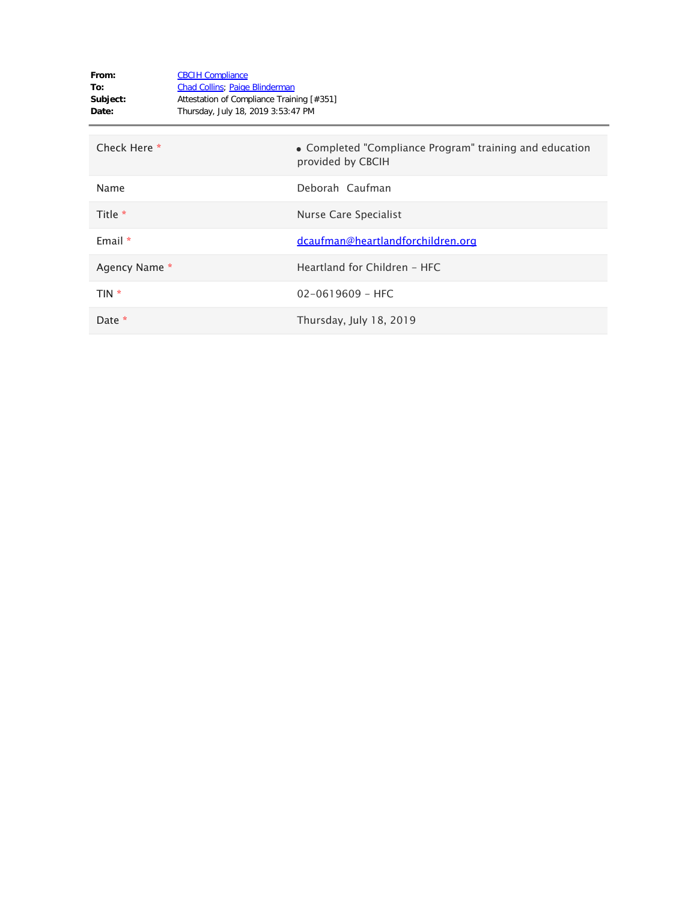**From:** CBCIH Compliance
**To:** Chad Collins; Paige Blinderman
**Subject:** Attestation of Compliance Training [#351]
**Date:** Thursday, July 18, 2019 3:53:47 PM

---

| | |
|---|---|
| Check Here * | • Completed "Compliance Program" training and education provided by CBCIH |
| Name | Deborah Caufman |
| Title * | Nurse Care Specialist |
| Email * | dcaufman@heartlandforchildren.org |
| Agency Name * | Heartland for Children - HFC |
| TIN * | 02-0619609 - HFC |
| Date * | Thursday, July 18, 2019 |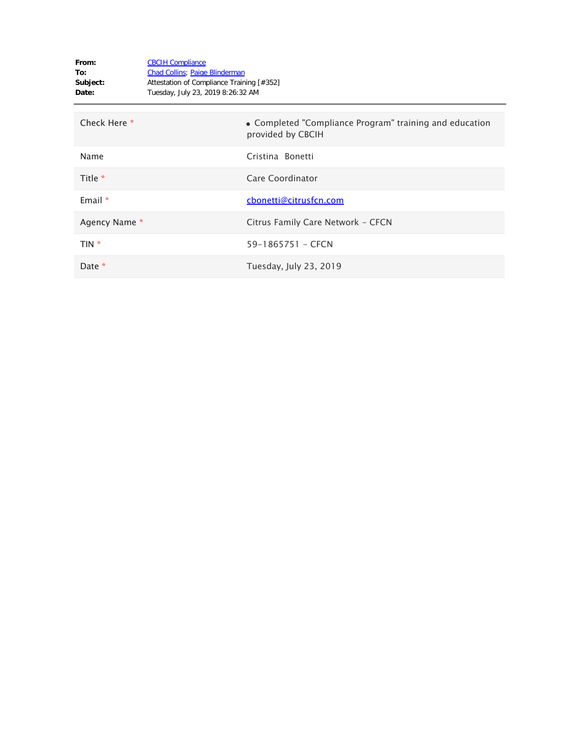**From:** CBCIH Compliance
**To:** Chad Collins; Paige Blinderman
**Subject:** Attestation of Compliance Training [#352]
**Date:** Tuesday, July 23, 2019 8:26:32 AM

---

| | |
|---|---|
| Check Here * | • Completed "Compliance Program" training and education provided by CBCIH |
| Name | Cristina Bonetti |
| Title * | Care Coordinator |
| Email * | cbonetti@citrusfcn.com |
| Agency Name * | Citrus Family Care Network - CFCN |
| TIN * | 59-1865751 - CFCN |
| Date * | Tuesday, July 23, 2019 |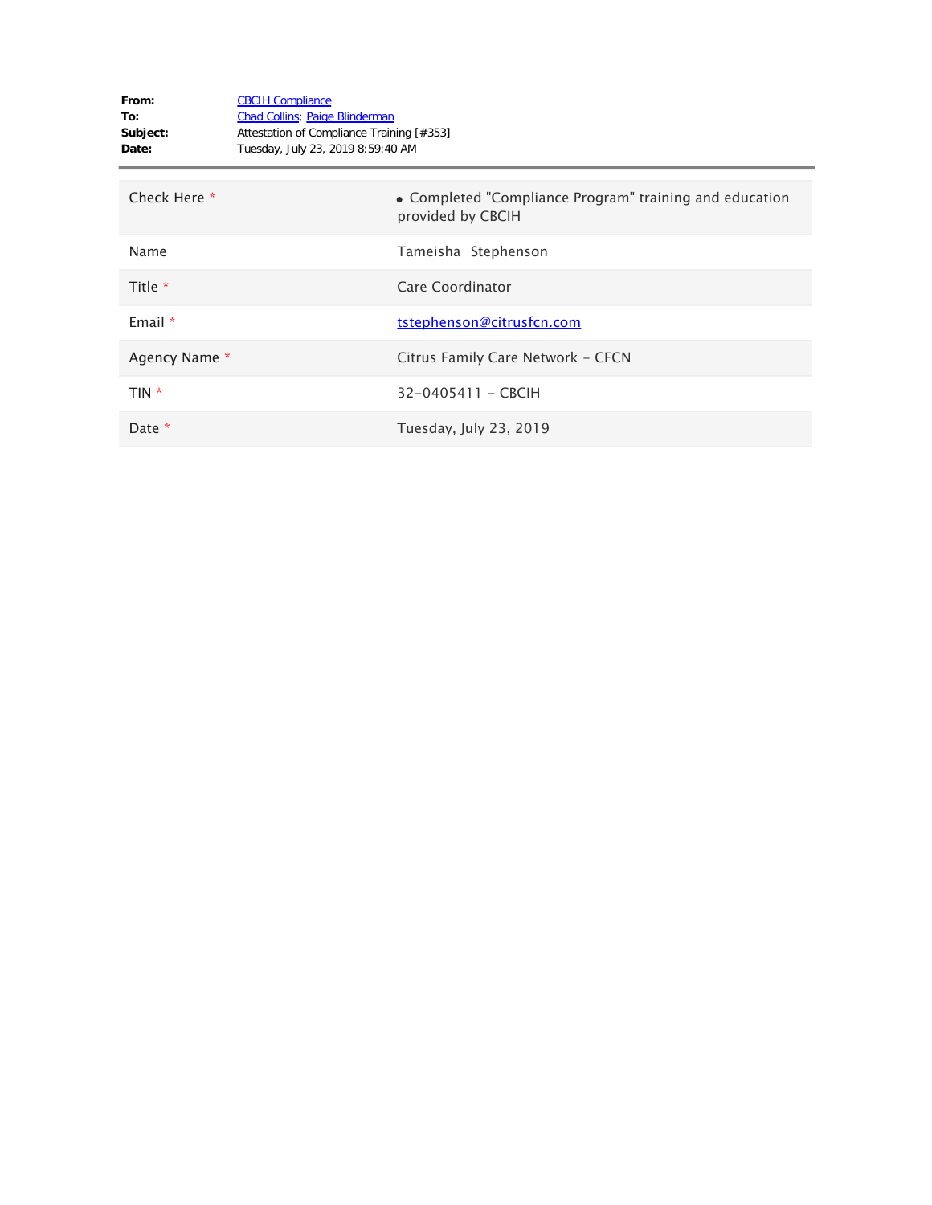**From:** CBCIH Compliance
**To:** Chad Collins; Paige Blinderman
**Subject:** Attestation of Compliance Training [#353]
**Date:** Tuesday, July 23, 2019 8:59:40 AM

---

| | |
|---|---|
| Check Here * | • Completed "Compliance Program" training and education provided by CBCIH |
| Name | Tameisha Stephenson |
| Title * | Care Coordinator |
| Email * | tstephenson@citrusfcn.com |
| Agency Name * | Citrus Family Care Network - CFCN |
| TIN * | 32-0405411 - CBCIH |
| Date * | Tuesday, July 23, 2019 |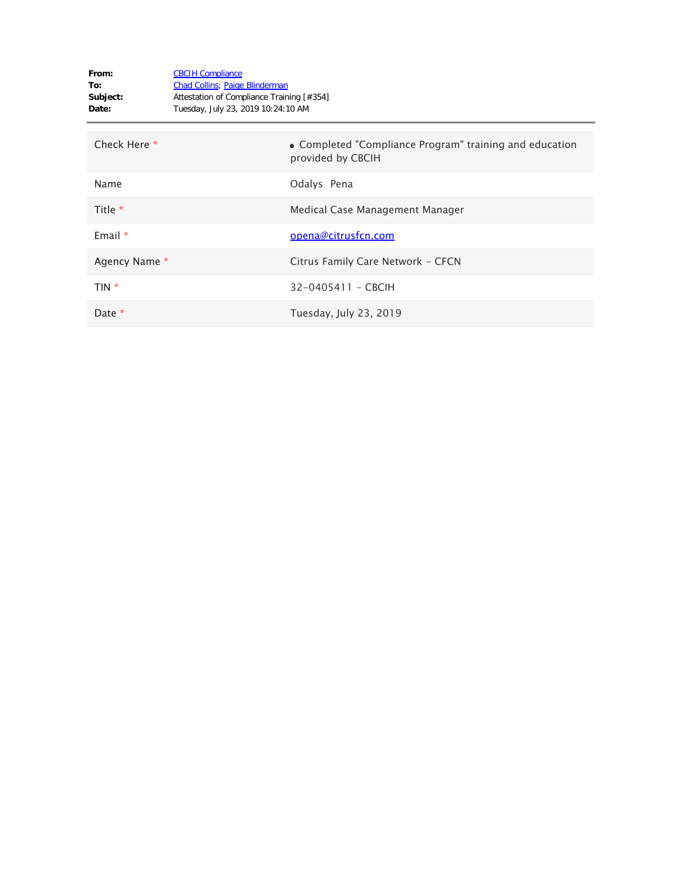**From:** CBCIH Compliance
**To:** Chad Collins; Paige Blinderman
**Subject:** Attestation of Compliance Training [#354]
**Date:** Tuesday, July 23, 2019 10:24:10 AM

---

| | |
|---|---|
| Check Here * | • Completed "Compliance Program" training and education provided by CBCIH |
| Name | Odalys Pena |
| Title * | Medical Case Management Manager |
| Email * | opena@citrusfcn.com |
| Agency Name * | Citrus Family Care Network - CFCN |
| TIN * | 32-0405411 - CBCIH |
| Date * | Tuesday, July 23, 2019 |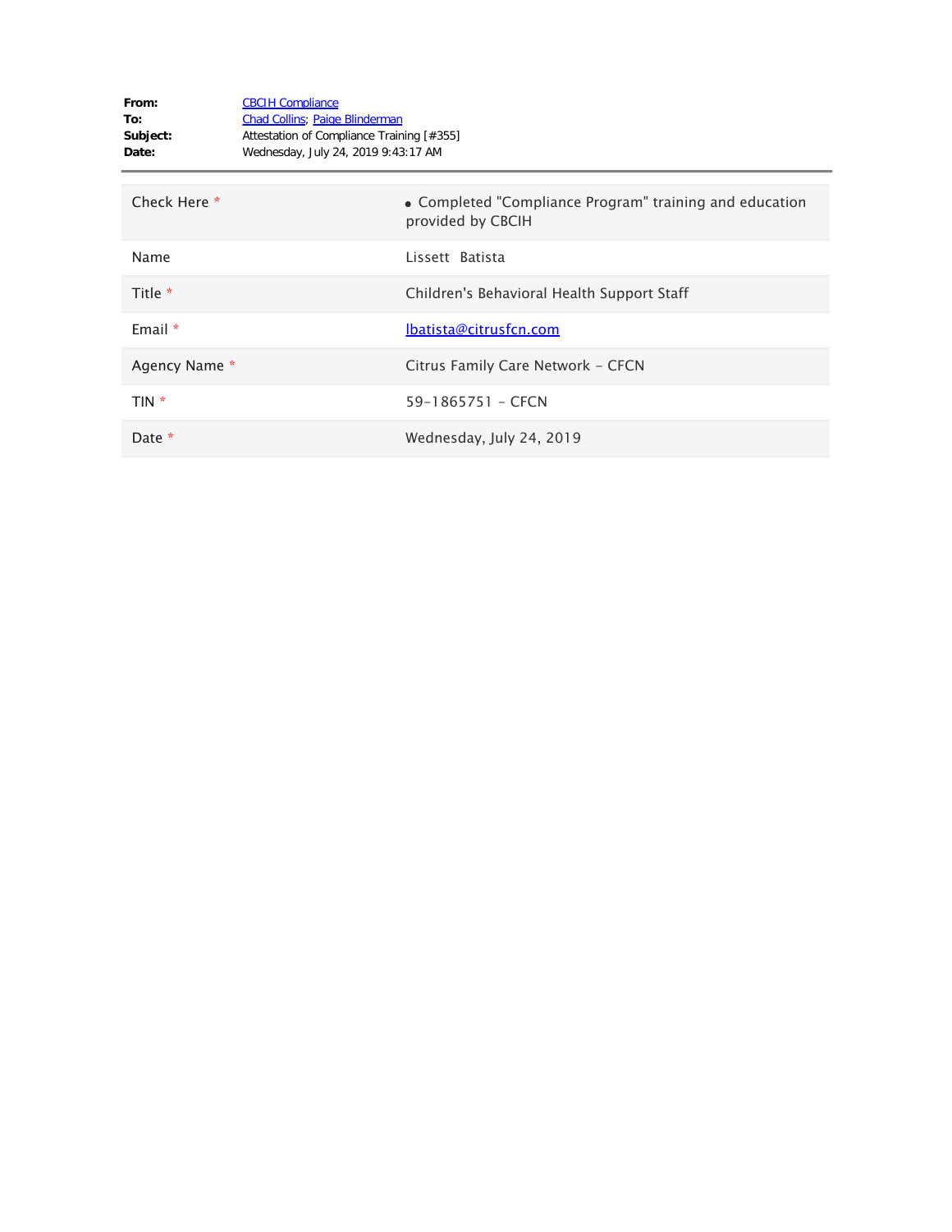**From:** CBCIH Compliance
**To:** Chad Collins; Paige Blinderman
**Subject:** Attestation of Compliance Training [#355]
**Date:** Wednesday, July 24, 2019 9:43:17 AM

---

| | |
|---|---|
| Check Here * | • Completed "Compliance Program" training and education provided by CBCIH |
| Name | Lissett Batista |
| Title * | Children's Behavioral Health Support Staff |
| Email * | lbatista@citrusfcn.com |
| Agency Name * | Citrus Family Care Network - CFCN |
| TIN * | 59-1865751 - CFCN |
| Date * | Wednesday, July 24, 2019 |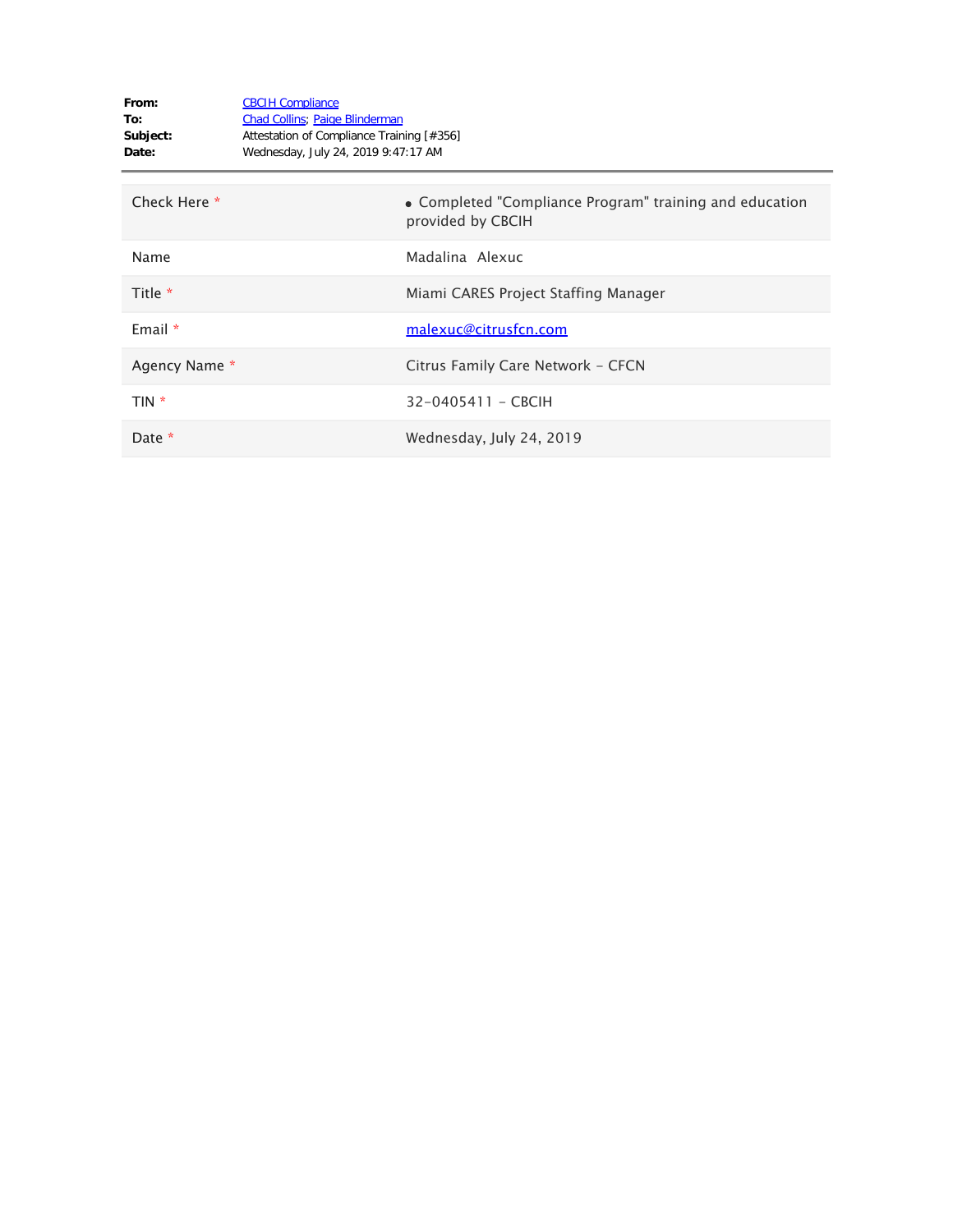**From:** CBCIH Compliance
**To:** Chad Collins; Paige Blinderman
**Subject:** Attestation of Compliance Training [#356]
**Date:** Wednesday, July 24, 2019 9:47:17 AM

---

| | |
|---|---|
| Check Here * | • Completed "Compliance Program" training and education provided by CBCIH |
| Name | Madalina  Alexuc |
| Title * | Miami CARES Project Staffing Manager |
| Email * | malexuc@citrusfcn.com |
| Agency Name * | Citrus Family Care Network - CFCN |
| TIN * | 32-0405411 - CBCIH |
| Date * | Wednesday, July 24, 2019 |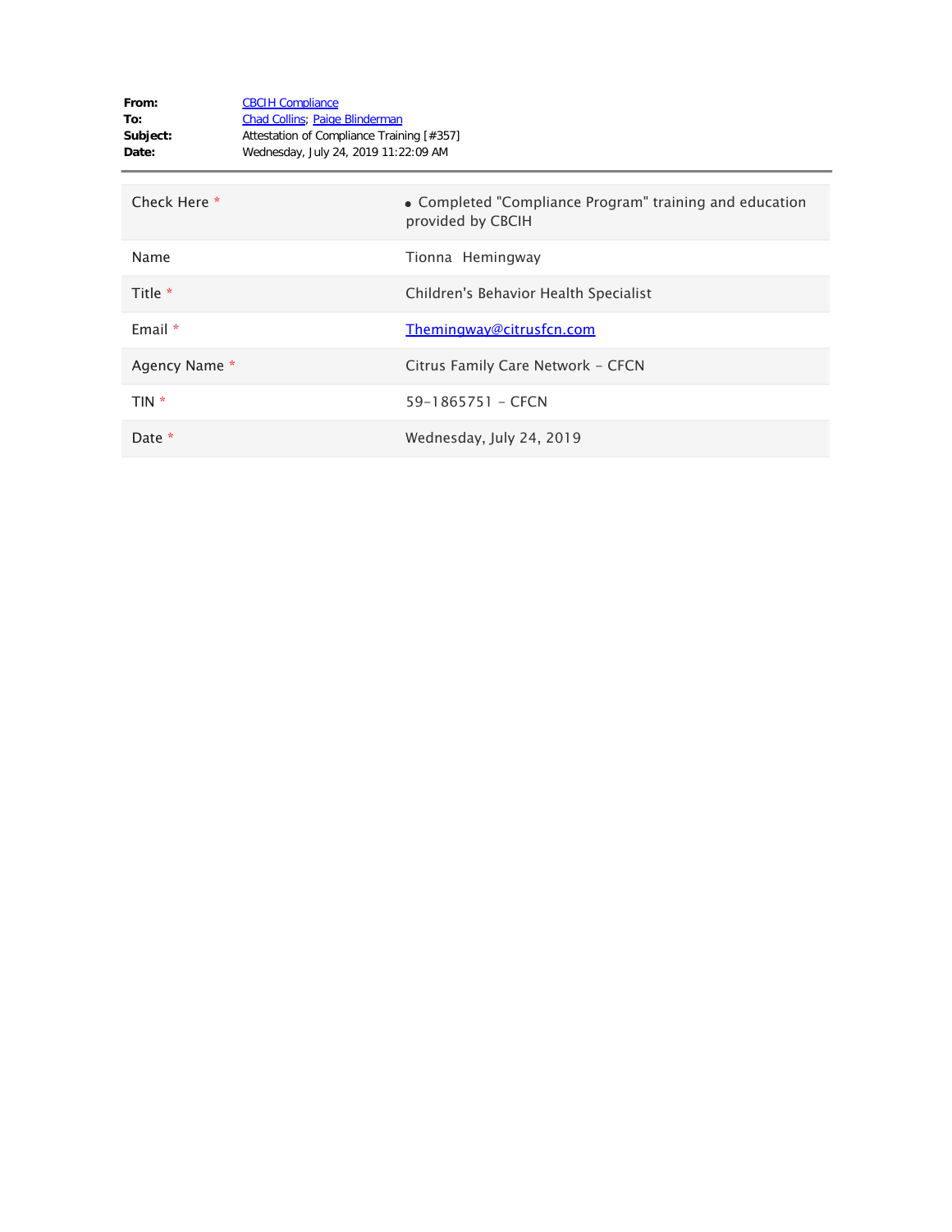**From:** CBCIH Compliance
**To:** Chad Collins; Paige Blinderman
**Subject:** Attestation of Compliance Training [#357]
**Date:** Wednesday, July 24, 2019 11:22:09 AM

| | |
|---|---|
| Check Here * | • Completed "Compliance Program" training and education provided by CBCIH |
| Name | Tionna Hemingway |
| Title * | Children's Behavior Health Specialist |
| Email * | Themingway@citrusfcn.com |
| Agency Name * | Citrus Family Care Network - CFCN |
| TIN * | 59-1865751 - CFCN |
| Date * | Wednesday, July 24, 2019 |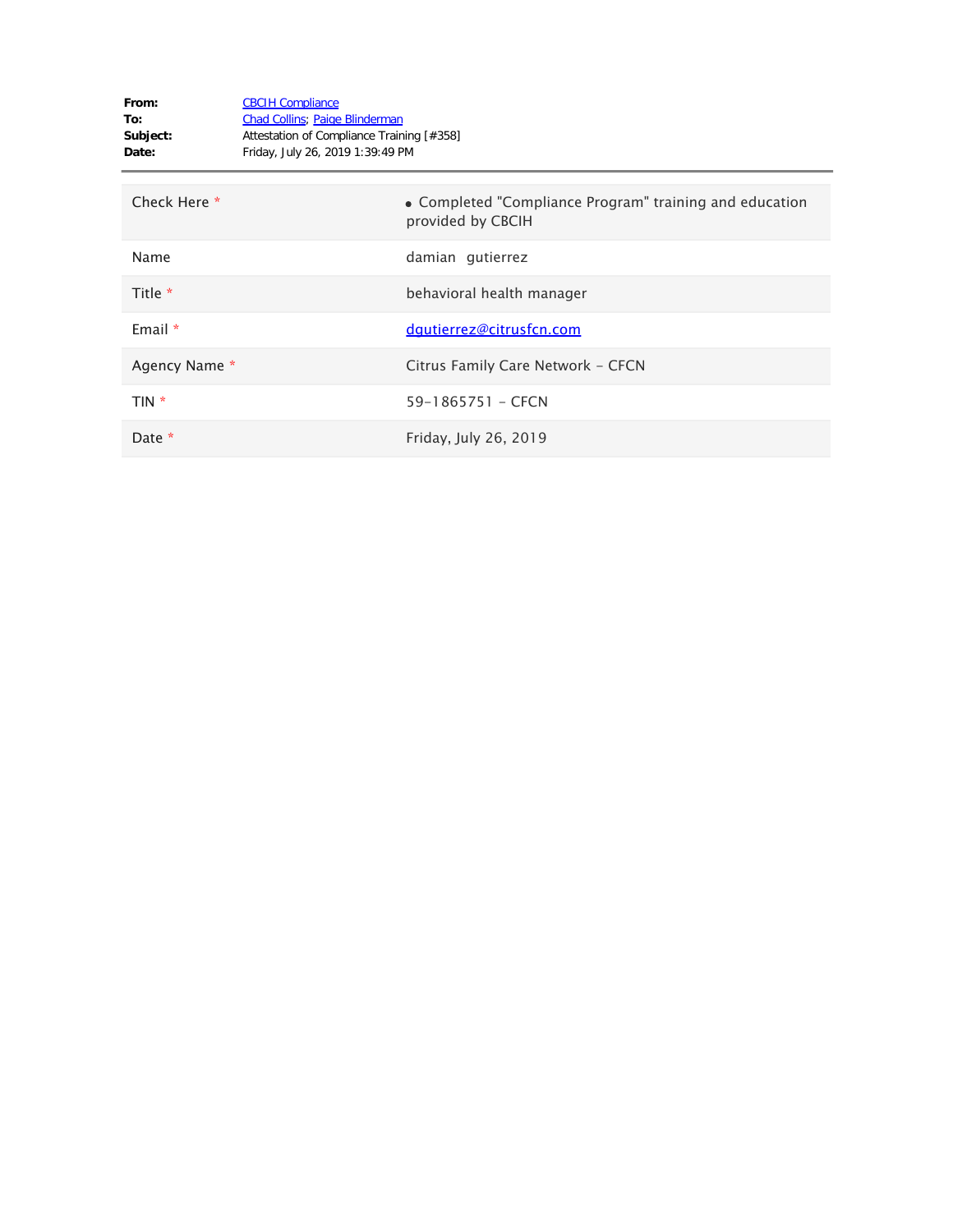**From:** CBCIH Compliance
**To:** Chad Collins; Paige Blinderman
**Subject:** Attestation of Compliance Training [#358]
**Date:** Friday, July 26, 2019 1:39:49 PM

---

| | |
|---|---|
| Check Here * | • Completed "Compliance Program" training and education provided by CBCIH |
| Name | damian gutierrez |
| Title * | behavioral health manager |
| Email * | dgutierrez@citrusfcn.com |
| Agency Name * | Citrus Family Care Network - CFCN |
| TIN * | 59-1865751 - CFCN |
| Date * | Friday, July 26, 2019 |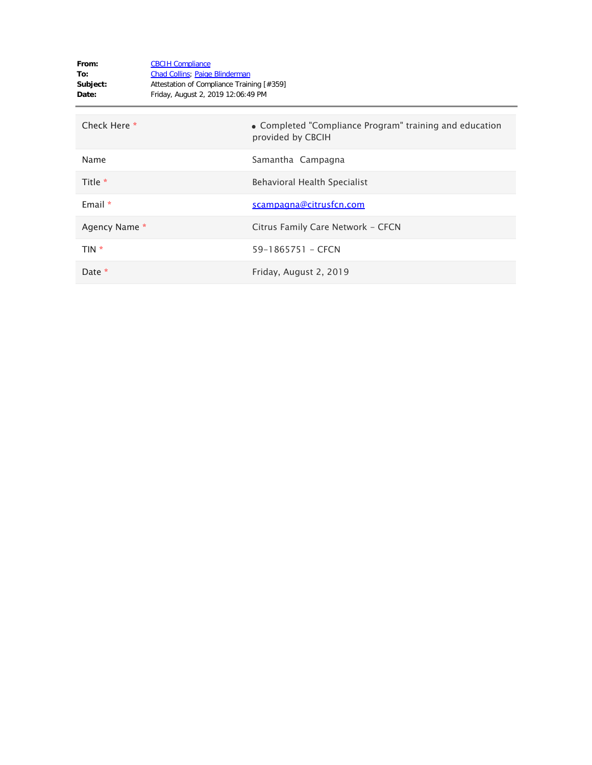**From:** CBCIH Compliance
**To:** Chad Collins; Paige Blinderman
**Subject:** Attestation of Compliance Training [#359]
**Date:** Friday, August 2, 2019 12:06:49 PM

---

| | |
|---|---|
| Check Here * | • Completed "Compliance Program" training and education provided by CBCIH |
| Name | Samantha  Campagna |
| Title * | Behavioral Health Specialist |
| Email * | scampagna@citrusfcn.com |
| Agency Name * | Citrus Family Care Network - CFCN |
| TIN * | 59-1865751 - CFCN |
| Date * | Friday, August 2, 2019 |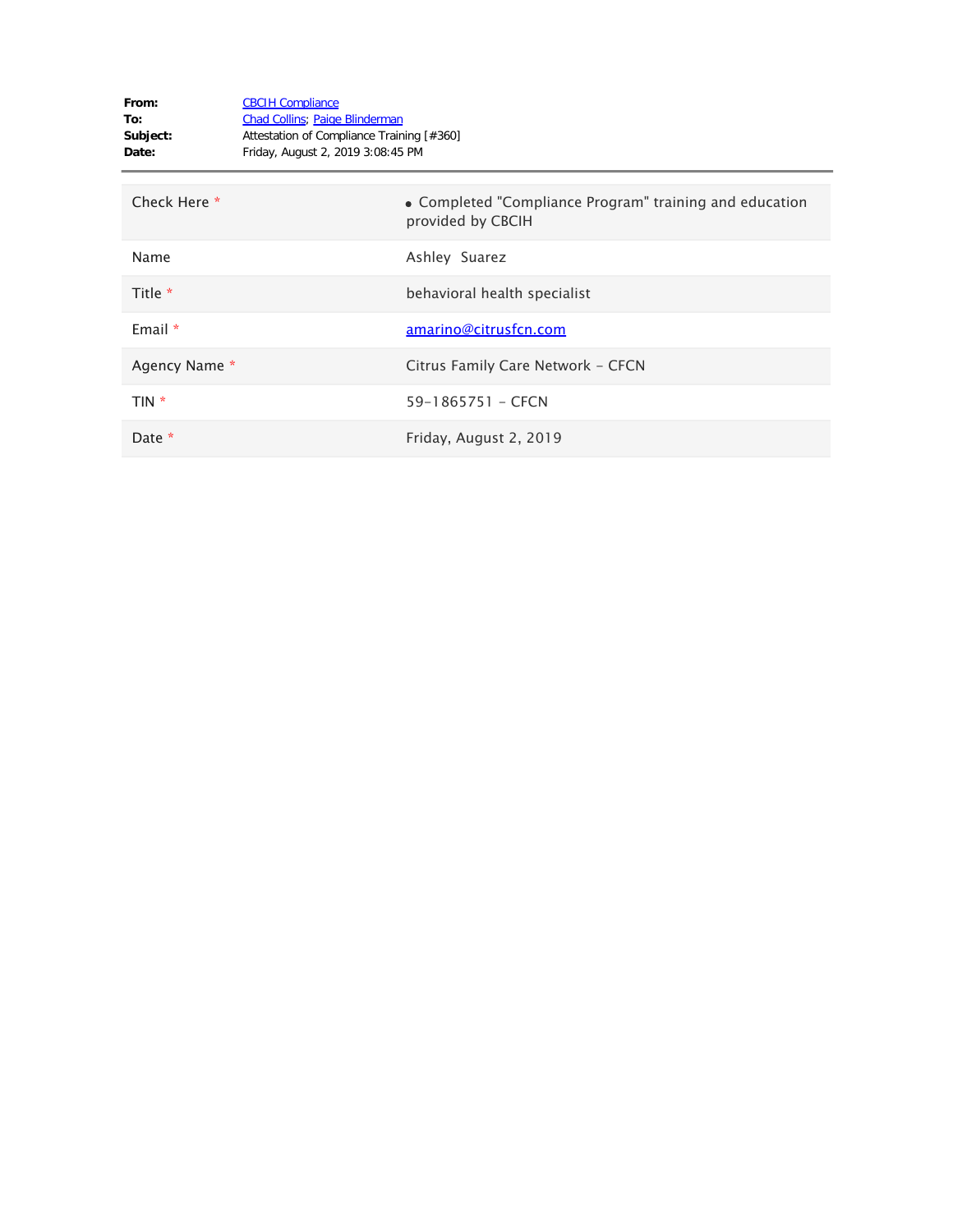**From:** CBCIH Compliance
**To:** Chad Collins; Paige Blinderman
**Subject:** Attestation of Compliance Training [#360]
**Date:** Friday, August 2, 2019 3:08:45 PM

---

| | |
|---|---|
| Check Here * | • Completed "Compliance Program" training and education provided by CBCIH |
| Name | Ashley Suarez |
| Title * | behavioral health specialist |
| Email * | amarino@citrusfcn.com |
| Agency Name * | Citrus Family Care Network - CFCN |
| TIN * | 59-1865751 - CFCN |
| Date * | Friday, August 2, 2019 |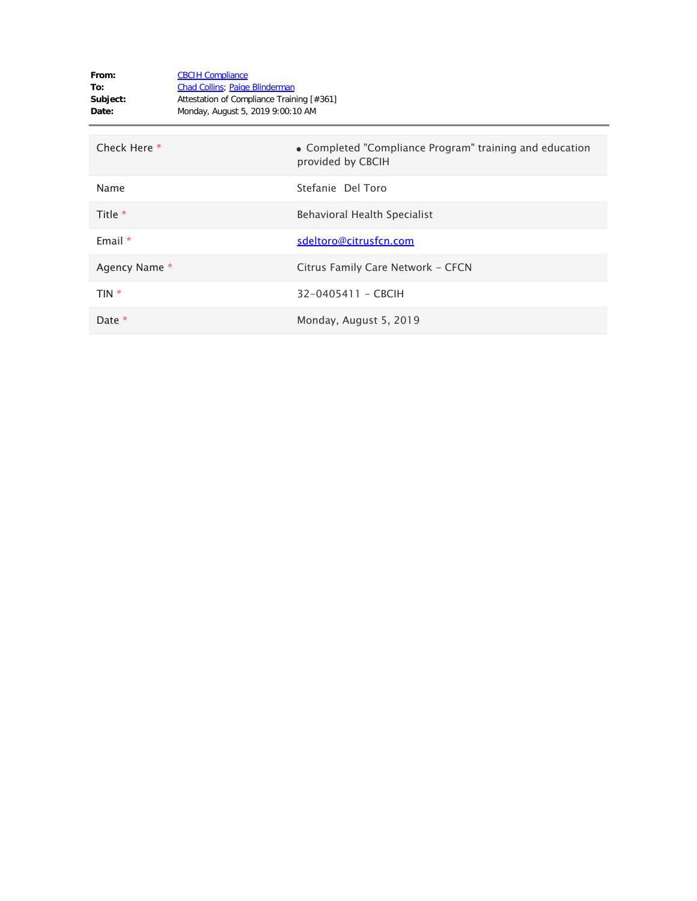**From:** CBCIH Compliance
**To:** Chad Collins; Paige Blinderman
**Subject:** Attestation of Compliance Training [#361]
**Date:** Monday, August 5, 2019 9:00:10 AM

---

| | |
|---|---|
| Check Here * | • Completed "Compliance Program" training and education provided by CBCIH |
| Name | Stefanie Del Toro |
| Title * | Behavioral Health Specialist |
| Email * | sdeltoro@citrusfcn.com |
| Agency Name * | Citrus Family Care Network - CFCN |
| TIN * | 32-0405411 - CBCIH |
| Date * | Monday, August 5, 2019 |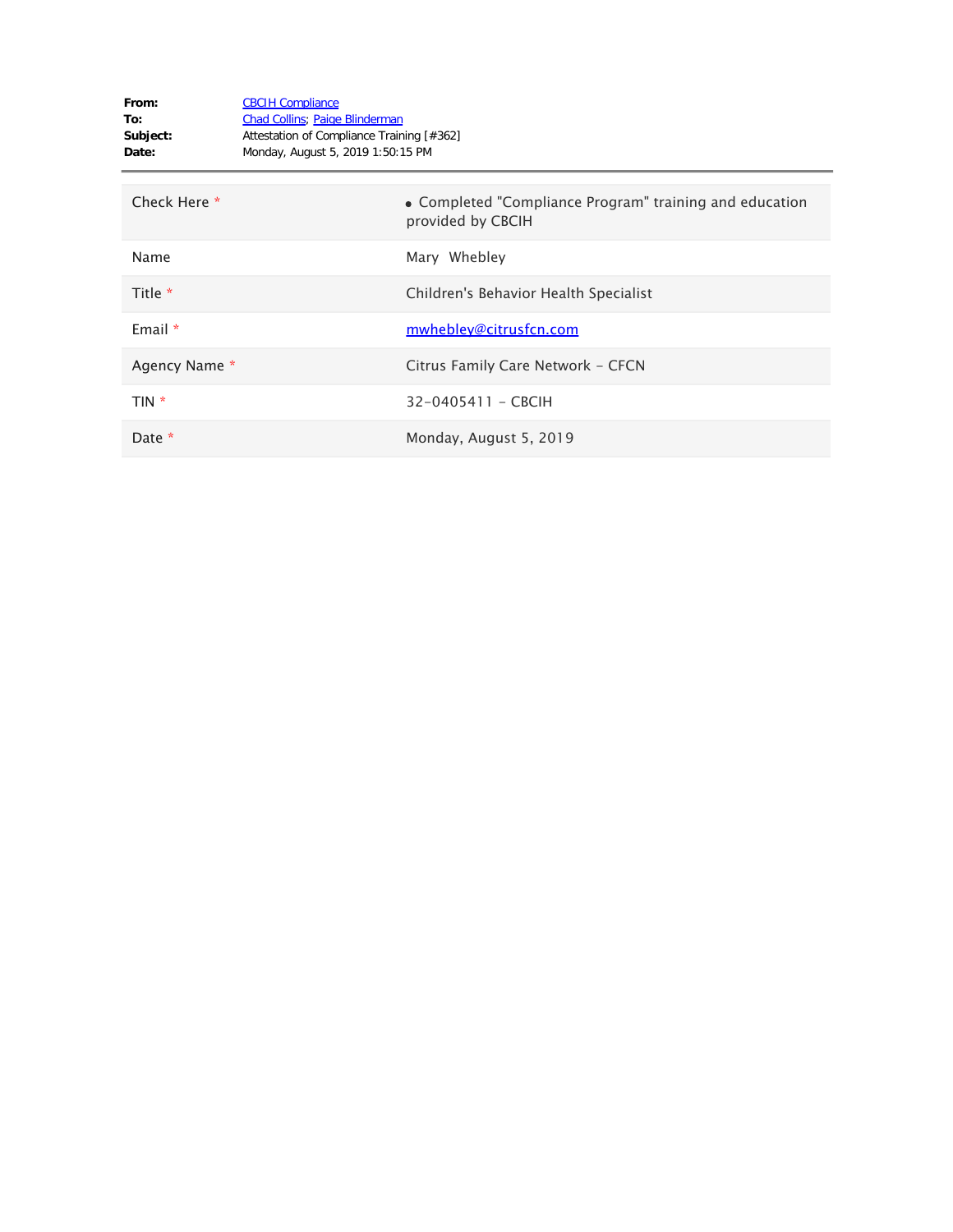**From:** CBCIH Compliance
**To:** Chad Collins; Paige Blinderman
**Subject:** Attestation of Compliance Training [#362]
**Date:** Monday, August 5, 2019 1:50:15 PM

---

| | |
|---|---|
| Check Here * | • Completed "Compliance Program" training and education provided by CBCIH |
| Name | Mary Whebley |
| Title * | Children's Behavior Health Specialist |
| Email * | mwhebley@citrusfcn.com |
| Agency Name * | Citrus Family Care Network - CFCN |
| TIN * | 32-0405411 - CBCIH |
| Date * | Monday, August 5, 2019 |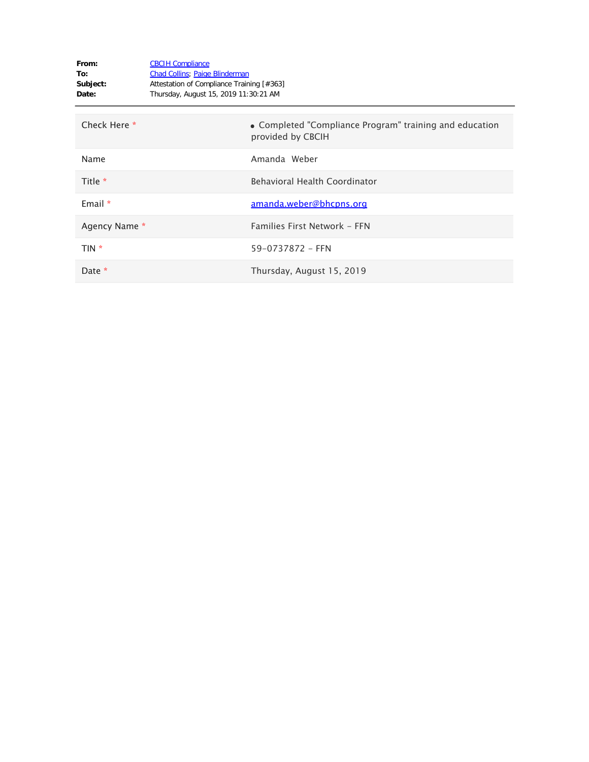**From:** CBCIH Compliance
**To:** Chad Collins; Paige Blinderman
**Subject:** Attestation of Compliance Training [#363]
**Date:** Thursday, August 15, 2019 11:30:21 AM

---

| | |
|---|---|
| Check Here * | • Completed "Compliance Program" training and education provided by CBCIH |
| Name | Amanda Weber |
| Title * | Behavioral Health Coordinator |
| Email * | amanda.weber@bhcpns.org |
| Agency Name * | Families First Network - FFN |
| TIN * | 59-0737872 - FFN |
| Date * | Thursday, August 15, 2019 |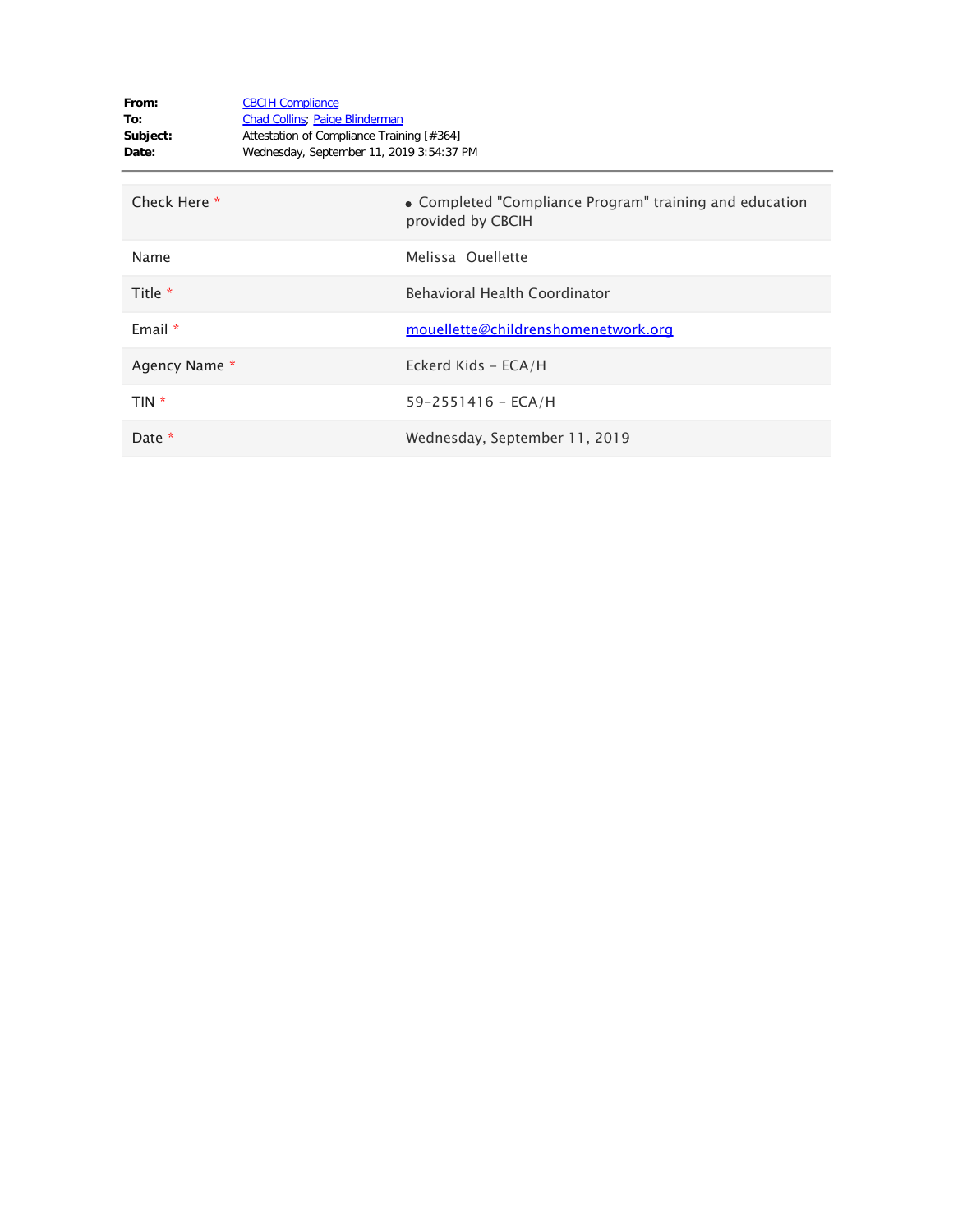**From:** CBCIH Compliance
**To:** Chad Collins; Paige Blinderman
**Subject:** Attestation of Compliance Training [#364]
**Date:** Wednesday, September 11, 2019 3:54:37 PM

---

| | |
|---|---|
| Check Here * | • Completed "Compliance Program" training and education provided by CBCIH |
| Name | Melissa Ouellette |
| Title * | Behavioral Health Coordinator |
| Email * | mouellette@childrenshomenetwork.org |
| Agency Name * | Eckerd Kids - ECA/H |
| TIN * | 59-2551416 - ECA/H |
| Date * | Wednesday, September 11, 2019 |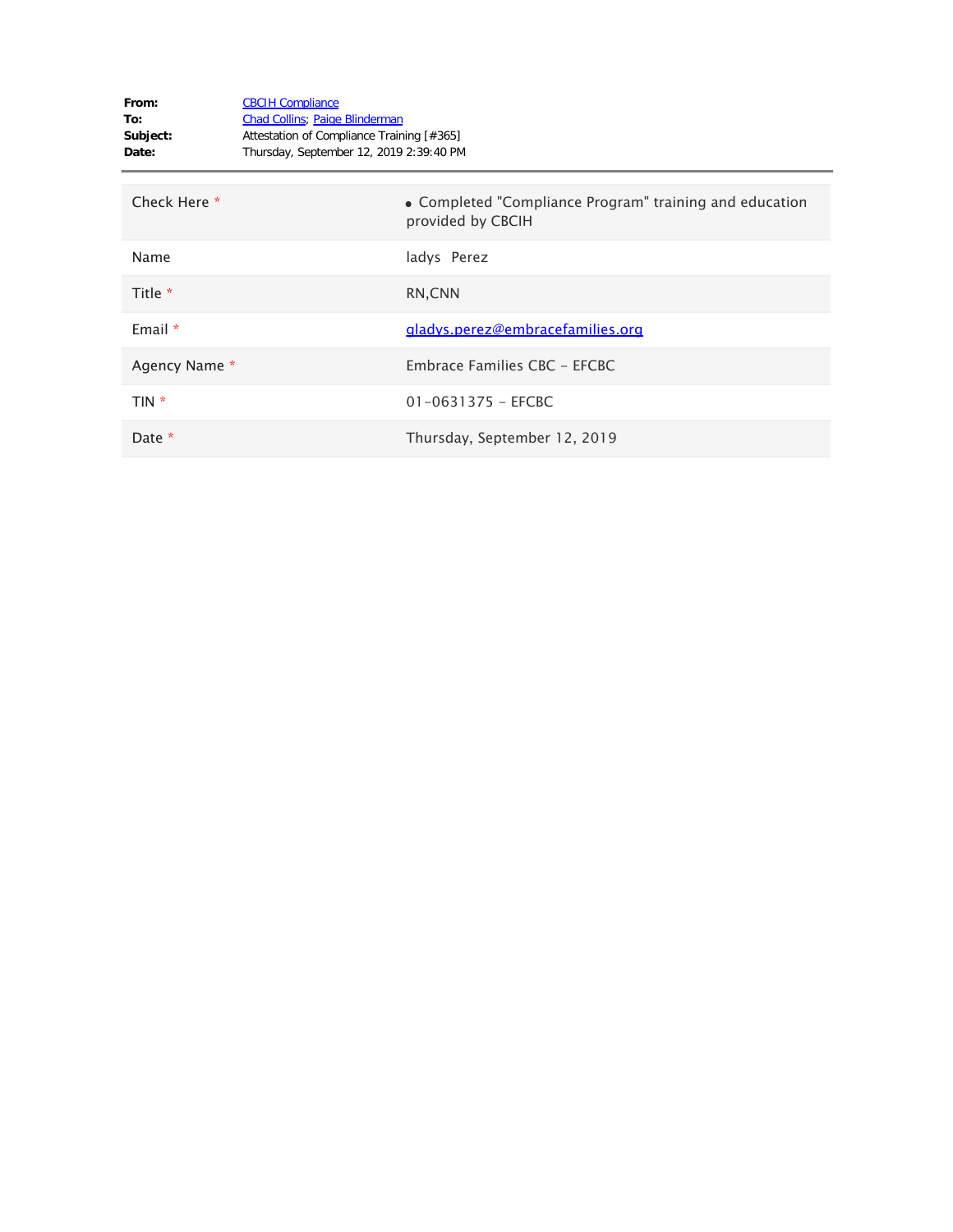**From:** CBCIH Compliance
**To:** Chad Collins; Paige Blinderman
**Subject:** Attestation of Compliance Training [#365]
**Date:** Thursday, September 12, 2019 2:39:40 PM

---

| | |
|---|---|
| Check Here * | • Completed "Compliance Program" training and education provided by CBCIH |
| Name | ladys Perez |
| Title * | RN,CNN |
| Email * | gladys.perez@embracefamilies.org |
| Agency Name * | Embrace Families CBC - EFCBC |
| TIN * | 01-0631375 - EFCBC |
| Date * | Thursday, September 12, 2019 |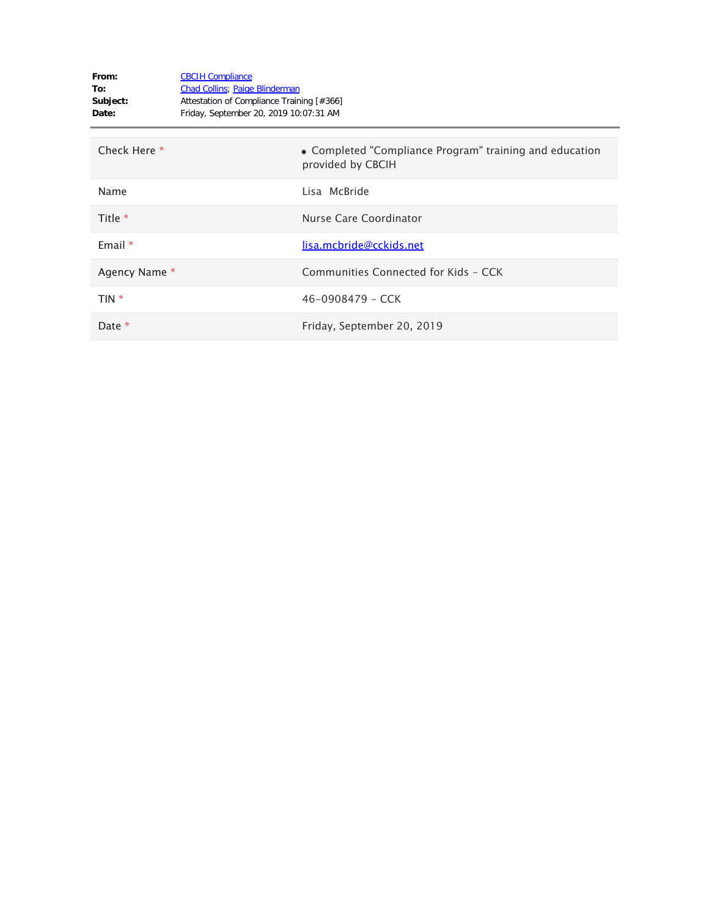**From:** CBCIH Compliance
**To:** Chad Collins; Paige Blinderman
**Subject:** Attestation of Compliance Training [#366]
**Date:** Friday, September 20, 2019 10:07:31 AM

---

| | |
|---|---|
| Check Here * | • Completed "Compliance Program" training and education provided by CBCIH |
| Name | Lisa McBride |
| Title * | Nurse Care Coordinator |
| Email * | lisa.mcbride@cckids.net |
| Agency Name * | Communities Connected for Kids - CCK |
| TIN * | 46-0908479 - CCK |
| Date * | Friday, September 20, 2019 |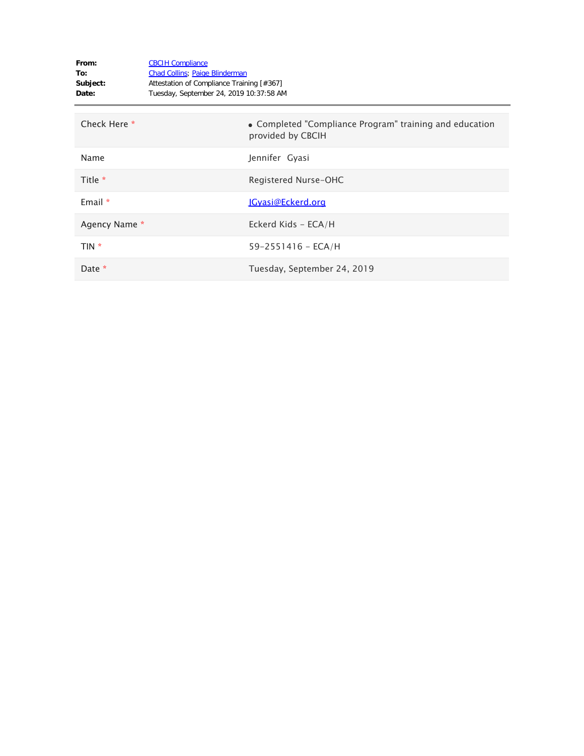**From:** CBCIH Compliance
**To:** Chad Collins; Paige Blinderman
**Subject:** Attestation of Compliance Training [#367]
**Date:** Tuesday, September 24, 2019 10:37:58 AM

---

| | |
|---|---|
| Check Here * | • Completed "Compliance Program" training and education provided by CBCIH |
| Name | Jennifer Gyasi |
| Title * | Registered Nurse-OHC |
| Email * | JGyasi@Eckerd.org |
| Agency Name * | Eckerd Kids - ECA/H |
| TIN * | 59-2551416 - ECA/H |
| Date * | Tuesday, September 24, 2019 |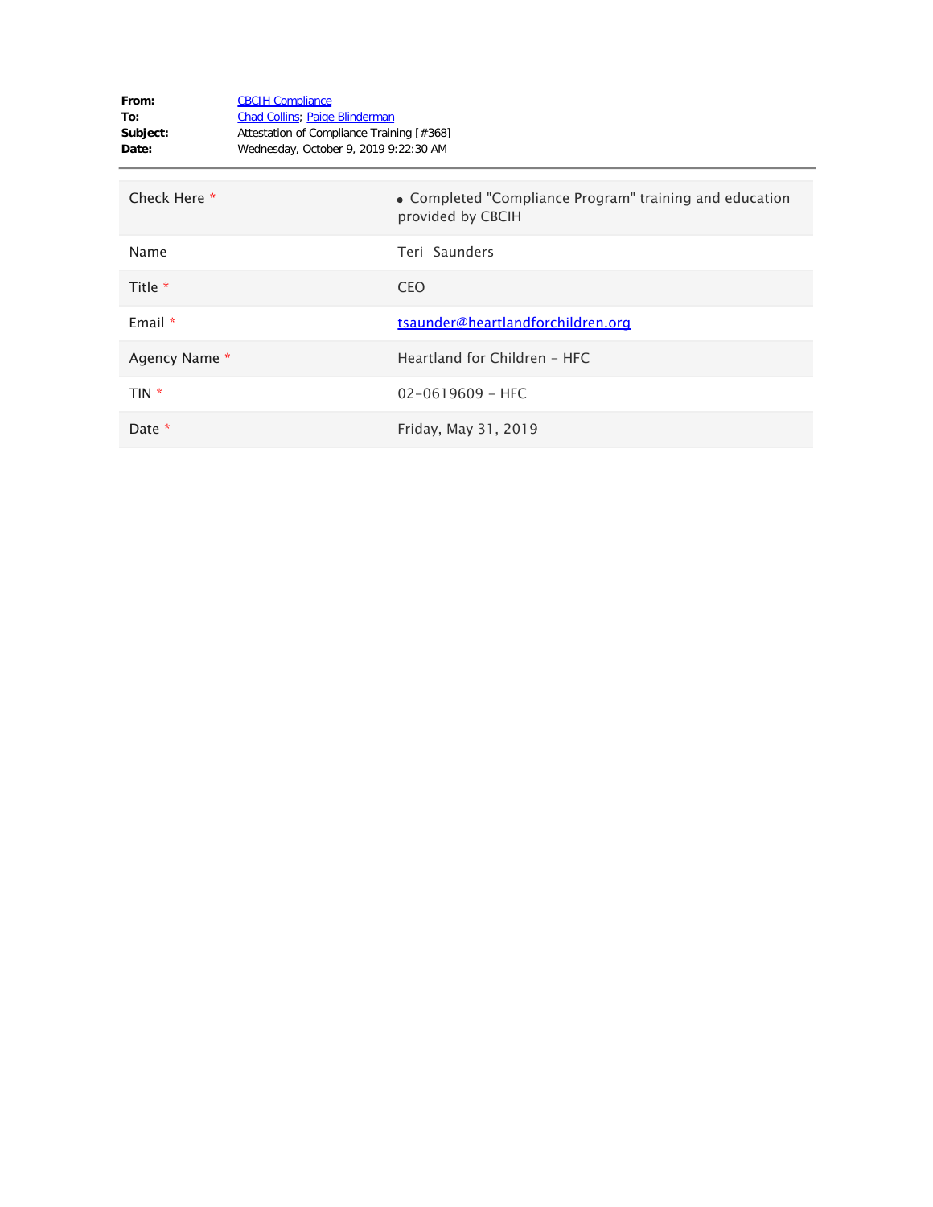**From:** CBCIH Compliance
**To:** Chad Collins; Paige Blinderman
**Subject:** Attestation of Compliance Training [#368]
**Date:** Wednesday, October 9, 2019 9:22:30 AM

---

| | |
|---|---|
| Check Here * | • Completed "Compliance Program" training and education provided by CBCIH |
| Name | Teri Saunders |
| Title * | CEO |
| Email * | tsaunder@heartlandforchildren.org |
| Agency Name * | Heartland for Children - HFC |
| TIN * | 02-0619609 - HFC |
| Date * | Friday, May 31, 2019 |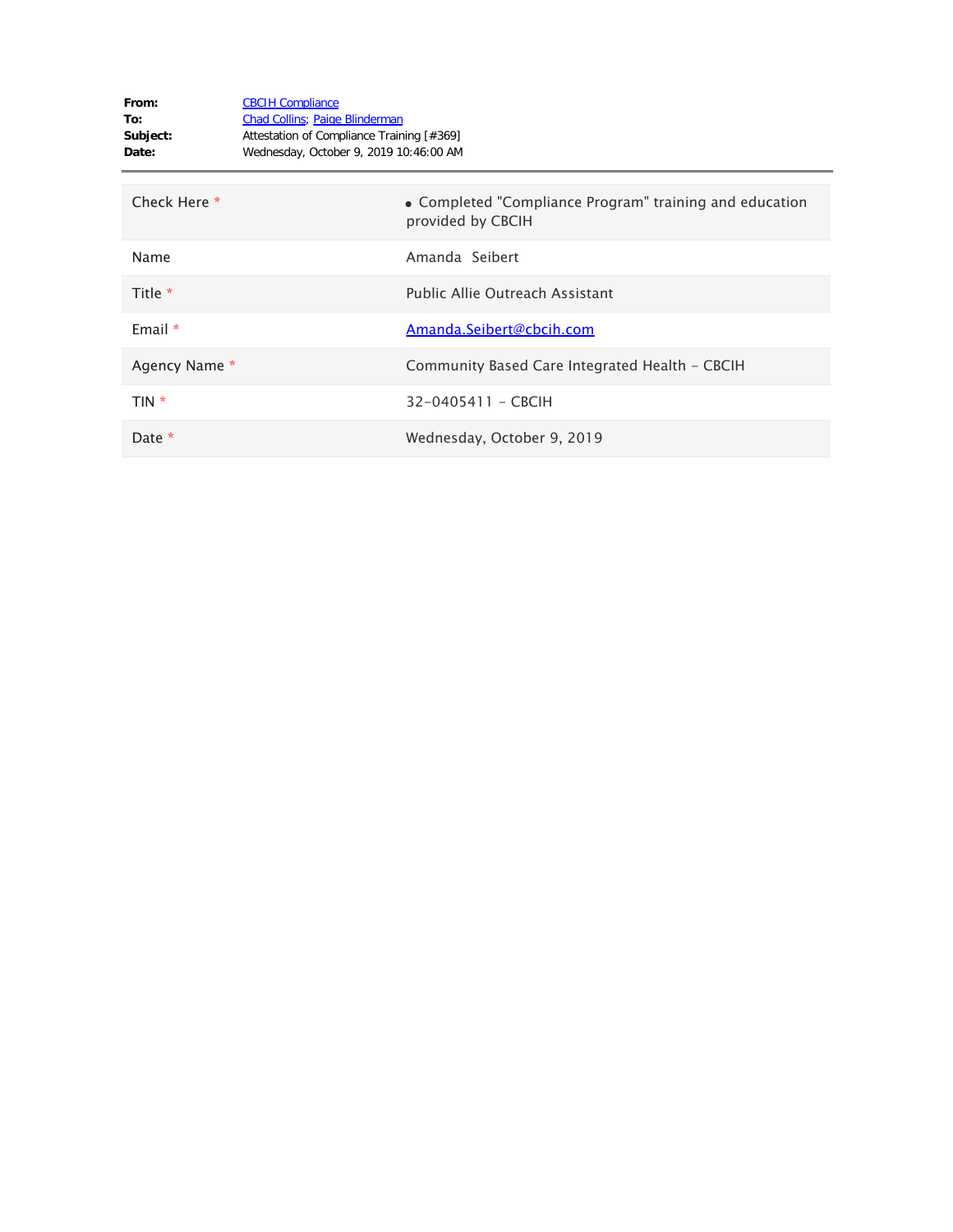**From:** CBCIH Compliance
**To:** Chad Collins; Paige Blinderman
**Subject:** Attestation of Compliance Training [#369]
**Date:** Wednesday, October 9, 2019 10:46:00 AM

---

| | |
|---|---|
| Check Here * | • Completed "Compliance Program" training and education provided by CBCIH |
| Name | Amanda  Seibert |
| Title * | Public Allie Outreach Assistant |
| Email * | Amanda.Seibert@cbcih.com |
| Agency Name * | Community Based Care Integrated Health - CBCIH |
| TIN * | 32-0405411 - CBCIH |
| Date * | Wednesday, October 9, 2019 |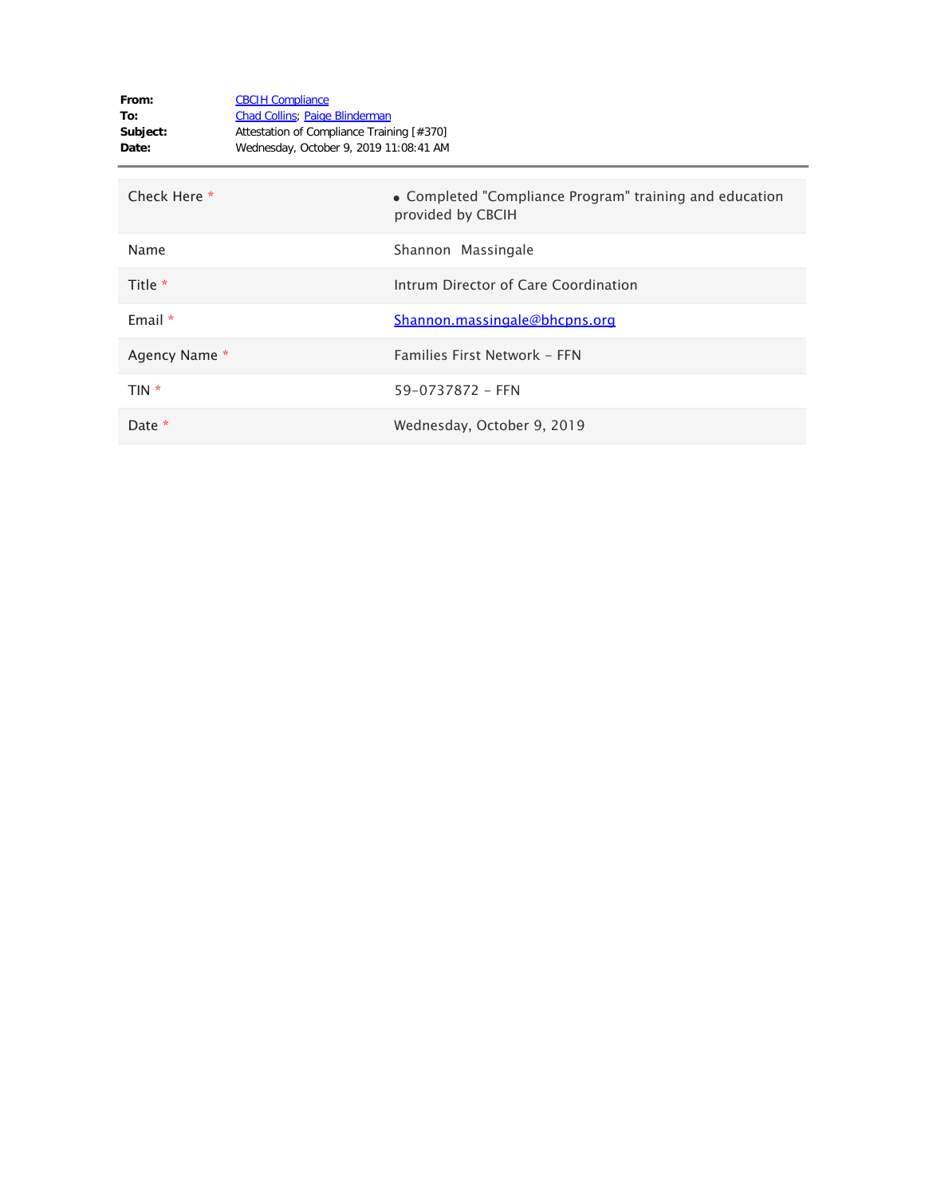**From:** CBCIH Compliance
**To:** Chad Collins; Paige Blinderman
**Subject:** Attestation of Compliance Training [#370]
**Date:** Wednesday, October 9, 2019 11:08:41 AM

---

| | |
|---|---|
| Check Here * | • Completed "Compliance Program" training and education provided by CBCIH |
| Name | Shannon  Massingale |
| Title * | Intrum Director of Care Coordination |
| Email * | Shannon.massingale@bhcpns.org |
| Agency Name * | Families First Network - FFN |
| TIN * | 59-0737872 - FFN |
| Date * | Wednesday, October 9, 2019 |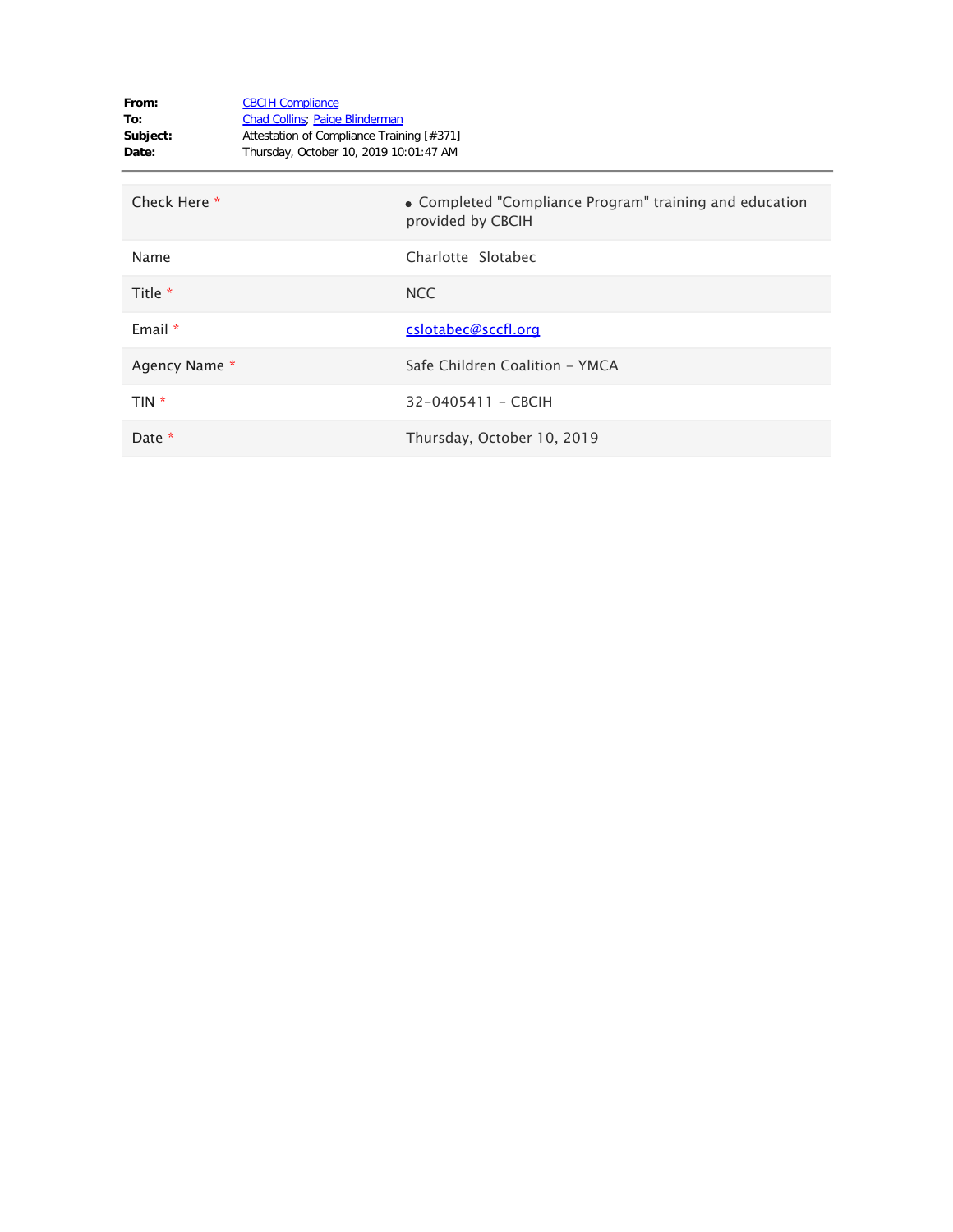**From:** CBCIH Compliance
**To:** Chad Collins; Paige Blinderman
**Subject:** Attestation of Compliance Training [#371]
**Date:** Thursday, October 10, 2019 10:01:47 AM

---

| | |
|---|---|
| Check Here * | • Completed "Compliance Program" training and education provided by CBCIH |
| Name | Charlotte Slotabec |
| Title * | NCC |
| Email * | cslotabec@sccfl.org |
| Agency Name * | Safe Children Coalition - YMCA |
| TIN * | 32-0405411 - CBCIH |
| Date * | Thursday, October 10, 2019 |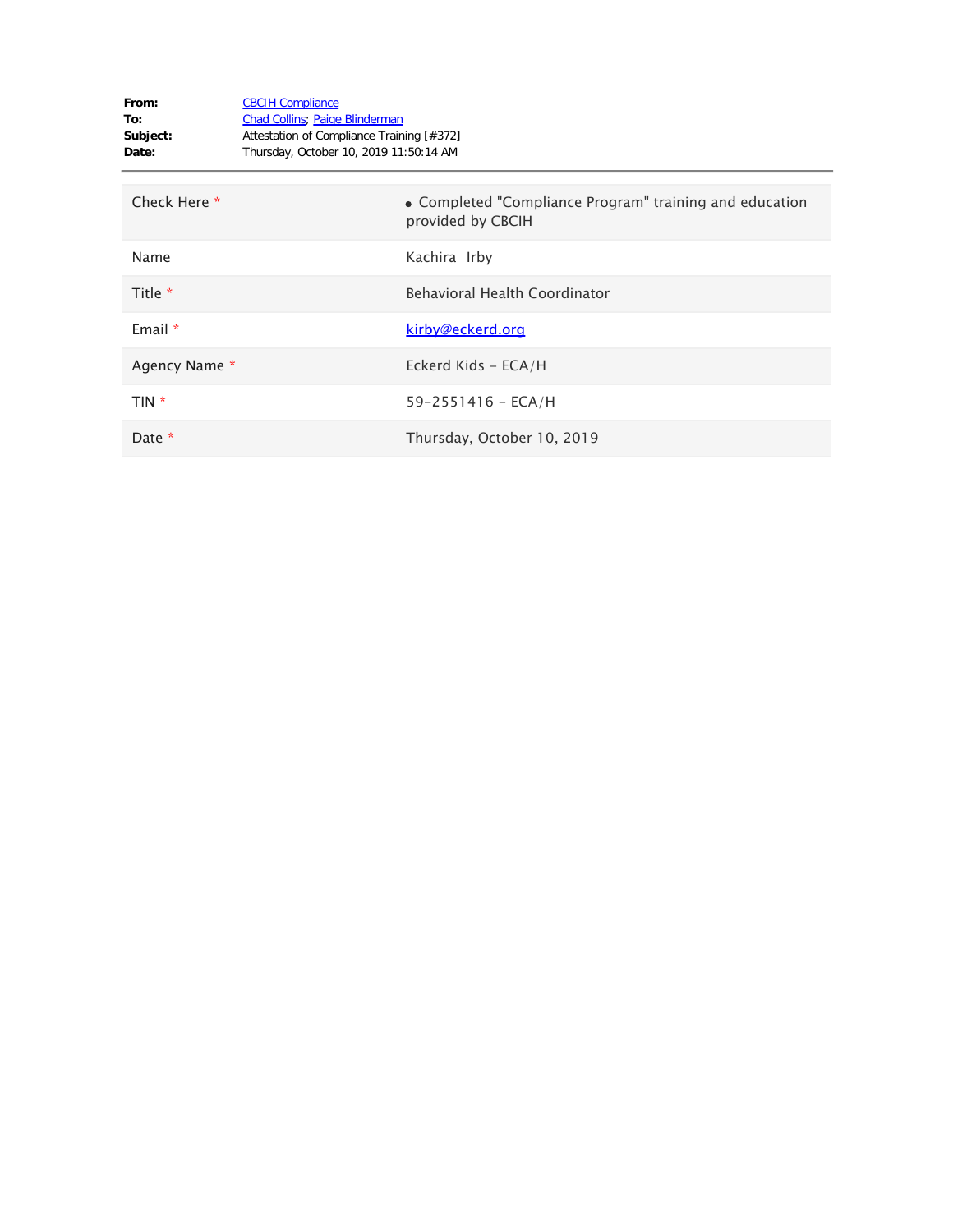**From:** CBCIH Compliance
**To:** Chad Collins; Paige Blinderman
**Subject:** Attestation of Compliance Training [#372]
**Date:** Thursday, October 10, 2019 11:50:14 AM

---

| | |
|---|---|
| Check Here * | • Completed "Compliance Program" training and education provided by CBCIH |
| Name | Kachira Irby |
| Title * | Behavioral Health Coordinator |
| Email * | kirby@eckerd.org |
| Agency Name * | Eckerd Kids - ECA/H |
| TIN * | 59-2551416 - ECA/H |
| Date * | Thursday, October 10, 2019 |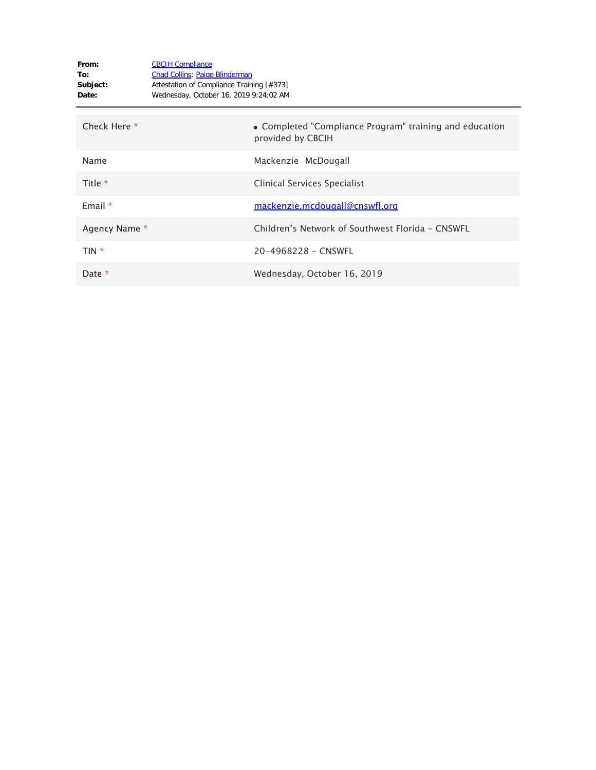**From:** CBCIH Compliance
**To:** Chad Collins; Paige Blinderman
**Subject:** Attestation of Compliance Training [#373]
**Date:** Wednesday, October 16, 2019 9:24:02 AM

| | |
|---|---|
| Check Here * | • Completed "Compliance Program" training and education provided by CBCIH |
| Name | Mackenzie McDougall |
| Title * | Clinical Services Specialist |
| Email * | mackenzie.mcdougall@cnswfl.org |
| Agency Name * | Children's Network of Southwest Florida – CNSWFL |
| TIN * | 20-4968228 – CNSWFL |
| Date * | Wednesday, October 16, 2019 |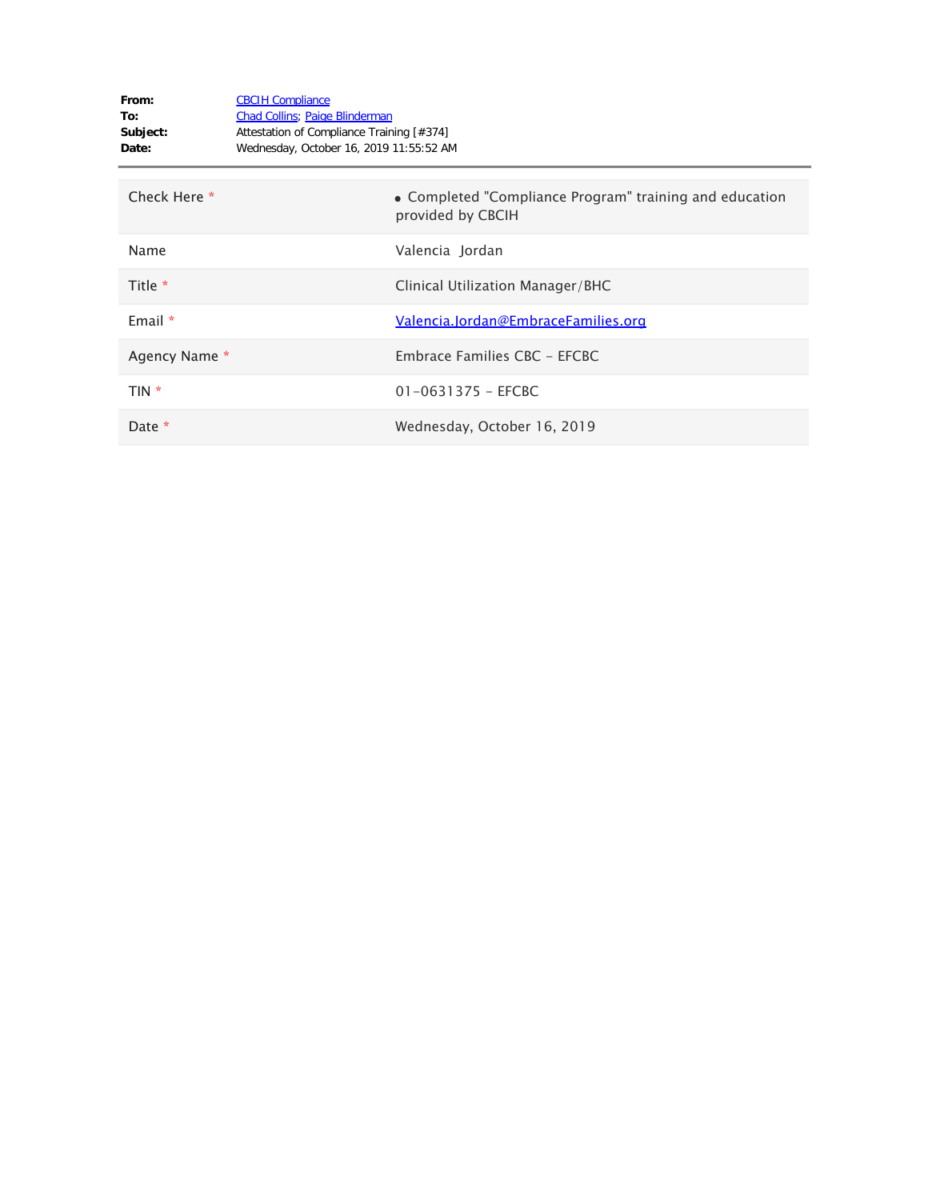**From:** CBCIH Compliance
**To:** Chad Collins; Paige Blinderman
**Subject:** Attestation of Compliance Training [#374]
**Date:** Wednesday, October 16, 2019 11:55:52 AM

| | |
|---|---|
| Check Here * | • Completed "Compliance Program" training and education provided by CBCIH |
| Name | Valencia Jordan |
| Title * | Clinical Utilization Manager/BHC |
| Email * | Valencia.Jordan@EmbraceFamilies.org |
| Agency Name * | Embrace Families CBC - EFCBC |
| TIN * | 01-0631375 - EFCBC |
| Date * | Wednesday, October 16, 2019 |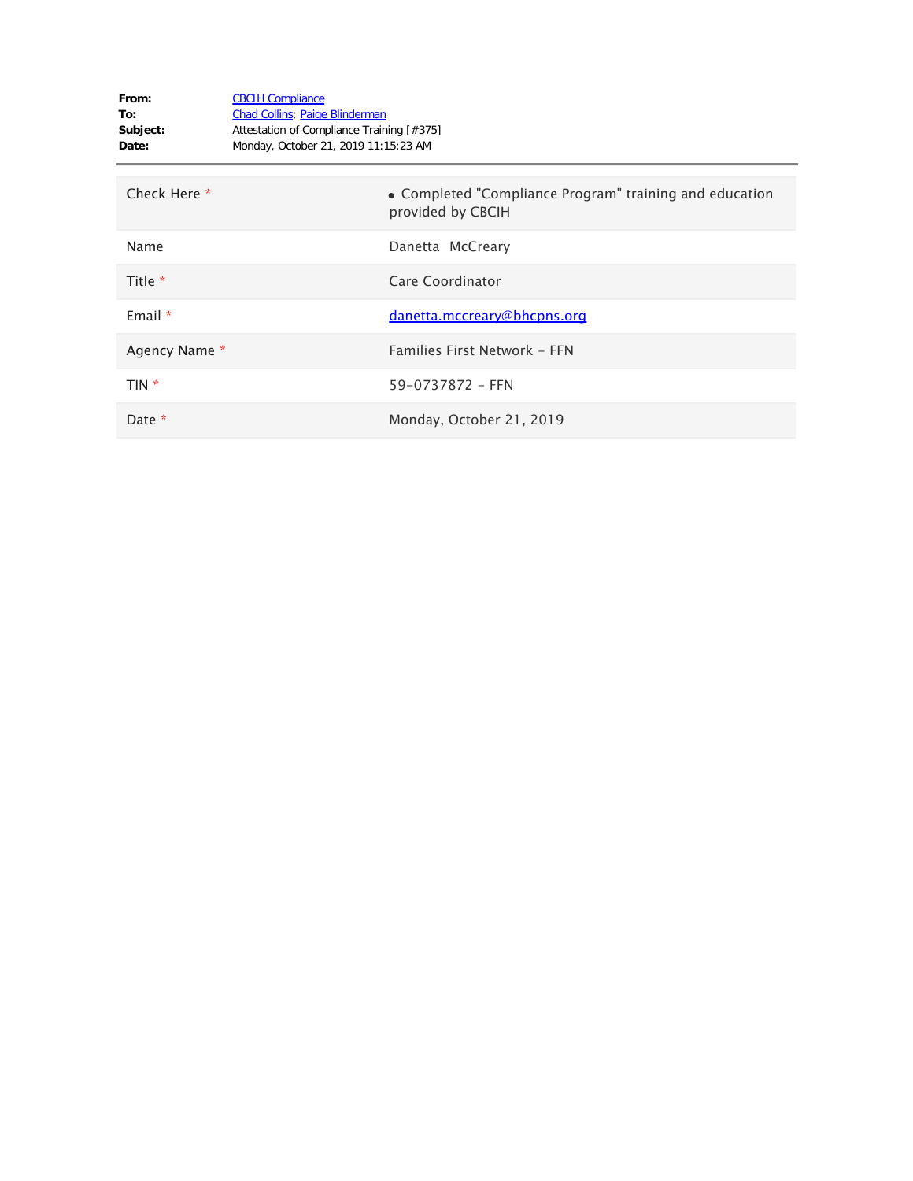**From:** CBCIH Compliance
**To:** Chad Collins; Paige Blinderman
**Subject:** Attestation of Compliance Training [#375]
**Date:** Monday, October 21, 2019 11:15:23 AM

---

| | |
|---|---|
| Check Here * | • Completed "Compliance Program" training and education provided by CBCIH |
| Name | Danetta McCreary |
| Title * | Care Coordinator |
| Email * | danetta.mccreary@bhcpns.org |
| Agency Name * | Families First Network - FFN |
| TIN * | 59-0737872 - FFN |
| Date * | Monday, October 21, 2019 |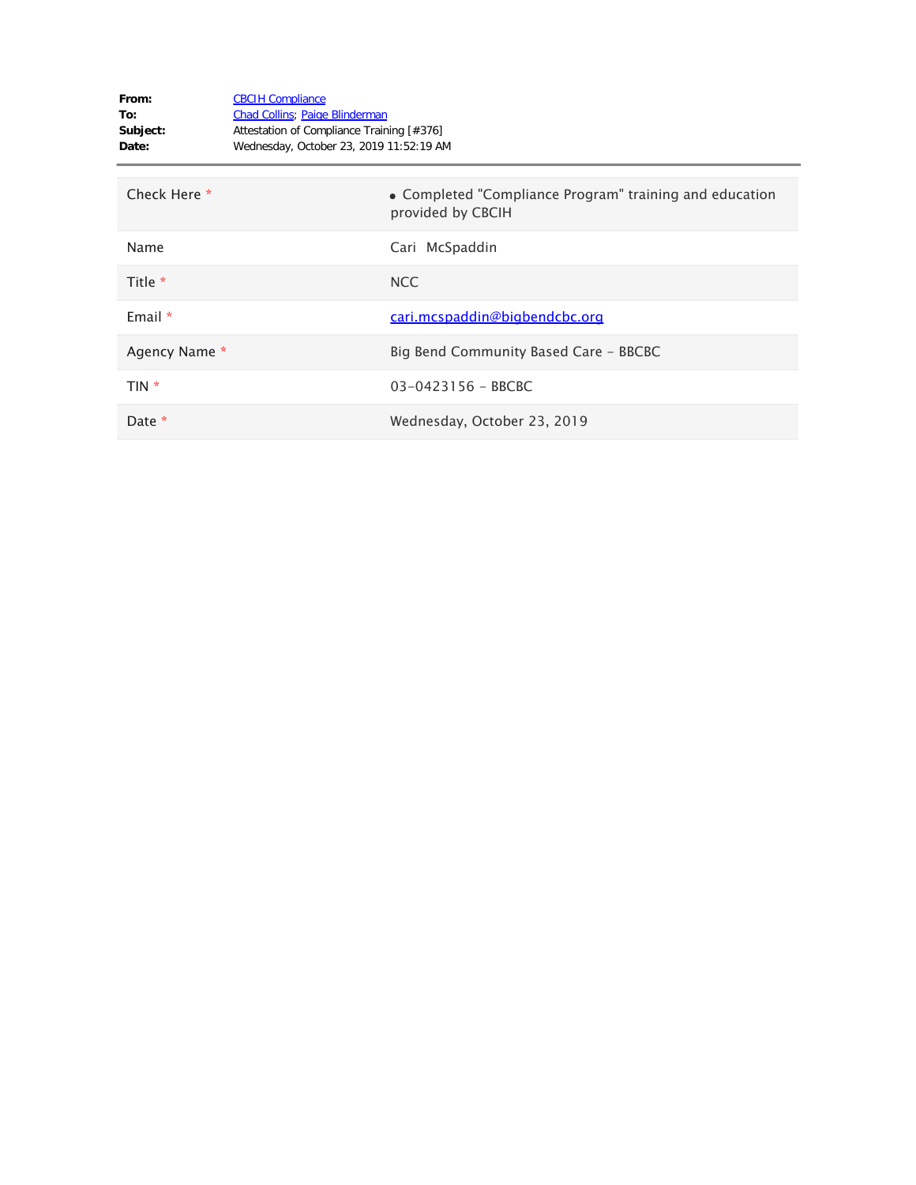**From:** CBCIH Compliance
**To:** Chad Collins; Paige Blinderman
**Subject:** Attestation of Compliance Training [#376]
**Date:** Wednesday, October 23, 2019 11:52:19 AM

---

| | |
|---|---|
| Check Here * | • Completed "Compliance Program" training and education provided by CBCIH |
| Name | Cari McSpaddin |
| Title * | NCC |
| Email * | cari.mcspaddin@bigbendcbc.org |
| Agency Name * | Big Bend Community Based Care - BBCBC |
| TIN * | 03-0423156 - BBCBC |
| Date * | Wednesday, October 23, 2019 |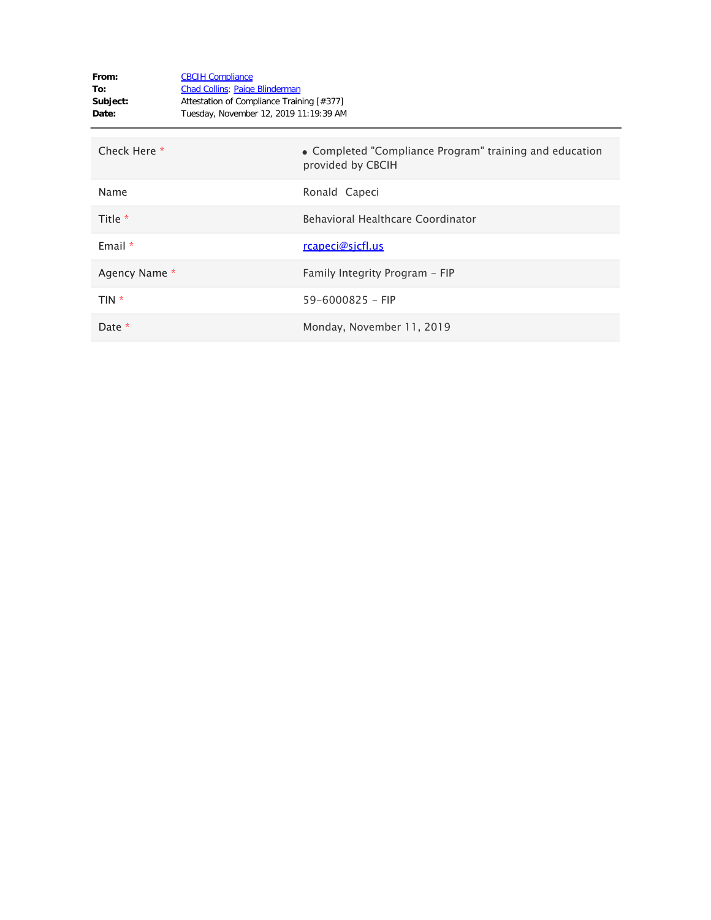**From:** CBCIH Compliance
**To:** Chad Collins; Paige Blinderman
**Subject:** Attestation of Compliance Training [#377]
**Date:** Tuesday, November 12, 2019 11:19:39 AM

---

| | |
|---|---|
| Check Here * | • Completed "Compliance Program" training and education provided by CBCIH |
| Name | Ronald Capeci |
| Title * | Behavioral Healthcare Coordinator |
| Email * | rcapeci@sjcfl.us |
| Agency Name * | Family Integrity Program - FIP |
| TIN * | 59-6000825 - FIP |
| Date * | Monday, November 11, 2019 |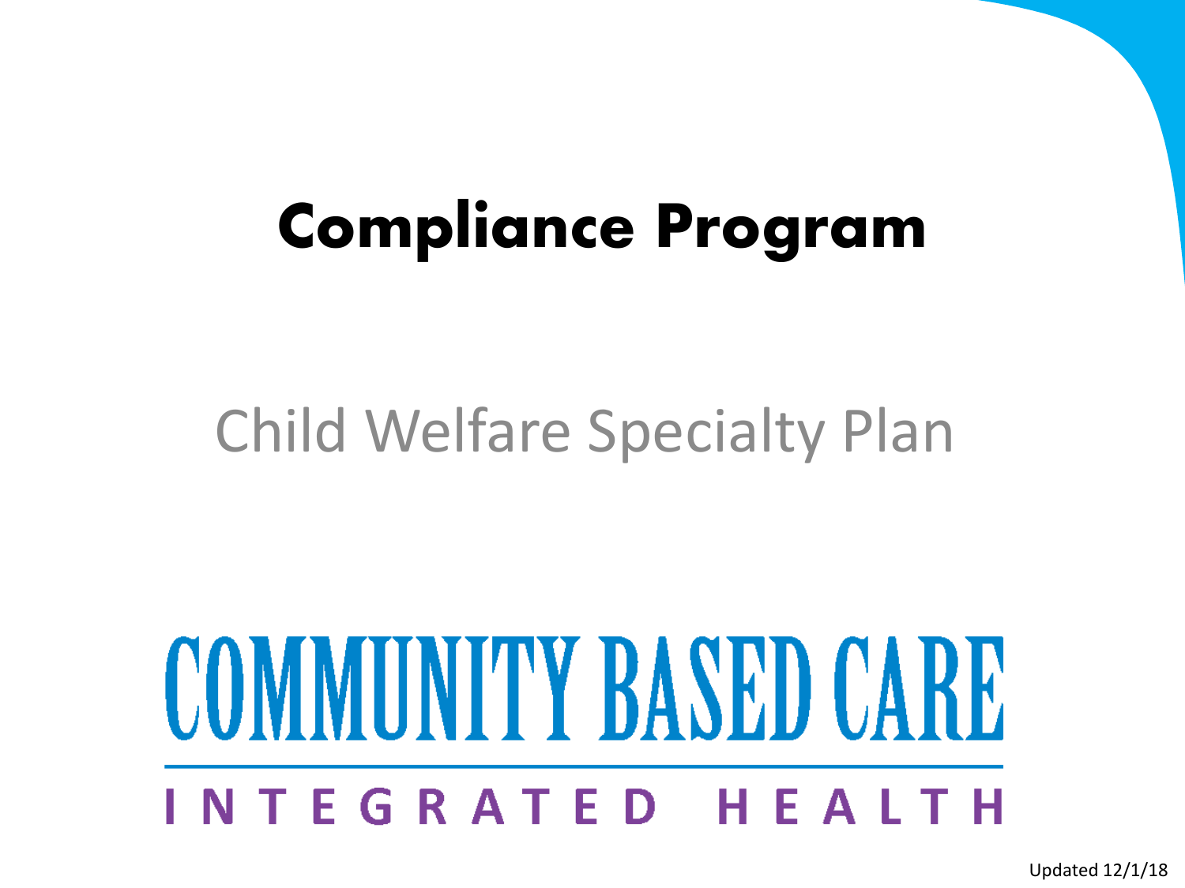# Compliance Program

## Child Welfare Specialty Plan

COMMUNITY BASED CARE

INTEGRATED HEALTH

Updated 12/1/18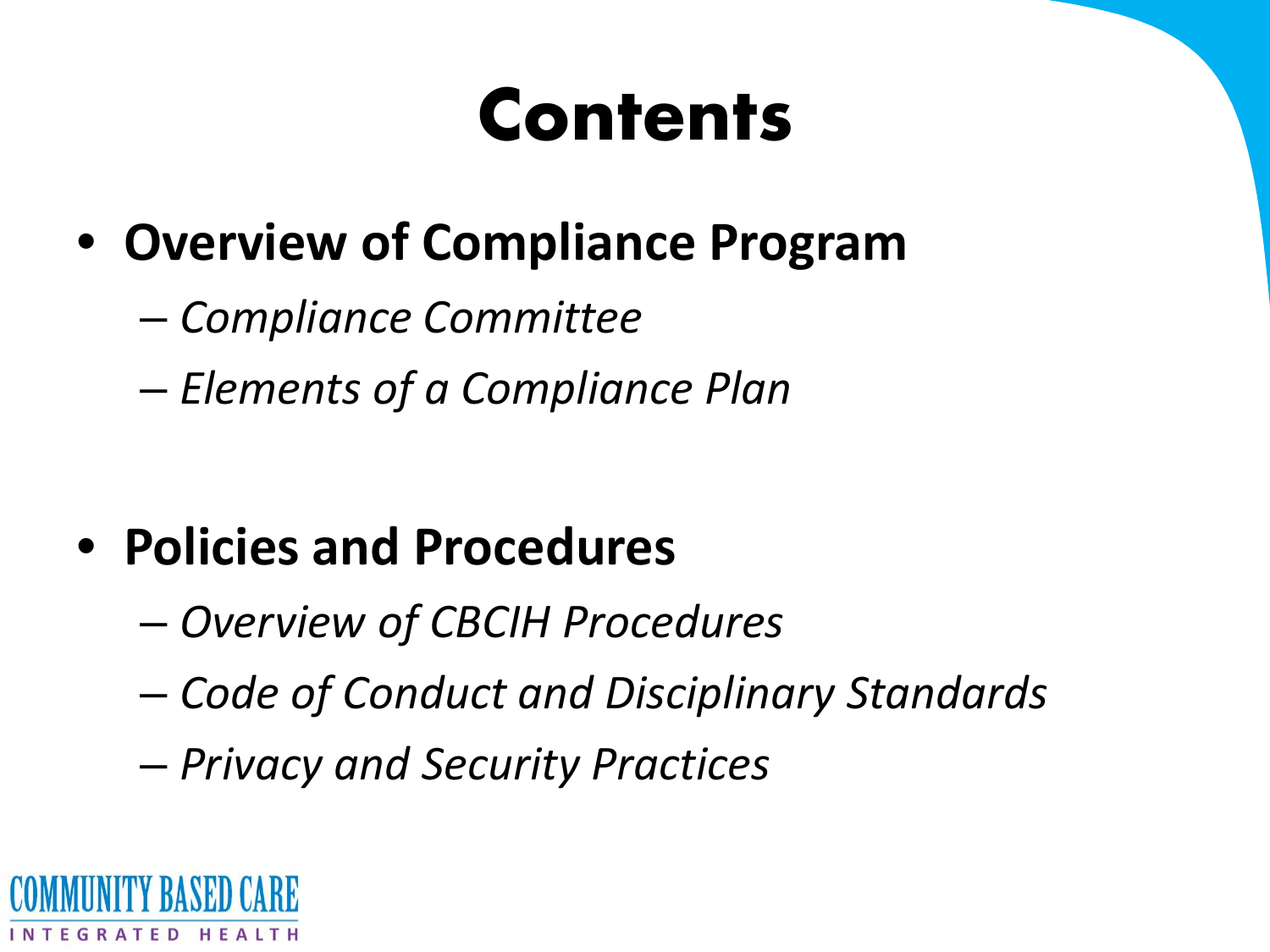# Contents

- **Overview of Compliance Program**
  - *Compliance Committee*
  - *Elements of a Compliance Plan*

- **Policies and Procedures**
  - *Overview of CBCIH Procedures*
  - *Code of Conduct and Disciplinary Standards*
  - *Privacy and Security Practices*

COMMUNITY BASED CARE
INTEGRATED HEALTH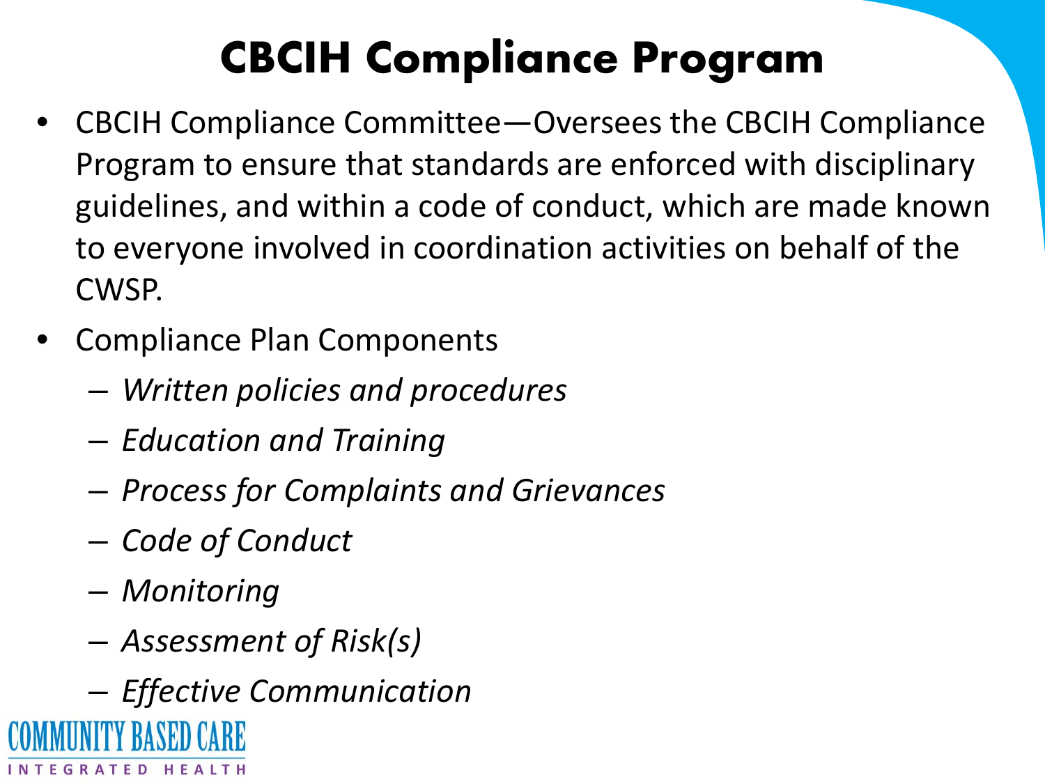# CBCIH Compliance Program

- CBCIH Compliance Committee—Oversees the CBCIH Compliance Program to ensure that standards are enforced with disciplinary guidelines, and within a code of conduct, which are made known to everyone involved in coordination activities on behalf of the CWSP.
- Compliance Plan Components
  - *Written policies and procedures*
  - *Education and Training*
  - *Process for Complaints and Grievances*
  - *Code of Conduct*
  - *Monitoring*
  - *Assessment of Risk(s)*
  - *Effective Communication*

COMMUNITY BASED CARE
INTEGRATED HEALTH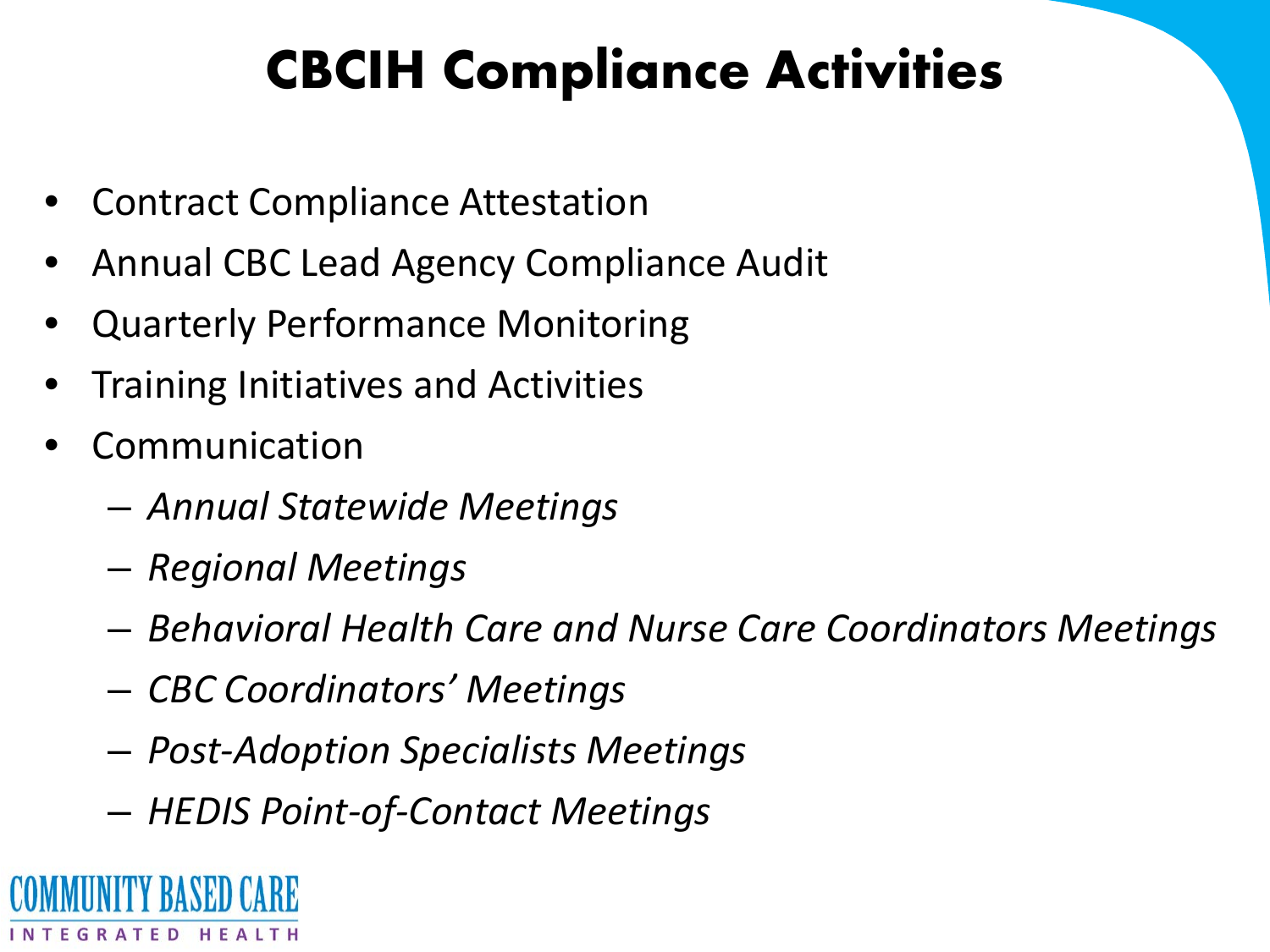# CBCIH Compliance Activities

- Contract Compliance Attestation
- Annual CBC Lead Agency Compliance Audit
- Quarterly Performance Monitoring
- Training Initiatives and Activities
- Communication
  - *Annual Statewide Meetings*
  - *Regional Meetings*
  - *Behavioral Health Care and Nurse Care Coordinators Meetings*
  - *CBC Coordinators' Meetings*
  - *Post-Adoption Specialists Meetings*
  - *HEDIS Point-of-Contact Meetings*

COMMUNITY BASED CARE
INTEGRATED HEALTH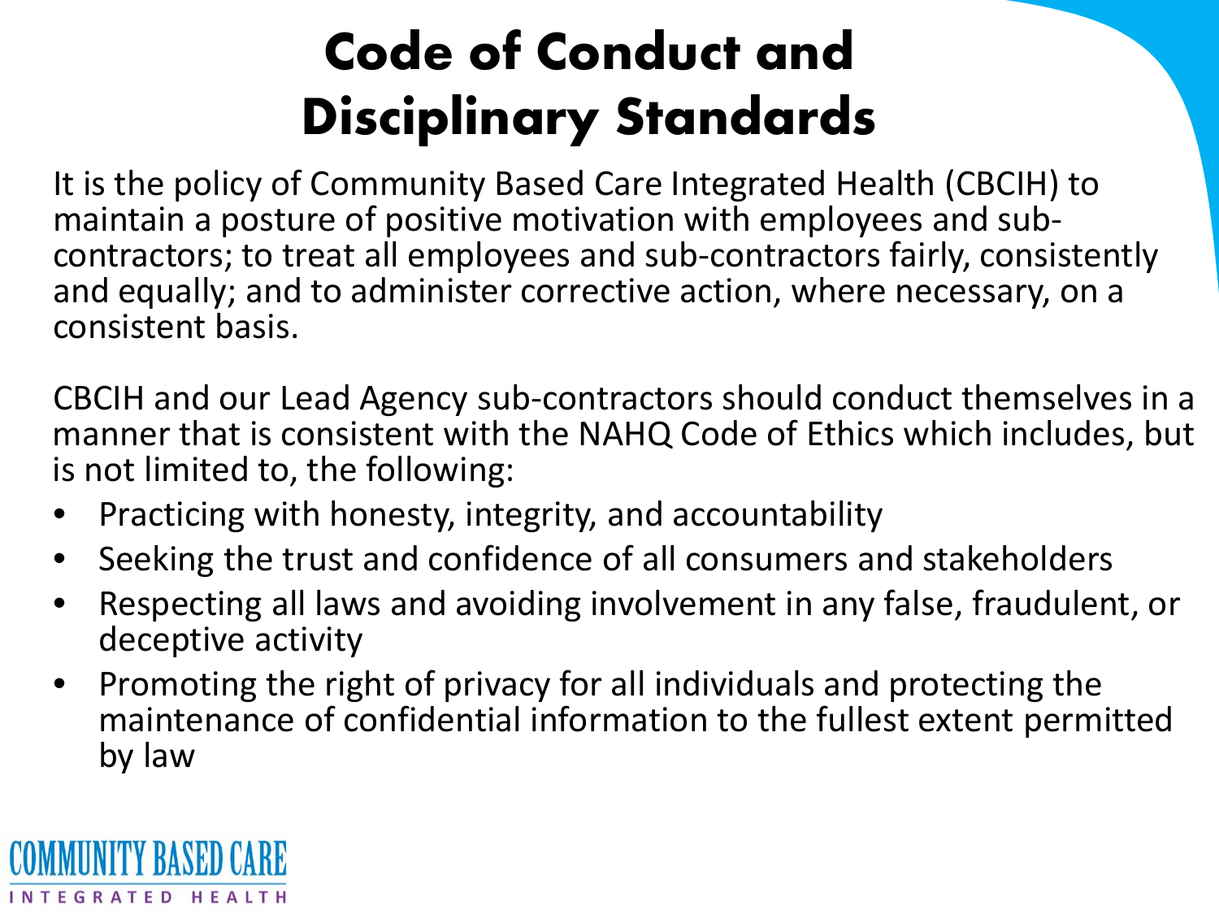# Code of Conduct and Disciplinary Standards

It is the policy of Community Based Care Integrated Health (CBCIH) to maintain a posture of positive motivation with employees and sub-contractors; to treat all employees and sub-contractors fairly, consistently and equally; and to administer corrective action, where necessary, on a consistent basis.

CBCIH and our Lead Agency sub-contractors should conduct themselves in a manner that is consistent with the NAHQ Code of Ethics which includes, but is not limited to, the following:

- Practicing with honesty, integrity, and accountability
- Seeking the trust and confidence of all consumers and stakeholders
- Respecting all laws and avoiding involvement in any false, fraudulent, or deceptive activity
- Promoting the right of privacy for all individuals and protecting the maintenance of confidential information to the fullest extent permitted by law

COMMUNITY BASED CARE
INTEGRATED HEALTH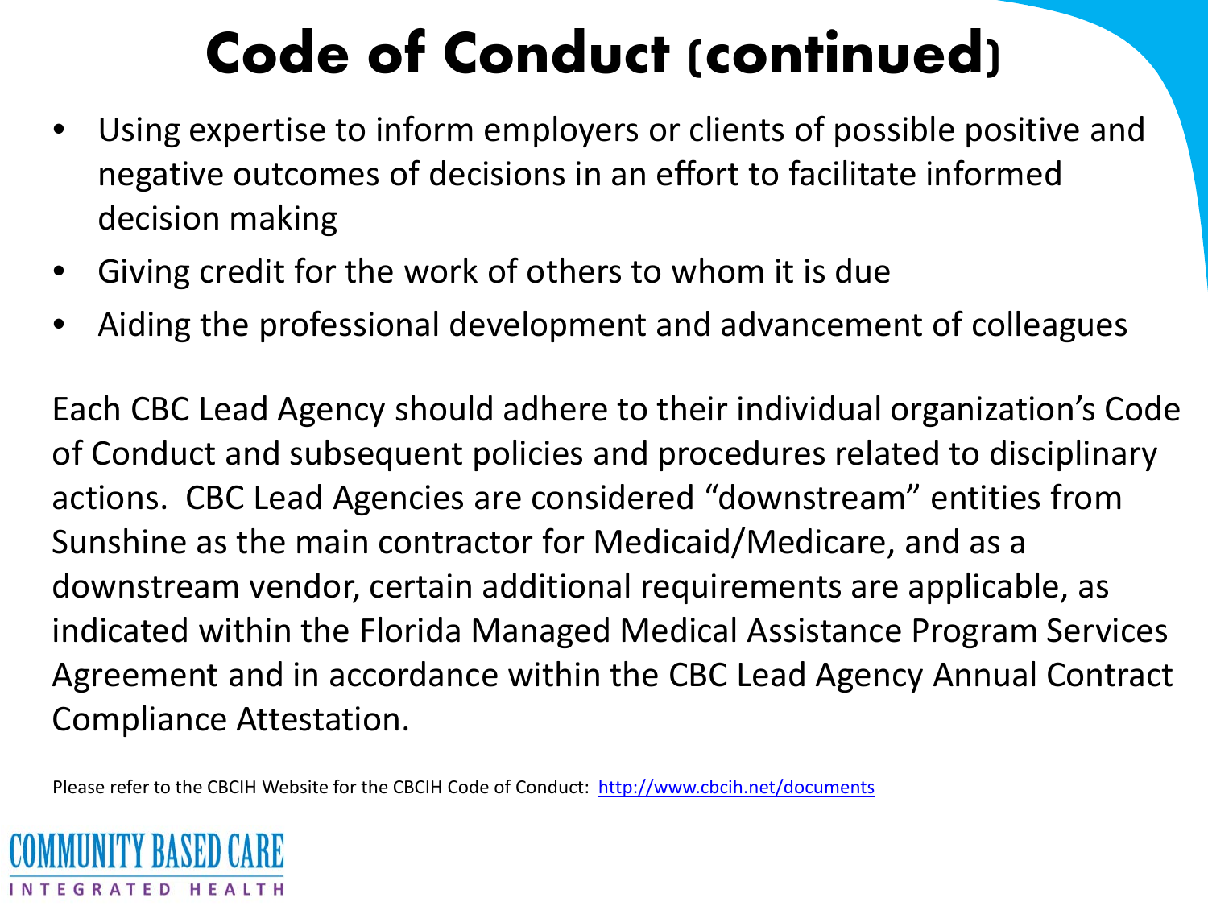# Code of Conduct (continued)

- Using expertise to inform employers or clients of possible positive and negative outcomes of decisions in an effort to facilitate informed decision making
- Giving credit for the work of others to whom it is due
- Aiding the professional development and advancement of colleagues

Each CBC Lead Agency should adhere to their individual organization's Code of Conduct and subsequent policies and procedures related to disciplinary actions. CBC Lead Agencies are considered "downstream" entities from Sunshine as the main contractor for Medicaid/Medicare, and as a downstream vendor, certain additional requirements are applicable, as indicated within the Florida Managed Medical Assistance Program Services Agreement and in accordance within the CBC Lead Agency Annual Contract Compliance Attestation.

Please refer to the CBCIH Website for the CBCIH Code of Conduct: http://www.cbcih.net/documents

COMMUNITY BASED CARE
INTEGRATED HEALTH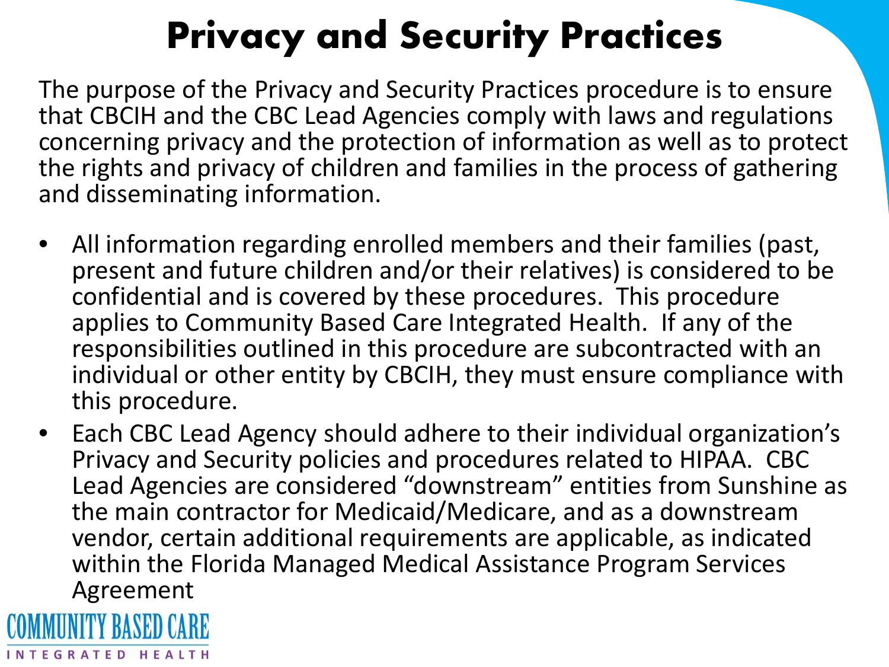# Privacy and Security Practices

The purpose of the Privacy and Security Practices procedure is to ensure that CBCIH and the CBC Lead Agencies comply with laws and regulations concerning privacy and the protection of information as well as to protect the rights and privacy of children and families in the process of gathering and disseminating information.

- All information regarding enrolled members and their families (past, present and future children and/or their relatives) is considered to be confidential and is covered by these procedures. This procedure applies to Community Based Care Integrated Health. If any of the responsibilities outlined in this procedure are subcontracted with an individual or other entity by CBCIH, they must ensure compliance with this procedure.
- Each CBC Lead Agency should adhere to their individual organization's Privacy and Security policies and procedures related to HIPAA. CBC Lead Agencies are considered "downstream" entities from Sunshine as the main contractor for Medicaid/Medicare, and as a downstream vendor, certain additional requirements are applicable, as indicated within the Florida Managed Medical Assistance Program Services Agreement

COMMUNITY BASED CARE
INTEGRATED HEALTH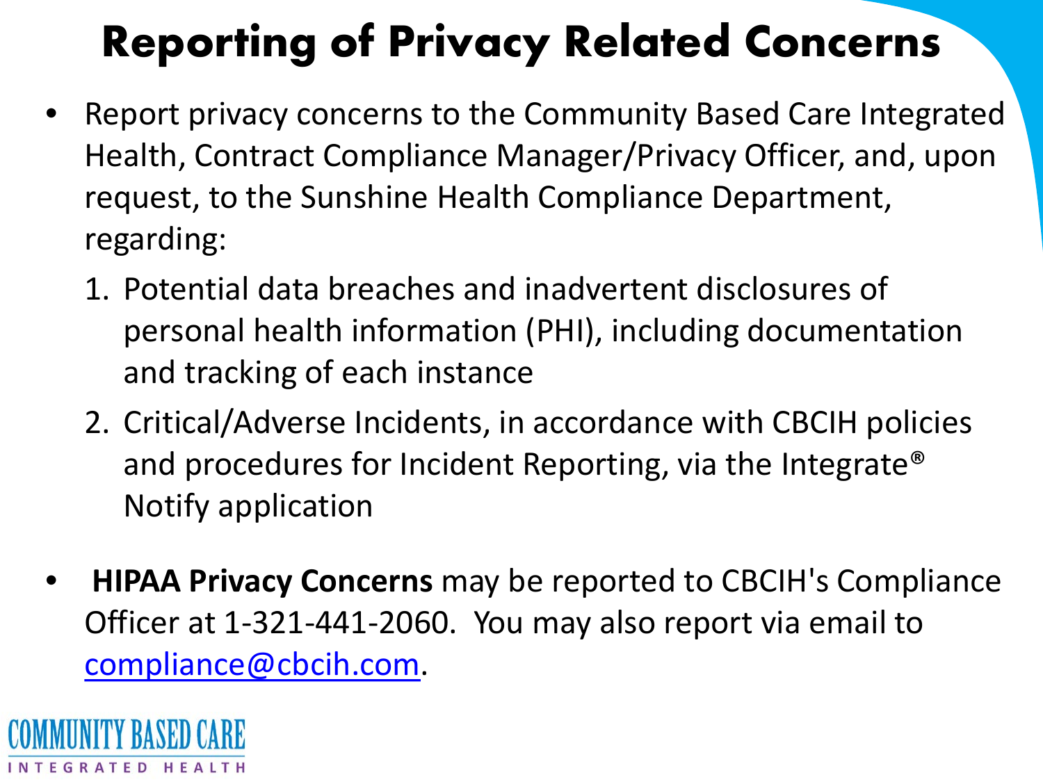# Reporting of Privacy Related Concerns

- Report privacy concerns to the Community Based Care Integrated Health, Contract Compliance Manager/Privacy Officer, and, upon request, to the Sunshine Health Compliance Department, regarding:
  1. Potential data breaches and inadvertent disclosures of personal health information (PHI), including documentation and tracking of each instance
  2. Critical/Adverse Incidents, in accordance with CBCIH policies and procedures for Incident Reporting, via the Integrate® Notify application

- **HIPAA Privacy Concerns** may be reported to CBCIH's Compliance Officer at 1-321-441-2060. You may also report via email to compliance@cbcih.com.

COMMUNITY BASED CARE
INTEGRATED HEALTH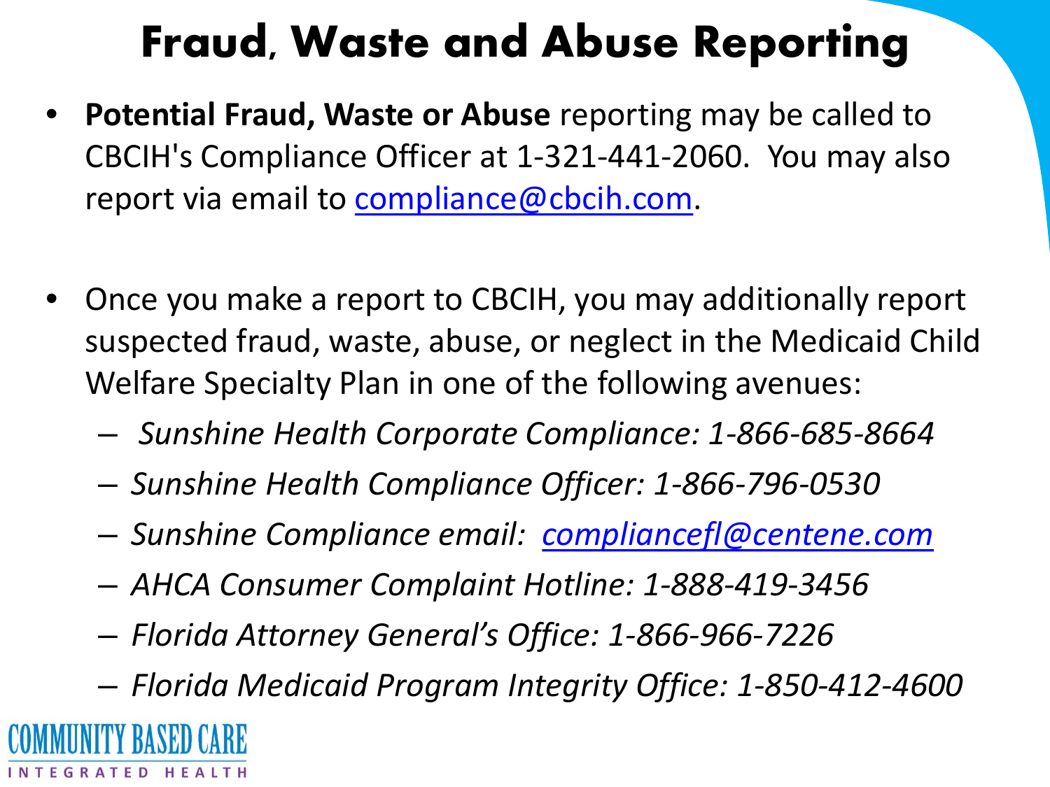# Fraud, Waste and Abuse Reporting

- **Potential Fraud, Waste or Abuse** reporting may be called to CBCIH's Compliance Officer at 1-321-441-2060. You may also report via email to compliance@cbcih.com.

- Once you make a report to CBCIH, you may additionally report suspected fraud, waste, abuse, or neglect in the Medicaid Child Welfare Specialty Plan in one of the following avenues:
  - *Sunshine Health Corporate Compliance: 1-866-685-8664*
  - *Sunshine Health Compliance Officer: 1-866-796-0530*
  - *Sunshine Compliance email: compliancefl@centene.com*
  - *AHCA Consumer Complaint Hotline: 1-888-419-3456*
  - *Florida Attorney General's Office: 1-866-966-7226*
  - *Florida Medicaid Program Integrity Office: 1-850-412-4600*

COMMUNITY BASED CARE
INTEGRATED HEALTH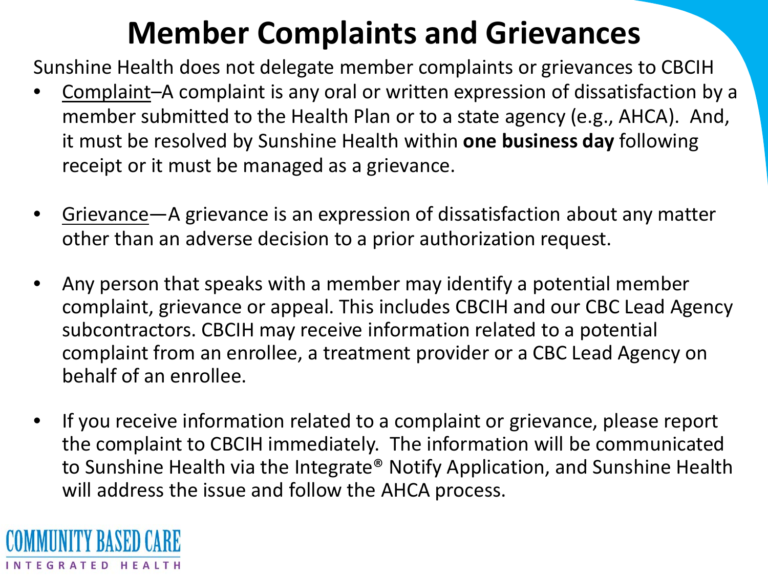# Member Complaints and Grievances

Sunshine Health does not delegate member complaints or grievances to CBCIH

- Complaint–A complaint is any oral or written expression of dissatisfaction by a member submitted to the Health Plan or to a state agency (e.g., AHCA). And, it must be resolved by Sunshine Health within **one business day** following receipt or it must be managed as a grievance.

- Grievance—A grievance is an expression of dissatisfaction about any matter other than an adverse decision to a prior authorization request.

- Any person that speaks with a member may identify a potential member complaint, grievance or appeal. This includes CBCIH and our CBC Lead Agency subcontractors. CBCIH may receive information related to a potential complaint from an enrollee, a treatment provider or a CBC Lead Agency on behalf of an enrollee.

- If you receive information related to a complaint or grievance, please report the complaint to CBCIH immediately. The information will be communicated to Sunshine Health via the Integrate® Notify Application, and Sunshine Health will address the issue and follow the AHCA process.

COMMUNITY BASED CARE
INTEGRATED HEALTH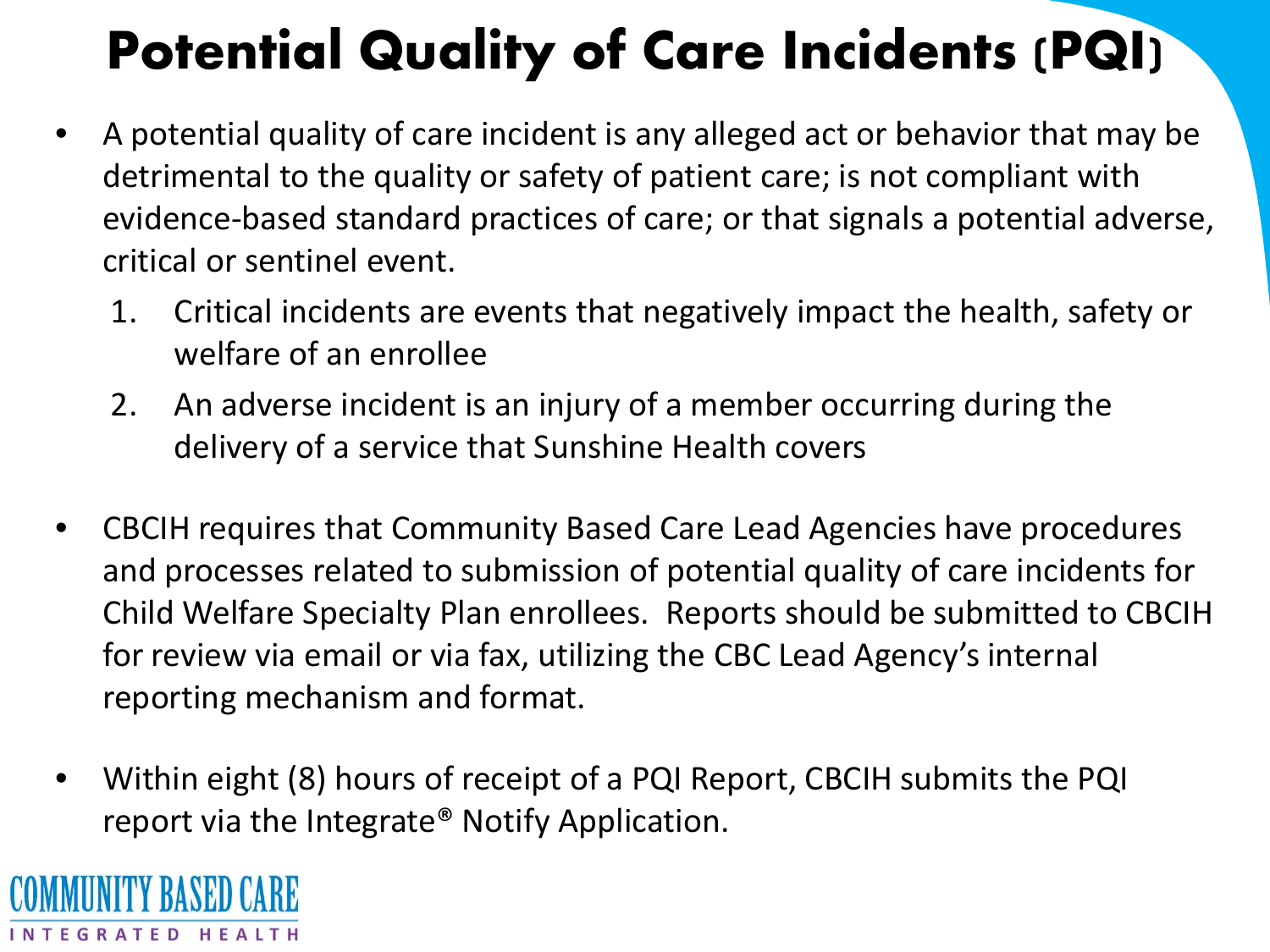# Potential Quality of Care Incidents (PQI)

- A potential quality of care incident is any alleged act or behavior that may be detrimental to the quality or safety of patient care; is not compliant with evidence-based standard practices of care; or that signals a potential adverse, critical or sentinel event.
  1. Critical incidents are events that negatively impact the health, safety or welfare of an enrollee
  2. An adverse incident is an injury of a member occurring during the delivery of a service that Sunshine Health covers

- CBCIH requires that Community Based Care Lead Agencies have procedures and processes related to submission of potential quality of care incidents for Child Welfare Specialty Plan enrollees. Reports should be submitted to CBCIH for review via email or via fax, utilizing the CBC Lead Agency's internal reporting mechanism and format.

- Within eight (8) hours of receipt of a PQI Report, CBCIH submits the PQI report via the Integrate® Notify Application.

COMMUNITY BASED CARE
INTEGRATED HEALTH